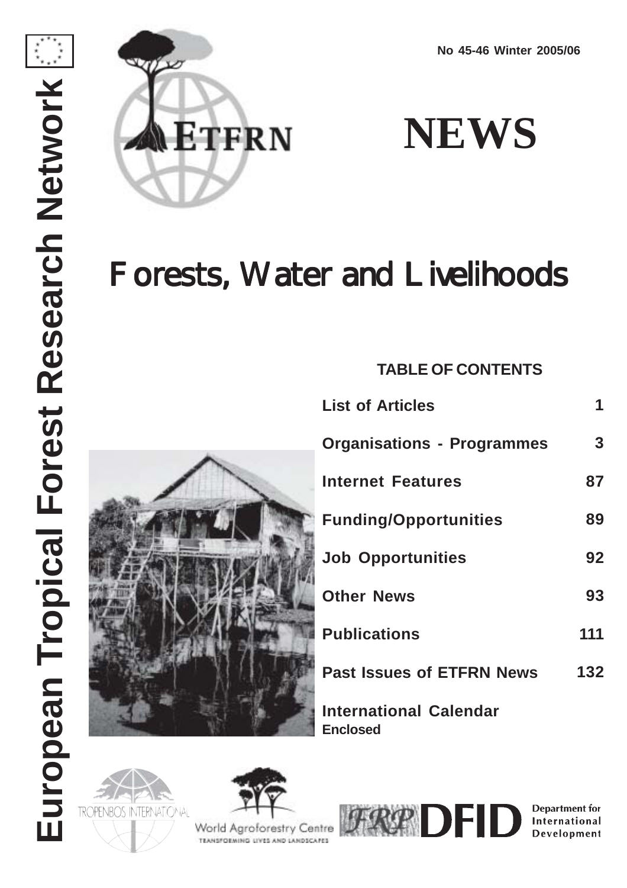European Tropical Forest Research Network

ETFRN

No 45-46 Winter 2005/06

# NEWS

# Forests, Water and Livelihoods

## TABLE OF CONTENTS

| | |
|---|---|
| **List of Articles** | **1** |
| **Organisations - Programmes** | **3** |
| **Internet Features** | **87** |
| **Funding/Opportunities** | **89** |
| **Job Opportunities** | **92** |
| **Other News** | **93** |
| **Publications** | **111** |
| **Past Issues of ETFRN News** | **132** |
| **International Calendar** Enclosed | |

TROPENBOS INTERNATIONAL

World Agroforestry Centre
TRANSFORMING LIVES AND LANDSCAPES

FRP DFID Department for International Development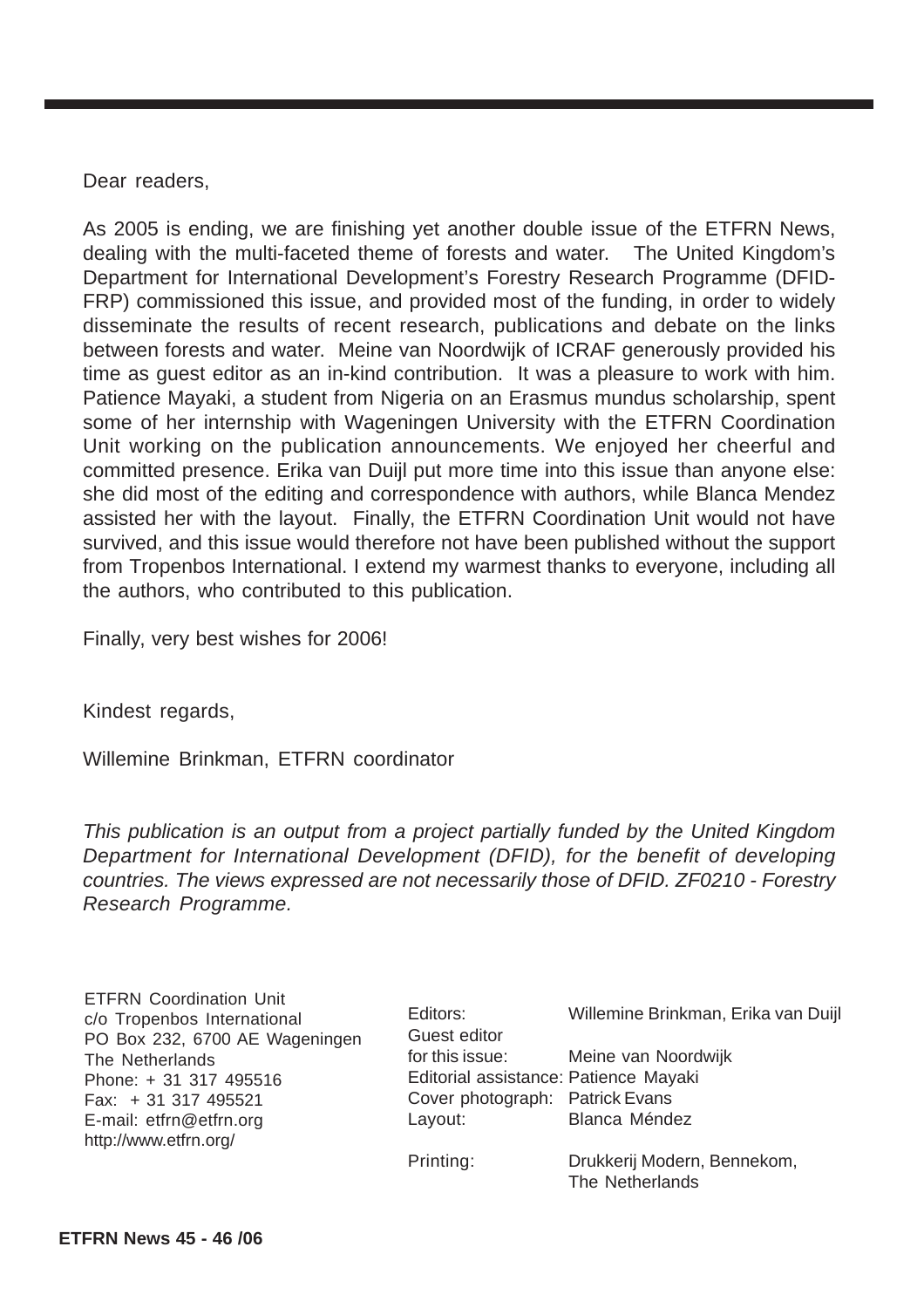Dear readers,

As 2005 is ending, we are finishing yet another double issue of the ETFRN News, dealing with the multi-faceted theme of forests and water. The United Kingdom's Department for International Development's Forestry Research Programme (DFID-FRP) commissioned this issue, and provided most of the funding, in order to widely disseminate the results of recent research, publications and debate on the links between forests and water. Meine van Noordwijk of ICRAF generously provided his time as guest editor as an in-kind contribution. It was a pleasure to work with him. Patience Mayaki, a student from Nigeria on an Erasmus mundus scholarship, spent some of her internship with Wageningen University with the ETFRN Coordination Unit working on the publication announcements. We enjoyed her cheerful and committed presence. Erika van Duijl put more time into this issue than anyone else: she did most of the editing and correspondence with authors, while Blanca Mendez assisted her with the layout. Finally, the ETFRN Coordination Unit would not have survived, and this issue would therefore not have been published without the support from Tropenbos International. I extend my warmest thanks to everyone, including all the authors, who contributed to this publication.

Finally, very best wishes for 2006!

Kindest regards,

Willemine Brinkman, ETFRN coordinator

*This publication is an output from a project partially funded by the United Kingdom Department for International Development (DFID), for the benefit of developing countries. The views expressed are not necessarily those of DFID. ZF0210 - Forestry Research Programme.*

ETFRN Coordination Unit
c/o Tropenbos International
PO Box 232, 6700 AE Wageningen
The Netherlands
Phone: + 31 317 495516
Fax: + 31 317 495521
E-mail: etfrn@etfrn.org
http://www.etfrn.org/

| | |
|---|---|
| Editors: | Willemine Brinkman, Erika van Duijl |
| Guest editor for this issue: | Meine van Noordwijk |
| Editorial assistance: | Patience Mayaki |
| Cover photograph: | Patrick Evans |
| Layout: | Blanca Méndez |
| Printing: | Drukkerij Modern, Bennekom, The Netherlands |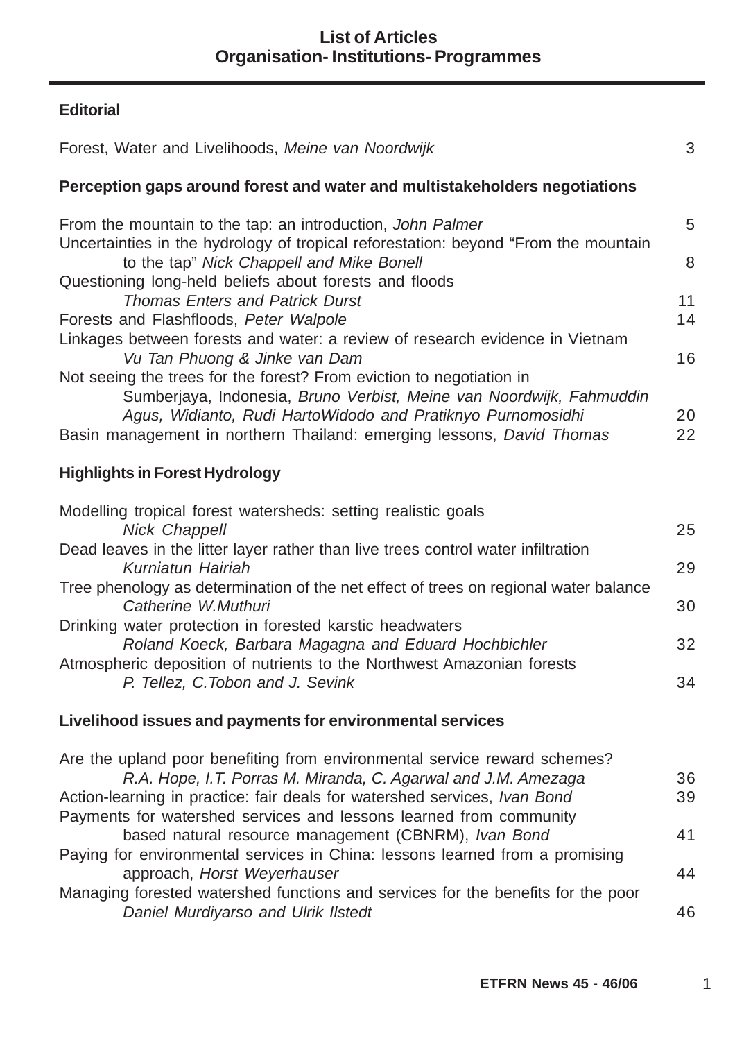# List of Articles
# Organisation- Institutions- Programmes

## Editorial

| | |
|---|---|
| Forest, Water and Livelihoods, *Meine van Noordwijk* | 3 |

## Perception gaps around forest and water and multistakeholders negotiations

| | |
|---|---|
| From the mountain to the tap: an introduction, *John Palmer* | 5 |
| Uncertainties in the hydrology of tropical reforestation: beyond "From the mountain to the tap" *Nick Chappell and Mike Bonell* | 8 |
| Questioning long-held beliefs about forests and floods *Thomas Enters and Patrick Durst* | 11 |
| Forests and Flashfloods, *Peter Walpole* | 14 |
| Linkages between forests and water: a review of research evidence in Vietnam *Vu Tan Phuong & Jinke van Dam* | 16 |
| Not seeing the trees for the forest? From eviction to negotiation in Sumberjaya, Indonesia, *Bruno Verbist, Meine van Noordwijk, Fahmuddin Agus, Widianto, Rudi HartoWidodo and Pratiknyo Purnomosidhi* | 20 |
| Basin management in northern Thailand: emerging lessons, *David Thomas* | 22 |

## Highlights in Forest Hydrology

| | |
|---|---|
| Modelling tropical forest watersheds: setting realistic goals *Nick Chappell* | 25 |
| Dead leaves in the litter layer rather than live trees control water infiltration *Kurniatun Hairiah* | 29 |
| Tree phenology as determination of the net effect of trees on regional water balance *Catherine W.Muthuri* | 30 |
| Drinking water protection in forested karstic headwaters *Roland Koeck, Barbara Magagna and Eduard Hochbichler* | 32 |
| Atmospheric deposition of nutrients to the Northwest Amazonian forests *P. Tellez, C.Tobon and J. Sevink* | 34 |

## Livelihood issues and payments for environmental services

| | |
|---|---|
| Are the upland poor benefiting from environmental service reward schemes? *R.A. Hope, I.T. Porras M. Miranda, C. Agarwal and J.M. Amezaga* | 36 |
| Action-learning in practice: fair deals for watershed services, *Ivan Bond* | 39 |
| Payments for watershed services and lessons learned from community based natural resource management (CBNRM), *Ivan Bond* | 41 |
| Paying for environmental services in China: lessons learned from a promising approach, *Horst Weyerhauser* | 44 |
| Managing forested watershed functions and services for the benefits for the poor *Daniel Murdiyarso and Ulrik Ilstedt* | 46 |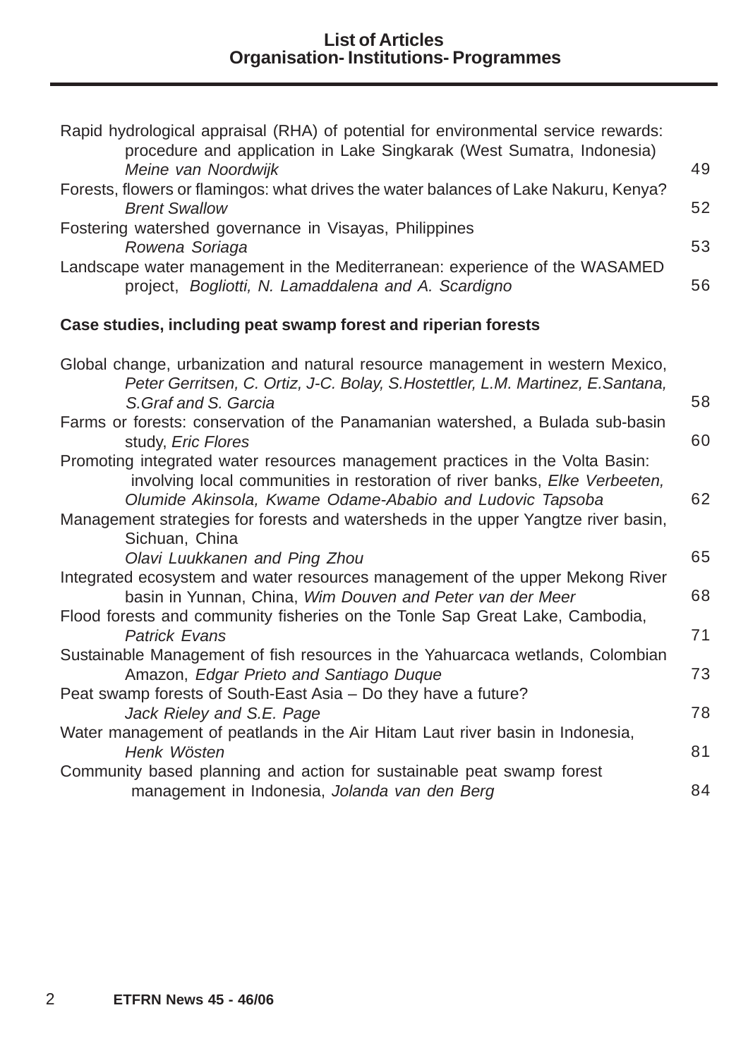# List of Articles
## Organisation- Institutions- Programmes

Rapid hydrological appraisal (RHA) of potential for environmental service rewards: procedure and application in Lake Singkarak (West Sumatra, Indonesia) *Meine van Noordwijk* 49

Forests, flowers or flamingos: what drives the water balances of Lake Nakuru, Kenya? *Brent Swallow* 52

Fostering watershed governance in Visayas, Philippines *Rowena Soriaga* 53

Landscape water management in the Mediterranean: experience of the WASAMED project, *Bogliotti, N. Lamaddalena and A. Scardigno* 56

**Case studies, including peat swamp forest and riperian forests**

Global change, urbanization and natural resource management in western Mexico, *Peter Gerritsen, C. Ortiz, J-C. Bolay, S.Hostettler, L.M. Martinez, E.Santana, S.Graf and S. Garcia* 58

Farms or forests: conservation of the Panamanian watershed, a Bulada sub-basin study, *Eric Flores* 60

Promoting integrated water resources management practices in the Volta Basin: involving local communities in restoration of river banks, *Elke Verbeeten, Olumide Akinsola, Kwame Odame-Ababio and Ludovic Tapsoba* 62

Management strategies for forests and watersheds in the upper Yangtze river basin, Sichuan, China *Olavi Luukkanen and Ping Zhou* 65

Integrated ecosystem and water resources management of the upper Mekong River basin in Yunnan, China, *Wim Douven and Peter van der Meer* 68

Flood forests and community fisheries on the Tonle Sap Great Lake, Cambodia, *Patrick Evans* 71

Sustainable Management of fish resources in the Yahuarcaca wetlands, Colombian Amazon, *Edgar Prieto and Santiago Duque* 73

Peat swamp forests of South-East Asia – Do they have a future? *Jack Rieley and S.E. Page* 78

Water management of peatlands in the Air Hitam Laut river basin in Indonesia, *Henk Wösten* 81

Community based planning and action for sustainable peat swamp forest management in Indonesia, *Jolanda van den Berg* 84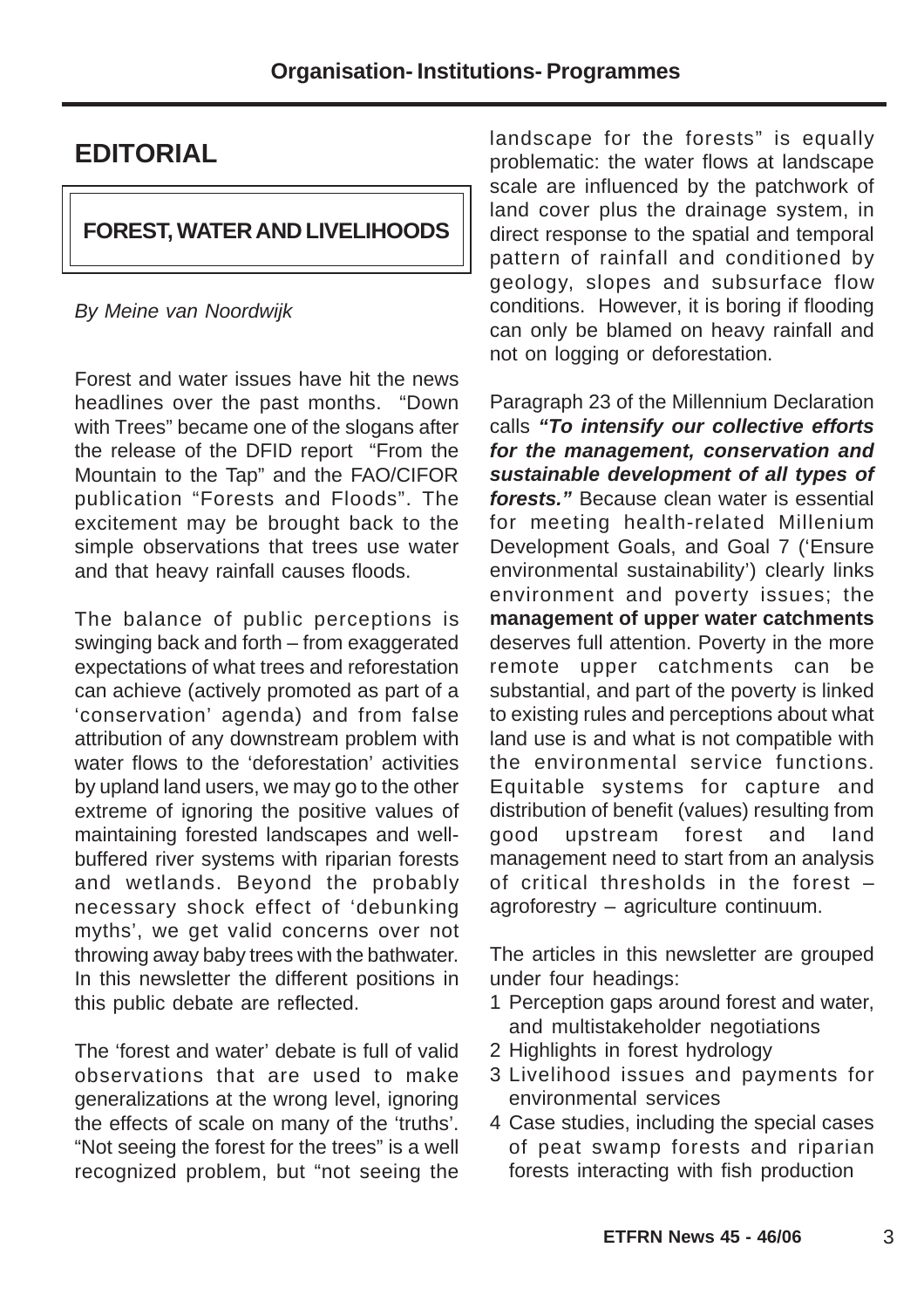# EDITORIAL

## FOREST, WATER AND LIVELIHOODS

*By Meine van Noordwijk*

Forest and water issues have hit the news headlines over the past months. "Down with Trees" became one of the slogans after the release of the DFID report "From the Mountain to the Tap" and the FAO/CIFOR publication "Forests and Floods". The excitement may be brought back to the simple observations that trees use water and that heavy rainfall causes floods.

The balance of public perceptions is swinging back and forth – from exaggerated expectations of what trees and reforestation can achieve (actively promoted as part of a 'conservation' agenda) and from false attribution of any downstream problem with water flows to the 'deforestation' activities by upland land users, we may go to the other extreme of ignoring the positive values of maintaining forested landscapes and well-buffered river systems with riparian forests and wetlands. Beyond the probably necessary shock effect of 'debunking myths', we get valid concerns over not throwing away baby trees with the bathwater. In this newsletter the different positions in this public debate are reflected.

The 'forest and water' debate is full of valid observations that are used to make generalizations at the wrong level, ignoring the effects of scale on many of the 'truths'. "Not seeing the forest for the trees" is a well recognized problem, but "not seeing the landscape for the forests" is equally problematic: the water flows at landscape scale are influenced by the patchwork of land cover plus the drainage system, in direct response to the spatial and temporal pattern of rainfall and conditioned by geology, slopes and subsurface flow conditions. However, it is boring if flooding can only be blamed on heavy rainfall and not on logging or deforestation.

Paragraph 23 of the Millennium Declaration calls ***"To intensify our collective efforts for the management, conservation and sustainable development of all types of forests."*** Because clean water is essential for meeting health-related Millenium Development Goals, and Goal 7 ('Ensure environmental sustainability') clearly links environment and poverty issues; the **management of upper water catchments** deserves full attention. Poverty in the more remote upper catchments can be substantial, and part of the poverty is linked to existing rules and perceptions about what land use is and what is not compatible with the environmental service functions. Equitable systems for capture and distribution of benefit (values) resulting from good upstream forest and land management need to start from an analysis of critical thresholds in the forest – agroforestry – agriculture continuum.

The articles in this newsletter are grouped under four headings:

1. Perception gaps around forest and water, and multistakeholder negotiations
2. Highlights in forest hydrology
3. Livelihood issues and payments for environmental services
4. Case studies, including the special cases of peat swamp forests and riparian forests interacting with fish production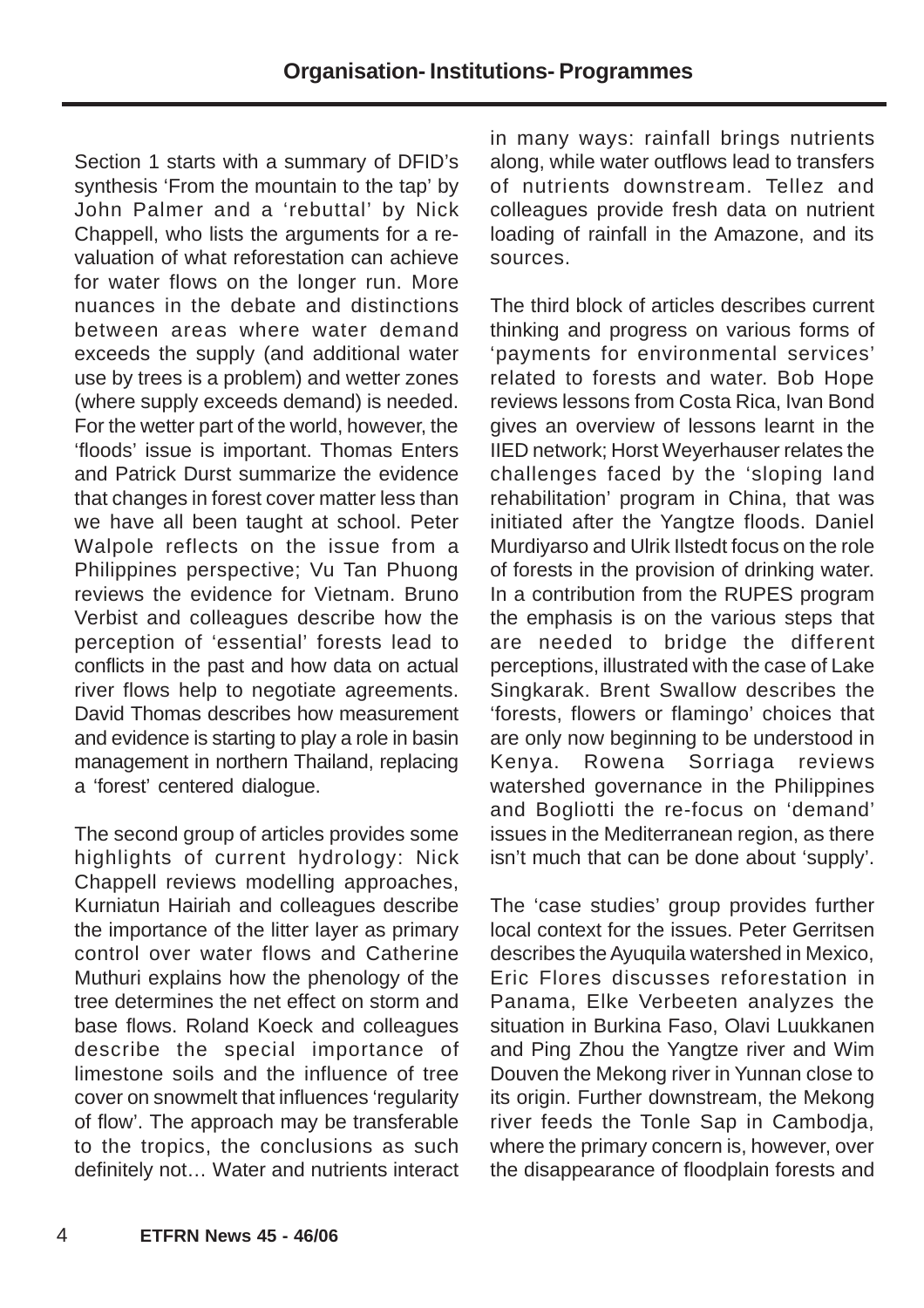Section 1 starts with a summary of DFID's synthesis 'From the mountain to the tap' by John Palmer and a 'rebuttal' by Nick Chappell, who lists the arguments for a re-valuation of what reforestation can achieve for water flows on the longer run. More nuances in the debate and distinctions between areas where water demand exceeds the supply (and additional water use by trees is a problem) and wetter zones (where supply exceeds demand) is needed. For the wetter part of the world, however, the 'floods' issue is important. Thomas Enters and Patrick Durst summarize the evidence that changes in forest cover matter less than we have all been taught at school. Peter Walpole reflects on the issue from a Philippines perspective; Vu Tan Phuong reviews the evidence for Vietnam. Bruno Verbist and colleagues describe how the perception of 'essential' forests lead to conflicts in the past and how data on actual river flows help to negotiate agreements. David Thomas describes how measurement and evidence is starting to play a role in basin management in northern Thailand, replacing a 'forest' centered dialogue.

The second group of articles provides some highlights of current hydrology: Nick Chappell reviews modelling approaches, Kurniatun Hairiah and colleagues describe the importance of the litter layer as primary control over water flows and Catherine Muthuri explains how the phenology of the tree determines the net effect on storm and base flows. Roland Koeck and colleagues describe the special importance of limestone soils and the influence of tree cover on snowmelt that influences 'regularity of flow'. The approach may be transferable to the tropics, the conclusions as such definitely not… Water and nutrients interact in many ways: rainfall brings nutrients along, while water outflows lead to transfers of nutrients downstream. Tellez and colleagues provide fresh data on nutrient loading of rainfall in the Amazone, and its sources.

The third block of articles describes current thinking and progress on various forms of 'payments for environmental services' related to forests and water. Bob Hope reviews lessons from Costa Rica, Ivan Bond gives an overview of lessons learnt in the IIED network; Horst Weyerhauser relates the challenges faced by the 'sloping land rehabilitation' program in China, that was initiated after the Yangtze floods. Daniel Murdiyarso and Ulrik Ilstedt focus on the role of forests in the provision of drinking water. In a contribution from the RUPES program the emphasis is on the various steps that are needed to bridge the different perceptions, illustrated with the case of Lake Singkarak. Brent Swallow describes the 'forests, flowers or flamingo' choices that are only now beginning to be understood in Kenya. Rowena Sorriaga reviews watershed governance in the Philippines and Bogliotti the re-focus on 'demand' issues in the Mediterranean region, as there isn't much that can be done about 'supply'.

The 'case studies' group provides further local context for the issues. Peter Gerritsen describes the Ayuquila watershed in Mexico, Eric Flores discusses reforestation in Panama, Elke Verbeeten analyzes the situation in Burkina Faso, Olavi Luukkanen and Ping Zhou the Yangtze river and Wim Douven the Mekong river in Yunnan close to its origin. Further downstream, the Mekong river feeds the Tonle Sap in Cambodja, where the primary concern is, however, over the disappearance of floodplain forests and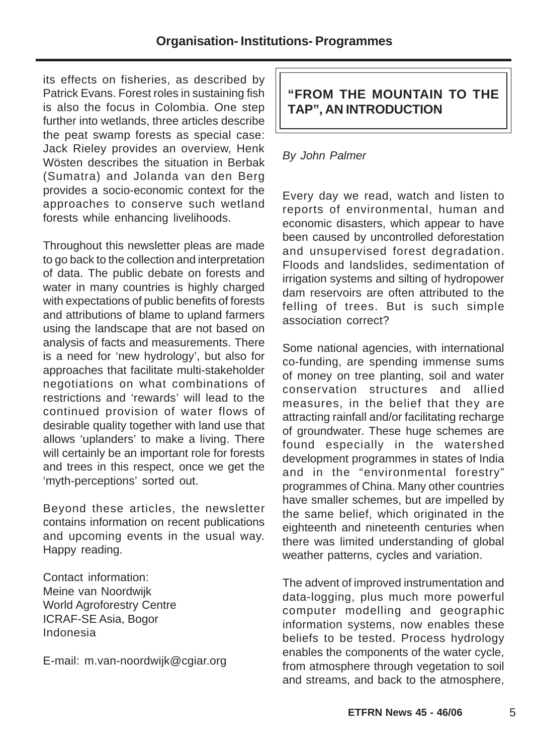its effects on fisheries, as described by Patrick Evans. Forest roles in sustaining fish is also the focus in Colombia. One step further into wetlands, three articles describe the peat swamp forests as special case: Jack Rieley provides an overview, Henk Wösten describes the situation in Berbak (Sumatra) and Jolanda van den Berg provides a socio-economic context for the approaches to conserve such wetland forests while enhancing livelihoods.

Throughout this newsletter pleas are made to go back to the collection and interpretation of data. The public debate on forests and water in many countries is highly charged with expectations of public benefits of forests and attributions of blame to upland farmers using the landscape that are not based on analysis of facts and measurements. There is a need for 'new hydrology', but also for approaches that facilitate multi-stakeholder negotiations on what combinations of restrictions and 'rewards' will lead to the continued provision of water flows of desirable quality together with land use that allows 'uplanders' to make a living. There will certainly be an important role for forests and trees in this respect, once we get the 'myth-perceptions' sorted out.

Beyond these articles, the newsletter contains information on recent publications and upcoming events in the usual way. Happy reading.

Contact information:
Meine van Noordwijk
World Agroforestry Centre
ICRAF-SE Asia, Bogor
Indonesia

E-mail: m.van-noordwijk@cgiar.org

## "FROM THE MOUNTAIN TO THE TAP", AN INTRODUCTION

*By John Palmer*

Every day we read, watch and listen to reports of environmental, human and economic disasters, which appear to have been caused by uncontrolled deforestation and unsupervised forest degradation. Floods and landslides, sedimentation of irrigation systems and silting of hydropower dam reservoirs are often attributed to the felling of trees. But is such simple association correct?

Some national agencies, with international co-funding, are spending immense sums of money on tree planting, soil and water conservation structures and allied measures, in the belief that they are attracting rainfall and/or facilitating recharge of groundwater. These huge schemes are found especially in the watershed development programmes in states of India and in the "environmental forestry" programmes of China. Many other countries have smaller schemes, but are impelled by the same belief, which originated in the eighteenth and nineteenth centuries when there was limited understanding of global weather patterns, cycles and variation.

The advent of improved instrumentation and data-logging, plus much more powerful computer modelling and geographic information systems, now enables these beliefs to be tested. Process hydrology enables the components of the water cycle, from atmosphere through vegetation to soil and streams, and back to the atmosphere,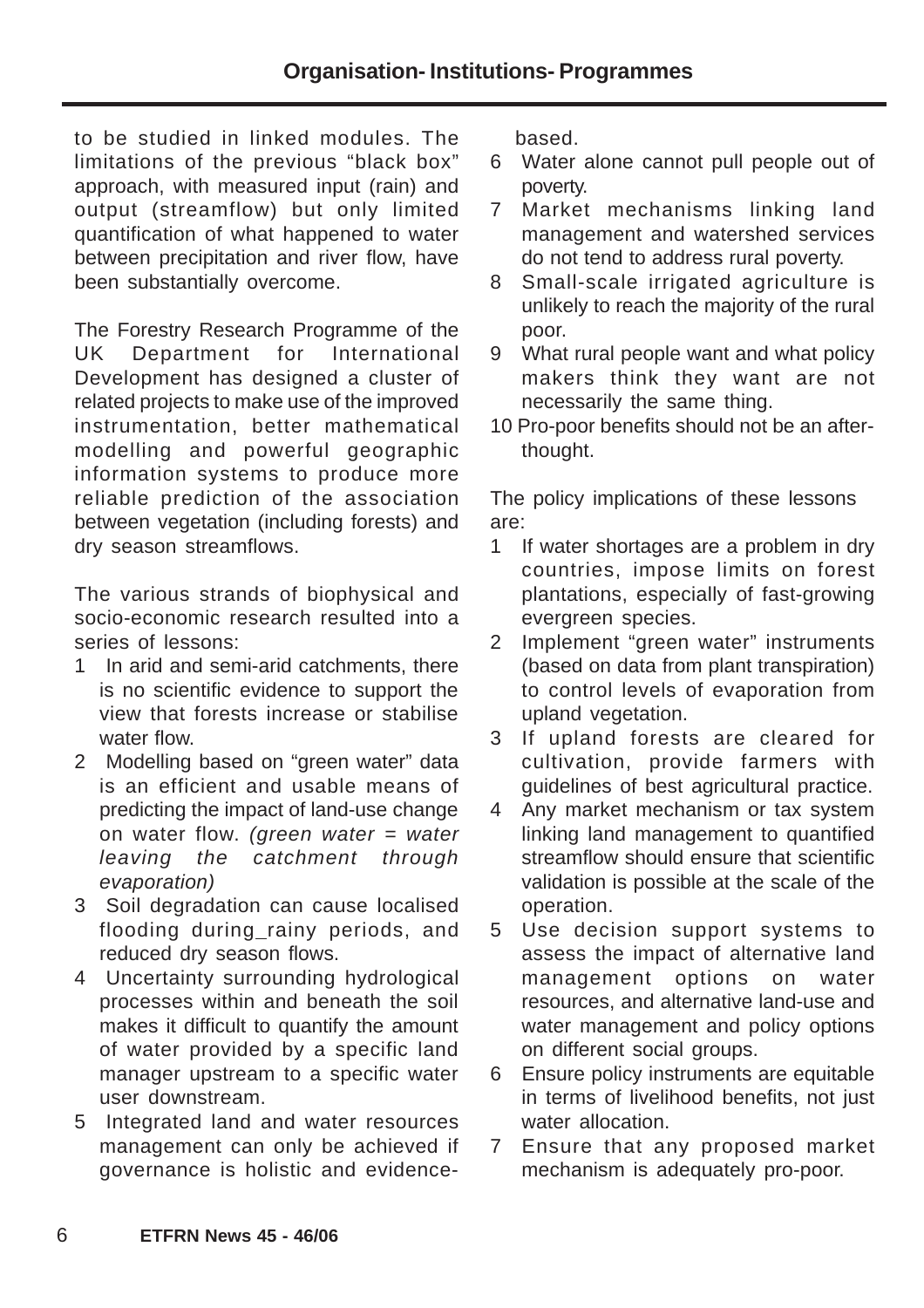to be studied in linked modules. The limitations of the previous "black box" approach, with measured input (rain) and output (streamflow) but only limited quantification of what happened to water between precipitation and river flow, have been substantially overcome.

The Forestry Research Programme of the UK Department for International Development has designed a cluster of related projects to make use of the improved instrumentation, better mathematical modelling and powerful geographic information systems to produce more reliable prediction of the association between vegetation (including forests) and dry season streamflows.

The various strands of biophysical and socio-economic research resulted into a series of lessons:

1. In arid and semi-arid catchments, there is no scientific evidence to support the view that forests increase or stabilise water flow.
2. Modelling based on "green water" data is an efficient and usable means of predicting the impact of land-use change on water flow. *(green water = water leaving the catchment through evaporation)*
3. Soil degradation can cause localised flooding during_rainy periods, and reduced dry season flows.
4. Uncertainty surrounding hydrological processes within and beneath the soil makes it difficult to quantify the amount of water provided by a specific land manager upstream to a specific water user downstream.
5. Integrated land and water resources management can only be achieved if governance is holistic and evidence-based.
6. Water alone cannot pull people out of poverty.
7. Market mechanisms linking land management and watershed services do not tend to address rural poverty.
8. Small-scale irrigated agriculture is unlikely to reach the majority of the rural poor.
9. What rural people want and what policy makers think they want are not necessarily the same thing.
10. Pro-poor benefits should not be an afterthought.

The policy implications of these lessons are:

1. If water shortages are a problem in dry countries, impose limits on forest plantations, especially of fast-growing evergreen species.
2. Implement "green water" instruments (based on data from plant transpiration) to control levels of evaporation from upland vegetation.
3. If upland forests are cleared for cultivation, provide farmers with guidelines of best agricultural practice.
4. Any market mechanism or tax system linking land management to quantified streamflow should ensure that scientific validation is possible at the scale of the operation.
5. Use decision support systems to assess the impact of alternative land management options on water resources, and alternative land-use and water management and policy options on different social groups.
6. Ensure policy instruments are equitable in terms of livelihood benefits, not just water allocation.
7. Ensure that any proposed market mechanism is adequately pro-poor.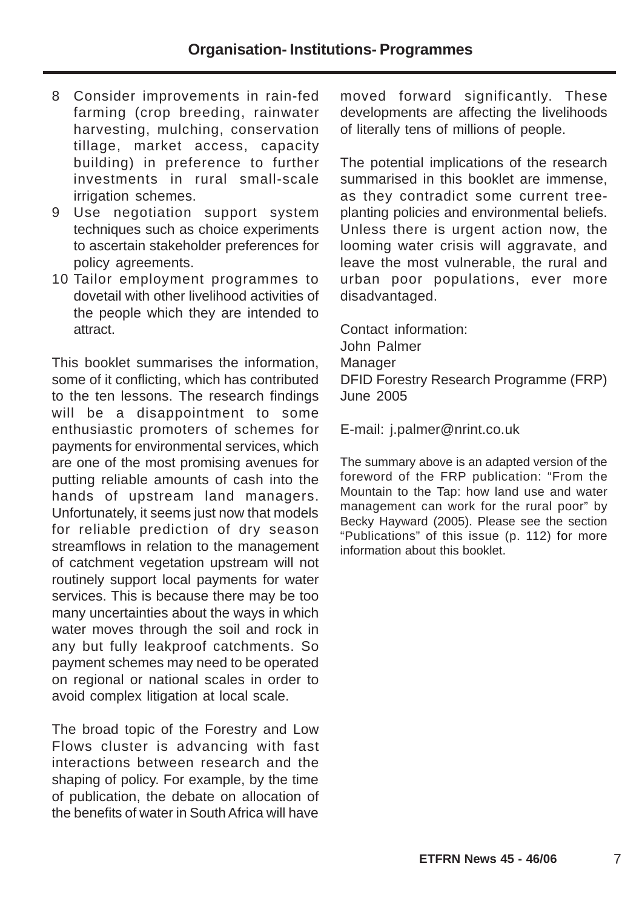8. Consider improvements in rain-fed farming (crop breeding, rainwater harvesting, mulching, conservation tillage, market access, capacity building) in preference to further investments in rural small-scale irrigation schemes.
9. Use negotiation support system techniques such as choice experiments to ascertain stakeholder preferences for policy agreements.
10. Tailor employment programmes to dovetail with other livelihood activities of the people which they are intended to attract.

This booklet summarises the information, some of it conflicting, which has contributed to the ten lessons. The research findings will be a disappointment to some enthusiastic promoters of schemes for payments for environmental services, which are one of the most promising avenues for putting reliable amounts of cash into the hands of upstream land managers. Unfortunately, it seems just now that models for reliable prediction of dry season streamflows in relation to the management of catchment vegetation upstream will not routinely support local payments for water services. This is because there may be too many uncertainties about the ways in which water moves through the soil and rock in any but fully leakproof catchments. So payment schemes may need to be operated on regional or national scales in order to avoid complex litigation at local scale.

The broad topic of the Forestry and Low Flows cluster is advancing with fast interactions between research and the shaping of policy. For example, by the time of publication, the debate on allocation of the benefits of water in South Africa will have moved forward significantly. These developments are affecting the livelihoods of literally tens of millions of people.

The potential implications of the research summarised in this booklet are immense, as they contradict some current tree-planting policies and environmental beliefs. Unless there is urgent action now, the looming water crisis will aggravate, and leave the most vulnerable, the rural and urban poor populations, ever more disadvantaged.

Contact information:
John Palmer
Manager
DFID Forestry Research Programme (FRP)
June 2005

E-mail: j.palmer@nrint.co.uk

The summary above is an adapted version of the foreword of the FRP publication: "From the Mountain to the Tap: how land use and water management can work for the rural poor" by Becky Hayward (2005). Please see the section "Publications" of this issue (p. 112) for more information about this booklet.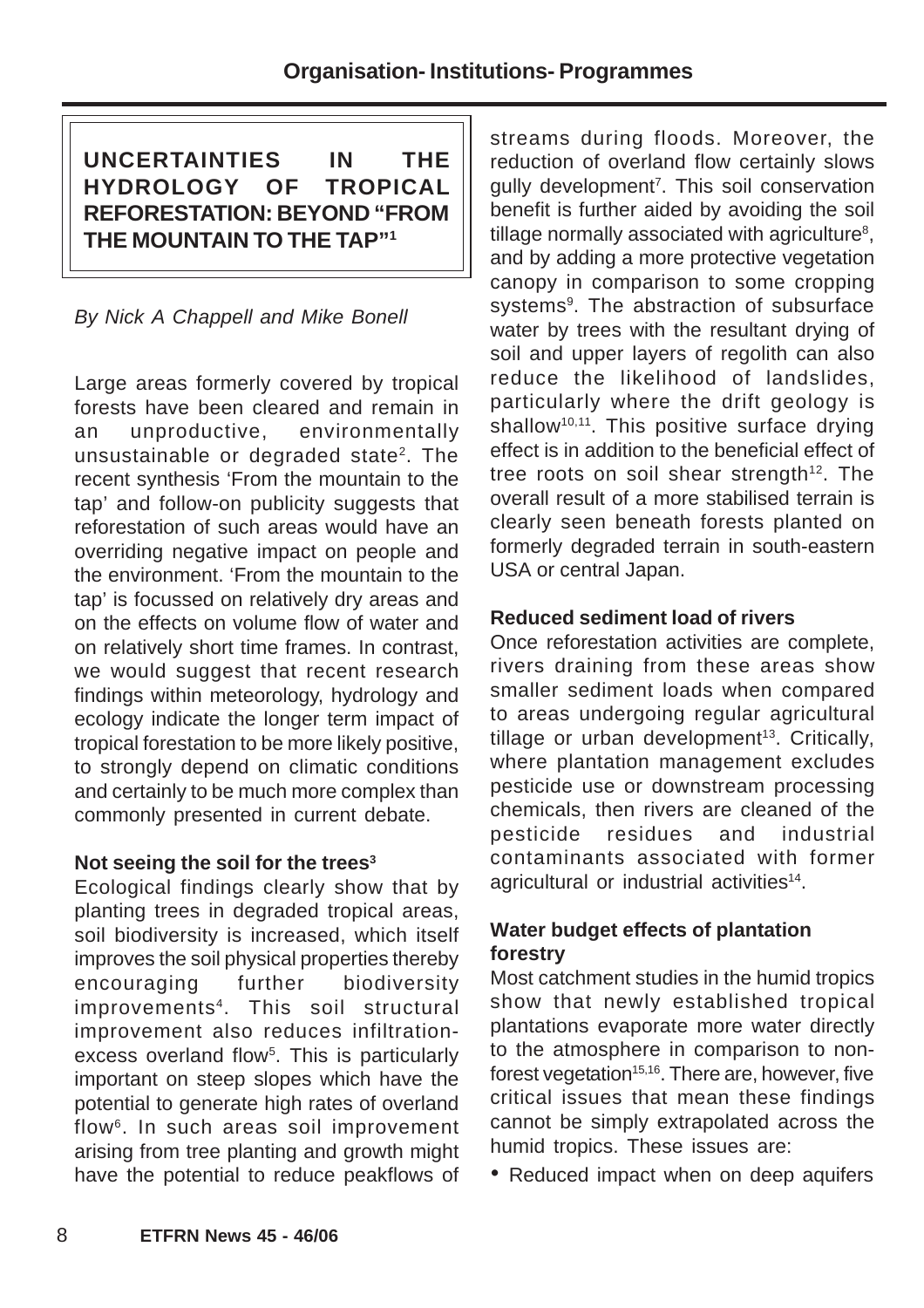# UNCERTAINTIES IN THE HYDROLOGY OF TROPICAL REFORESTATION: BEYOND "FROM THE MOUNTAIN TO THE TAP"[1]

*By Nick A Chappell and Mike Bonell*

Large areas formerly covered by tropical forests have been cleared and remain in an unproductive, environmentally unsustainable or degraded state[2]. The recent synthesis 'From the mountain to the tap' and follow-on publicity suggests that reforestation of such areas would have an overriding negative impact on people and the environment. 'From the mountain to the tap' is focussed on relatively dry areas and on the effects on volume flow of water and on relatively short time frames. In contrast, we would suggest that recent research findings within meteorology, hydrology and ecology indicate the longer term impact of tropical forestation to be more likely positive, to strongly depend on climatic conditions and certainly to be much more complex than commonly presented in current debate.

**Not seeing the soil for the trees[3]**

Ecological findings clearly show that by planting trees in degraded tropical areas, soil biodiversity is increased, which itself improves the soil physical properties thereby encouraging further biodiversity improvements[4]. This soil structural improvement also reduces infiltration-excess overland flow[5]. This is particularly important on steep slopes which have the potential to generate high rates of overland flow[6]. In such areas soil improvement arising from tree planting and growth might have the potential to reduce peakflows of streams during floods. Moreover, the reduction of overland flow certainly slows gully development[7]. This soil conservation benefit is further aided by avoiding the soil tillage normally associated with agriculture[8], and by adding a more protective vegetation canopy in comparison to some cropping systems[9]. The abstraction of subsurface water by trees with the resultant drying of soil and upper layers of regolith can also reduce the likelihood of landslides, particularly where the drift geology is shallow[10,11]. This positive surface drying effect is in addition to the beneficial effect of tree roots on soil shear strength[12]. The overall result of a more stabilised terrain is clearly seen beneath forests planted on formerly degraded terrain in south-eastern USA or central Japan.

**Reduced sediment load of rivers**

Once reforestation activities are complete, rivers draining from these areas show smaller sediment loads when compared to areas undergoing regular agricultural tillage or urban development[13]. Critically, where plantation management excludes pesticide use or downstream processing chemicals, then rivers are cleaned of the pesticide residues and industrial contaminants associated with former agricultural or industrial activities[14].

**Water budget effects of plantation forestry**

Most catchment studies in the humid tropics show that newly established tropical plantations evaporate more water directly to the atmosphere in comparison to non-forest vegetation[15,16]. There are, however, five critical issues that mean these findings cannot be simply extrapolated across the humid tropics. These issues are:

- Reduced impact when on deep aquifers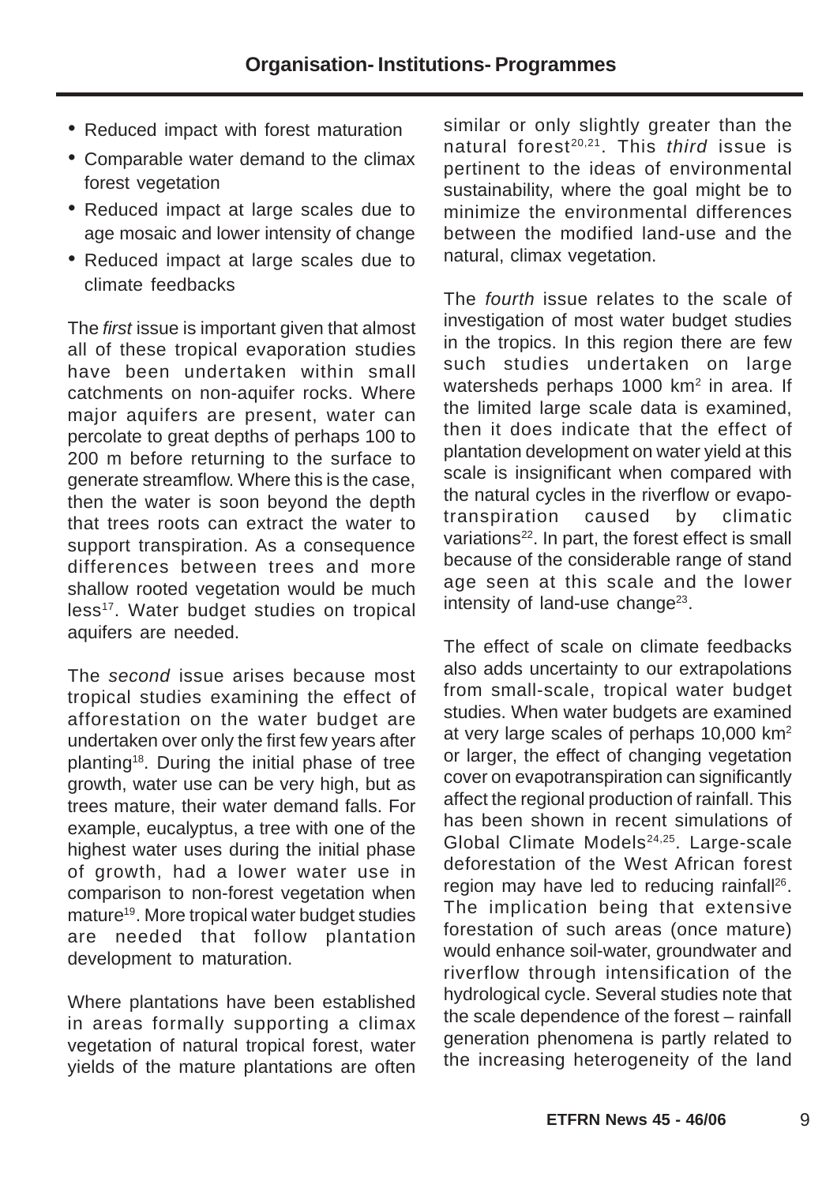- Reduced impact with forest maturation
- Comparable water demand to the climax forest vegetation
- Reduced impact at large scales due to age mosaic and lower intensity of change
- Reduced impact at large scales due to climate feedbacks

The *first* issue is important given that almost all of these tropical evaporation studies have been undertaken within small catchments on non-aquifer rocks. Where major aquifers are present, water can percolate to great depths of perhaps 100 to 200 m before returning to the surface to generate streamflow. Where this is the case, then the water is soon beyond the depth that trees roots can extract the water to support transpiration. As a consequence differences between trees and more shallow rooted vegetation would be much less[17]. Water budget studies on tropical aquifers are needed.

The *second* issue arises because most tropical studies examining the effect of afforestation on the water budget are undertaken over only the first few years after planting[18]. During the initial phase of tree growth, water use can be very high, but as trees mature, their water demand falls. For example, eucalyptus, a tree with one of the highest water uses during the initial phase of growth, had a lower water use in comparison to non-forest vegetation when mature[19]. More tropical water budget studies are needed that follow plantation development to maturation.

Where plantations have been established in areas formally supporting a climax vegetation of natural tropical forest, water yields of the mature plantations are often similar or only slightly greater than the natural forest[20,21]. This *third* issue is pertinent to the ideas of environmental sustainability, where the goal might be to minimize the environmental differences between the modified land-use and the natural, climax vegetation.

The *fourth* issue relates to the scale of investigation of most water budget studies in the tropics. In this region there are few such studies undertaken on large watersheds perhaps 1000 km$^2$ in area. If the limited large scale data is examined, then it does indicate that the effect of plantation development on water yield at this scale is insignificant when compared with the natural cycles in the riverflow or evapotranspiration caused by climatic variations[22]. In part, the forest effect is small because of the considerable range of stand age seen at this scale and the lower intensity of land-use change[23].

The effect of scale on climate feedbacks also adds uncertainty to our extrapolations from small-scale, tropical water budget studies. When water budgets are examined at very large scales of perhaps 10,000 km$^2$ or larger, the effect of changing vegetation cover on evapotranspiration can significantly affect the regional production of rainfall. This has been shown in recent simulations of Global Climate Models[24,25]. Large-scale deforestation of the West African forest region may have led to reducing rainfall[26]. The implication being that extensive forestation of such areas (once mature) would enhance soil-water, groundwater and riverflow through intensification of the hydrological cycle. Several studies note that the scale dependence of the forest – rainfall generation phenomena is partly related to the increasing heterogeneity of the land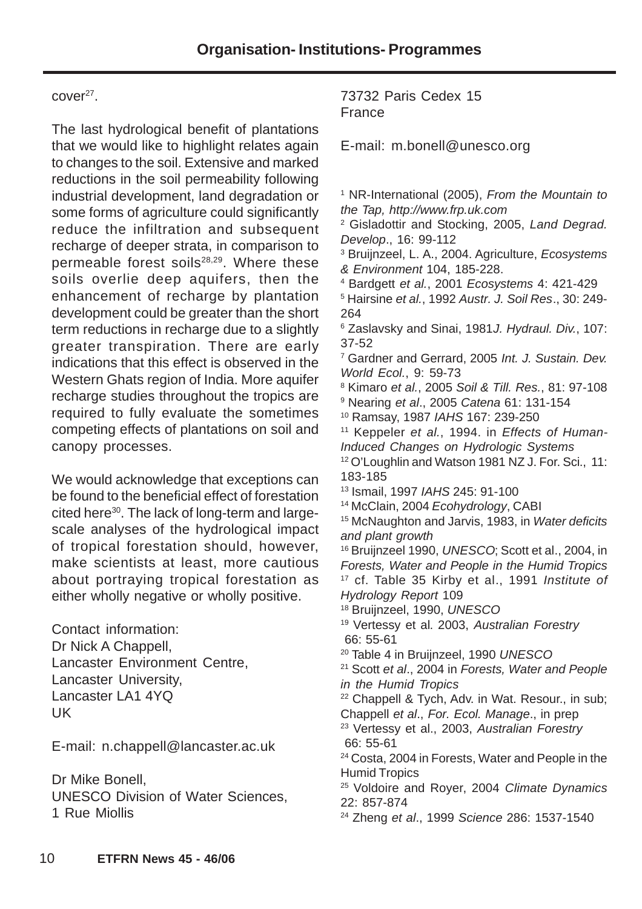cover[27].

The last hydrological benefit of plantations that we would like to highlight relates again to changes to the soil. Extensive and marked reductions in the soil permeability following industrial development, land degradation or some forms of agriculture could significantly reduce the infiltration and subsequent recharge of deeper strata, in comparison to permeable forest soils[28,29]. Where these soils overlie deep aquifers, then the enhancement of recharge by plantation development could be greater than the short term reductions in recharge due to a slightly greater transpiration. There are early indications that this effect is observed in the Western Ghats region of India. More aquifer recharge studies throughout the tropics are required to fully evaluate the sometimes competing effects of plantations on soil and canopy processes.

We would acknowledge that exceptions can be found to the beneficial effect of forestation cited here[30]. The lack of long-term and large-scale analyses of the hydrological impact of tropical forestation should, however, make scientists at least, more cautious about portraying tropical forestation as either wholly negative or wholly positive.

Contact information:
Dr Nick A Chappell,
Lancaster Environment Centre,
Lancaster University,
Lancaster LA1 4YQ
UK

E-mail: n.chappell@lancaster.ac.uk

Dr Mike Bonell,
UNESCO Division of Water Sciences,
1 Rue Miollis
73732 Paris Cedex 15
France

E-mail: m.bonell@unesco.org

[1] NR-International (2005), *From the Mountain to the Tap, http://www.frp.uk.com*
[2] Gisladottir and Stocking, 2005, *Land Degrad. Develop*., 16: 99-112
[3] Bruijnzeel, L. A., 2004. Agriculture, *Ecosystems & Environment* 104, 185-228.
[4] Bardgett *et al.*, 2001 *Ecosystems* 4: 421-429
[5] Hairsine *et al.*, 1992 *Austr. J. Soil Res*., 30: 249-264
[6] Zaslavsky and Sinai, 1981*J. Hydraul. Div.*, 107: 37-52
[7] Gardner and Gerrard, 2005 *Int. J. Sustain. Dev. World Ecol.*, 9: 59-73
[8] Kimaro *et al.*, 2005 *Soil & Till. Res.*, 81: 97-108
[9] Nearing *et al*., 2005 *Catena* 61: 131-154
[10] Ramsay, 1987 *IAHS* 167: 239-250
[11] Keppeler *et al.*, 1994. in *Effects of Human-Induced Changes on Hydrologic Systems*
[12] O'Loughlin and Watson 1981 NZ J. For. Sci., 11: 183-185
[13] Ismail, 1997 *IAHS* 245: 91-100
[14] McClain, 2004 *Ecohydrology*, CABI
[15] McNaughton and Jarvis, 1983, in *Water deficits and plant growth*
[16] Bruijnzeel 1990, *UNESCO*; Scott et al., 2004, in *Forests, Water and People in the Humid Tropics*
[17] cf. Table 35 Kirby et al., 1991 *Institute of Hydrology Report* 109
[18] Bruijnzeel, 1990, *UNESCO*
[19] Vertessy et al. 2003, *Australian Forestry* 66: 55-61
[20] Table 4 in Bruijnzeel, 1990 *UNESCO*
[21] Scott *et al*., 2004 in *Forests, Water and People in the Humid Tropics*
[22] Chappell & Tych, Adv. in Wat. Resour., in sub; Chappell *et al*., *For. Ecol. Manage*., in prep
[23] Vertessy et al., 2003, *Australian Forestry* 66: 55-61
[24] Costa, 2004 in Forests, Water and People in the Humid Tropics
[25] Voldoire and Royer, 2004 *Climate Dynamics* 22: 857-874
[24] Zheng *et al*., 1999 *Science* 286: 1537-1540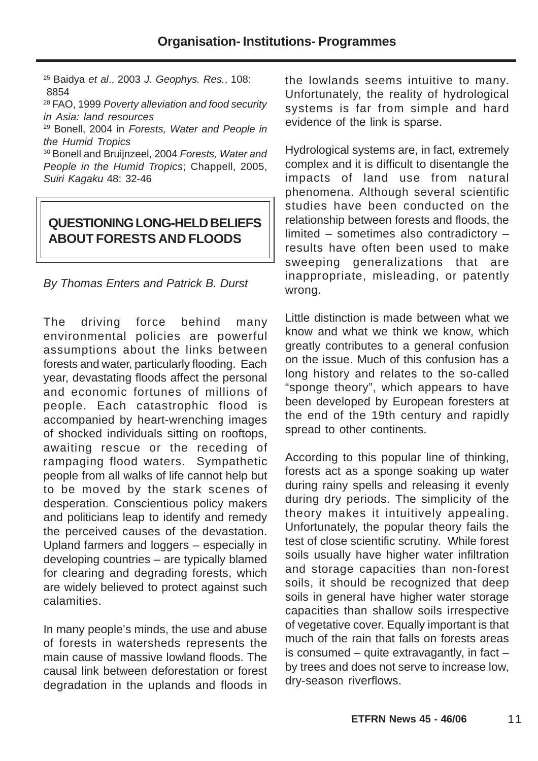[25] Baidya *et al*., 2003 *J. Geophys. Res.*, 108: 8854

[28] FAO, 1999 *Poverty alleviation and food security in Asia: land resources*

[29] Bonell, 2004 in *Forests, Water and People in the Humid Tropics*

[30] Bonell and Bruijnzeel, 2004 *Forests, Water and People in the Humid Tropics*; Chappell, 2005, *Suiri Kagaku* 48: 32-46

## QUESTIONING LONG-HELD BELIEFS ABOUT FORESTS AND FLOODS

*By Thomas Enters and Patrick B. Durst*

The driving force behind many environmental policies are powerful assumptions about the links between forests and water, particularly flooding. Each year, devastating floods affect the personal and economic fortunes of millions of people. Each catastrophic flood is accompanied by heart-wrenching images of shocked individuals sitting on rooftops, awaiting rescue or the receding of rampaging flood waters. Sympathetic people from all walks of life cannot help but to be moved by the stark scenes of desperation. Conscientious policy makers and politicians leap to identify and remedy the perceived causes of the devastation. Upland farmers and loggers – especially in developing countries – are typically blamed for clearing and degrading forests, which are widely believed to protect against such calamities.

In many people's minds, the use and abuse of forests in watersheds represents the main cause of massive lowland floods. The causal link between deforestation or forest degradation in the uplands and floods in the lowlands seems intuitive to many. Unfortunately, the reality of hydrological systems is far from simple and hard evidence of the link is sparse.

Hydrological systems are, in fact, extremely complex and it is difficult to disentangle the impacts of land use from natural phenomena. Although several scientific studies have been conducted on the relationship between forests and floods, the limited – sometimes also contradictory – results have often been used to make sweeping generalizations that are inappropriate, misleading, or patently wrong.

Little distinction is made between what we know and what we think we know, which greatly contributes to a general confusion on the issue. Much of this confusion has a long history and relates to the so-called "sponge theory", which appears to have been developed by European foresters at the end of the 19th century and rapidly spread to other continents.

According to this popular line of thinking, forests act as a sponge soaking up water during rainy spells and releasing it evenly during dry periods. The simplicity of the theory makes it intuitively appealing. Unfortunately, the popular theory fails the test of close scientific scrutiny. While forest soils usually have higher water infiltration and storage capacities than non-forest soils, it should be recognized that deep soils in general have higher water storage capacities than shallow soils irrespective of vegetative cover. Equally important is that much of the rain that falls on forests areas is consumed – quite extravagantly, in fact – by trees and does not serve to increase low, dry-season riverflows.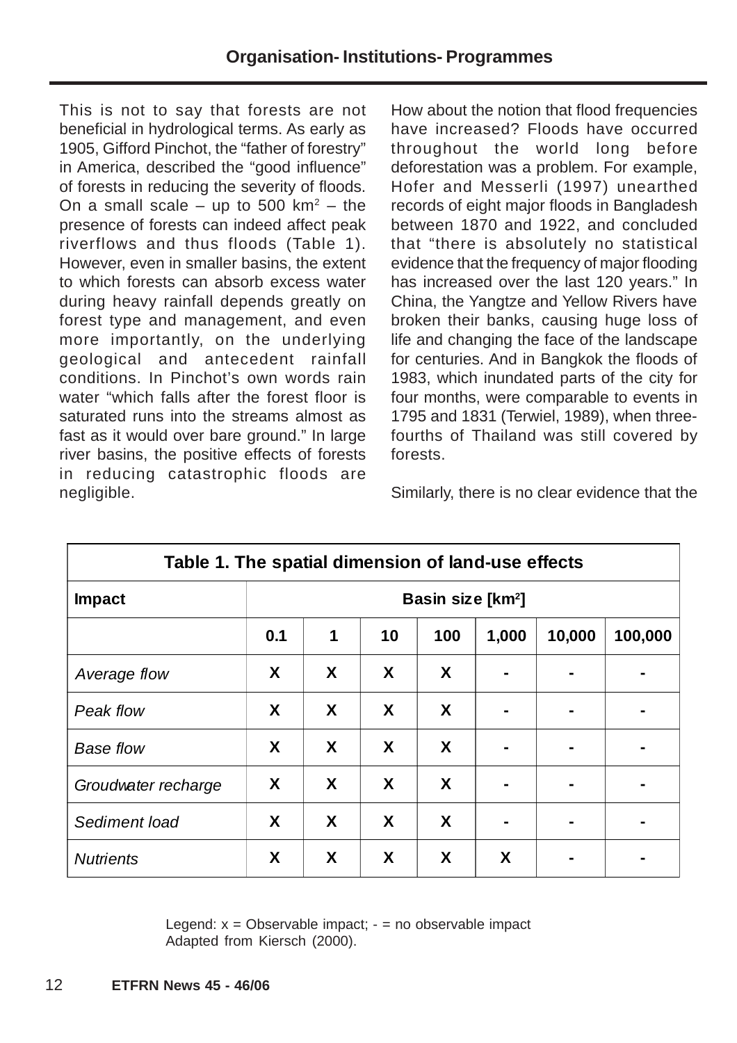This is not to say that forests are not beneficial in hydrological terms. As early as 1905, Gifford Pinchot, the “father of forestry” in America, described the “good influence” of forests in reducing the severity of floods. On a small scale – up to 500 km$^2$ – the presence of forests can indeed affect peak riverflows and thus floods (Table 1). However, even in smaller basins, the extent to which forests can absorb excess water during heavy rainfall depends greatly on forest type and management, and even more importantly, on the underlying geological and antecedent rainfall conditions. In Pinchot’s own words rain water “which falls after the forest floor is saturated runs into the streams almost as fast as it would over bare ground.” In large river basins, the positive effects of forests in reducing catastrophic floods are negligible.

How about the notion that flood frequencies have increased? Floods have occurred throughout the world long before deforestation was a problem. For example, Hofer and Messerli (1997) unearthed records of eight major floods in Bangladesh between 1870 and 1922, and concluded that “there is absolutely no statistical evidence that the frequency of major flooding has increased over the last 120 years.” In China, the Yangtze and Yellow Rivers have broken their banks, causing huge loss of life and changing the face of the landscape for centuries. And in Bangkok the floods of 1983, which inundated parts of the city for four months, were comparable to events in 1795 and 1831 (Terwiel, 1989), when three-fourths of Thailand was still covered by forests.

Similarly, there is no clear evidence that the

**Table 1. The spatial dimension of land-use effects**

| Impact | Basin size [km$^2$] | | | | | | |
|---|---|---|---|---|---|---|---|
| | 0.1 | 1 | 10 | 100 | 1,000 | 10,000 | 100,000 |
| *Average flow* | X | X | X | X | - | - | - |
| *Peak flow* | X | X | X | X | - | - | - |
| *Base flow* | X | X | X | X | - | - | - |
| *Groudwater recharge* | X | X | X | X | - | - | - |
| *Sediment load* | X | X | X | X | - | - | - |
| *Nutrients* | X | X | X | X | X | - | - |

Legend: x = Observable impact; - = no observable impact
Adapted from Kiersch (2000).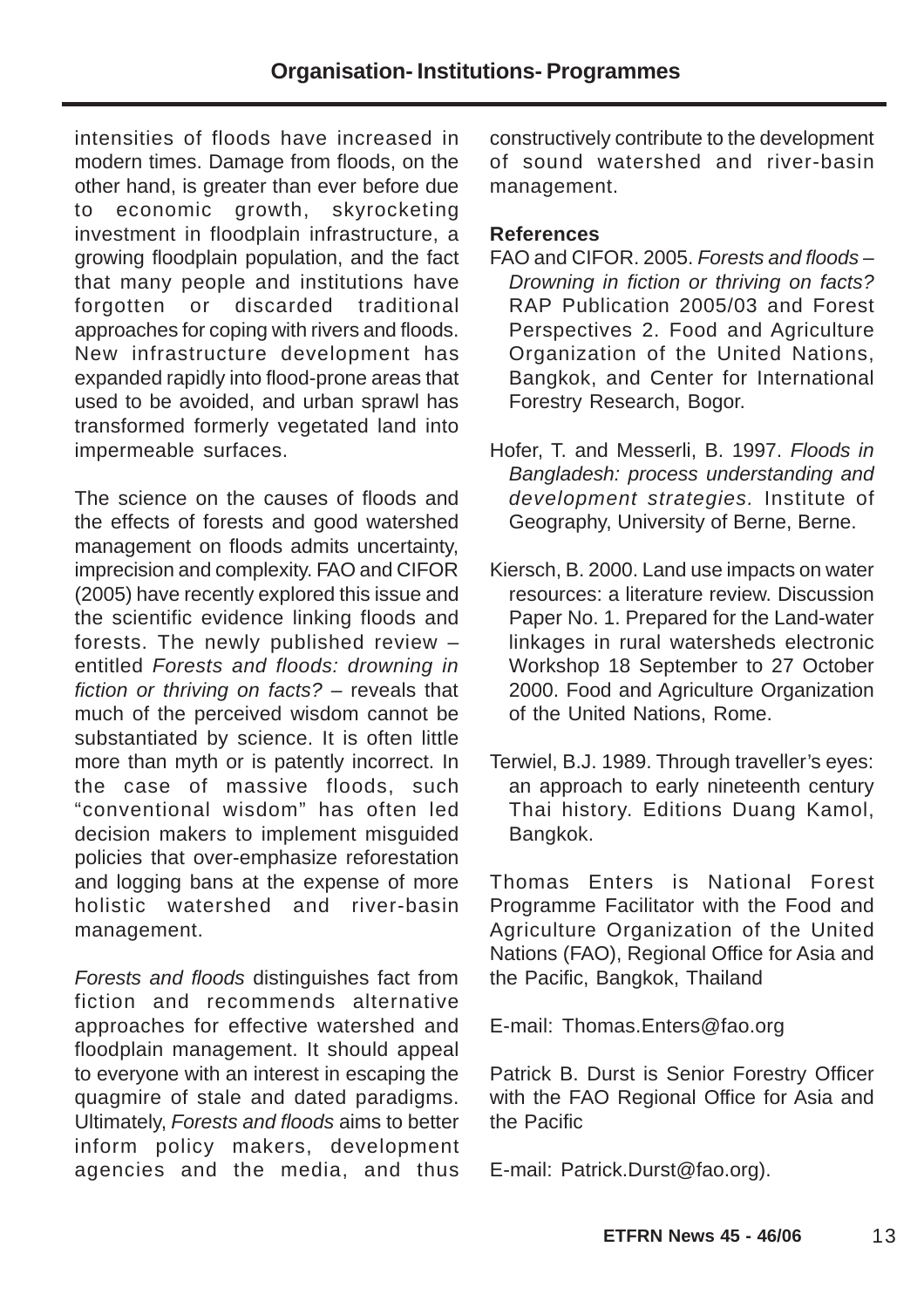intensities of floods have increased in modern times. Damage from floods, on the other hand, is greater than ever before due to economic growth, skyrocketing investment in floodplain infrastructure, a growing floodplain population, and the fact that many people and institutions have forgotten or discarded traditional approaches for coping with rivers and floods. New infrastructure development has expanded rapidly into flood-prone areas that used to be avoided, and urban sprawl has transformed formerly vegetated land into impermeable surfaces.

The science on the causes of floods and the effects of forests and good watershed management on floods admits uncertainty, imprecision and complexity. FAO and CIFOR (2005) have recently explored this issue and the scientific evidence linking floods and forests. The newly published review – entitled *Forests and floods: drowning in fiction or thriving on facts?* – reveals that much of the perceived wisdom cannot be substantiated by science. It is often little more than myth or is patently incorrect. In the case of massive floods, such "conventional wisdom" has often led decision makers to implement misguided policies that over-emphasize reforestation and logging bans at the expense of more holistic watershed and river-basin management.

*Forests and floods* distinguishes fact from fiction and recommends alternative approaches for effective watershed and floodplain management. It should appeal to everyone with an interest in escaping the quagmire of stale and dated paradigms. Ultimately, *Forests and floods* aims to better inform policy makers, development agencies and the media, and thus constructively contribute to the development of sound watershed and river-basin management.

**References**

FAO and CIFOR. 2005. *Forests and floods – Drowning in fiction or thriving on facts?* RAP Publication 2005/03 and Forest Perspectives 2. Food and Agriculture Organization of the United Nations, Bangkok, and Center for International Forestry Research, Bogor.

Hofer, T. and Messerli, B. 1997. *Floods in Bangladesh: process understanding and development strategies.* Institute of Geography, University of Berne, Berne.

Kiersch, B. 2000. Land use impacts on water resources: a literature review. Discussion Paper No. 1. Prepared for the Land-water linkages in rural watersheds electronic Workshop 18 September to 27 October 2000. Food and Agriculture Organization of the United Nations, Rome.

Terwiel, B.J. 1989. Through traveller's eyes: an approach to early nineteenth century Thai history. Editions Duang Kamol, Bangkok.

Thomas Enters is National Forest Programme Facilitator with the Food and Agriculture Organization of the United Nations (FAO), Regional Office for Asia and the Pacific, Bangkok, Thailand

E-mail: Thomas.Enters@fao.org

Patrick B. Durst is Senior Forestry Officer with the FAO Regional Office for Asia and the Pacific

E-mail: Patrick.Durst@fao.org).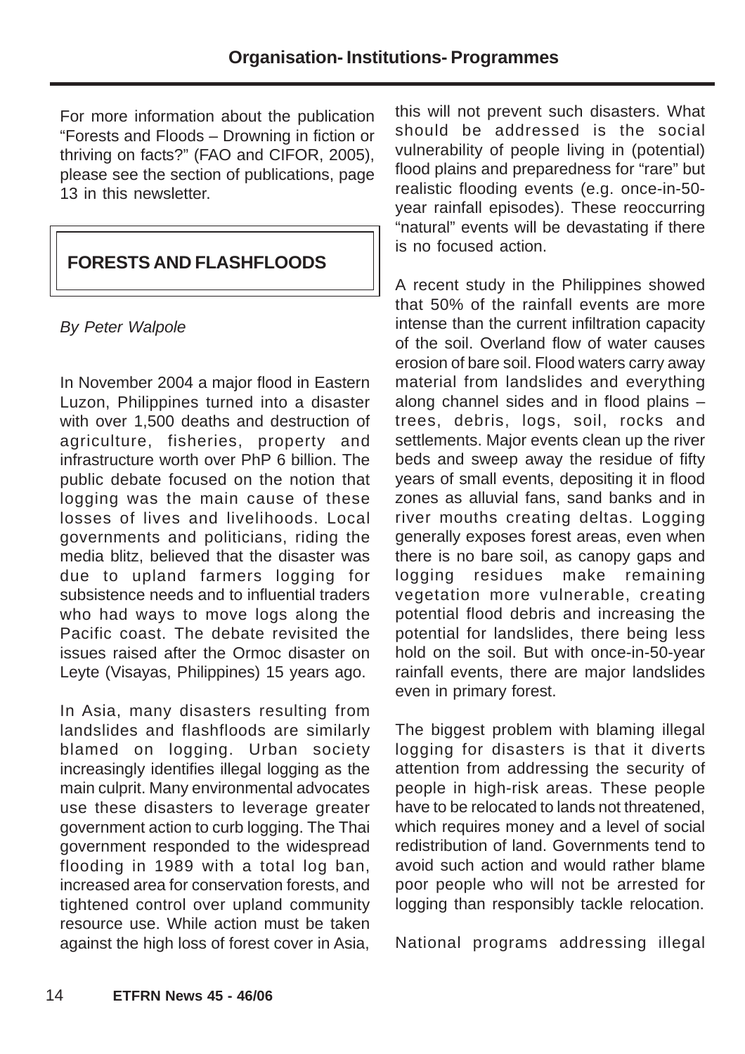For more information about the publication "Forests and Floods – Drowning in fiction or thriving on facts?" (FAO and CIFOR, 2005), please see the section of publications, page 13 in this newsletter.

## FORESTS AND FLASHFLOODS

*By Peter Walpole*

In November 2004 a major flood in Eastern Luzon, Philippines turned into a disaster with over 1,500 deaths and destruction of agriculture, fisheries, property and infrastructure worth over PhP 6 billion. The public debate focused on the notion that logging was the main cause of these losses of lives and livelihoods. Local governments and politicians, riding the media blitz, believed that the disaster was due to upland farmers logging for subsistence needs and to influential traders who had ways to move logs along the Pacific coast. The debate revisited the issues raised after the Ormoc disaster on Leyte (Visayas, Philippines) 15 years ago.

In Asia, many disasters resulting from landslides and flashfloods are similarly blamed on logging. Urban society increasingly identifies illegal logging as the main culprit. Many environmental advocates use these disasters to leverage greater government action to curb logging. The Thai government responded to the widespread flooding in 1989 with a total log ban, increased area for conservation forests, and tightened control over upland community resource use. While action must be taken against the high loss of forest cover in Asia, this will not prevent such disasters. What should be addressed is the social vulnerability of people living in (potential) flood plains and preparedness for "rare" but realistic flooding events (e.g. once-in-50-year rainfall episodes). These reoccurring "natural" events will be devastating if there is no focused action.

A recent study in the Philippines showed that 50% of the rainfall events are more intense than the current infiltration capacity of the soil. Overland flow of water causes erosion of bare soil. Flood waters carry away material from landslides and everything along channel sides and in flood plains – trees, debris, logs, soil, rocks and settlements. Major events clean up the river beds and sweep away the residue of fifty years of small events, depositing it in flood zones as alluvial fans, sand banks and in river mouths creating deltas. Logging generally exposes forest areas, even when there is no bare soil, as canopy gaps and logging residues make remaining vegetation more vulnerable, creating potential flood debris and increasing the potential for landslides, there being less hold on the soil. But with once-in-50-year rainfall events, there are major landslides even in primary forest.

The biggest problem with blaming illegal logging for disasters is that it diverts attention from addressing the security of people in high-risk areas. These people have to be relocated to lands not threatened, which requires money and a level of social redistribution of land. Governments tend to avoid such action and would rather blame poor people who will not be arrested for logging than responsibly tackle relocation.

National programs addressing illegal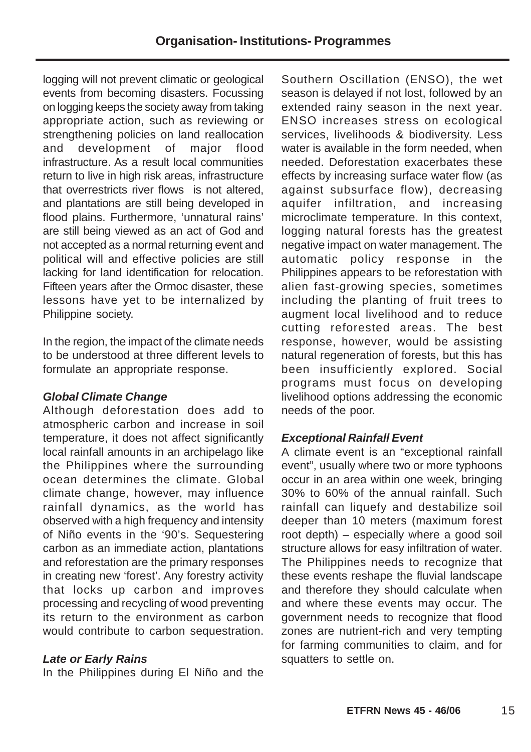logging will not prevent climatic or geological events from becoming disasters. Focussing on logging keeps the society away from taking appropriate action, such as reviewing or strengthening policies on land reallocation and development of major flood infrastructure. As a result local communities return to live in high risk areas, infrastructure that overrestricts river flows is not altered, and plantations are still being developed in flood plains. Furthermore, 'unnatural rains' are still being viewed as an act of God and not accepted as a normal returning event and political will and effective policies are still lacking for land identification for relocation. Fifteen years after the Ormoc disaster, these lessons have yet to be internalized by Philippine society.

In the region, the impact of the climate needs to be understood at three different levels to formulate an appropriate response.

***Global Climate Change***

Although deforestation does add to atmospheric carbon and increase in soil temperature, it does not affect significantly local rainfall amounts in an archipelago like the Philippines where the surrounding ocean determines the climate. Global climate change, however, may influence rainfall dynamics, as the world has observed with a high frequency and intensity of Niño events in the '90's. Sequestering carbon as an immediate action, plantations and reforestation are the primary responses in creating new 'forest'. Any forestry activity that locks up carbon and improves processing and recycling of wood preventing its return to the environment as carbon would contribute to carbon sequestration.

***Late or Early Rains***

In the Philippines during El Niño and the Southern Oscillation (ENSO), the wet season is delayed if not lost, followed by an extended rainy season in the next year. ENSO increases stress on ecological services, livelihoods & biodiversity. Less water is available in the form needed, when needed. Deforestation exacerbates these effects by increasing surface water flow (as against subsurface flow), decreasing aquifer infiltration, and increasing microclimate temperature. In this context, logging natural forests has the greatest negative impact on water management. The automatic policy response in the Philippines appears to be reforestation with alien fast-growing species, sometimes including the planting of fruit trees to augment local livelihood and to reduce cutting reforested areas. The best response, however, would be assisting natural regeneration of forests, but this has been insufficiently explored. Social programs must focus on developing livelihood options addressing the economic needs of the poor.

***Exceptional Rainfall Event***

A climate event is an "exceptional rainfall event", usually where two or more typhoons occur in an area within one week, bringing 30% to 60% of the annual rainfall. Such rainfall can liquefy and destabilize soil deeper than 10 meters (maximum forest root depth) – especially where a good soil structure allows for easy infiltration of water. The Philippines needs to recognize that these events reshape the fluvial landscape and therefore they should calculate when and where these events may occur. The government needs to recognize that flood zones are nutrient-rich and very tempting for farming communities to claim, and for squatters to settle on.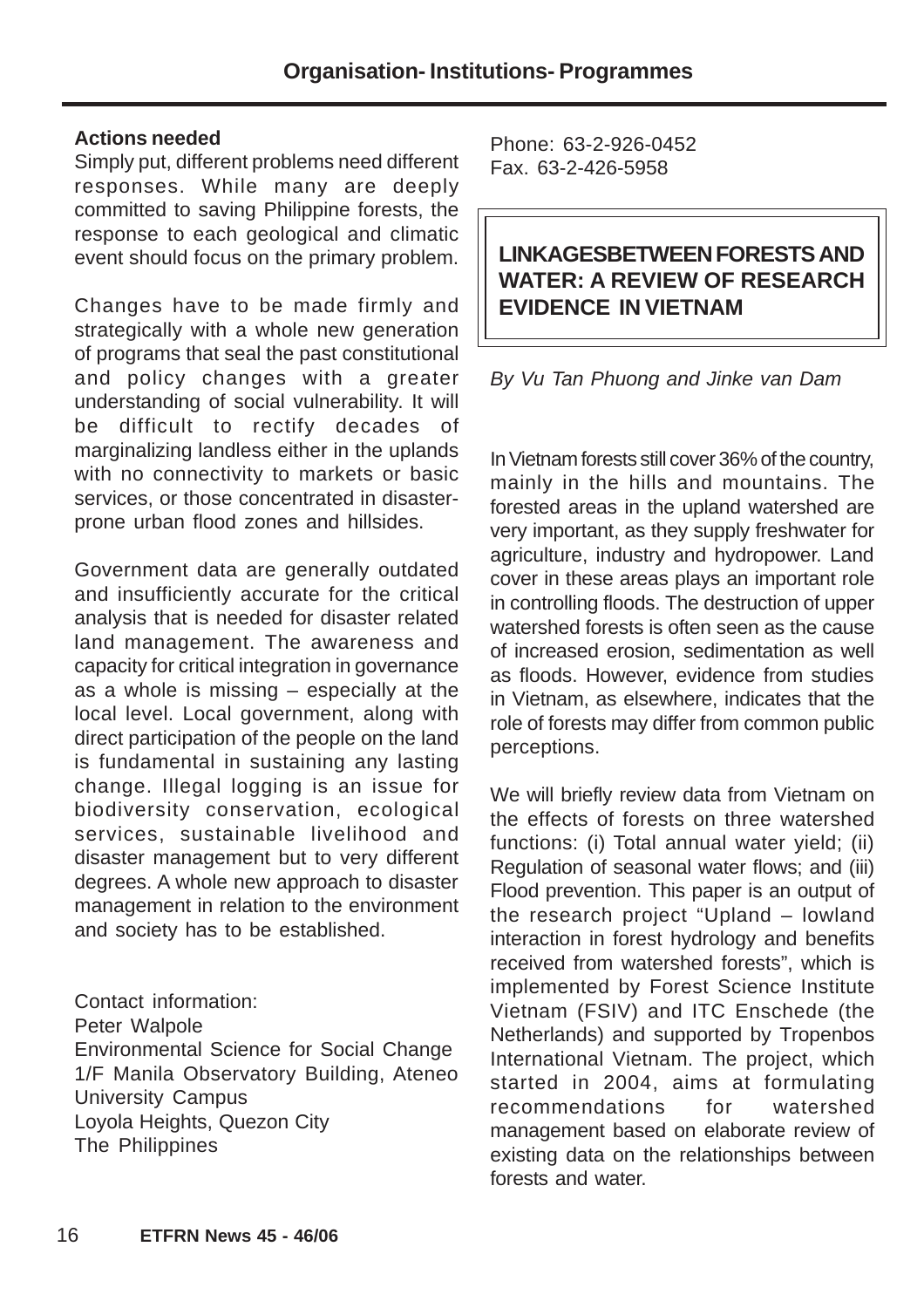### Actions needed

Simply put, different problems need different responses. While many are deeply committed to saving Philippine forests, the response to each geological and climatic event should focus on the primary problem.

Changes have to be made firmly and strategically with a whole new generation of programs that seal the past constitutional and policy changes with a greater understanding of social vulnerability. It will be difficult to rectify decades of marginalizing landless either in the uplands with no connectivity to markets or basic services, or those concentrated in disaster-prone urban flood zones and hillsides.

Government data are generally outdated and insufficiently accurate for the critical analysis that is needed for disaster related land management. The awareness and capacity for critical integration in governance as a whole is missing – especially at the local level. Local government, along with direct participation of the people on the land is fundamental in sustaining any lasting change. Illegal logging is an issue for biodiversity conservation, ecological services, sustainable livelihood and disaster management but to very different degrees. A whole new approach to disaster management in relation to the environment and society has to be established.

Contact information:
Peter Walpole
Environmental Science for Social Change
1/F Manila Observatory Building, Ateneo University Campus
Loyola Heights, Quezon City
The Philippines
Phone: 63-2-926-0452
Fax. 63-2-426-5958

## LINKAGESBETWEEN FORESTS AND WATER: A REVIEW OF RESEARCH EVIDENCE IN VIETNAM

*By Vu Tan Phuong and Jinke van Dam*

In Vietnam forests still cover 36% of the country, mainly in the hills and mountains. The forested areas in the upland watershed are very important, as they supply freshwater for agriculture, industry and hydropower. Land cover in these areas plays an important role in controlling floods. The destruction of upper watershed forests is often seen as the cause of increased erosion, sedimentation as well as floods. However, evidence from studies in Vietnam, as elsewhere, indicates that the role of forests may differ from common public perceptions.

We will briefly review data from Vietnam on the effects of forests on three watershed functions: (i) Total annual water yield; (ii) Regulation of seasonal water flows; and (iii) Flood prevention. This paper is an output of the research project "Upland – lowland interaction in forest hydrology and benefits received from watershed forests", which is implemented by Forest Science Institute Vietnam (FSIV) and ITC Enschede (the Netherlands) and supported by Tropenbos International Vietnam. The project, which started in 2004, aims at formulating recommendations for watershed management based on elaborate review of existing data on the relationships between forests and water.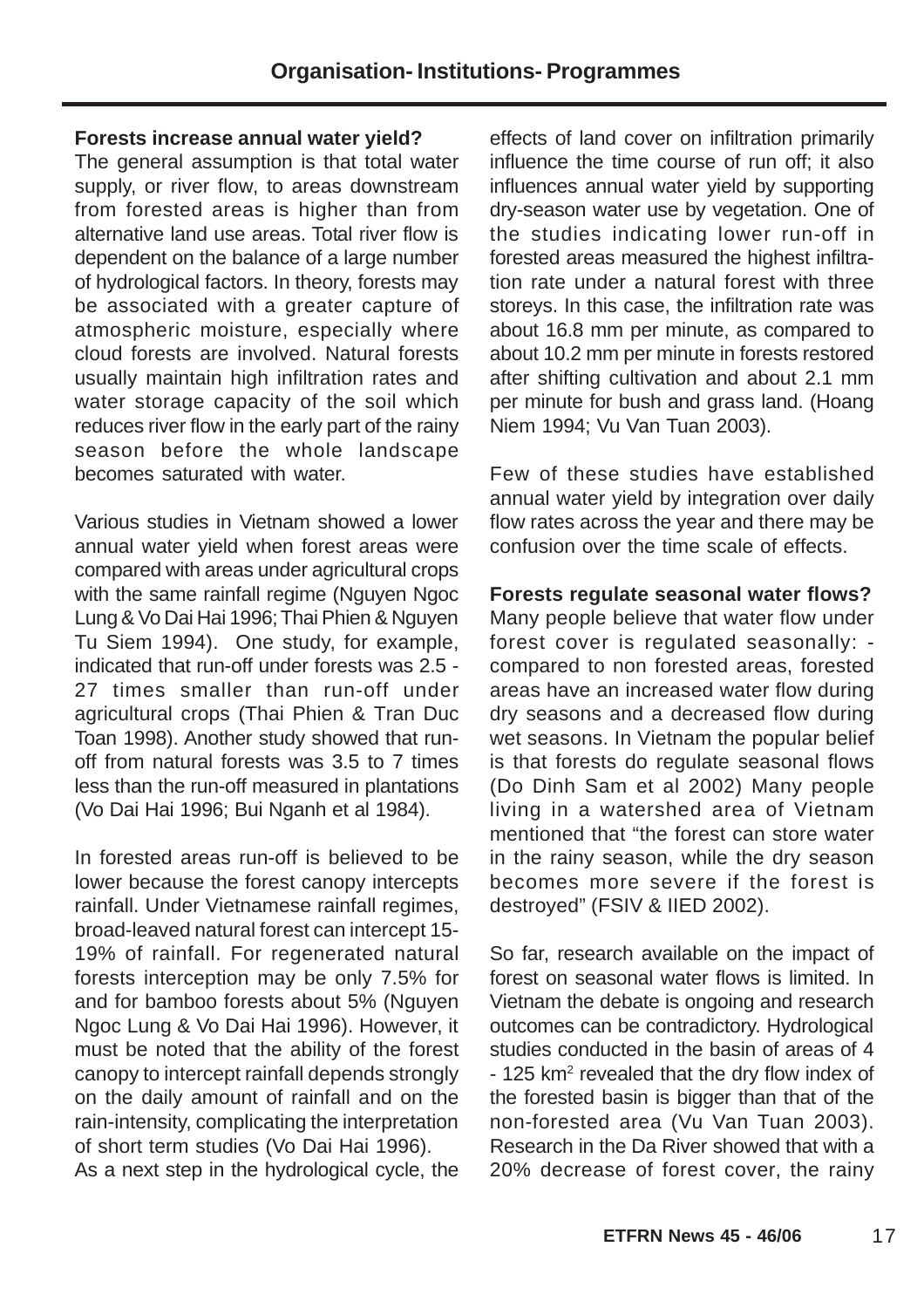**Forests increase annual water yield?**

The general assumption is that total water supply, or river flow, to areas downstream from forested areas is higher than from alternative land use areas. Total river flow is dependent on the balance of a large number of hydrological factors. In theory, forests may be associated with a greater capture of atmospheric moisture, especially where cloud forests are involved. Natural forests usually maintain high infiltration rates and water storage capacity of the soil which reduces river flow in the early part of the rainy season before the whole landscape becomes saturated with water.

Various studies in Vietnam showed a lower annual water yield when forest areas were compared with areas under agricultural crops with the same rainfall regime (Nguyen Ngoc Lung & Vo Dai Hai 1996; Thai Phien & Nguyen Tu Siem 1994). One study, for example, indicated that run-off under forests was 2.5 - 27 times smaller than run-off under agricultural crops (Thai Phien & Tran Duc Toan 1998). Another study showed that run-off from natural forests was 3.5 to 7 times less than the run-off measured in plantations (Vo Dai Hai 1996; Bui Nganh et al 1984).

In forested areas run-off is believed to be lower because the forest canopy intercepts rainfall. Under Vietnamese rainfall regimes, broad-leaved natural forest can intercept 15-19% of rainfall. For regenerated natural forests interception may be only 7.5% for and for bamboo forests about 5% (Nguyen Ngoc Lung & Vo Dai Hai 1996). However, it must be noted that the ability of the forest canopy to intercept rainfall depends strongly on the daily amount of rainfall and on the rain-intensity, complicating the interpretation of short term studies (Vo Dai Hai 1996).

As a next step in the hydrological cycle, the effects of land cover on infiltration primarily influence the time course of run off; it also influences annual water yield by supporting dry-season water use by vegetation. One of the studies indicating lower run-off in forested areas measured the highest infiltration rate under a natural forest with three storeys. In this case, the infiltration rate was about 16.8 mm per minute, as compared to about 10.2 mm per minute in forests restored after shifting cultivation and about 2.1 mm per minute for bush and grass land. (Hoang Niem 1994; Vu Van Tuan 2003).

Few of these studies have established annual water yield by integration over daily flow rates across the year and there may be confusion over the time scale of effects.

**Forests regulate seasonal water flows?**

Many people believe that water flow under forest cover is regulated seasonally: - compared to non forested areas, forested areas have an increased water flow during dry seasons and a decreased flow during wet seasons. In Vietnam the popular belief is that forests do regulate seasonal flows (Do Dinh Sam et al 2002) Many people living in a watershed area of Vietnam mentioned that "the forest can store water in the rainy season, while the dry season becomes more severe if the forest is destroyed" (FSIV & IIED 2002).

So far, research available on the impact of forest on seasonal water flows is limited. In Vietnam the debate is ongoing and research outcomes can be contradictory. Hydrological studies conducted in the basin of areas of 4 - 125 km$^2$ revealed that the dry flow index of the forested basin is bigger than that of the non-forested area (Vu Van Tuan 2003). Research in the Da River showed that with a 20% decrease of forest cover, the rainy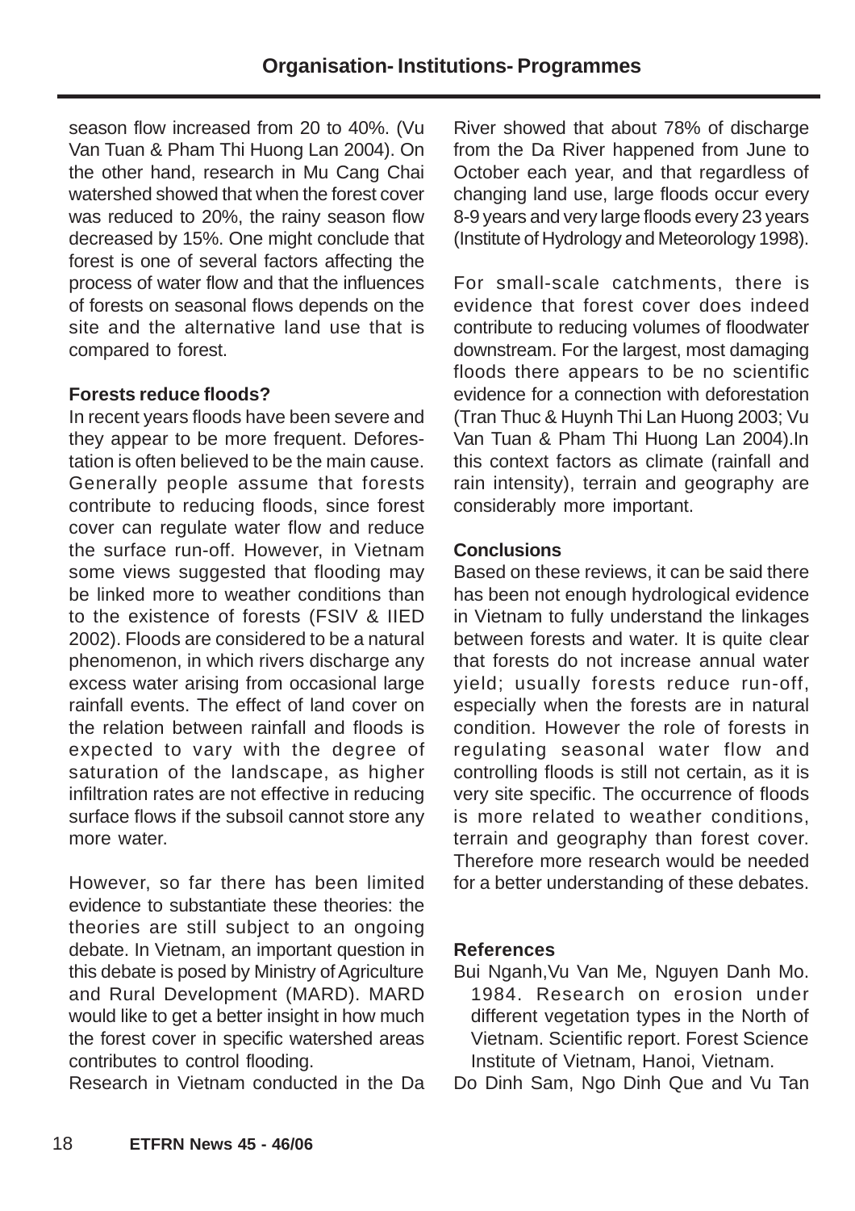season flow increased from 20 to 40%. (Vu Van Tuan & Pham Thi Huong Lan 2004). On the other hand, research in Mu Cang Chai watershed showed that when the forest cover was reduced to 20%, the rainy season flow decreased by 15%. One might conclude that forest is one of several factors affecting the process of water flow and that the influences of forests on seasonal flows depends on the site and the alternative land use that is compared to forest.

**Forests reduce floods?**

In recent years floods have been severe and they appear to be more frequent. Deforestation is often believed to be the main cause. Generally people assume that forests contribute to reducing floods, since forest cover can regulate water flow and reduce the surface run-off. However, in Vietnam some views suggested that flooding may be linked more to weather conditions than to the existence of forests (FSIV & IIED 2002). Floods are considered to be a natural phenomenon, in which rivers discharge any excess water arising from occasional large rainfall events. The effect of land cover on the relation between rainfall and floods is expected to vary with the degree of saturation of the landscape, as higher infiltration rates are not effective in reducing surface flows if the subsoil cannot store any more water.

However, so far there has been limited evidence to substantiate these theories: the theories are still subject to an ongoing debate. In Vietnam, an important question in this debate is posed by Ministry of Agriculture and Rural Development (MARD). MARD would like to get a better insight in how much the forest cover in specific watershed areas contributes to control flooding.

Research in Vietnam conducted in the Da River showed that about 78% of discharge from the Da River happened from June to October each year, and that regardless of changing land use, large floods occur every 8-9 years and very large floods every 23 years (Institute of Hydrology and Meteorology 1998).

For small-scale catchments, there is evidence that forest cover does indeed contribute to reducing volumes of floodwater downstream. For the largest, most damaging floods there appears to be no scientific evidence for a connection with deforestation (Tran Thuc & Huynh Thi Lan Huong 2003; Vu Van Tuan & Pham Thi Huong Lan 2004).In this context factors as climate (rainfall and rain intensity), terrain and geography are considerably more important.

**Conclusions**

Based on these reviews, it can be said there has been not enough hydrological evidence in Vietnam to fully understand the linkages between forests and water. It is quite clear that forests do not increase annual water yield; usually forests reduce run-off, especially when the forests are in natural condition. However the role of forests in regulating seasonal water flow and controlling floods is still not certain, as it is very site specific. The occurrence of floods is more related to weather conditions, terrain and geography than forest cover. Therefore more research would be needed for a better understanding of these debates.

**References**

Bui Nganh,Vu Van Me, Nguyen Danh Mo. 1984. Research on erosion under different vegetation types in the North of Vietnam. Scientific report. Forest Science Institute of Vietnam, Hanoi, Vietnam.

Do Dinh Sam, Ngo Dinh Que and Vu Tan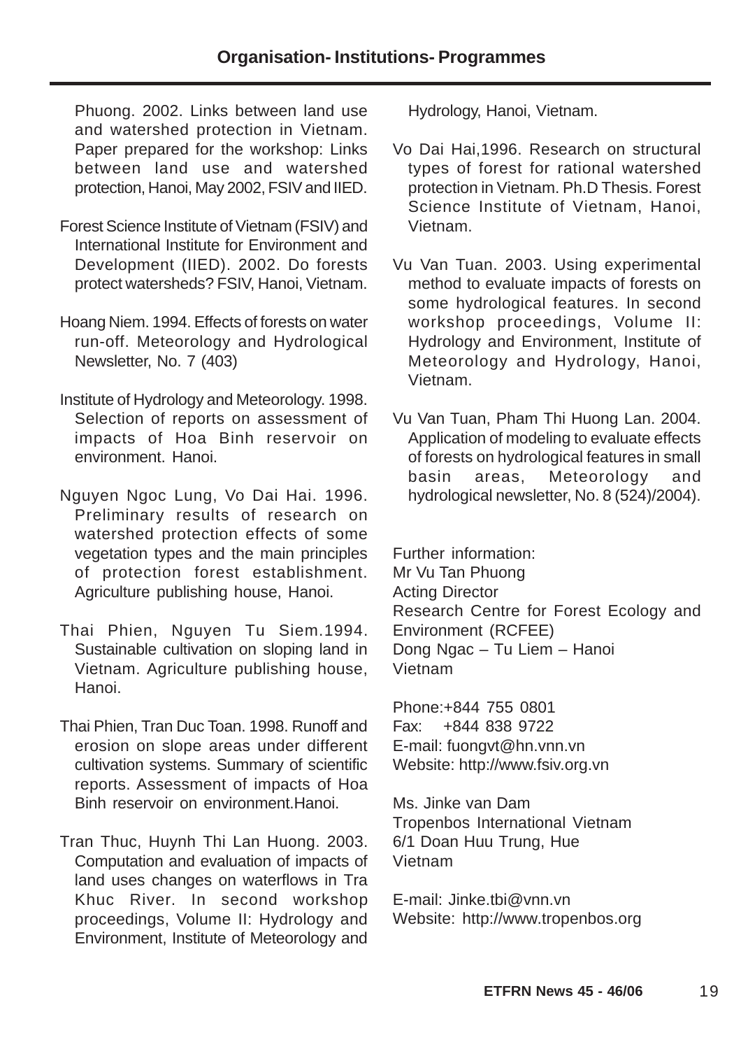Phuong. 2002. Links between land use and watershed protection in Vietnam. Paper prepared for the workshop: Links between land use and watershed protection, Hanoi, May 2002, FSIV and IIED.

Forest Science Institute of Vietnam (FSIV) and International Institute for Environment and Development (IIED). 2002. Do forests protect watersheds? FSIV, Hanoi, Vietnam.

Hoang Niem. 1994. Effects of forests on water run-off. Meteorology and Hydrological Newsletter, No. 7 (403)

Institute of Hydrology and Meteorology. 1998. Selection of reports on assessment of impacts of Hoa Binh reservoir on environment. Hanoi.

Nguyen Ngoc Lung, Vo Dai Hai. 1996. Preliminary results of research on watershed protection effects of some vegetation types and the main principles of protection forest establishment. Agriculture publishing house, Hanoi.

Thai Phien, Nguyen Tu Siem.1994. Sustainable cultivation on sloping land in Vietnam. Agriculture publishing house, Hanoi.

Thai Phien, Tran Duc Toan. 1998. Runoff and erosion on slope areas under different cultivation systems. Summary of scientific reports. Assessment of impacts of Hoa Binh reservoir on environment.Hanoi.

Tran Thuc, Huynh Thi Lan Huong. 2003. Computation and evaluation of impacts of land uses changes on waterflows in Tra Khuc River. In second workshop proceedings, Volume II: Hydrology and Environment, Institute of Meteorology and Hydrology, Hanoi, Vietnam.

Vo Dai Hai,1996. Research on structural types of forest for rational watershed protection in Vietnam. Ph.D Thesis. Forest Science Institute of Vietnam, Hanoi, Vietnam.

Vu Van Tuan. 2003. Using experimental method to evaluate impacts of forests on some hydrological features. In second workshop proceedings, Volume II: Hydrology and Environment, Institute of Meteorology and Hydrology, Hanoi, Vietnam.

Vu Van Tuan, Pham Thi Huong Lan. 2004. Application of modeling to evaluate effects of forests on hydrological features in small basin areas, Meteorology and hydrological newsletter, No. 8 (524)/2004).

Further information:
Mr Vu Tan Phuong
Acting Director
Research Centre for Forest Ecology and Environment (RCFEE)
Dong Ngac – Tu Liem – Hanoi
Vietnam

Phone:+844 755 0801
Fax: +844 838 9722
E-mail: fuongvt@hn.vnn.vn
Website: http://www.fsiv.org.vn

Ms. Jinke van Dam
Tropenbos International Vietnam
6/1 Doan Huu Trung, Hue
Vietnam

E-mail: Jinke.tbi@vnn.vn
Website: http://www.tropenbos.org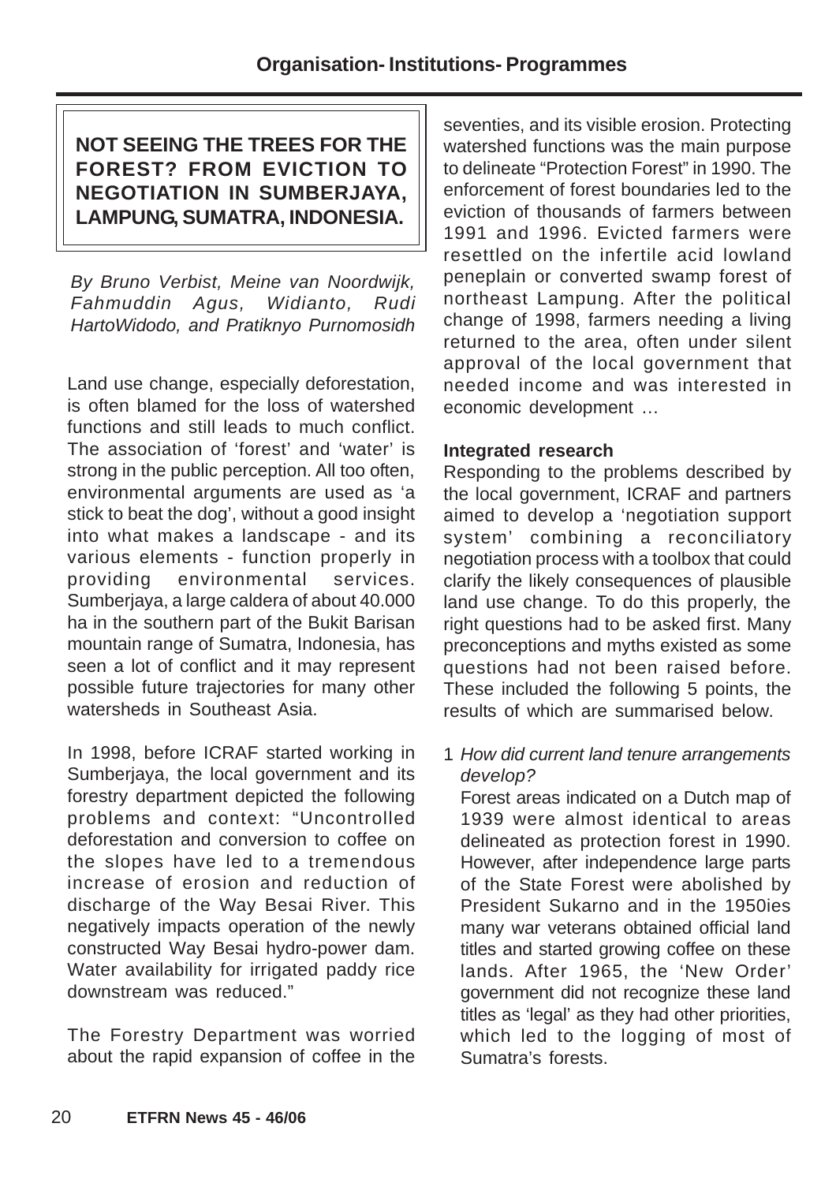## NOT SEEING THE TREES FOR THE FOREST? FROM EVICTION TO NEGOTIATION IN SUMBERJAYA, LAMPUNG, SUMATRA, INDONESIA.

*By Bruno Verbist, Meine van Noordwijk, Fahmuddin Agus, Widianto, Rudi HartoWidodo, and Pratiknyo Purnomosidh*

Land use change, especially deforestation, is often blamed for the loss of watershed functions and still leads to much conflict. The association of 'forest' and 'water' is strong in the public perception. All too often, environmental arguments are used as 'a stick to beat the dog', without a good insight into what makes a landscape - and its various elements - function properly in providing environmental services. Sumberjaya, a large caldera of about 40.000 ha in the southern part of the Bukit Barisan mountain range of Sumatra, Indonesia, has seen a lot of conflict and it may represent possible future trajectories for many other watersheds in Southeast Asia.

In 1998, before ICRAF started working in Sumberjaya, the local government and its forestry department depicted the following problems and context: "Uncontrolled deforestation and conversion to coffee on the slopes have led to a tremendous increase of erosion and reduction of discharge of the Way Besai River. This negatively impacts operation of the newly constructed Way Besai hydro-power dam. Water availability for irrigated paddy rice downstream was reduced."

The Forestry Department was worried about the rapid expansion of coffee in the seventies, and its visible erosion. Protecting watershed functions was the main purpose to delineate "Protection Forest" in 1990. The enforcement of forest boundaries led to the eviction of thousands of farmers between 1991 and 1996. Evicted farmers were resettled on the infertile acid lowland peneplain or converted swamp forest of northeast Lampung. After the political change of 1998, farmers needing a living returned to the area, often under silent approval of the local government that needed income and was interested in economic development …

**Integrated research**

Responding to the problems described by the local government, ICRAF and partners aimed to develop a 'negotiation support system' combining a reconciliatory negotiation process with a toolbox that could clarify the likely consequences of plausible land use change. To do this properly, the right questions had to be asked first. Many preconceptions and myths existed as some questions had not been raised before. These included the following 5 points, the results of which are summarised below.

1 *How did current land tenure arrangements develop?*

   Forest areas indicated on a Dutch map of 1939 were almost identical to areas delineated as protection forest in 1990. However, after independence large parts of the State Forest were abolished by President Sukarno and in the 1950ies many war veterans obtained official land titles and started growing coffee on these lands. After 1965, the 'New Order' government did not recognize these land titles as 'legal' as they had other priorities, which led to the logging of most of Sumatra's forests.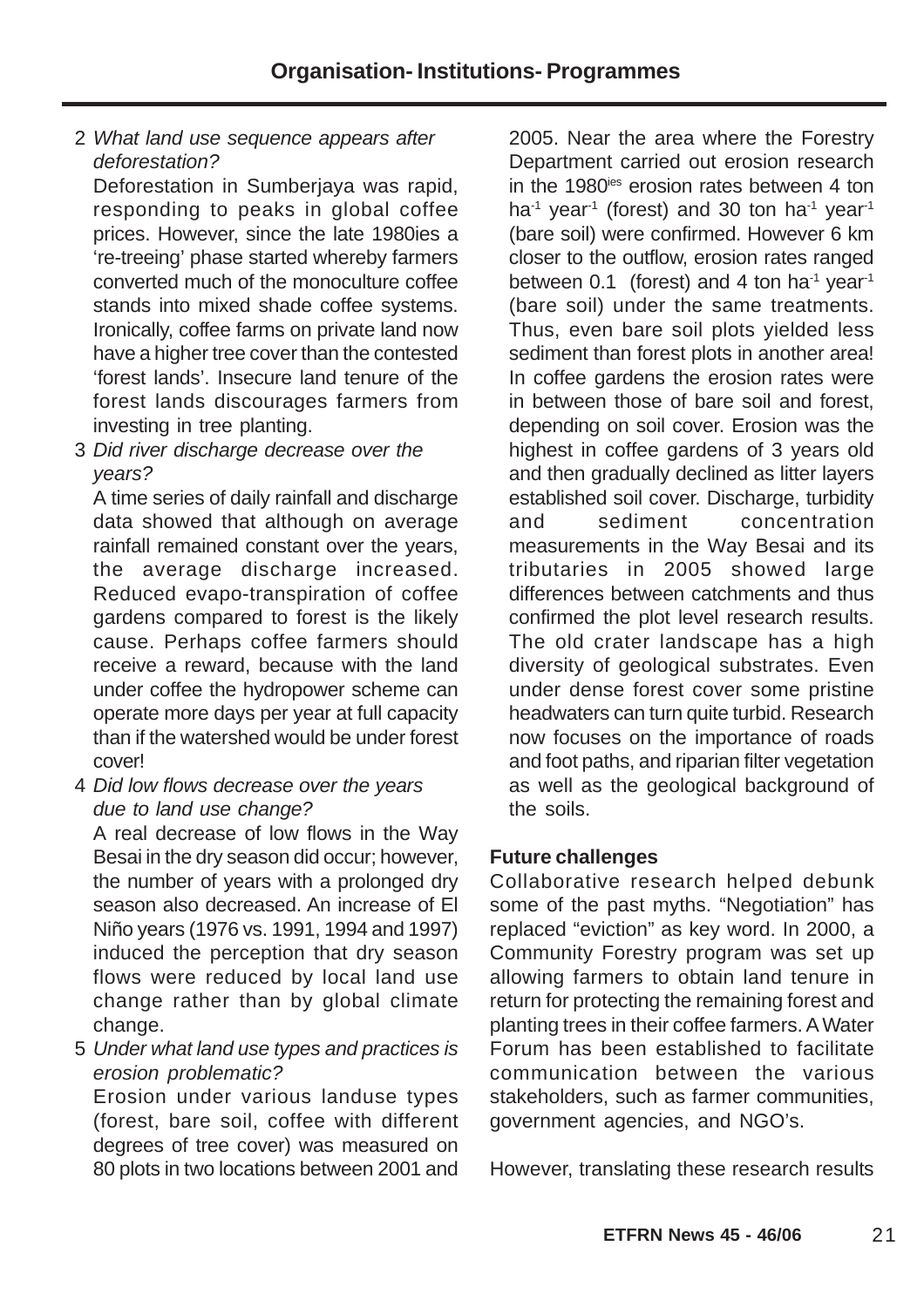2 *What land use sequence appears after deforestation?*

Deforestation in Sumberjaya was rapid, responding to peaks in global coffee prices. However, since the late 1980ies a 're-treeing' phase started whereby farmers converted much of the monoculture coffee stands into mixed shade coffee systems. Ironically, coffee farms on private land now have a higher tree cover than the contested 'forest lands'. Insecure land tenure of the forest lands discourages farmers from investing in tree planting.

3 *Did river discharge decrease over the years?*

A time series of daily rainfall and discharge data showed that although on average rainfall remained constant over the years, the average discharge increased. Reduced evapo-transpiration of coffee gardens compared to forest is the likely cause. Perhaps coffee farmers should receive a reward, because with the land under coffee the hydropower scheme can operate more days per year at full capacity than if the watershed would be under forest cover!

4 *Did low flows decrease over the years due to land use change?*

A real decrease of low flows in the Way Besai in the dry season did occur; however, the number of years with a prolonged dry season also decreased. An increase of El Niño years (1976 vs. 1991, 1994 and 1997) induced the perception that dry season flows were reduced by local land use change rather than by global climate change.

5 *Under what land use types and practices is erosion problematic?*

Erosion under various landuse types (forest, bare soil, coffee with different degrees of tree cover) was measured on 80 plots in two locations between 2001 and 2005. Near the area where the Forestry Department carried out erosion research in the 1980ies erosion rates between 4 ton $ha^{-1}$ $year^{-1}$ (forest) and 30 ton $ha^{-1}$ $year^{-1}$ (bare soil) were confirmed. However 6 km closer to the outflow, erosion rates ranged between 0.1 (forest) and 4 ton $ha^{-1}$ $year^{-1}$ (bare soil) under the same treatments. Thus, even bare soil plots yielded less sediment than forest plots in another area! In coffee gardens the erosion rates were in between those of bare soil and forest, depending on soil cover. Erosion was the highest in coffee gardens of 3 years old and then gradually declined as litter layers established soil cover. Discharge, turbidity and sediment concentration measurements in the Way Besai and its tributaries in 2005 showed large differences between catchments and thus confirmed the plot level research results. The old crater landscape has a high diversity of geological substrates. Even under dense forest cover some pristine headwaters can turn quite turbid. Research now focuses on the importance of roads and foot paths, and riparian filter vegetation as well as the geological background of the soils.

**Future challenges**

Collaborative research helped debunk some of the past myths. "Negotiation" has replaced "eviction" as key word. In 2000, a Community Forestry program was set up allowing farmers to obtain land tenure in return for protecting the remaining forest and planting trees in their coffee farmers. A Water Forum has been established to facilitate communication between the various stakeholders, such as farmer communities, government agencies, and NGO's.

However, translating these research results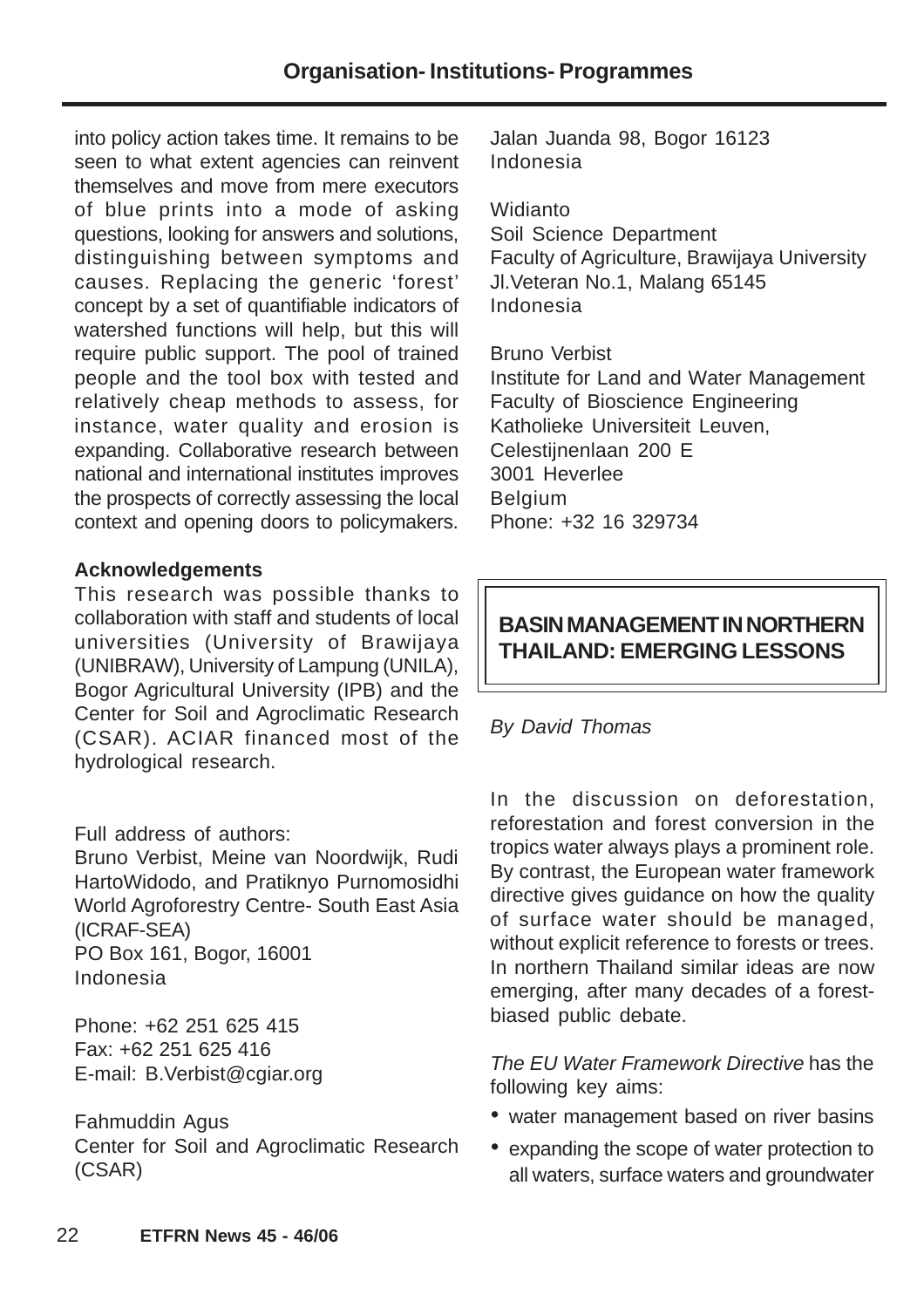into policy action takes time. It remains to be seen to what extent agencies can reinvent themselves and move from mere executors of blue prints into a mode of asking questions, looking for answers and solutions, distinguishing between symptoms and causes. Replacing the generic 'forest' concept by a set of quantifiable indicators of watershed functions will help, but this will require public support. The pool of trained people and the tool box with tested and relatively cheap methods to assess, for instance, water quality and erosion is expanding. Collaborative research between national and international institutes improves the prospects of correctly assessing the local context and opening doors to policymakers.

**Acknowledgements**

This research was possible thanks to collaboration with staff and students of local universities (University of Brawijaya (UNIBRAW), University of Lampung (UNILA), Bogor Agricultural University (IPB) and the Center for Soil and Agroclimatic Research (CSAR). ACIAR financed most of the hydrological research.

Full address of authors:

Bruno Verbist, Meine van Noordwijk, Rudi HartoWidodo, and Pratiknyo Purnomosidhi
World Agroforestry Centre- South East Asia (ICRAF-SEA)
PO Box 161, Bogor, 16001
Indonesia

Phone: +62 251 625 415
Fax: +62 251 625 416
E-mail: B.Verbist@cgiar.org

Fahmuddin Agus
Center for Soil and Agroclimatic Research (CSAR)
Jalan Juanda 98, Bogor 16123
Indonesia

Widianto
Soil Science Department
Faculty of Agriculture, Brawijaya University
Jl.Veteran No.1, Malang 65145
Indonesia

Bruno Verbist
Institute for Land and Water Management
Faculty of Bioscience Engineering
Katholieke Universiteit Leuven,
Celestijnenlaan 200 E
3001 Heverlee
Belgium
Phone: +32 16 329734

## BASIN MANAGEMENT IN NORTHERN THAILAND: EMERGING LESSONS

*By David Thomas*

In the discussion on deforestation, reforestation and forest conversion in the tropics water always plays a prominent role. By contrast, the European water framework directive gives guidance on how the quality of surface water should be managed, without explicit reference to forests or trees. In northern Thailand similar ideas are now emerging, after many decades of a forest-biased public debate.

*The EU Water Framework Directive* has the following key aims:

- water management based on river basins
- expanding the scope of water protection to all waters, surface waters and groundwater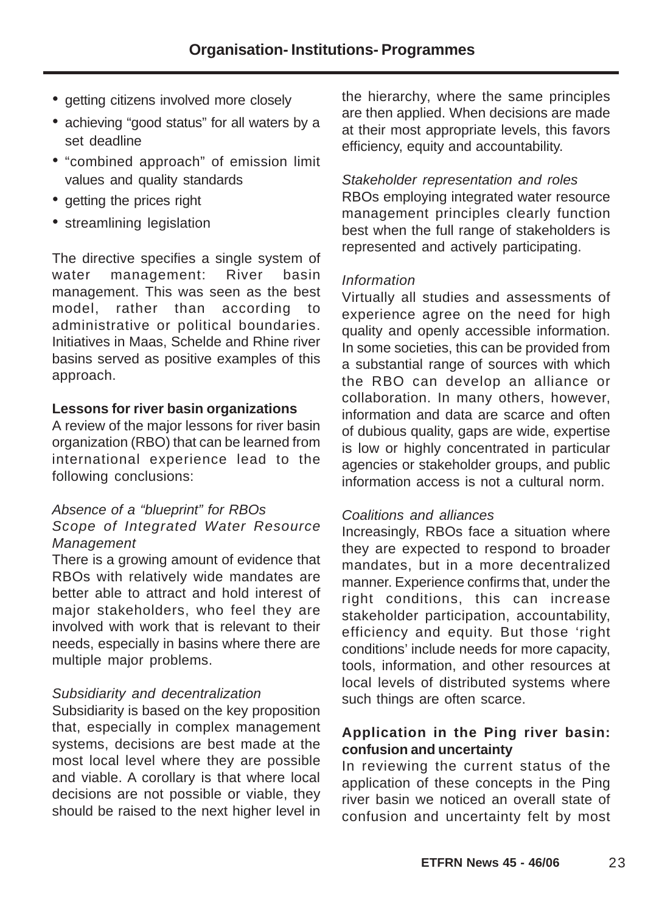- getting citizens involved more closely
- achieving "good status" for all waters by a set deadline
- "combined approach" of emission limit values and quality standards
- getting the prices right
- streamlining legislation

The directive specifies a single system of water management: River basin management. This was seen as the best model, rather than according to administrative or political boundaries. Initiatives in Maas, Schelde and Rhine river basins served as positive examples of this approach.

**Lessons for river basin organizations**

A review of the major lessons for river basin organization (RBO) that can be learned from international experience lead to the following conclusions:

*Absence of a "blueprint" for RBOs*

*Scope of Integrated Water Resource Management*

There is a growing amount of evidence that RBOs with relatively wide mandates are better able to attract and hold interest of major stakeholders, who feel they are involved with work that is relevant to their needs, especially in basins where there are multiple major problems.

*Subsidiarity and decentralization*

Subsidiarity is based on the key proposition that, especially in complex management systems, decisions are best made at the most local level where they are possible and viable. A corollary is that where local decisions are not possible or viable, they should be raised to the next higher level in the hierarchy, where the same principles are then applied. When decisions are made at their most appropriate levels, this favors efficiency, equity and accountability.

*Stakeholder representation and roles*

RBOs employing integrated water resource management principles clearly function best when the full range of stakeholders is represented and actively participating.

*Information*

Virtually all studies and assessments of experience agree on the need for high quality and openly accessible information. In some societies, this can be provided from a substantial range of sources with which the RBO can develop an alliance or collaboration. In many others, however, information and data are scarce and often of dubious quality, gaps are wide, expertise is low or highly concentrated in particular agencies or stakeholder groups, and public information access is not a cultural norm.

*Coalitions and alliances*

Increasingly, RBOs face a situation where they are expected to respond to broader mandates, but in a more decentralized manner. Experience confirms that, under the right conditions, this can increase stakeholder participation, accountability, efficiency and equity. But those 'right conditions' include needs for more capacity, tools, information, and other resources at local levels of distributed systems where such things are often scarce.

**Application in the Ping river basin: confusion and uncertainty**

In reviewing the current status of the application of these concepts in the Ping river basin we noticed an overall state of confusion and uncertainty felt by most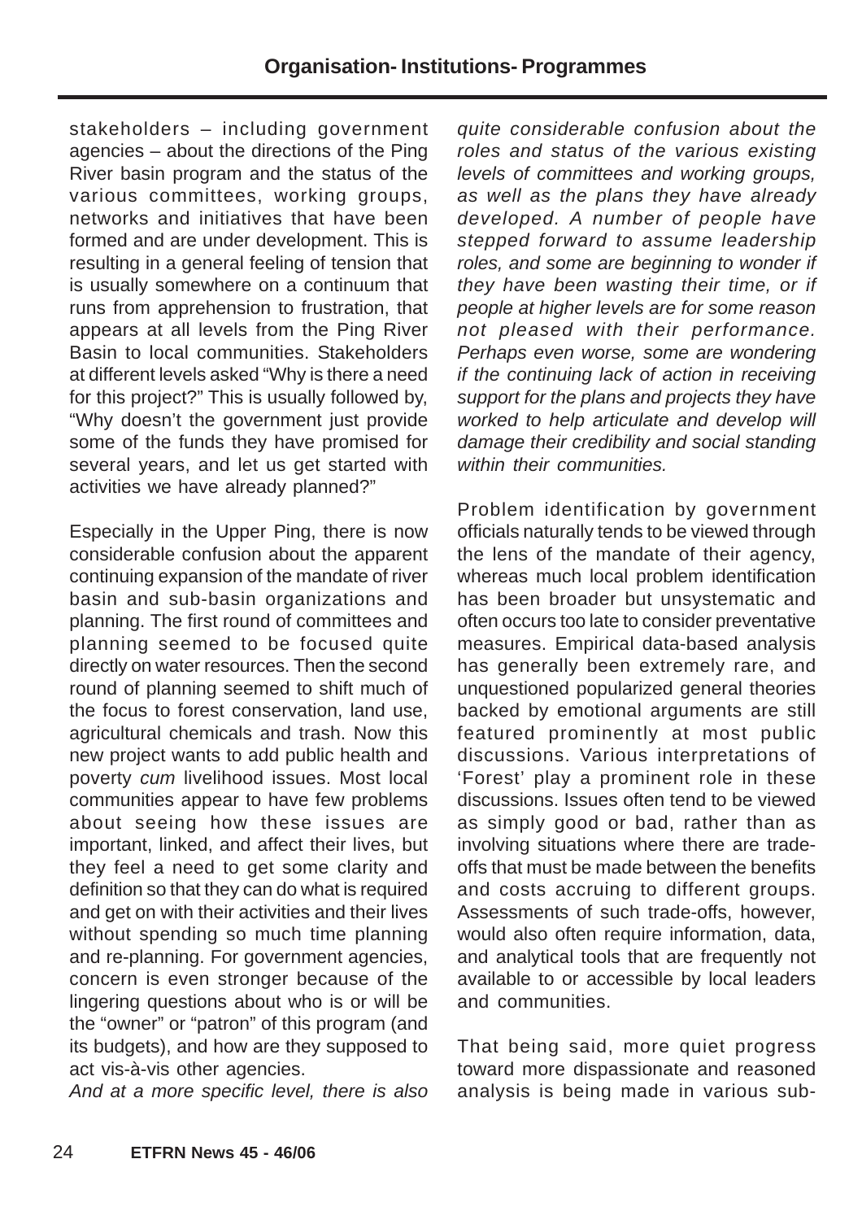stakeholders – including government agencies – about the directions of the Ping River basin program and the status of the various committees, working groups, networks and initiatives that have been formed and are under development. This is resulting in a general feeling of tension that is usually somewhere on a continuum that runs from apprehension to frustration, that appears at all levels from the Ping River Basin to local communities. Stakeholders at different levels asked "Why is there a need for this project?" This is usually followed by, "Why doesn't the government just provide some of the funds they have promised for several years, and let us get started with activities we have already planned?"

Especially in the Upper Ping, there is now considerable confusion about the apparent continuing expansion of the mandate of river basin and sub-basin organizations and planning. The first round of committees and planning seemed to be focused quite directly on water resources. Then the second round of planning seemed to shift much of the focus to forest conservation, land use, agricultural chemicals and trash. Now this new project wants to add public health and poverty *cum* livelihood issues. Most local communities appear to have few problems about seeing how these issues are important, linked, and affect their lives, but they feel a need to get some clarity and definition so that they can do what is required and get on with their activities and their lives without spending so much time planning and re-planning. For government agencies, concern is even stronger because of the lingering questions about who is or will be the "owner" or "patron" of this program (and its budgets), and how are they supposed to act vis-à-vis other agencies.

*And at a more specific level, there is also quite considerable confusion about the roles and status of the various existing levels of committees and working groups, as well as the plans they have already developed. A number of people have stepped forward to assume leadership roles, and some are beginning to wonder if they have been wasting their time, or if people at higher levels are for some reason not pleased with their performance. Perhaps even worse, some are wondering if the continuing lack of action in receiving support for the plans and projects they have worked to help articulate and develop will damage their credibility and social standing within their communities.*

Problem identification by government officials naturally tends to be viewed through the lens of the mandate of their agency, whereas much local problem identification has been broader but unsystematic and often occurs too late to consider preventative measures. Empirical data-based analysis has generally been extremely rare, and unquestioned popularized general theories backed by emotional arguments are still featured prominently at most public discussions. Various interpretations of 'Forest' play a prominent role in these discussions. Issues often tend to be viewed as simply good or bad, rather than as involving situations where there are trade-offs that must be made between the benefits and costs accruing to different groups. Assessments of such trade-offs, however, would also often require information, data, and analytical tools that are frequently not available to or accessible by local leaders and communities.

That being said, more quiet progress toward more dispassionate and reasoned analysis is being made in various sub-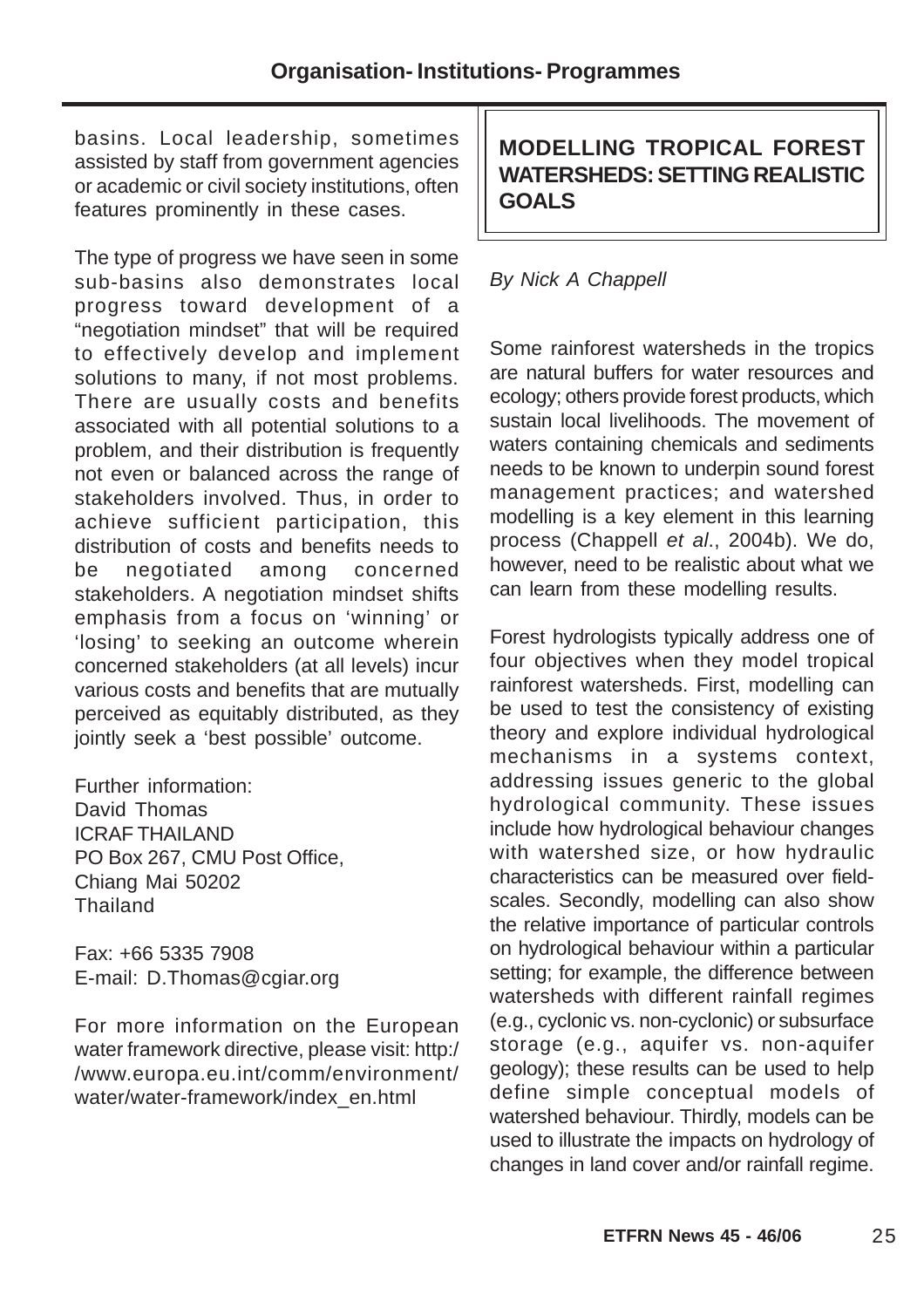basins. Local leadership, sometimes assisted by staff from government agencies or academic or civil society institutions, often features prominently in these cases.

The type of progress we have seen in some sub-basins also demonstrates local progress toward development of a "negotiation mindset" that will be required to effectively develop and implement solutions to many, if not most problems. There are usually costs and benefits associated with all potential solutions to a problem, and their distribution is frequently not even or balanced across the range of stakeholders involved. Thus, in order to achieve sufficient participation, this distribution of costs and benefits needs to be negotiated among concerned stakeholders. A negotiation mindset shifts emphasis from a focus on 'winning' or 'losing' to seeking an outcome wherein concerned stakeholders (at all levels) incur various costs and benefits that are mutually perceived as equitably distributed, as they jointly seek a 'best possible' outcome.

Further information:
David Thomas
ICRAF THAILAND
PO Box 267, CMU Post Office,
Chiang Mai 50202
Thailand

Fax: +66 5335 7908
E-mail: D.Thomas@cgiar.org

For more information on the European water framework directive, please visit: http://www.europa.eu.int/comm/environment/water/water-framework/index_en.html

## MODELLING TROPICAL FOREST WATERSHEDS: SETTING REALISTIC GOALS

*By Nick A Chappell*

Some rainforest watersheds in the tropics are natural buffers for water resources and ecology; others provide forest products, which sustain local livelihoods. The movement of waters containing chemicals and sediments needs to be known to underpin sound forest management practices; and watershed modelling is a key element in this learning process (Chappell *et al*., 2004b). We do, however, need to be realistic about what we can learn from these modelling results.

Forest hydrologists typically address one of four objectives when they model tropical rainforest watersheds. First, modelling can be used to test the consistency of existing theory and explore individual hydrological mechanisms in a systems context, addressing issues generic to the global hydrological community. These issues include how hydrological behaviour changes with watershed size, or how hydraulic characteristics can be measured over field-scales. Secondly, modelling can also show the relative importance of particular controls on hydrological behaviour within a particular setting; for example, the difference between watersheds with different rainfall regimes (e.g., cyclonic vs. non-cyclonic) or subsurface storage (e.g., aquifer vs. non-aquifer geology); these results can be used to help define simple conceptual models of watershed behaviour. Thirdly, models can be used to illustrate the impacts on hydrology of changes in land cover and/or rainfall regime.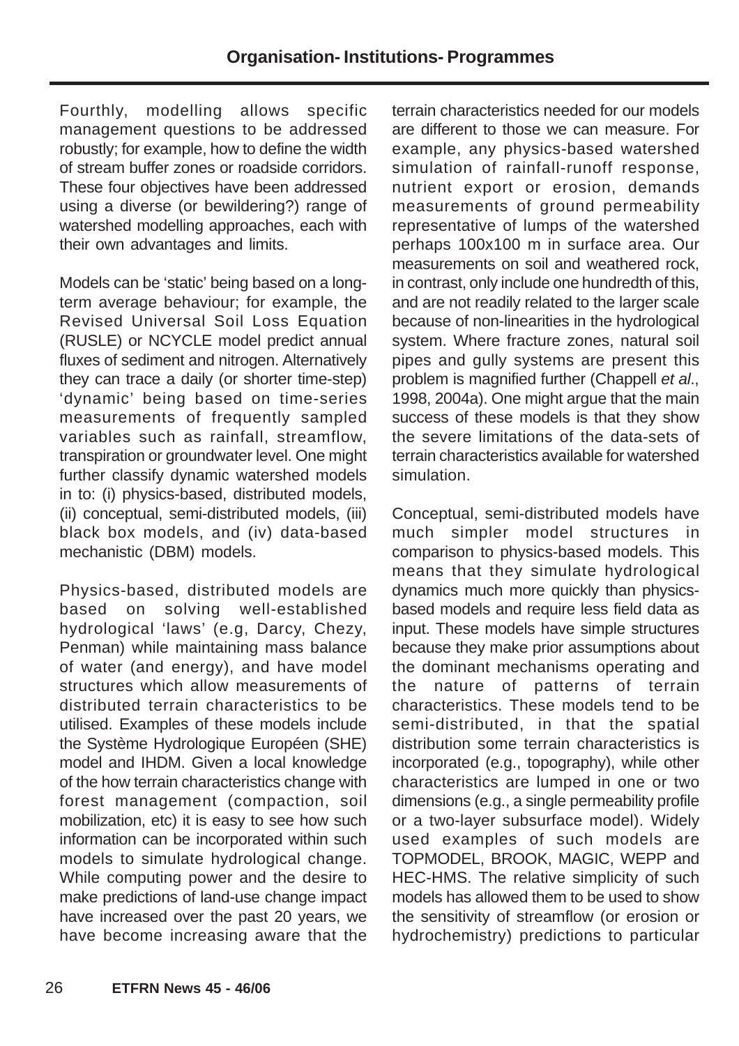Fourthly, modelling allows specific management questions to be addressed robustly; for example, how to define the width of stream buffer zones or roadside corridors. These four objectives have been addressed using a diverse (or bewildering?) range of watershed modelling approaches, each with their own advantages and limits.

Models can be 'static' being based on a long-term average behaviour; for example, the Revised Universal Soil Loss Equation (RUSLE) or NCYCLE model predict annual fluxes of sediment and nitrogen. Alternatively they can trace a daily (or shorter time-step) 'dynamic' being based on time-series measurements of frequently sampled variables such as rainfall, streamflow, transpiration or groundwater level. One might further classify dynamic watershed models in to: (i) physics-based, distributed models, (ii) conceptual, semi-distributed models, (iii) black box models, and (iv) data-based mechanistic (DBM) models.

Physics-based, distributed models are based on solving well-established hydrological 'laws' (e.g, Darcy, Chezy, Penman) while maintaining mass balance of water (and energy), and have model structures which allow measurements of distributed terrain characteristics to be utilised. Examples of these models include the Système Hydrologique Européen (SHE) model and IHDM. Given a local knowledge of the how terrain characteristics change with forest management (compaction, soil mobilization, etc) it is easy to see how such information can be incorporated within such models to simulate hydrological change. While computing power and the desire to make predictions of land-use change impact have increased over the past 20 years, we have become increasing aware that the terrain characteristics needed for our models are different to those we can measure. For example, any physics-based watershed simulation of rainfall-runoff response, nutrient export or erosion, demands measurements of ground permeability representative of lumps of the watershed perhaps 100x100 m in surface area. Our measurements on soil and weathered rock, in contrast, only include one hundredth of this, and are not readily related to the larger scale because of non-linearities in the hydrological system. Where fracture zones, natural soil pipes and gully systems are present this problem is magnified further (Chappell *et al*., 1998, 2004a). One might argue that the main success of these models is that they show the severe limitations of the data-sets of terrain characteristics available for watershed simulation.

Conceptual, semi-distributed models have much simpler model structures in comparison to physics-based models. This means that they simulate hydrological dynamics much more quickly than physics-based models and require less field data as input. These models have simple structures because they make prior assumptions about the dominant mechanisms operating and the nature of patterns of terrain characteristics. These models tend to be semi-distributed, in that the spatial distribution some terrain characteristics is incorporated (e.g., topography), while other characteristics are lumped in one or two dimensions (e.g., a single permeability profile or a two-layer subsurface model). Widely used examples of such models are TOPMODEL, BROOK, MAGIC, WEPP and HEC-HMS. The relative simplicity of such models has allowed them to be used to show the sensitivity of streamflow (or erosion or hydrochemistry) predictions to particular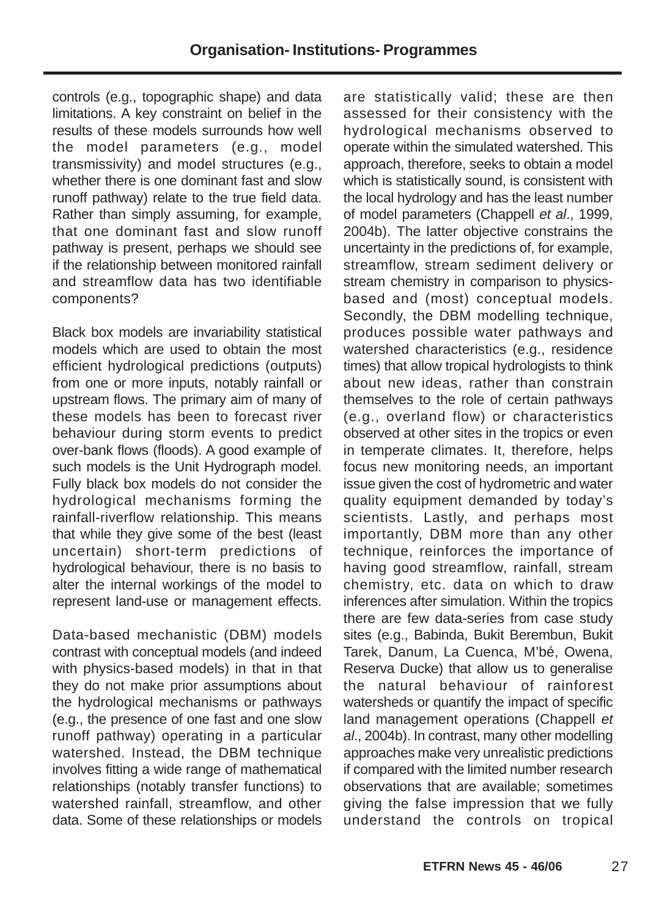controls (e.g., topographic shape) and data limitations. A key constraint on belief in the results of these models surrounds how well the model parameters (e.g., model transmissivity) and model structures (e.g., whether there is one dominant fast and slow runoff pathway) relate to the true field data. Rather than simply assuming, for example, that one dominant fast and slow runoff pathway is present, perhaps we should see if the relationship between monitored rainfall and streamflow data has two identifiable components?

Black box models are invariability statistical models which are used to obtain the most efficient hydrological predictions (outputs) from one or more inputs, notably rainfall or upstream flows. The primary aim of many of these models has been to forecast river behaviour during storm events to predict over-bank flows (floods). A good example of such models is the Unit Hydrograph model. Fully black box models do not consider the hydrological mechanisms forming the rainfall-riverflow relationship. This means that while they give some of the best (least uncertain) short-term predictions of hydrological behaviour, there is no basis to alter the internal workings of the model to represent land-use or management effects.

Data-based mechanistic (DBM) models contrast with conceptual models (and indeed with physics-based models) in that in that they do not make prior assumptions about the hydrological mechanisms or pathways (e.g., the presence of one fast and one slow runoff pathway) operating in a particular watershed. Instead, the DBM technique involves fitting a wide range of mathematical relationships (notably transfer functions) to watershed rainfall, streamflow, and other data. Some of these relationships or models are statistically valid; these are then assessed for their consistency with the hydrological mechanisms observed to operate within the simulated watershed. This approach, therefore, seeks to obtain a model which is statistically sound, is consistent with the local hydrology and has the least number of model parameters (Chappell *et al*., 1999, 2004b). The latter objective constrains the uncertainty in the predictions of, for example, streamflow, stream sediment delivery or stream chemistry in comparison to physics-based and (most) conceptual models. Secondly, the DBM modelling technique, produces possible water pathways and watershed characteristics (e.g., residence times) that allow tropical hydrologists to think about new ideas, rather than constrain themselves to the role of certain pathways (e.g., overland flow) or characteristics observed at other sites in the tropics or even in temperate climates. It, therefore, helps focus new monitoring needs, an important issue given the cost of hydrometric and water quality equipment demanded by today's scientists. Lastly, and perhaps most importantly, DBM more than any other technique, reinforces the importance of having good streamflow, rainfall, stream chemistry, etc. data on which to draw inferences after simulation. Within the tropics there are few data-series from case study sites (e.g., Babinda, Bukit Berembun, Bukit Tarek, Danum, La Cuenca, M'bé, Owena, Reserva Ducke) that allow us to generalise the natural behaviour of rainforest watersheds or quantify the impact of specific land management operations (Chappell *et al*., 2004b). In contrast, many other modelling approaches make very unrealistic predictions if compared with the limited number research observations that are available; sometimes giving the false impression that we fully understand the controls on tropical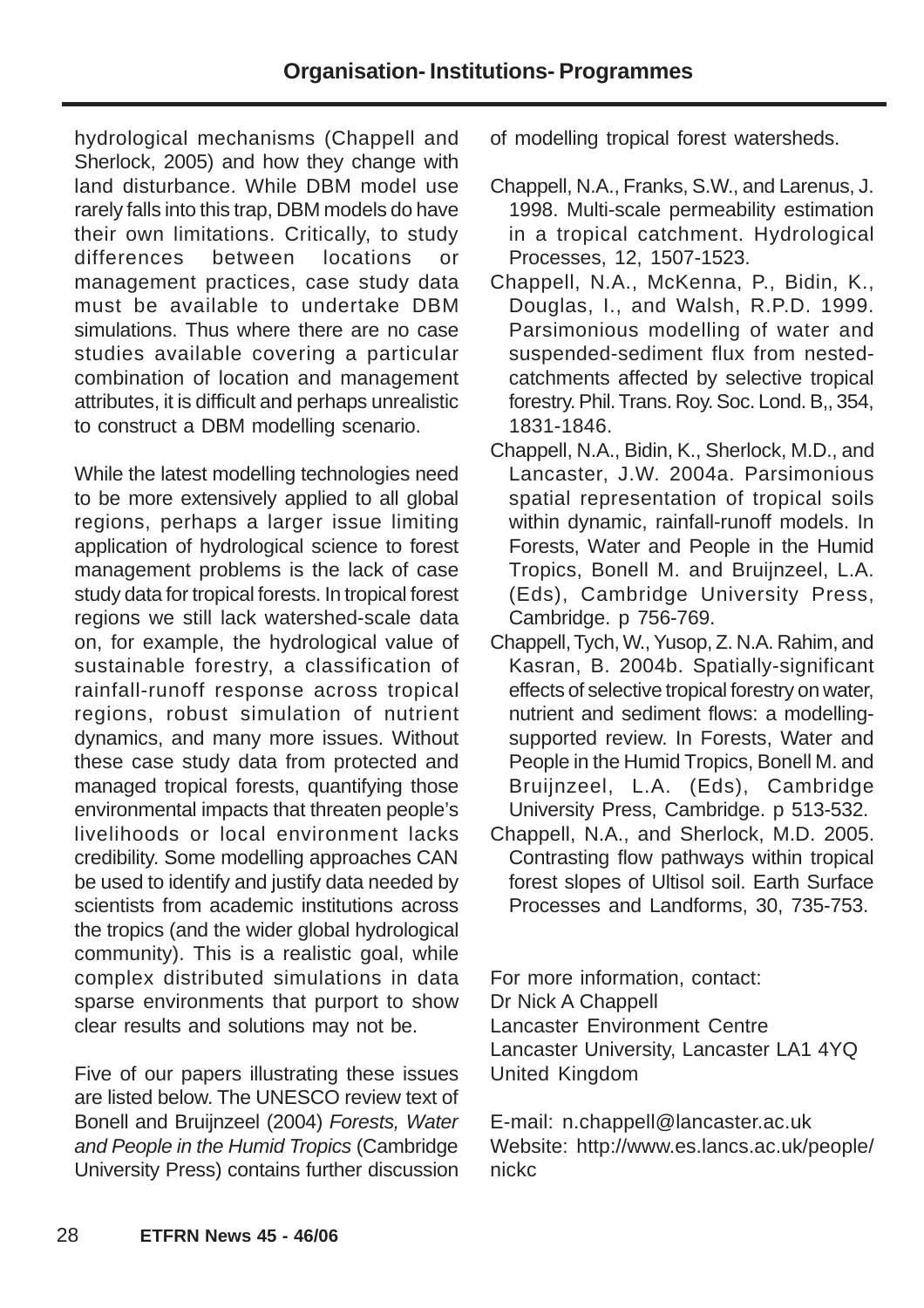hydrological mechanisms (Chappell and Sherlock, 2005) and how they change with land disturbance. While DBM model use rarely falls into this trap, DBM models do have their own limitations. Critically, to study differences between locations or management practices, case study data must be available to undertake DBM simulations. Thus where there are no case studies available covering a particular combination of location and management attributes, it is difficult and perhaps unrealistic to construct a DBM modelling scenario.

While the latest modelling technologies need to be more extensively applied to all global regions, perhaps a larger issue limiting application of hydrological science to forest management problems is the lack of case study data for tropical forests. In tropical forest regions we still lack watershed-scale data on, for example, the hydrological value of sustainable forestry, a classification of rainfall-runoff response across tropical regions, robust simulation of nutrient dynamics, and many more issues. Without these case study data from protected and managed tropical forests, quantifying those environmental impacts that threaten people's livelihoods or local environment lacks credibility. Some modelling approaches CAN be used to identify and justify data needed by scientists from academic institutions across the tropics (and the wider global hydrological community). This is a realistic goal, while complex distributed simulations in data sparse environments that purport to show clear results and solutions may not be.

Five of our papers illustrating these issues are listed below. The UNESCO review text of Bonell and Bruijnzeel (2004) *Forests, Water and People in the Humid Tropics* (Cambridge University Press) contains further discussion of modelling tropical forest watersheds.

Chappell, N.A., Franks, S.W., and Larenus, J. 1998. Multi-scale permeability estimation in a tropical catchment. Hydrological Processes, 12, 1507-1523.

Chappell, N.A., McKenna, P., Bidin, K., Douglas, I., and Walsh, R.P.D. 1999. Parsimonious modelling of water and suspended-sediment flux from nested-catchments affected by selective tropical forestry. Phil. Trans. Roy. Soc. Lond. B,, 354, 1831-1846.

Chappell, N.A., Bidin, K., Sherlock, M.D., and Lancaster, J.W. 2004a. Parsimonious spatial representation of tropical soils within dynamic, rainfall-runoff models. In Forests, Water and People in the Humid Tropics, Bonell M. and Bruijnzeel, L.A. (Eds), Cambridge University Press, Cambridge. p 756-769.

Chappell, Tych, W., Yusop, Z. N.A. Rahim, and Kasran, B. 2004b. Spatially-significant effects of selective tropical forestry on water, nutrient and sediment flows: a modelling-supported review. In Forests, Water and People in the Humid Tropics, Bonell M. and Bruijnzeel, L.A. (Eds), Cambridge University Press, Cambridge. p 513-532.

Chappell, N.A., and Sherlock, M.D. 2005. Contrasting flow pathways within tropical forest slopes of Ultisol soil. Earth Surface Processes and Landforms, 30, 735-753.

For more information, contact:
Dr Nick A Chappell
Lancaster Environment Centre
Lancaster University, Lancaster LA1 4YQ
United Kingdom

E-mail: n.chappell@lancaster.ac.uk
Website: http://www.es.lancs.ac.uk/people/nickc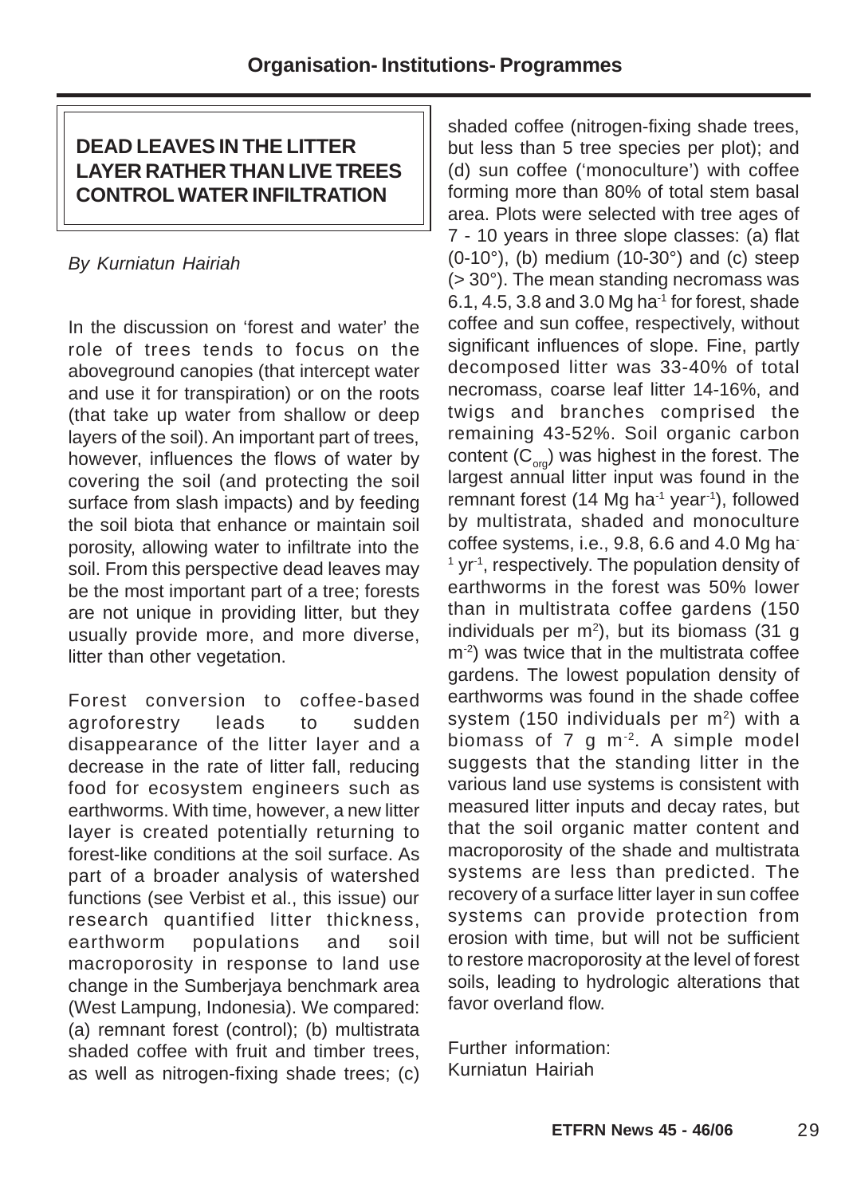## DEAD LEAVES IN THE LITTER LAYER RATHER THAN LIVE TREES CONTROL WATER INFILTRATION

*By Kurniatun Hairiah*

In the discussion on 'forest and water' the role of trees tends to focus on the aboveground canopies (that intercept water and use it for transpiration) or on the roots (that take up water from shallow or deep layers of the soil). An important part of trees, however, influences the flows of water by covering the soil (and protecting the soil surface from slash impacts) and by feeding the soil biota that enhance or maintain soil porosity, allowing water to infiltrate into the soil. From this perspective dead leaves may be the most important part of a tree; forests are not unique in providing litter, but they usually provide more, and more diverse, litter than other vegetation.

Forest conversion to coffee-based agroforestry leads to sudden disappearance of the litter layer and a decrease in the rate of litter fall, reducing food for ecosystem engineers such as earthworms. With time, however, a new litter layer is created potentially returning to forest-like conditions at the soil surface. As part of a broader analysis of watershed functions (see Verbist et al., this issue) our research quantified litter thickness, earthworm populations and soil macroporosity in response to land use change in the Sumberjaya benchmark area (West Lampung, Indonesia). We compared: (a) remnant forest (control); (b) multistrata shaded coffee with fruit and timber trees, as well as nitrogen-fixing shade trees; (c) shaded coffee (nitrogen-fixing shade trees, but less than 5 tree species per plot); and (d) sun coffee ('monoculture') with coffee forming more than 80% of total stem basal area. Plots were selected with tree ages of 7 - 10 years in three slope classes: (a) flat (0-10°), (b) medium (10-30°) and (c) steep (> 30°). The mean standing necromass was 6.1, 4.5, 3.8 and 3.0 Mg $ha^{-1}$ for forest, shade coffee and sun coffee, respectively, without significant influences of slope. Fine, partly decomposed litter was 33-40% of total necromass, coarse leaf litter 14-16%, and twigs and branches comprised the remaining 43-52%. Soil organic carbon content ($C_{org}$) was highest in the forest. The largest annual litter input was found in the remnant forest (14 Mg $ha^{-1}$ $year^{-1}$), followed by multistrata, shaded and monoculture coffee systems, i.e., 9.8, 6.6 and 4.0 Mg $ha^{-1}$ $yr^{-1}$, respectively. The population density of earthworms in the forest was 50% lower than in multistrata coffee gardens (150 individuals per $m^2$), but its biomass (31 g $m^{-2}$) was twice that in the multistrata coffee gardens. The lowest population density of earthworms was found in the shade coffee system (150 individuals per $m^2$) with a biomass of 7 g $m^{-2}$. A simple model suggests that the standing litter in the various land use systems is consistent with measured litter inputs and decay rates, but that the soil organic matter content and macroporosity of the shade and multistrata systems are less than predicted. The recovery of a surface litter layer in sun coffee systems can provide protection from erosion with time, but will not be sufficient to restore macroporosity at the level of forest soils, leading to hydrologic alterations that favor overland flow.

Further information:
Kurniatun Hairiah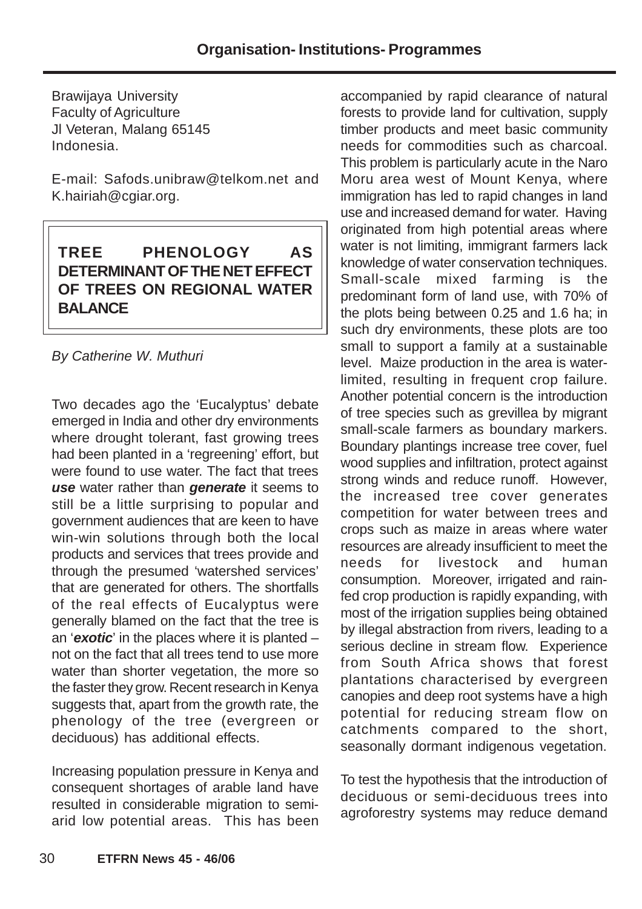Brawijaya University
Faculty of Agriculture
Jl Veteran, Malang 65145
Indonesia.

E-mail: Safods.unibraw@telkom.net and K.hairiah@cgiar.org.

## TREE PHENOLOGY AS DETERMINANT OF THE NET EFFECT OF TREES ON REGIONAL WATER BALANCE

*By Catherine W. Muthuri*

Two decades ago the 'Eucalyptus' debate emerged in India and other dry environments where drought tolerant, fast growing trees had been planted in a 'regreening' effort, but were found to use water. The fact that trees ***use*** water rather than ***generate*** it seems to still be a little surprising to popular and government audiences that are keen to have win-win solutions through both the local products and services that trees provide and through the presumed 'watershed services' that are generated for others. The shortfalls of the real effects of Eucalyptus were generally blamed on the fact that the tree is an '***exotic***' in the places where it is planted – not on the fact that all trees tend to use more water than shorter vegetation, the more so the faster they grow. Recent research in Kenya suggests that, apart from the growth rate, the phenology of the tree (evergreen or deciduous) has additional effects.

Increasing population pressure in Kenya and consequent shortages of arable land have resulted in considerable migration to semi-arid low potential areas. This has been accompanied by rapid clearance of natural forests to provide land for cultivation, supply timber products and meet basic community needs for commodities such as charcoal. This problem is particularly acute in the Naro Moru area west of Mount Kenya, where immigration has led to rapid changes in land use and increased demand for water. Having originated from high potential areas where water is not limiting, immigrant farmers lack knowledge of water conservation techniques. Small-scale mixed farming is the predominant form of land use, with 70% of the plots being between 0.25 and 1.6 ha; in such dry environments, these plots are too small to support a family at a sustainable level. Maize production in the area is water-limited, resulting in frequent crop failure. Another potential concern is the introduction of tree species such as grevillea by migrant small-scale farmers as boundary markers. Boundary plantings increase tree cover, fuel wood supplies and infiltration, protect against strong winds and reduce runoff. However, the increased tree cover generates competition for water between trees and crops such as maize in areas where water resources are already insufficient to meet the needs for livestock and human consumption. Moreover, irrigated and rain-fed crop production is rapidly expanding, with most of the irrigation supplies being obtained by illegal abstraction from rivers, leading to a serious decline in stream flow. Experience from South Africa shows that forest plantations characterised by evergreen canopies and deep root systems have a high potential for reducing stream flow on catchments compared to the short, seasonally dormant indigenous vegetation.

To test the hypothesis that the introduction of deciduous or semi-deciduous trees into agroforestry systems may reduce demand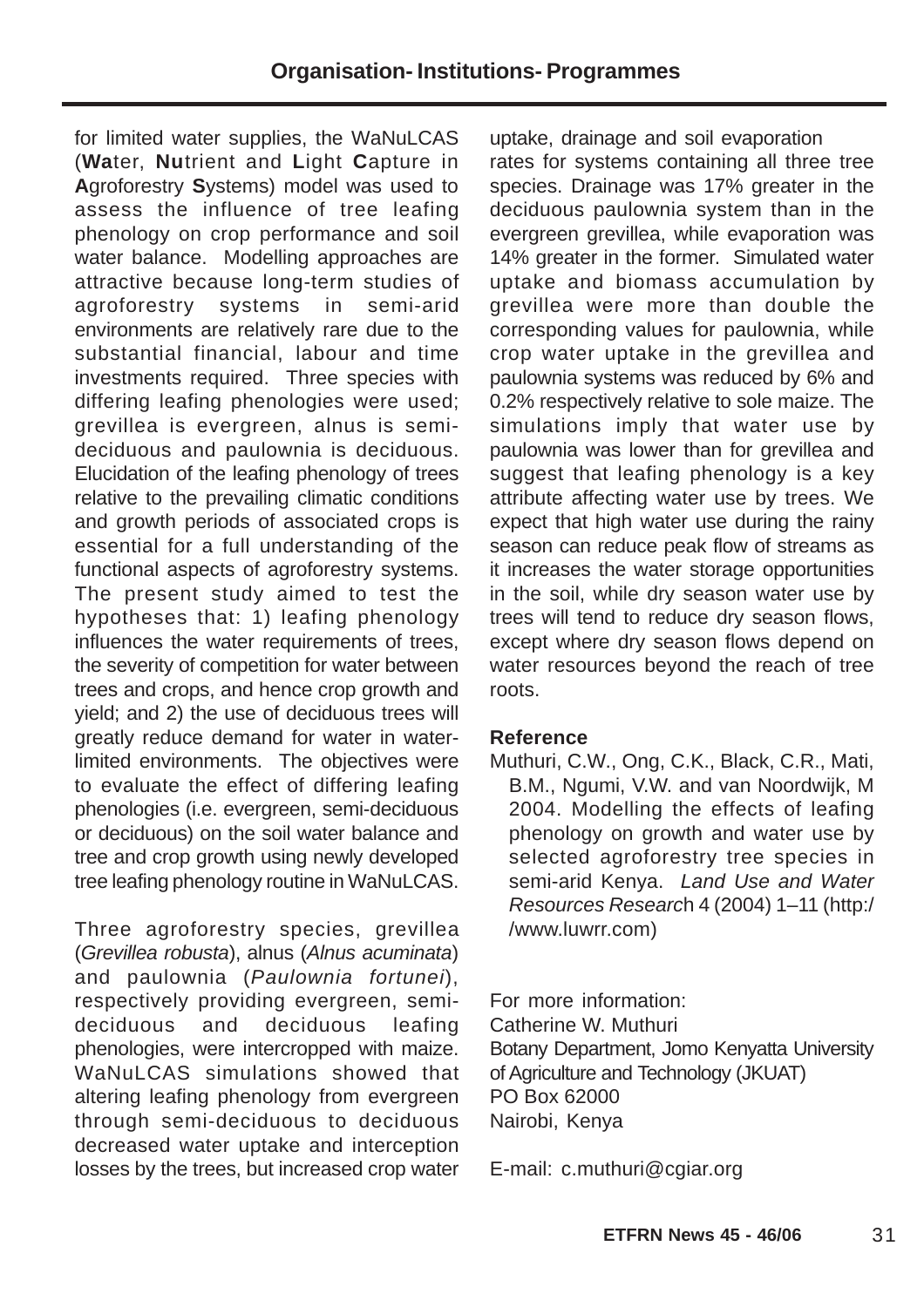for limited water supplies, the WaNuLCAS (**Wa**ter, **Nu**trient and **L**ight **C**apture in **A**groforestry **S**ystems) model was used to assess the influence of tree leafing phenology on crop performance and soil water balance. Modelling approaches are attractive because long-term studies of agroforestry systems in semi-arid environments are relatively rare due to the substantial financial, labour and time investments required. Three species with differing leafing phenologies were used; grevillea is evergreen, alnus is semi-deciduous and paulownia is deciduous. Elucidation of the leafing phenology of trees relative to the prevailing climatic conditions and growth periods of associated crops is essential for a full understanding of the functional aspects of agroforestry systems. The present study aimed to test the hypotheses that: 1) leafing phenology influences the water requirements of trees, the severity of competition for water between trees and crops, and hence crop growth and yield; and 2) the use of deciduous trees will greatly reduce demand for water in water-limited environments. The objectives were to evaluate the effect of differing leafing phenologies (i.e. evergreen, semi-deciduous or deciduous) on the soil water balance and tree and crop growth using newly developed tree leafing phenology routine in WaNuLCAS.

Three agroforestry species, grevillea (*Grevillea robusta*), alnus (*Alnus acuminata*) and paulownia (*Paulownia fortunei*), respectively providing evergreen, semi-deciduous and deciduous leafing phenologies, were intercropped with maize. WaNuLCAS simulations showed that altering leafing phenology from evergreen through semi-deciduous to deciduous decreased water uptake and interception losses by the trees, but increased crop water uptake, drainage and soil evaporation rates for systems containing all three tree species. Drainage was 17% greater in the deciduous paulownia system than in the evergreen grevillea, while evaporation was 14% greater in the former. Simulated water uptake and biomass accumulation by grevillea were more than double the corresponding values for paulownia, while crop water uptake in the grevillea and paulownia systems was reduced by 6% and 0.2% respectively relative to sole maize. The simulations imply that water use by paulownia was lower than for grevillea and suggest that leafing phenology is a key attribute affecting water use by trees. We expect that high water use during the rainy season can reduce peak flow of streams as it increases the water storage opportunities in the soil, while dry season water use by trees will tend to reduce dry season flows, except where dry season flows depend on water resources beyond the reach of tree roots.

**Reference**

Muthuri, C.W., Ong, C.K., Black, C.R., Mati, B.M., Ngumi, V.W. and van Noordwijk, M 2004. Modelling the effects of leafing phenology on growth and water use by selected agroforestry tree species in semi-arid Kenya. *Land Use and Water Resources Research* 4 (2004) 1–11 (http://www.luwrr.com)

For more information:
Catherine W. Muthuri
Botany Department, Jomo Kenyatta University of Agriculture and Technology (JKUAT)
PO Box 62000
Nairobi, Kenya

E-mail: c.muthuri@cgiar.org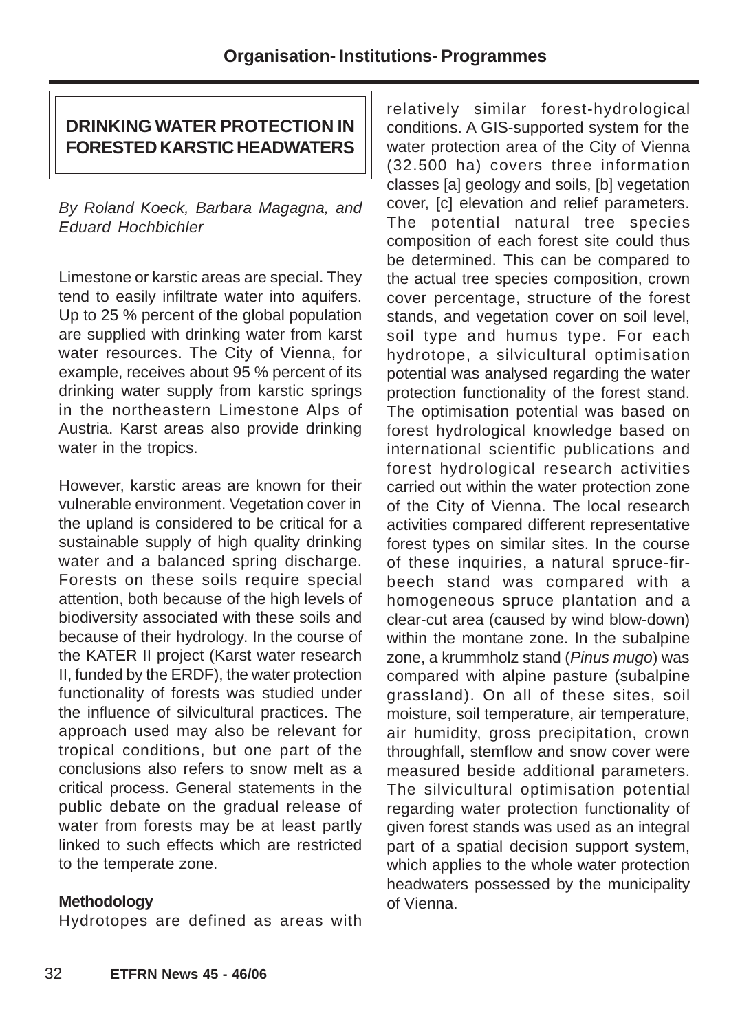## DRINKING WATER PROTECTION IN FORESTED KARSTIC HEADWATERS

*By Roland Koeck, Barbara Magagna, and Eduard Hochbichler*

Limestone or karstic areas are special. They tend to easily infiltrate water into aquifers. Up to 25 % percent of the global population are supplied with drinking water from karst water resources. The City of Vienna, for example, receives about 95 % percent of its drinking water supply from karstic springs in the northeastern Limestone Alps of Austria. Karst areas also provide drinking water in the tropics.

However, karstic areas are known for their vulnerable environment. Vegetation cover in the upland is considered to be critical for a sustainable supply of high quality drinking water and a balanced spring discharge. Forests on these soils require special attention, both because of the high levels of biodiversity associated with these soils and because of their hydrology. In the course of the KATER II project (Karst water research II, funded by the ERDF), the water protection functionality of forests was studied under the influence of silvicultural practices. The approach used may also be relevant for tropical conditions, but one part of the conclusions also refers to snow melt as a critical process. General statements in the public debate on the gradual release of water from forests may be at least partly linked to such effects which are restricted to the temperate zone.

### Methodology

Hydrotopes are defined as areas with relatively similar forest-hydrological conditions. A GIS-supported system for the water protection area of the City of Vienna (32.500 ha) covers three information classes [a] geology and soils, [b] vegetation cover, [c] elevation and relief parameters. The potential natural tree species composition of each forest site could thus be determined. This can be compared to the actual tree species composition, crown cover percentage, structure of the forest stands, and vegetation cover on soil level, soil type and humus type. For each hydrotope, a silvicultural optimisation potential was analysed regarding the water protection functionality of the forest stand. The optimisation potential was based on forest hydrological knowledge based on international scientific publications and forest hydrological research activities carried out within the water protection zone of the City of Vienna. The local research activities compared different representative forest types on similar sites. In the course of these inquiries, a natural spruce-fir-beech stand was compared with a homogeneous spruce plantation and a clear-cut area (caused by wind blow-down) within the montane zone. In the subalpine zone, a krummholz stand (*Pinus mugo*) was compared with alpine pasture (subalpine grassland). On all of these sites, soil moisture, soil temperature, air temperature, air humidity, gross precipitation, crown throughfall, stemflow and snow cover were measured beside additional parameters. The silvicultural optimisation potential regarding water protection functionality of given forest stands was used as an integral part of a spatial decision support system, which applies to the whole water protection headwaters possessed by the municipality of Vienna.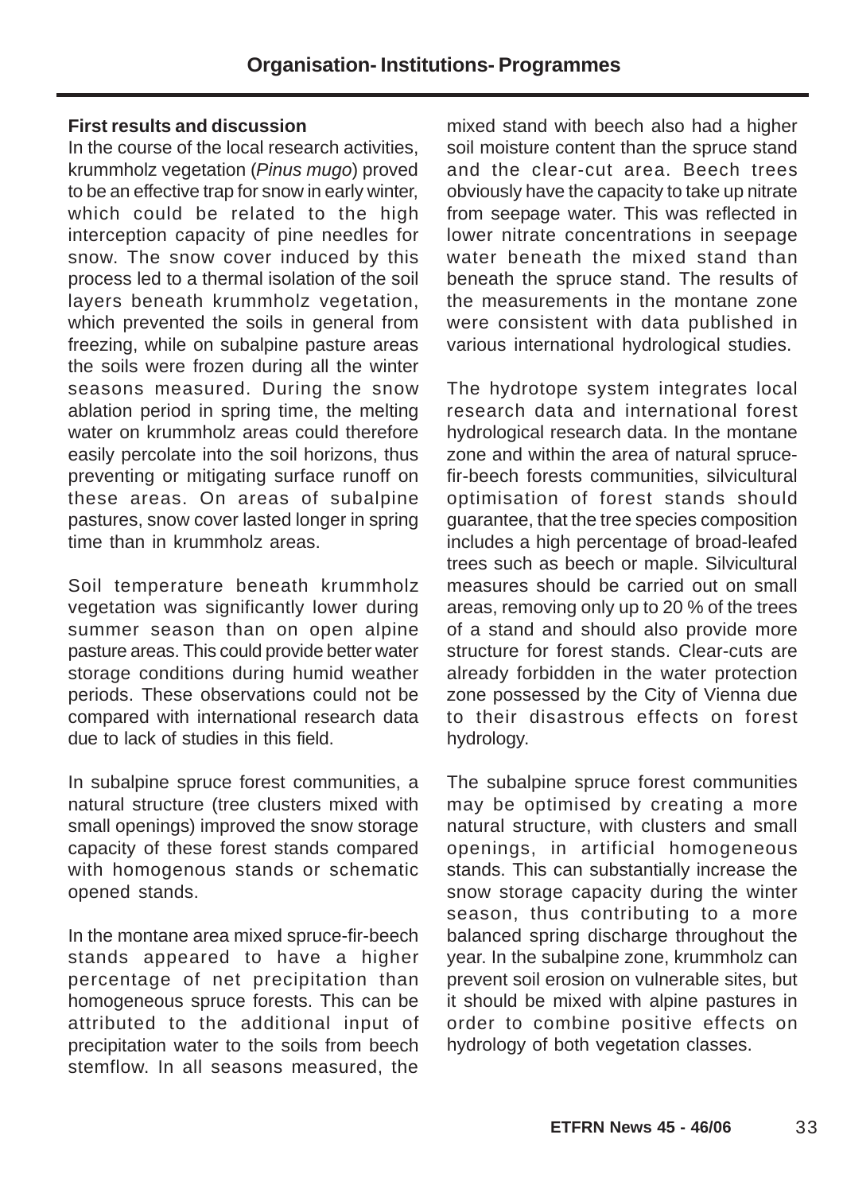### First results and discussion

In the course of the local research activities, krummholz vegetation (*Pinus mugo*) proved to be an effective trap for snow in early winter, which could be related to the high interception capacity of pine needles for snow. The snow cover induced by this process led to a thermal isolation of the soil layers beneath krummholz vegetation, which prevented the soils in general from freezing, while on subalpine pasture areas the soils were frozen during all the winter seasons measured. During the snow ablation period in spring time, the melting water on krummholz areas could therefore easily percolate into the soil horizons, thus preventing or mitigating surface runoff on these areas. On areas of subalpine pastures, snow cover lasted longer in spring time than in krummholz areas.

Soil temperature beneath krummholz vegetation was significantly lower during summer season than on open alpine pasture areas. This could provide better water storage conditions during humid weather periods. These observations could not be compared with international research data due to lack of studies in this field.

In subalpine spruce forest communities, a natural structure (tree clusters mixed with small openings) improved the snow storage capacity of these forest stands compared with homogenous stands or schematic opened stands.

In the montane area mixed spruce-fir-beech stands appeared to have a higher percentage of net precipitation than homogeneous spruce forests. This can be attributed to the additional input of precipitation water to the soils from beech stemflow. In all seasons measured, the mixed stand with beech also had a higher soil moisture content than the spruce stand and the clear-cut area. Beech trees obviously have the capacity to take up nitrate from seepage water. This was reflected in lower nitrate concentrations in seepage water beneath the mixed stand than beneath the spruce stand. The results of the measurements in the montane zone were consistent with data published in various international hydrological studies.

The hydrotope system integrates local research data and international forest hydrological research data. In the montane zone and within the area of natural spruce-fir-beech forests communities, silvicultural optimisation of forest stands should guarantee, that the tree species composition includes a high percentage of broad-leafed trees such as beech or maple. Silvicultural measures should be carried out on small areas, removing only up to 20 % of the trees of a stand and should also provide more structure for forest stands. Clear-cuts are already forbidden in the water protection zone possessed by the City of Vienna due to their disastrous effects on forest hydrology.

The subalpine spruce forest communities may be optimised by creating a more natural structure, with clusters and small openings, in artificial homogeneous stands. This can substantially increase the snow storage capacity during the winter season, thus contributing to a more balanced spring discharge throughout the year. In the subalpine zone, krummholz can prevent soil erosion on vulnerable sites, but it should be mixed with alpine pastures in order to combine positive effects on hydrology of both vegetation classes.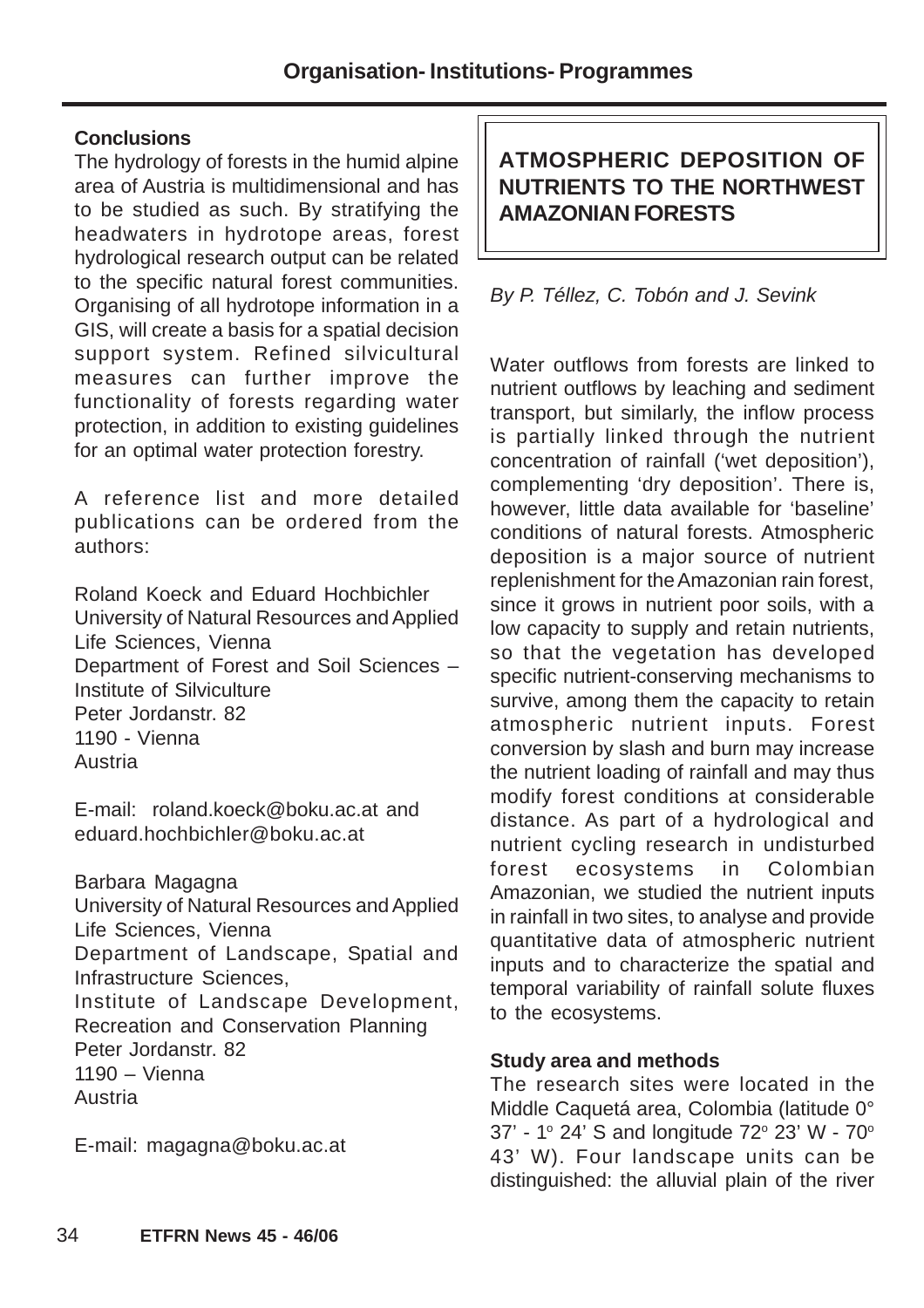### Conclusions

The hydrology of forests in the humid alpine area of Austria is multidimensional and has to be studied as such. By stratifying the headwaters in hydrotope areas, forest hydrological research output can be related to the specific natural forest communities. Organising of all hydrotope information in a GIS, will create a basis for a spatial decision support system. Refined silvicultural measures can further improve the functionality of forests regarding water protection, in addition to existing guidelines for an optimal water protection forestry.

A reference list and more detailed publications can be ordered from the authors:

Roland Koeck and Eduard Hochbichler
University of Natural Resources and Applied Life Sciences, Vienna
Department of Forest and Soil Sciences – Institute of Silviculture
Peter Jordanstr. 82
1190 - Vienna
Austria

E-mail: roland.koeck@boku.ac.at and eduard.hochbichler@boku.ac.at

Barbara Magagna
University of Natural Resources and Applied Life Sciences, Vienna
Department of Landscape, Spatial and Infrastructure Sciences,
Institute of Landscape Development, Recreation and Conservation Planning
Peter Jordanstr. 82
1190 – Vienna
Austria

E-mail: magagna@boku.ac.at

## ATMOSPHERIC DEPOSITION OF NUTRIENTS TO THE NORTHWEST AMAZONIAN FORESTS

*By P. Téllez, C. Tobón and J. Sevink*

Water outflows from forests are linked to nutrient outflows by leaching and sediment transport, but similarly, the inflow process is partially linked through the nutrient concentration of rainfall ('wet deposition'), complementing 'dry deposition'. There is, however, little data available for 'baseline' conditions of natural forests. Atmospheric deposition is a major source of nutrient replenishment for the Amazonian rain forest, since it grows in nutrient poor soils, with a low capacity to supply and retain nutrients, so that the vegetation has developed specific nutrient-conserving mechanisms to survive, among them the capacity to retain atmospheric nutrient inputs. Forest conversion by slash and burn may increase the nutrient loading of rainfall and may thus modify forest conditions at considerable distance. As part of a hydrological and nutrient cycling research in undisturbed forest ecosystems in Colombian Amazonian, we studied the nutrient inputs in rainfall in two sites, to analyse and provide quantitative data of atmospheric nutrient inputs and to characterize the spatial and temporal variability of rainfall solute fluxes to the ecosystems.

### Study area and methods

The research sites were located in the Middle Caquetá area, Colombia (latitude 0° 37' - 1° 24' S and longitude 72° 23' W - 70° 43' W). Four landscape units can be distinguished: the alluvial plain of the river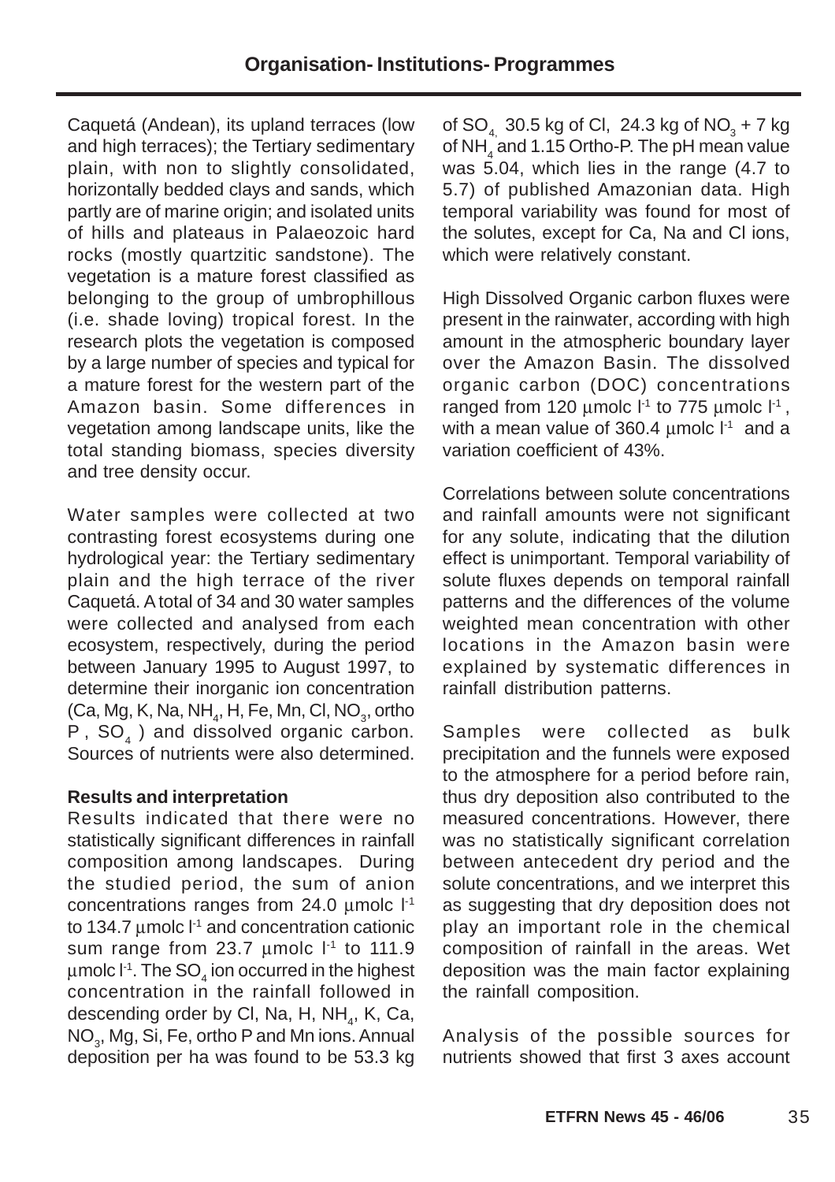Caquetá (Andean), its upland terraces (low and high terraces); the Tertiary sedimentary plain, with non to slightly consolidated, horizontally bedded clays and sands, which partly are of marine origin; and isolated units of hills and plateaus in Palaeozoic hard rocks (mostly quartzitic sandstone). The vegetation is a mature forest classified as belonging to the group of umbrophillous (i.e. shade loving) tropical forest. In the research plots the vegetation is composed by a large number of species and typical for a mature forest for the western part of the Amazon basin. Some differences in vegetation among landscape units, like the total standing biomass, species diversity and tree density occur.

Water samples were collected at two contrasting forest ecosystems during one hydrological year: the Tertiary sedimentary plain and the high terrace of the river Caquetá. A total of 34 and 30 water samples were collected and analysed from each ecosystem, respectively, during the period between January 1995 to August 1997, to determine their inorganic ion concentration (Ca, Mg, K, Na, $NH_4$, H, Fe, Mn, Cl, $NO_3$, ortho P , $SO_4$ ) and dissolved organic carbon. Sources of nutrients were also determined.

**Results and interpretation**

Results indicated that there were no statistically significant differences in rainfall composition among landscapes. During the studied period, the sum of anion concentrations ranges from 24.0 μmolc $l^{-1}$ to 134.7 μmolc $l^{-1}$ and concentration cationic sum range from 23.7 μmolc $l^{-1}$ to 111.9 μmolc $l^{-1}$. The $SO_4$ ion occurred in the highest concentration in the rainfall followed in descending order by Cl, Na, H, $NH_4$, K, Ca, $NO_3$, Mg, Si, Fe, ortho P and Mn ions. Annual deposition per ha was found to be 53.3 kg of $SO_4$, 30.5 kg of Cl, 24.3 kg of $NO_3$ + 7 kg of $NH_4$ and 1.15 Ortho-P. The pH mean value was 5.04, which lies in the range (4.7 to 5.7) of published Amazonian data. High temporal variability was found for most of the solutes, except for Ca, Na and Cl ions, which were relatively constant.

High Dissolved Organic carbon fluxes were present in the rainwater, according with high amount in the atmospheric boundary layer over the Amazon Basin. The dissolved organic carbon (DOC) concentrations ranged from 120 μmolc $l^{-1}$ to 775 μmolc $l^{-1}$, with a mean value of 360.4 μmolc $l^{-1}$ and a variation coefficient of 43%.

Correlations between solute concentrations and rainfall amounts were not significant for any solute, indicating that the dilution effect is unimportant. Temporal variability of solute fluxes depends on temporal rainfall patterns and the differences of the volume weighted mean concentration with other locations in the Amazon basin were explained by systematic differences in rainfall distribution patterns.

Samples were collected as bulk precipitation and the funnels were exposed to the atmosphere for a period before rain, thus dry deposition also contributed to the measured concentrations. However, there was no statistically significant correlation between antecedent dry period and the solute concentrations, and we interpret this as suggesting that dry deposition does not play an important role in the chemical composition of rainfall in the areas. Wet deposition was the main factor explaining the rainfall composition.

Analysis of the possible sources for nutrients showed that first 3 axes account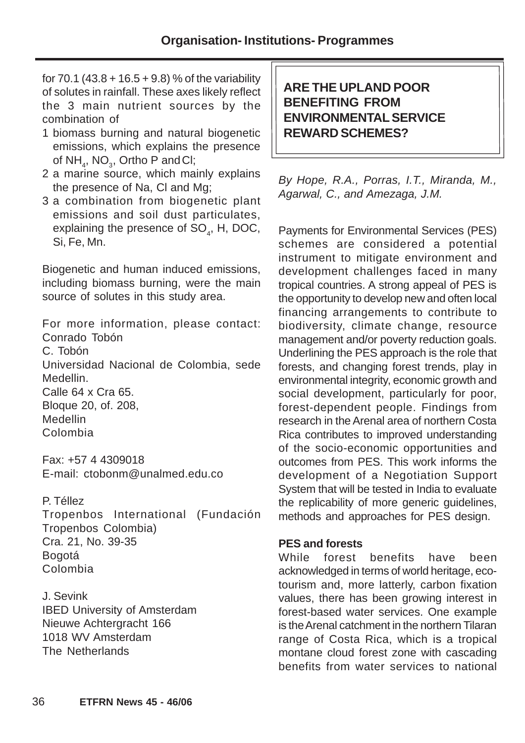for 70.1 (43.8 + 16.5 + 9.8) % of the variability of solutes in rainfall. These axes likely reflect the 3 main nutrient sources by the combination of

1. biomass burning and natural biogenetic emissions, which explains the presence of $NH_4$, $NO_3$, Ortho P and Cl;
2. a marine source, which mainly explains the presence of Na, Cl and Mg;
3. a combination from biogenetic plant emissions and soil dust particulates, explaining the presence of $SO_4$, H, DOC, Si, Fe, Mn.

Biogenetic and human induced emissions, including biomass burning, were the main source of solutes in this study area.

For more information, please contact:
Conrado Tobón
C. Tobón
Universidad Nacional de Colombia, sede Medellin.
Calle 64 x Cra 65.
Bloque 20, of. 208,
Medellin
Colombia

Fax: +57 4 4309018
E-mail: ctobonm@unalmed.edu.co

P. Téllez
Tropenbos International (Fundación Tropenbos Colombia)
Cra. 21, No. 39-35
Bogotá
Colombia

J. Sevink
IBED University of Amsterdam
Nieuwe Achtergracht 166
1018 WV Amsterdam
The Netherlands

## ARE THE UPLAND POOR BENEFITING FROM ENVIRONMENTAL SERVICE REWARD SCHEMES?

*By Hope, R.A., Porras, I.T., Miranda, M., Agarwal, C., and Amezaga, J.M.*

Payments for Environmental Services (PES) schemes are considered a potential instrument to mitigate environment and development challenges faced in many tropical countries. A strong appeal of PES is the opportunity to develop new and often local financing arrangements to contribute to biodiversity, climate change, resource management and/or poverty reduction goals. Underlining the PES approach is the role that forests, and changing forest trends, play in environmental integrity, economic growth and social development, particularly for poor, forest-dependent people. Findings from research in the Arenal area of northern Costa Rica contributes to improved understanding of the socio-economic opportunities and outcomes from PES. This work informs the development of a Negotiation Support System that will be tested in India to evaluate the replicability of more generic guidelines, methods and approaches for PES design.

### PES and forests

While forest benefits have been acknowledged in terms of world heritage, eco-tourism and, more latterly, carbon fixation values, there has been growing interest in forest-based water services. One example is the Arenal catchment in the northern Tilaran range of Costa Rica, which is a tropical montane cloud forest zone with cascading benefits from water services to national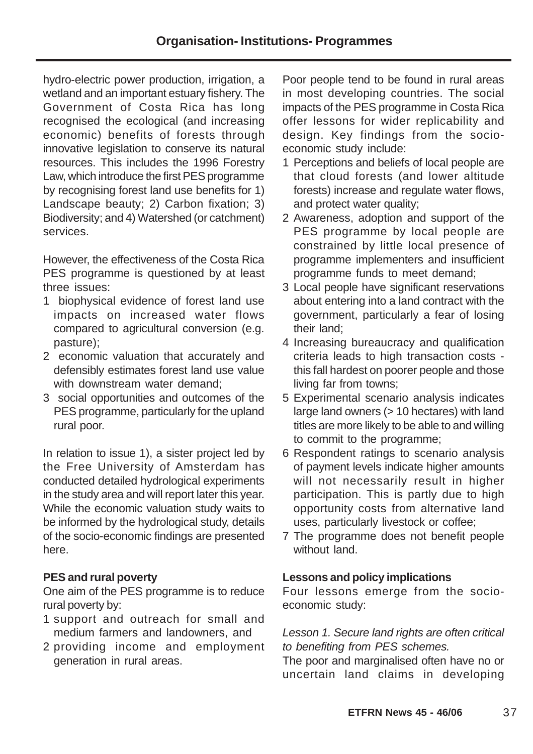hydro-electric power production, irrigation, a wetland and an important estuary fishery. The Government of Costa Rica has long recognised the ecological (and increasing economic) benefits of forests through innovative legislation to conserve its natural resources. This includes the 1996 Forestry Law, which introduce the first PES programme by recognising forest land use benefits for 1) Landscape beauty; 2) Carbon fixation; 3) Biodiversity; and 4) Watershed (or catchment) services.

However, the effectiveness of the Costa Rica PES programme is questioned by at least three issues:

1. biophysical evidence of forest land use impacts on increased water flows compared to agricultural conversion (e.g. pasture);
2. economic valuation that accurately and defensibly estimates forest land use value with downstream water demand;
3. social opportunities and outcomes of the PES programme, particularly for the upland rural poor.

In relation to issue 1), a sister project led by the Free University of Amsterdam has conducted detailed hydrological experiments in the study area and will report later this year. While the economic valuation study waits to be informed by the hydrological study, details of the socio-economic findings are presented here.

**PES and rural poverty**

One aim of the PES programme is to reduce rural poverty by:

1. support and outreach for small and medium farmers and landowners, and
2. providing income and employment generation in rural areas.

Poor people tend to be found in rural areas in most developing countries. The social impacts of the PES programme in Costa Rica offer lessons for wider replicability and design. Key findings from the socio-economic study include:

1. Perceptions and beliefs of local people are that cloud forests (and lower altitude forests) increase and regulate water flows, and protect water quality;
2. Awareness, adoption and support of the PES programme by local people are constrained by little local presence of programme implementers and insufficient programme funds to meet demand;
3. Local people have significant reservations about entering into a land contract with the government, particularly a fear of losing their land;
4. Increasing bureaucracy and qualification criteria leads to high transaction costs - this fall hardest on poorer people and those living far from towns;
5. Experimental scenario analysis indicates large land owners (> 10 hectares) with land titles are more likely to be able to and willing to commit to the programme;
6. Respondent ratings to scenario analysis of payment levels indicate higher amounts will not necessarily result in higher participation. This is partly due to high opportunity costs from alternative land uses, particularly livestock or coffee;
7. The programme does not benefit people without land.

**Lessons and policy implications**

Four lessons emerge from the socio-economic study:

*Lesson 1. Secure land rights are often critical to benefiting from PES schemes.*

The poor and marginalised often have no or uncertain land claims in developing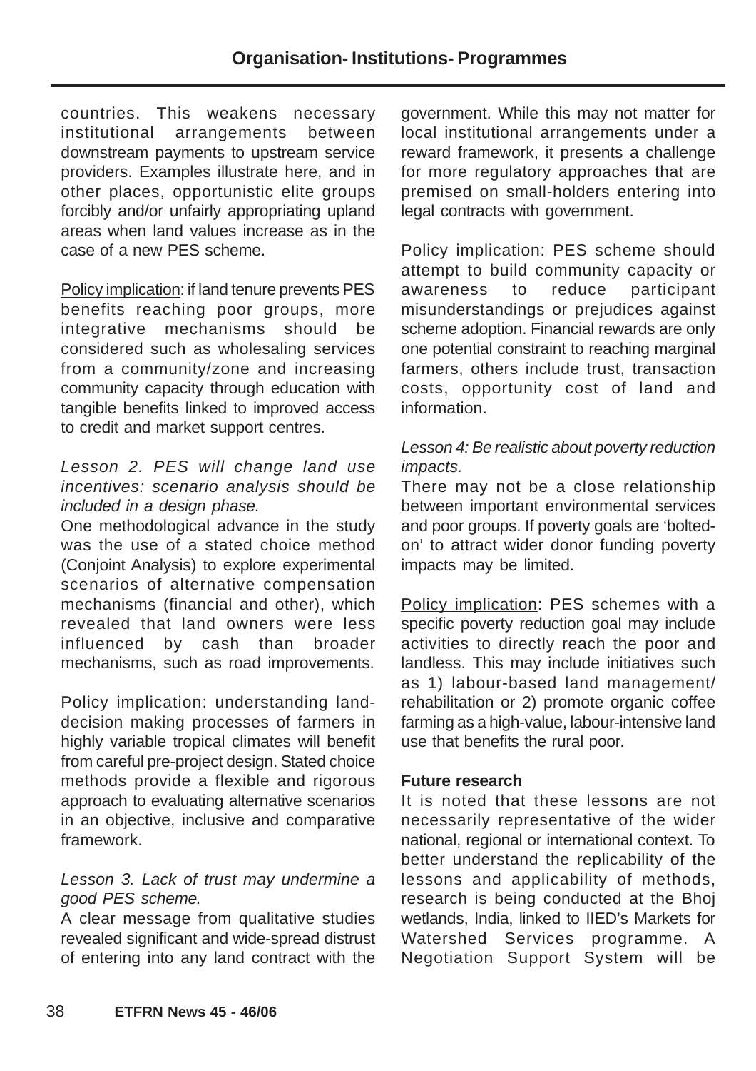countries. This weakens necessary institutional arrangements between downstream payments to upstream service providers. Examples illustrate here, and in other places, opportunistic elite groups forcibly and/or unfairly appropriating upland areas when land values increase as in the case of a new PES scheme.

Policy implication: if land tenure prevents PES benefits reaching poor groups, more integrative mechanisms should be considered such as wholesaling services from a community/zone and increasing community capacity through education with tangible benefits linked to improved access to credit and market support centres.

*Lesson 2. PES will change land use incentives: scenario analysis should be included in a design phase.*

One methodological advance in the study was the use of a stated choice method (Conjoint Analysis) to explore experimental scenarios of alternative compensation mechanisms (financial and other), which revealed that land owners were less influenced by cash than broader mechanisms, such as road improvements.

Policy implication: understanding land-decision making processes of farmers in highly variable tropical climates will benefit from careful pre-project design. Stated choice methods provide a flexible and rigorous approach to evaluating alternative scenarios in an objective, inclusive and comparative framework.

*Lesson 3. Lack of trust may undermine a good PES scheme.*

A clear message from qualitative studies revealed significant and wide-spread distrust of entering into any land contract with the government. While this may not matter for local institutional arrangements under a reward framework, it presents a challenge for more regulatory approaches that are premised on small-holders entering into legal contracts with government.

Policy implication: PES scheme should attempt to build community capacity or awareness to reduce participant misunderstandings or prejudices against scheme adoption. Financial rewards are only one potential constraint to reaching marginal farmers, others include trust, transaction costs, opportunity cost of land and information.

*Lesson 4: Be realistic about poverty reduction impacts.*

There may not be a close relationship between important environmental services and poor groups. If poverty goals are 'bolted-on' to attract wider donor funding poverty impacts may be limited.

Policy implication: PES schemes with a specific poverty reduction goal may include activities to directly reach the poor and landless. This may include initiatives such as 1) labour-based land management/rehabilitation or 2) promote organic coffee farming as a high-value, labour-intensive land use that benefits the rural poor.

**Future research**

It is noted that these lessons are not necessarily representative of the wider national, regional or international context. To better understand the replicability of the lessons and applicability of methods, research is being conducted at the Bhoj wetlands, India, linked to IIED's Markets for Watershed Services programme. A Negotiation Support System will be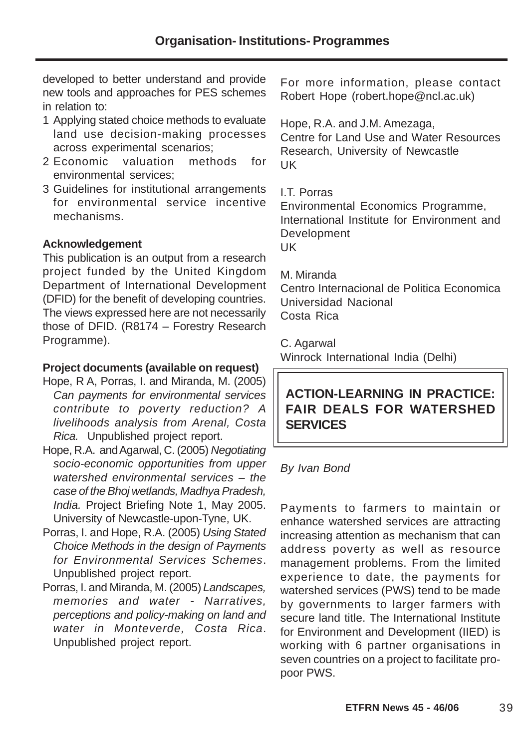developed to better understand and provide new tools and approaches for PES schemes in relation to:

1. Applying stated choice methods to evaluate land use decision-making processes across experimental scenarios;
2. Economic valuation methods for environmental services;
3. Guidelines for institutional arrangements for environmental service incentive mechanisms.

**Acknowledgement**

This publication is an output from a research project funded by the United Kingdom Department of International Development (DFID) for the benefit of developing countries. The views expressed here are not necessarily those of DFID. (R8174 – Forestry Research Programme).

**Project documents (available on request)**

Hope, R A, Porras, I. and Miranda, M. (2005) *Can payments for environmental services contribute to poverty reduction? A livelihoods analysis from Arenal, Costa Rica.* Unpublished project report.

Hope, R.A. and Agarwal, C. (2005) *Negotiating socio-economic opportunities from upper watershed environmental services – the case of the Bhoj wetlands, Madhya Pradesh, India.* Project Briefing Note 1, May 2005. University of Newcastle-upon-Tyne, UK.

Porras, I. and Hope, R.A. (2005) *Using Stated Choice Methods in the design of Payments for Environmental Services Schemes*. Unpublished project report.

Porras, I. and Miranda, M. (2005) *Landscapes, memories and water - Narratives, perceptions and policy-making on land and water in Monteverde, Costa Rica*. Unpublished project report.

For more information, please contact Robert Hope (robert.hope@ncl.ac.uk)

Hope, R.A. and J.M. Amezaga,
Centre for Land Use and Water Resources Research, University of Newcastle
UK

I.T. Porras
Environmental Economics Programme, International Institute for Environment and Development
UK

M. Miranda
Centro Internacional de Politica Economica
Universidad Nacional
Costa Rica

C. Agarwal
Winrock International India (Delhi)

## ACTION-LEARNING IN PRACTICE: FAIR DEALS FOR WATERSHED SERVICES

*By Ivan Bond*

Payments to farmers to maintain or enhance watershed services are attracting increasing attention as mechanism that can address poverty as well as resource management problems. From the limited experience to date, the payments for watershed services (PWS) tend to be made by governments to larger farmers with secure land title. The International Institute for Environment and Development (IIED) is working with 6 partner organisations in seven countries on a project to facilitate pro-poor PWS.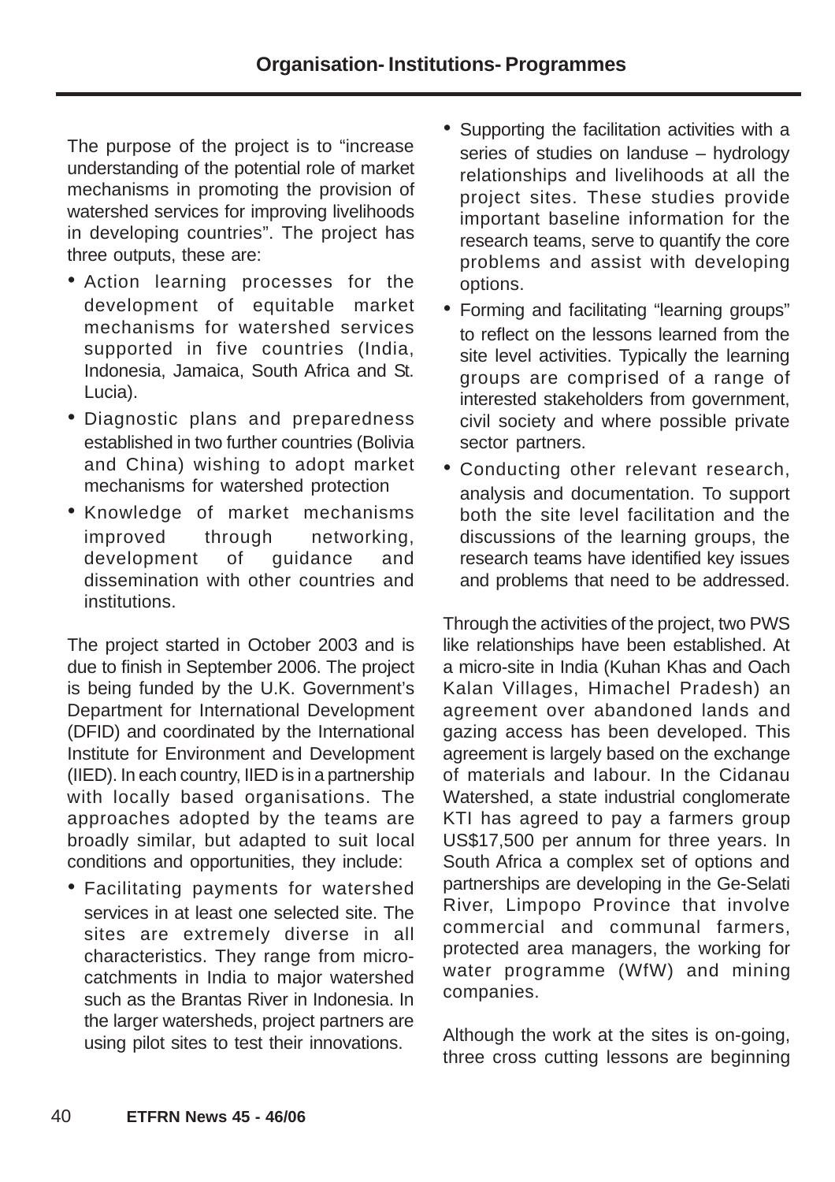The purpose of the project is to "increase understanding of the potential role of market mechanisms in promoting the provision of watershed services for improving livelihoods in developing countries". The project has three outputs, these are:

- Action learning processes for the development of equitable market mechanisms for watershed services supported in five countries (India, Indonesia, Jamaica, South Africa and St. Lucia).
- Diagnostic plans and preparedness established in two further countries (Bolivia and China) wishing to adopt market mechanisms for watershed protection
- Knowledge of market mechanisms improved through networking, development of guidance and dissemination with other countries and institutions.

The project started in October 2003 and is due to finish in September 2006. The project is being funded by the U.K. Government's Department for International Development (DFID) and coordinated by the International Institute for Environment and Development (IIED). In each country, IIED is in a partnership with locally based organisations. The approaches adopted by the teams are broadly similar, but adapted to suit local conditions and opportunities, they include:

- Facilitating payments for watershed services in at least one selected site. The sites are extremely diverse in all characteristics. They range from micro-catchments in India to major watershed such as the Brantas River in Indonesia. In the larger watersheds, project partners are using pilot sites to test their innovations.
- Supporting the facilitation activities with a series of studies on landuse – hydrology relationships and livelihoods at all the project sites. These studies provide important baseline information for the research teams, serve to quantify the core problems and assist with developing options.
- Forming and facilitating "learning groups" to reflect on the lessons learned from the site level activities. Typically the learning groups are comprised of a range of interested stakeholders from government, civil society and where possible private sector partners.
- Conducting other relevant research, analysis and documentation. To support both the site level facilitation and the discussions of the learning groups, the research teams have identified key issues and problems that need to be addressed.

Through the activities of the project, two PWS like relationships have been established. At a micro-site in India (Kuhan Khas and Oach Kalan Villages, Himachel Pradesh) an agreement over abandoned lands and gazing access has been developed. This agreement is largely based on the exchange of materials and labour. In the Cidanau Watershed, a state industrial conglomerate KTI has agreed to pay a farmers group US$17,500 per annum for three years. In South Africa a complex set of options and partnerships are developing in the Ge-Selati River, Limpopo Province that involve commercial and communal farmers, protected area managers, the working for water programme (WfW) and mining companies.

Although the work at the sites is on-going, three cross cutting lessons are beginning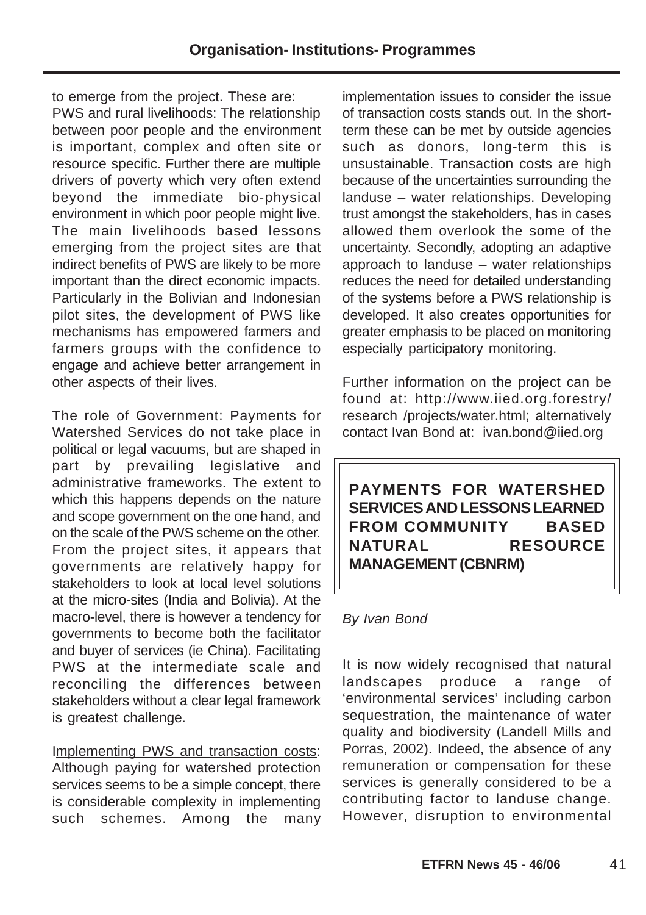to emerge from the project. These are:

PWS and rural livelihoods: The relationship between poor people and the environment is important, complex and often site or resource specific. Further there are multiple drivers of poverty which very often extend beyond the immediate bio-physical environment in which poor people might live. The main livelihoods based lessons emerging from the project sites are that indirect benefits of PWS are likely to be more important than the direct economic impacts. Particularly in the Bolivian and Indonesian pilot sites, the development of PWS like mechanisms has empowered farmers and farmers groups with the confidence to engage and achieve better arrangement in other aspects of their lives.

The role of Government: Payments for Watershed Services do not take place in political or legal vacuums, but are shaped in part by prevailing legislative and administrative frameworks. The extent to which this happens depends on the nature and scope government on the one hand, and on the scale of the PWS scheme on the other. From the project sites, it appears that governments are relatively happy for stakeholders to look at local level solutions at the micro-sites (India and Bolivia). At the macro-level, there is however a tendency for governments to become both the facilitator and buyer of services (ie China). Facilitating PWS at the intermediate scale and reconciling the differences between stakeholders without a clear legal framework is greatest challenge.

Implementing PWS and transaction costs: Although paying for watershed protection services seems to be a simple concept, there is considerable complexity in implementing such schemes. Among the many implementation issues to consider the issue of transaction costs stands out. In the short-term these can be met by outside agencies such as donors, long-term this is unsustainable. Transaction costs are high because of the uncertainties surrounding the landuse – water relationships. Developing trust amongst the stakeholders, has in cases allowed them overlook the some of the uncertainty. Secondly, adopting an adaptive approach to landuse – water relationships reduces the need for detailed understanding of the systems before a PWS relationship is developed. It also creates opportunities for greater emphasis to be placed on monitoring especially participatory monitoring.

Further information on the project can be found at: http://www.iied.org.forestry/research /projects/water.html; alternatively contact Ivan Bond at: ivan.bond@iied.org

## PAYMENTS FOR WATERSHED SERVICES AND LESSONS LEARNED FROM COMMUNITY BASED NATURAL RESOURCE MANAGEMENT (CBNRM)

*By Ivan Bond*

It is now widely recognised that natural landscapes produce a range of 'environmental services' including carbon sequestration, the maintenance of water quality and biodiversity (Landell Mills and Porras, 2002). Indeed, the absence of any remuneration or compensation for these services is generally considered to be a contributing factor to landuse change. However, disruption to environmental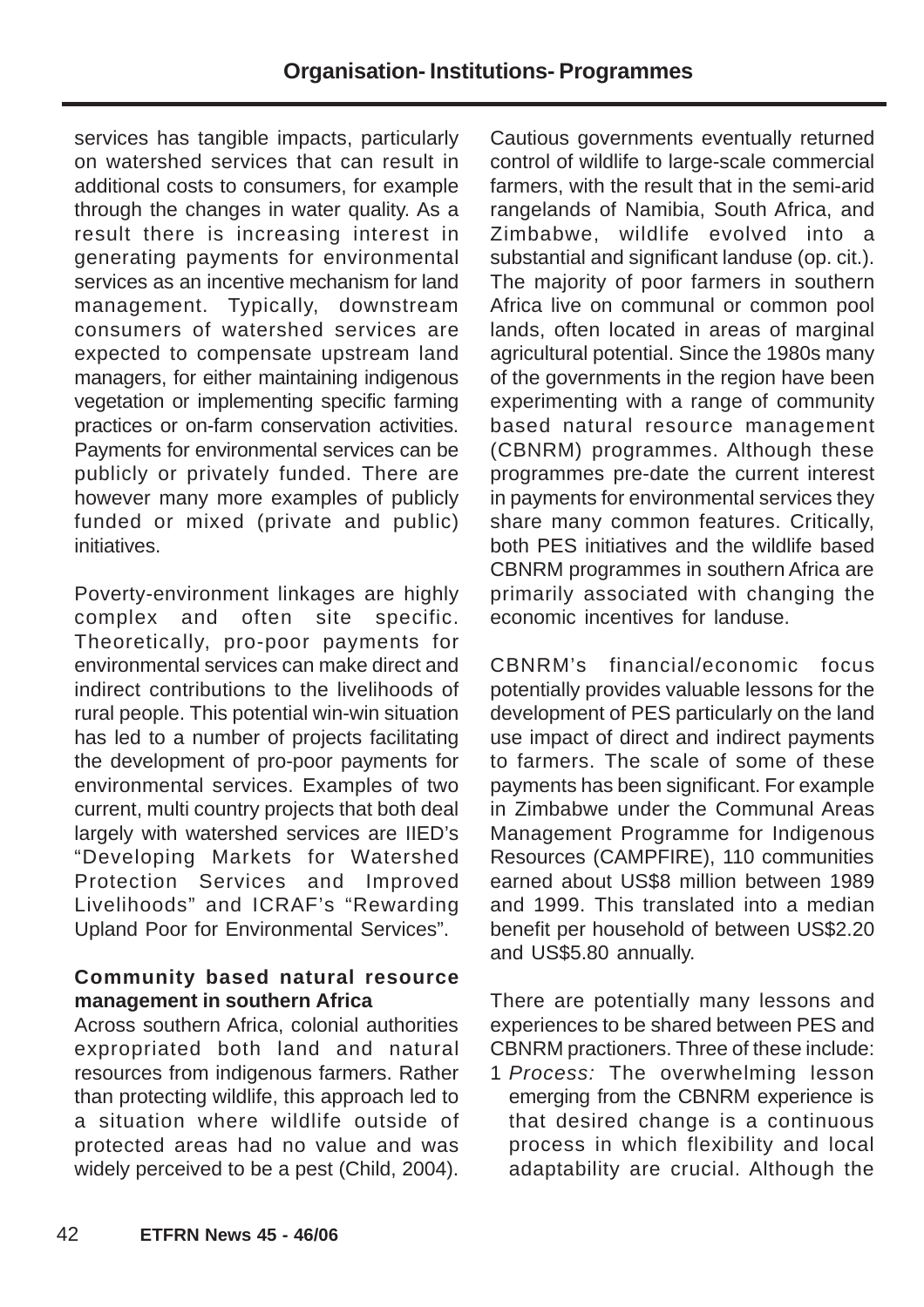services has tangible impacts, particularly on watershed services that can result in additional costs to consumers, for example through the changes in water quality. As a result there is increasing interest in generating payments for environmental services as an incentive mechanism for land management. Typically, downstream consumers of watershed services are expected to compensate upstream land managers, for either maintaining indigenous vegetation or implementing specific farming practices or on-farm conservation activities. Payments for environmental services can be publicly or privately funded. There are however many more examples of publicly funded or mixed (private and public) initiatives.

Poverty-environment linkages are highly complex and often site specific. Theoretically, pro-poor payments for environmental services can make direct and indirect contributions to the livelihoods of rural people. This potential win-win situation has led to a number of projects facilitating the development of pro-poor payments for environmental services. Examples of two current, multi country projects that both deal largely with watershed services are IIED's "Developing Markets for Watershed Protection Services and Improved Livelihoods" and ICRAF's "Rewarding Upland Poor for Environmental Services".

**Community based natural resource management in southern Africa**

Across southern Africa, colonial authorities expropriated both land and natural resources from indigenous farmers. Rather than protecting wildlife, this approach led to a situation where wildlife outside of protected areas had no value and was widely perceived to be a pest (Child, 2004). Cautious governments eventually returned control of wildlife to large-scale commercial farmers, with the result that in the semi-arid rangelands of Namibia, South Africa, and Zimbabwe, wildlife evolved into a substantial and significant landuse (op. cit.). The majority of poor farmers in southern Africa live on communal or common pool lands, often located in areas of marginal agricultural potential. Since the 1980s many of the governments in the region have been experimenting with a range of community based natural resource management (CBNRM) programmes. Although these programmes pre-date the current interest in payments for environmental services they share many common features. Critically, both PES initiatives and the wildlife based CBNRM programmes in southern Africa are primarily associated with changing the economic incentives for landuse.

CBNRM's financial/economic focus potentially provides valuable lessons for the development of PES particularly on the land use impact of direct and indirect payments to farmers. The scale of some of these payments has been significant. For example in Zimbabwe under the Communal Areas Management Programme for Indigenous Resources (CAMPFIRE), 110 communities earned about US$8 million between 1989 and 1999. This translated into a median benefit per household of between US$2.20 and US$5.80 annually.

There are potentially many lessons and experiences to be shared between PES and CBNRM practioners. Three of these include:

1 *Process:* The overwhelming lesson emerging from the CBNRM experience is that desired change is a continuous process in which flexibility and local adaptability are crucial. Although the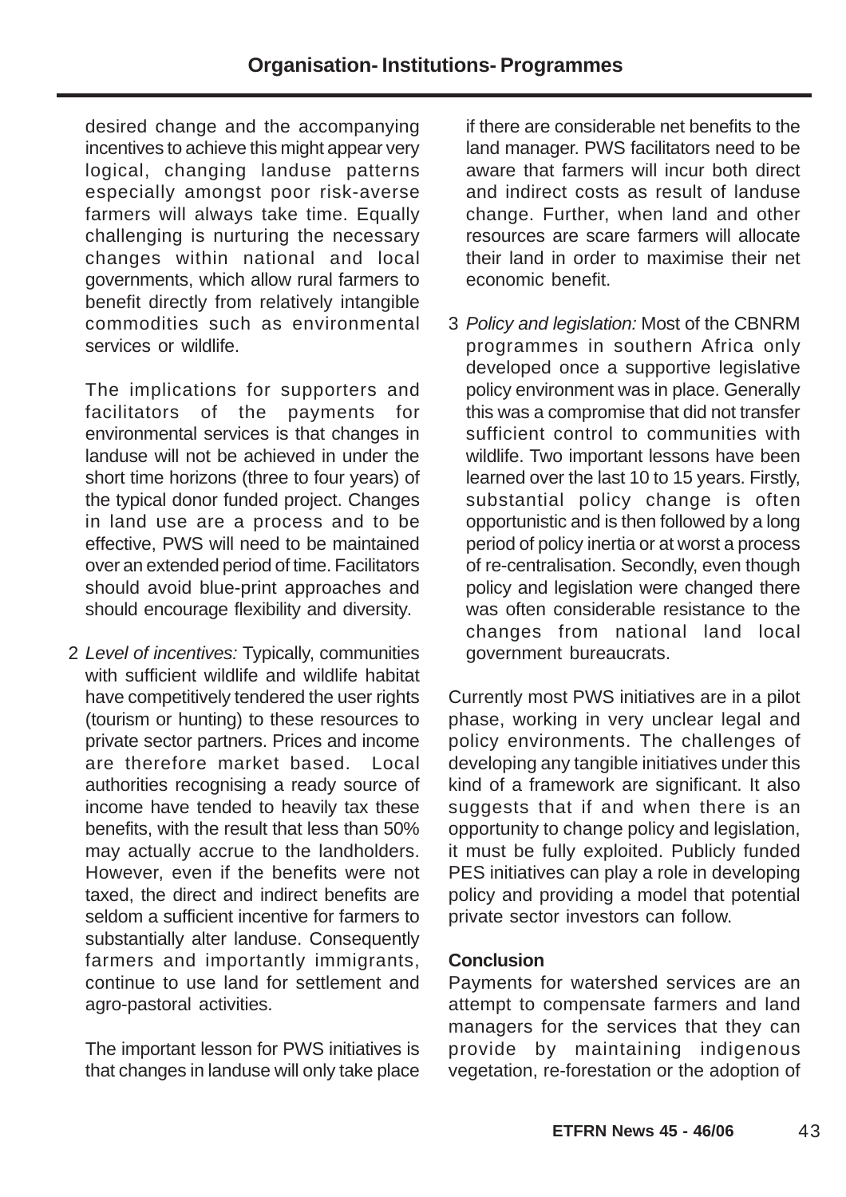desired change and the accompanying incentives to achieve this might appear very logical, changing landuse patterns especially amongst poor risk-averse farmers will always take time. Equally challenging is nurturing the necessary changes within national and local governments, which allow rural farmers to benefit directly from relatively intangible commodities such as environmental services or wildlife.

The implications for supporters and facilitators of the payments for environmental services is that changes in landuse will not be achieved in under the short time horizons (three to four years) of the typical donor funded project. Changes in land use are a process and to be effective, PWS will need to be maintained over an extended period of time. Facilitators should avoid blue-print approaches and should encourage flexibility and diversity.

2 *Level of incentives:* Typically, communities with sufficient wildlife and wildlife habitat have competitively tendered the user rights (tourism or hunting) to these resources to private sector partners. Prices and income are therefore market based. Local authorities recognising a ready source of income have tended to heavily tax these benefits, with the result that less than 50% may actually accrue to the landholders. However, even if the benefits were not taxed, the direct and indirect benefits are seldom a sufficient incentive for farmers to substantially alter landuse. Consequently farmers and importantly immigrants, continue to use land for settlement and agro-pastoral activities.

The important lesson for PWS initiatives is that changes in landuse will only take place if there are considerable net benefits to the land manager. PWS facilitators need to be aware that farmers will incur both direct and indirect costs as result of landuse change. Further, when land and other resources are scare farmers will allocate their land in order to maximise their net economic benefit.

3 *Policy and legislation:* Most of the CBNRM programmes in southern Africa only developed once a supportive legislative policy environment was in place. Generally this was a compromise that did not transfer sufficient control to communities with wildlife. Two important lessons have been learned over the last 10 to 15 years. Firstly, substantial policy change is often opportunistic and is then followed by a long period of policy inertia or at worst a process of re-centralisation. Secondly, even though policy and legislation were changed there was often considerable resistance to the changes from national land local government bureaucrats.

Currently most PWS initiatives are in a pilot phase, working in very unclear legal and policy environments. The challenges of developing any tangible initiatives under this kind of a framework are significant. It also suggests that if and when there is an opportunity to change policy and legislation, it must be fully exploited. Publicly funded PES initiatives can play a role in developing policy and providing a model that potential private sector investors can follow.

**Conclusion**

Payments for watershed services are an attempt to compensate farmers and land managers for the services that they can provide by maintaining indigenous vegetation, re-forestation or the adoption of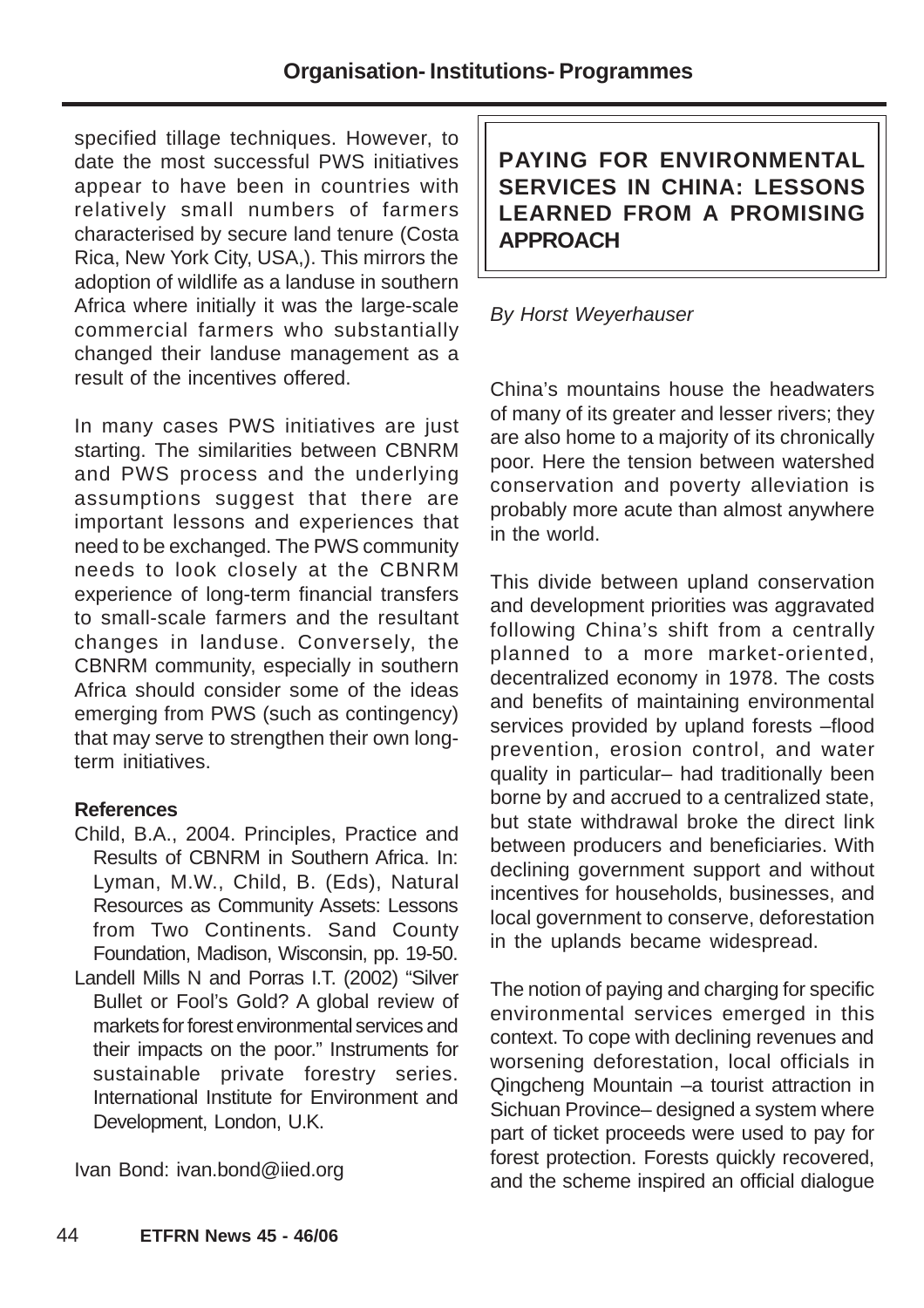specified tillage techniques. However, to date the most successful PWS initiatives appear to have been in countries with relatively small numbers of farmers characterised by secure land tenure (Costa Rica, New York City, USA,). This mirrors the adoption of wildlife as a landuse in southern Africa where initially it was the large-scale commercial farmers who substantially changed their landuse management as a result of the incentives offered.

In many cases PWS initiatives are just starting. The similarities between CBNRM and PWS process and the underlying assumptions suggest that there are important lessons and experiences that need to be exchanged. The PWS community needs to look closely at the CBNRM experience of long-term financial transfers to small-scale farmers and the resultant changes in landuse. Conversely, the CBNRM community, especially in southern Africa should consider some of the ideas emerging from PWS (such as contingency) that may serve to strengthen their own long-term initiatives.

**References**

Child, B.A., 2004. Principles, Practice and Results of CBNRM in Southern Africa. In: Lyman, M.W., Child, B. (Eds), Natural Resources as Community Assets: Lessons from Two Continents. Sand County Foundation, Madison, Wisconsin, pp. 19-50.

Landell Mills N and Porras I.T. (2002) "Silver Bullet or Fool's Gold? A global review of markets for forest environmental services and their impacts on the poor." Instruments for sustainable private forestry series. International Institute for Environment and Development, London, U.K.

Ivan Bond: ivan.bond@iied.org

## PAYING FOR ENVIRONMENTAL SERVICES IN CHINA: LESSONS LEARNED FROM A PROMISING APPROACH

*By Horst Weyerhauser*

China's mountains house the headwaters of many of its greater and lesser rivers; they are also home to a majority of its chronically poor. Here the tension between watershed conservation and poverty alleviation is probably more acute than almost anywhere in the world.

This divide between upland conservation and development priorities was aggravated following China's shift from a centrally planned to a more market-oriented, decentralized economy in 1978. The costs and benefits of maintaining environmental services provided by upland forests –flood prevention, erosion control, and water quality in particular– had traditionally been borne by and accrued to a centralized state, but state withdrawal broke the direct link between producers and beneficiaries. With declining government support and without incentives for households, businesses, and local government to conserve, deforestation in the uplands became widespread.

The notion of paying and charging for specific environmental services emerged in this context. To cope with declining revenues and worsening deforestation, local officials in Qingcheng Mountain –a tourist attraction in Sichuan Province– designed a system where part of ticket proceeds were used to pay for forest protection. Forests quickly recovered, and the scheme inspired an official dialogue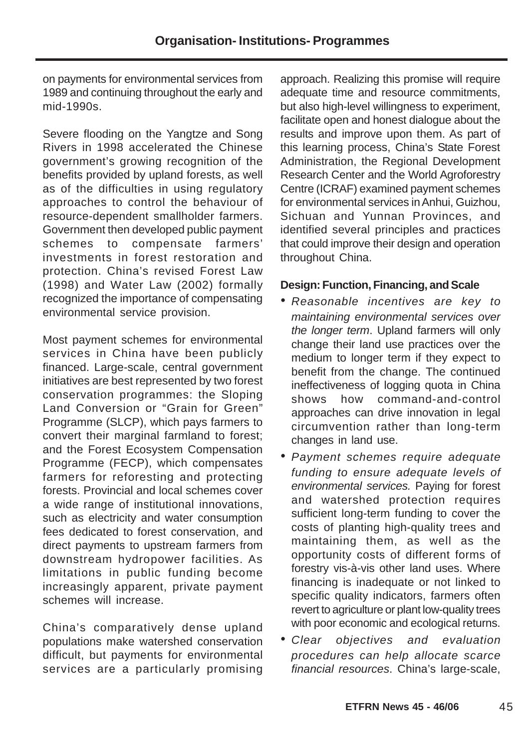on payments for environmental services from 1989 and continuing throughout the early and mid-1990s.

Severe flooding on the Yangtze and Song Rivers in 1998 accelerated the Chinese government's growing recognition of the benefits provided by upland forests, as well as of the difficulties in using regulatory approaches to control the behaviour of resource-dependent smallholder farmers. Government then developed public payment schemes to compensate farmers' investments in forest restoration and protection. China's revised Forest Law (1998) and Water Law (2002) formally recognized the importance of compensating environmental service provision.

Most payment schemes for environmental services in China have been publicly financed. Large-scale, central government initiatives are best represented by two forest conservation programmes: the Sloping Land Conversion or "Grain for Green" Programme (SLCP), which pays farmers to convert their marginal farmland to forest; and the Forest Ecosystem Compensation Programme (FECP), which compensates farmers for reforesting and protecting forests. Provincial and local schemes cover a wide range of institutional innovations, such as electricity and water consumption fees dedicated to forest conservation, and direct payments to upstream farmers from downstream hydropower facilities. As limitations in public funding become increasingly apparent, private payment schemes will increase.

China's comparatively dense upland populations make watershed conservation difficult, but payments for environmental services are a particularly promising approach. Realizing this promise will require adequate time and resource commitments, but also high-level willingness to experiment, facilitate open and honest dialogue about the results and improve upon them. As part of this learning process, China's State Forest Administration, the Regional Development Research Center and the World Agroforestry Centre (ICRAF) examined payment schemes for environmental services in Anhui, Guizhou, Sichuan and Yunnan Provinces, and identified several principles and practices that could improve their design and operation throughout China.

**Design: Function, Financing, and Scale**

- *Reasonable incentives are key to maintaining environmental services over the longer term*. Upland farmers will only change their land use practices over the medium to longer term if they expect to benefit from the change. The continued ineffectiveness of logging quota in China shows how command-and-control approaches can drive innovation in legal circumvention rather than long-term changes in land use.
- *Payment schemes require adequate funding to ensure adequate levels of environmental services.* Paying for forest and watershed protection requires sufficient long-term funding to cover the costs of planting high-quality trees and maintaining them, as well as the opportunity costs of different forms of forestry vis-à-vis other land uses. Where financing is inadequate or not linked to specific quality indicators, farmers often revert to agriculture or plant low-quality trees with poor economic and ecological returns.
- *Clear objectives and evaluation procedures can help allocate scarce financial resources.* China's large-scale,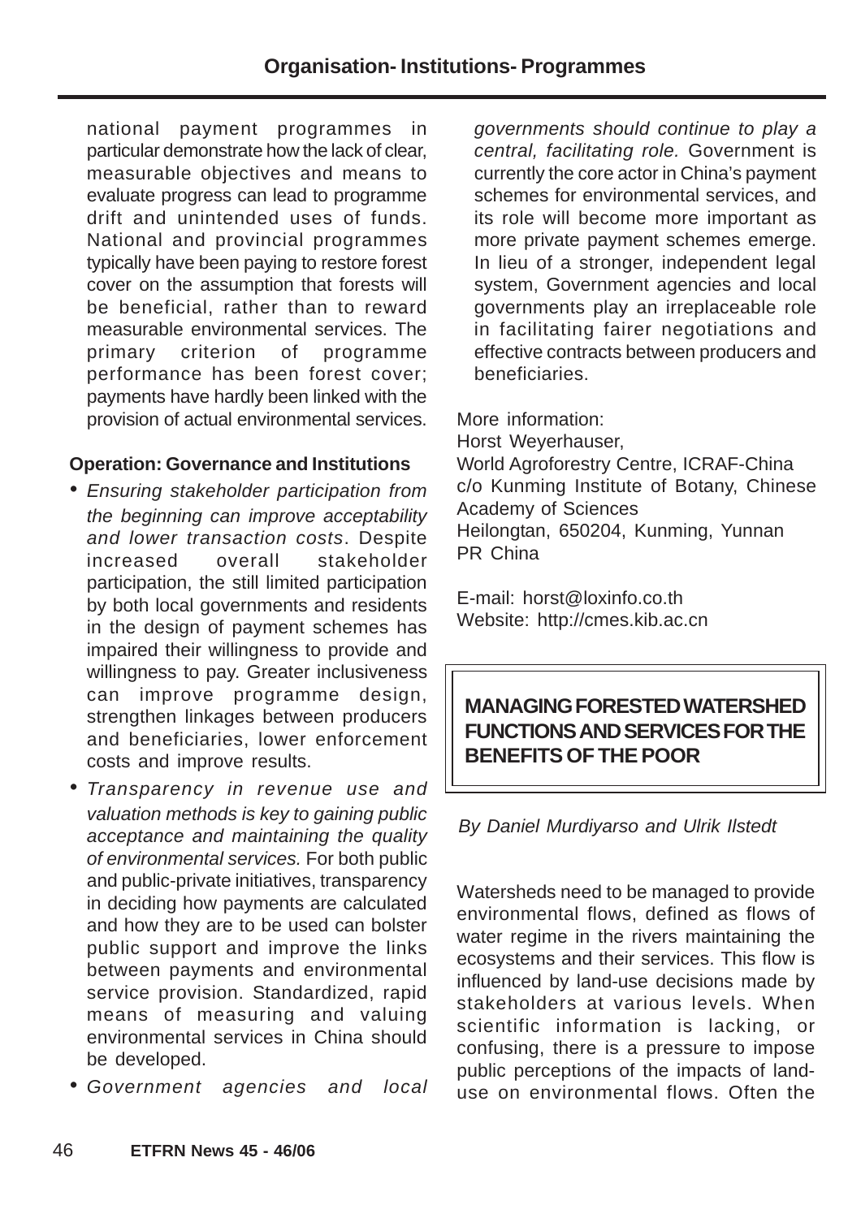national payment programmes in particular demonstrate how the lack of clear, measurable objectives and means to evaluate progress can lead to programme drift and unintended uses of funds. National and provincial programmes typically have been paying to restore forest cover on the assumption that forests will be beneficial, rather than to reward measurable environmental services. The primary criterion of programme performance has been forest cover; payments have hardly been linked with the provision of actual environmental services.

**Operation: Governance and Institutions**

- *Ensuring stakeholder participation from the beginning can improve acceptability and lower transaction costs*. Despite increased overall stakeholder participation, the still limited participation by both local governments and residents in the design of payment schemes has impaired their willingness to provide and willingness to pay. Greater inclusiveness can improve programme design, strengthen linkages between producers and beneficiaries, lower enforcement costs and improve results.
- *Transparency in revenue use and valuation methods is key to gaining public acceptance and maintaining the quality of environmental services.* For both public and public-private initiatives, transparency in deciding how payments are calculated and how they are to be used can bolster public support and improve the links between payments and environmental service provision. Standardized, rapid means of measuring and valuing environmental services in China should be developed.
- *Government agencies and local governments should continue to play a central, facilitating role.* Government is currently the core actor in China's payment schemes for environmental services, and its role will become more important as more private payment schemes emerge. In lieu of a stronger, independent legal system, Government agencies and local governments play an irreplaceable role in facilitating fairer negotiations and effective contracts between producers and beneficiaries.

More information:
Horst Weyerhauser,
World Agroforestry Centre, ICRAF-China
c/o Kunming Institute of Botany, Chinese Academy of Sciences
Heilongtan, 650204, Kunming, Yunnan
PR China

E-mail: horst@loxinfo.co.th
Website: http://cmes.kib.ac.cn

## MANAGING FORESTED WATERSHED FUNCTIONS AND SERVICES FOR THE BENEFITS OF THE POOR

*By Daniel Murdiyarso and Ulrik Ilstedt*

Watersheds need to be managed to provide environmental flows, defined as flows of water regime in the rivers maintaining the ecosystems and their services. This flow is influenced by land-use decisions made by stakeholders at various levels. When scientific information is lacking, or confusing, there is a pressure to impose public perceptions of the impacts of land-use on environmental flows. Often the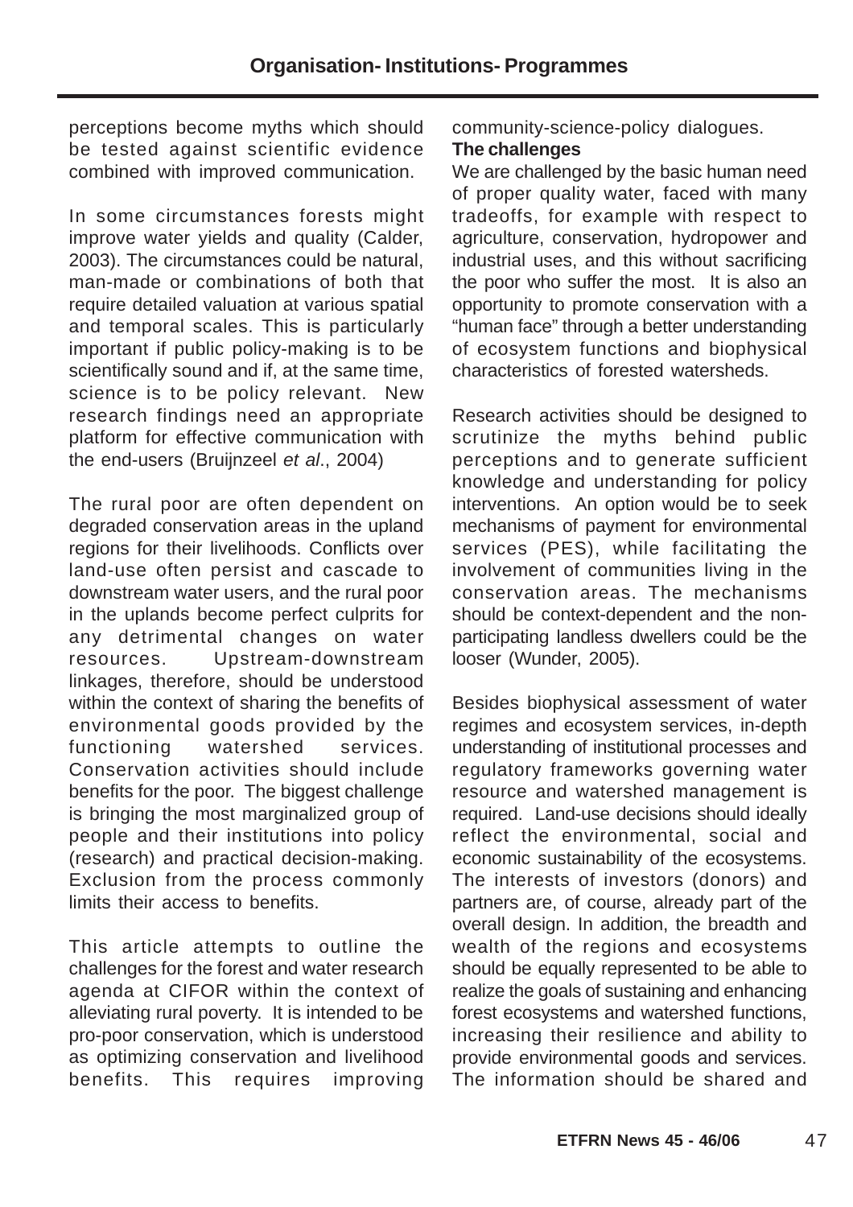perceptions become myths which should be tested against scientific evidence combined with improved communication.

In some circumstances forests might improve water yields and quality (Calder, 2003). The circumstances could be natural, man-made or combinations of both that require detailed valuation at various spatial and temporal scales. This is particularly important if public policy-making is to be scientifically sound and if, at the same time, science is to be policy relevant. New research findings need an appropriate platform for effective communication with the end-users (Bruijnzeel *et al*., 2004)

The rural poor are often dependent on degraded conservation areas in the upland regions for their livelihoods. Conflicts over land-use often persist and cascade to downstream water users, and the rural poor in the uplands become perfect culprits for any detrimental changes on water resources. Upstream-downstream linkages, therefore, should be understood within the context of sharing the benefits of environmental goods provided by the functioning watershed services. Conservation activities should include benefits for the poor. The biggest challenge is bringing the most marginalized group of people and their institutions into policy (research) and practical decision-making. Exclusion from the process commonly limits their access to benefits.

This article attempts to outline the challenges for the forest and water research agenda at CIFOR within the context of alleviating rural poverty. It is intended to be pro-poor conservation, which is understood as optimizing conservation and livelihood benefits. This requires improving community-science-policy dialogues.

**The challenges**

We are challenged by the basic human need of proper quality water, faced with many tradeoffs, for example with respect to agriculture, conservation, hydropower and industrial uses, and this without sacrificing the poor who suffer the most. It is also an opportunity to promote conservation with a "human face" through a better understanding of ecosystem functions and biophysical characteristics of forested watersheds.

Research activities should be designed to scrutinize the myths behind public perceptions and to generate sufficient knowledge and understanding for policy interventions. An option would be to seek mechanisms of payment for environmental services (PES), while facilitating the involvement of communities living in the conservation areas. The mechanisms should be context-dependent and the non-participating landless dwellers could be the looser (Wunder, 2005).

Besides biophysical assessment of water regimes and ecosystem services, in-depth understanding of institutional processes and regulatory frameworks governing water resource and watershed management is required. Land-use decisions should ideally reflect the environmental, social and economic sustainability of the ecosystems. The interests of investors (donors) and partners are, of course, already part of the overall design. In addition, the breadth and wealth of the regions and ecosystems should be equally represented to be able to realize the goals of sustaining and enhancing forest ecosystems and watershed functions, increasing their resilience and ability to provide environmental goods and services. The information should be shared and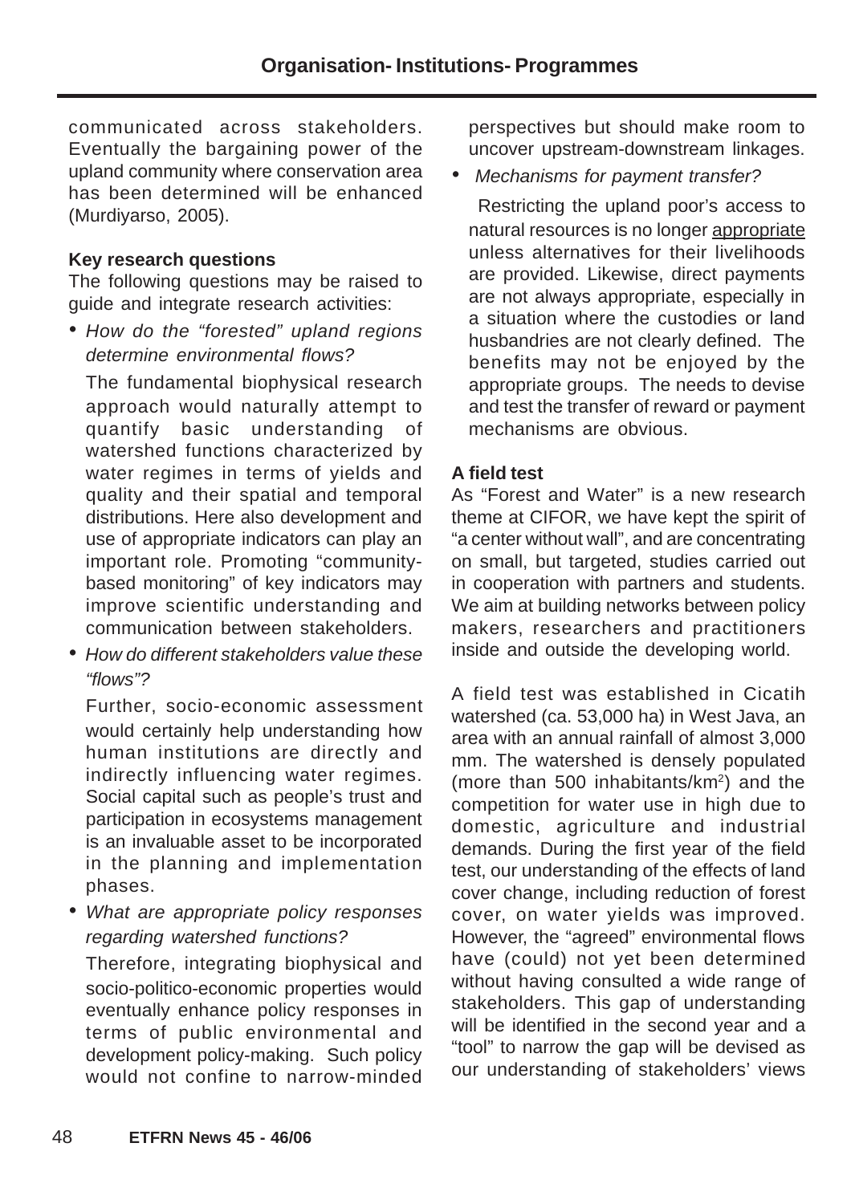communicated across stakeholders. Eventually the bargaining power of the upland community where conservation area has been determined will be enhanced (Murdiyarso, 2005).

**Key research questions**

The following questions may be raised to guide and integrate research activities:

- *How do the "forested" upland regions determine environmental flows?*

  The fundamental biophysical research approach would naturally attempt to quantify basic understanding of watershed functions characterized by water regimes in terms of yields and quality and their spatial and temporal distributions. Here also development and use of appropriate indicators can play an important role. Promoting "community-based monitoring" of key indicators may improve scientific understanding and communication between stakeholders.

- *How do different stakeholders value these "flows"?*

  Further, socio-economic assessment would certainly help understanding how human institutions are directly and indirectly influencing water regimes. Social capital such as people's trust and participation in ecosystems management is an invaluable asset to be incorporated in the planning and implementation phases.

- *What are appropriate policy responses regarding watershed functions?*

  Therefore, integrating biophysical and socio-politico-economic properties would eventually enhance policy responses in terms of public environmental and development policy-making. Such policy would not confine to narrow-minded perspectives but should make room to uncover upstream-downstream linkages.

- *Mechanisms for payment transfer?*

  Restricting the upland poor's access to natural resources is no longer appropriate unless alternatives for their livelihoods are provided. Likewise, direct payments are not always appropriate, especially in a situation where the custodies or land husbandries are not clearly defined. The benefits may not be enjoyed by the appropriate groups. The needs to devise and test the transfer of reward or payment mechanisms are obvious.

**A field test**

As "Forest and Water" is a new research theme at CIFOR, we have kept the spirit of "a center without wall", and are concentrating on small, but targeted, studies carried out in cooperation with partners and students. We aim at building networks between policy makers, researchers and practitioners inside and outside the developing world.

A field test was established in Cicatih watershed (ca. 53,000 ha) in West Java, an area with an annual rainfall of almost 3,000 mm. The watershed is densely populated (more than 500 inhabitants/km$^2$) and the competition for water use in high due to domestic, agriculture and industrial demands. During the first year of the field test, our understanding of the effects of land cover change, including reduction of forest cover, on water yields was improved. However, the "agreed" environmental flows have (could) not yet been determined without having consulted a wide range of stakeholders. This gap of understanding will be identified in the second year and a "tool" to narrow the gap will be devised as our understanding of stakeholders' views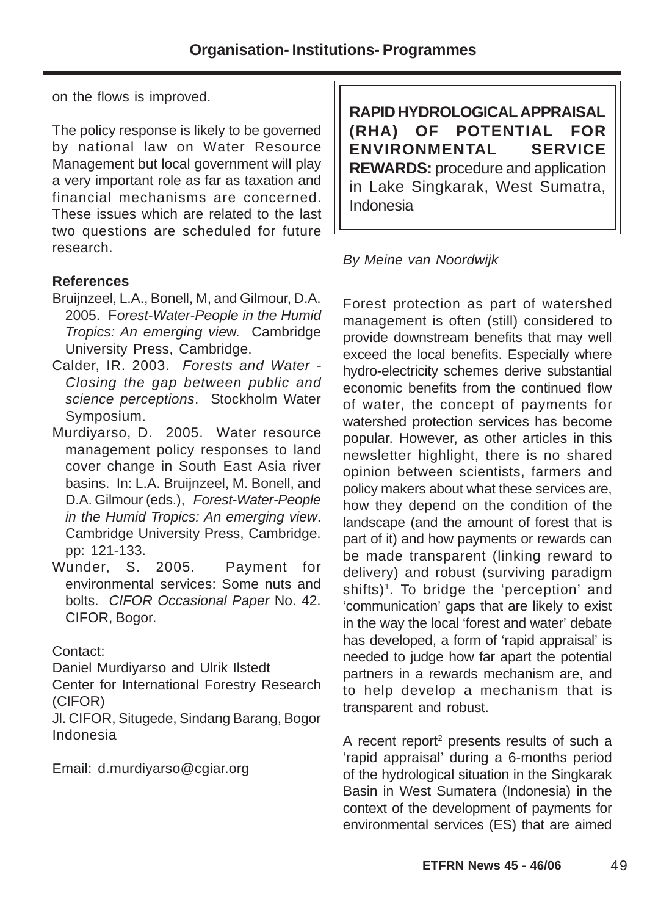on the flows is improved.

The policy response is likely to be governed by national law on Water Resource Management but local government will play a very important role as far as taxation and financial mechanisms are concerned. These issues which are related to the last two questions are scheduled for future research.

**References**

Bruijnzeel, L.A., Bonell, M, and Gilmour, D.A. 2005. F*orest-Water-People in the Humid Tropics: An emerging vie*w. Cambridge University Press, Cambridge.

Calder, IR. 2003. *Forests and Water - Closing the gap between public and science perceptions*. Stockholm Water Symposium.

Murdiyarso, D. 2005. Water resource management policy responses to land cover change in South East Asia river basins. In: L.A. Bruijnzeel, M. Bonell, and D.A. Gilmour (eds.), *Forest-Water-People in the Humid Tropics: An emerging view*. Cambridge University Press, Cambridge. pp: 121-133.

Wunder, S. 2005. Payment for environmental services: Some nuts and bolts. *CIFOR Occasional Paper* No. 42. CIFOR, Bogor.

Contact:
Daniel Murdiyarso and Ulrik Ilstedt
Center for International Forestry Research (CIFOR)
Jl. CIFOR, Situgede, Sindang Barang, Bogor Indonesia

Email: d.murdiyarso@cgiar.org

## RAPID HYDROLOGICAL APPRAISAL (RHA) OF POTENTIAL FOR ENVIRONMENTAL SERVICE REWARDS: procedure and application in Lake Singkarak, West Sumatra, Indonesia

*By Meine van Noordwijk*

Forest protection as part of watershed management is often (still) considered to provide downstream benefits that may well exceed the local benefits. Especially where hydro-electricity schemes derive substantial economic benefits from the continued flow of water, the concept of payments for watershed protection services has become popular. However, as other articles in this newsletter highlight, there is no shared opinion between scientists, farmers and policy makers about what these services are, how they depend on the condition of the landscape (and the amount of forest that is part of it) and how payments or rewards can be made transparent (linking reward to delivery) and robust (surviving paradigm shifts)[1]. To bridge the 'perception' and 'communication' gaps that are likely to exist in the way the local 'forest and water' debate has developed, a form of 'rapid appraisal' is needed to judge how far apart the potential partners in a rewards mechanism are, and to help develop a mechanism that is transparent and robust.

A recent report[2] presents results of such a 'rapid appraisal' during a 6-months period of the hydrological situation in the Singkarak Basin in West Sumatera (Indonesia) in the context of the development of payments for environmental services (ES) that are aimed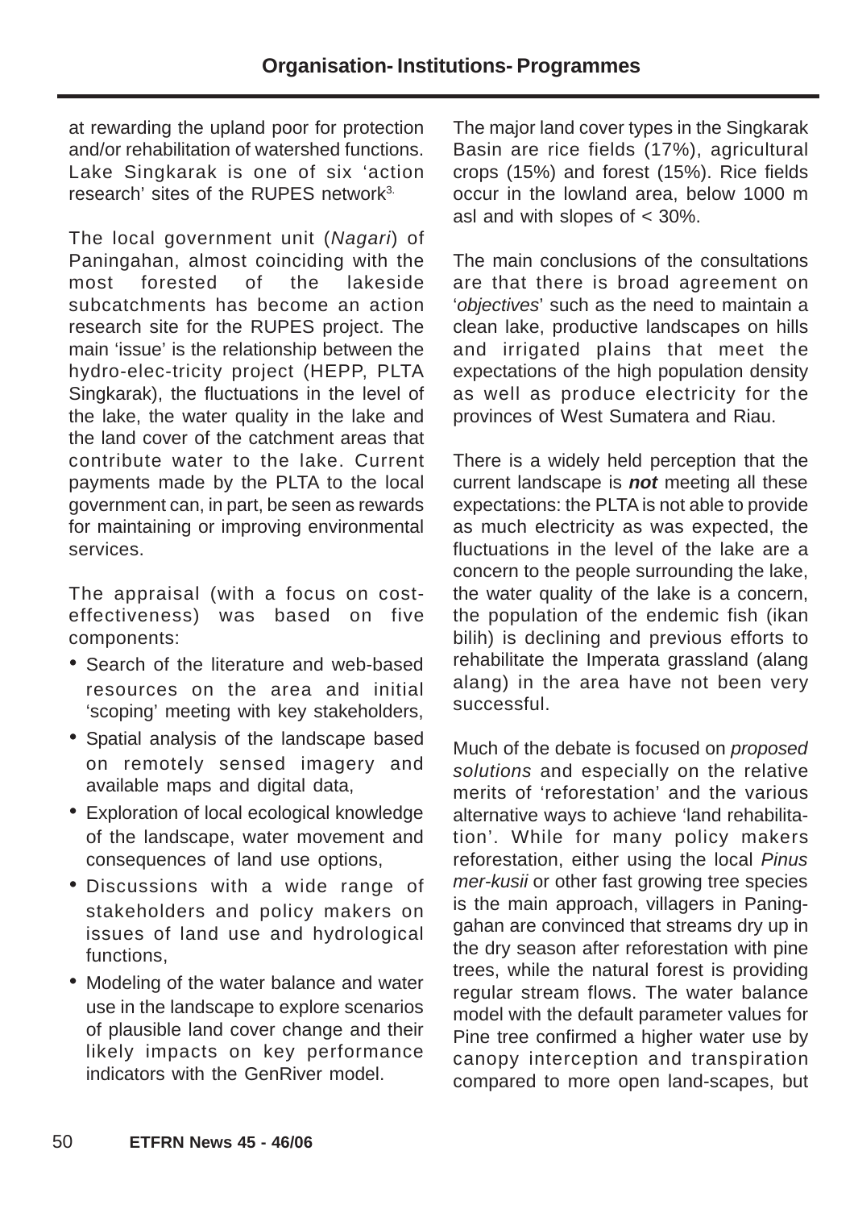at rewarding the upland poor for protection and/or rehabilitation of watershed functions. Lake Singkarak is one of six 'action research' sites of the RUPES network[3].

The local government unit (*Nagari*) of Paningahan, almost coinciding with the most forested of the lakeside subcatchments has become an action research site for the RUPES project. The main 'issue' is the relationship between the hydro-elec-tricity project (HEPP, PLTA Singkarak), the fluctuations in the level of the lake, the water quality in the lake and the land cover of the catchment areas that contribute water to the lake. Current payments made by the PLTA to the local government can, in part, be seen as rewards for maintaining or improving environmental services.

The appraisal (with a focus on cost-effectiveness) was based on five components:

- Search of the literature and web-based resources on the area and initial 'scoping' meeting with key stakeholders,
- Spatial analysis of the landscape based on remotely sensed imagery and available maps and digital data,
- Exploration of local ecological knowledge of the landscape, water movement and consequences of land use options,
- Discussions with a wide range of stakeholders and policy makers on issues of land use and hydrological functions,
- Modeling of the water balance and water use in the landscape to explore scenarios of plausible land cover change and their likely impacts on key performance indicators with the GenRiver model.

The major land cover types in the Singkarak Basin are rice fields (17%), agricultural crops (15%) and forest (15%). Rice fields occur in the lowland area, below 1000 m asl and with slopes of < 30%.

The main conclusions of the consultations are that there is broad agreement on '*objectives*' such as the need to maintain a clean lake, productive landscapes on hills and irrigated plains that meet the expectations of the high population density as well as produce electricity for the provinces of West Sumatera and Riau.

There is a widely held perception that the current landscape is ***not*** meeting all these expectations: the PLTA is not able to provide as much electricity as was expected, the fluctuations in the level of the lake are a concern to the people surrounding the lake, the water quality of the lake is a concern, the population of the endemic fish (ikan bilih) is declining and previous efforts to rehabilitate the Imperata grassland (alang alang) in the area have not been very successful.

Much of the debate is focused on *proposed solutions* and especially on the relative merits of 'reforestation' and the various alternative ways to achieve 'land rehabilita-tion'. While for many policy makers reforestation, either using the local *Pinus mer-kusii* or other fast growing tree species is the main approach, villagers in Paning-gahan are convinced that streams dry up in the dry season after reforestation with pine trees, while the natural forest is providing regular stream flows. The water balance model with the default parameter values for Pine tree confirmed a higher water use by canopy interception and transpiration compared to more open land-scapes, but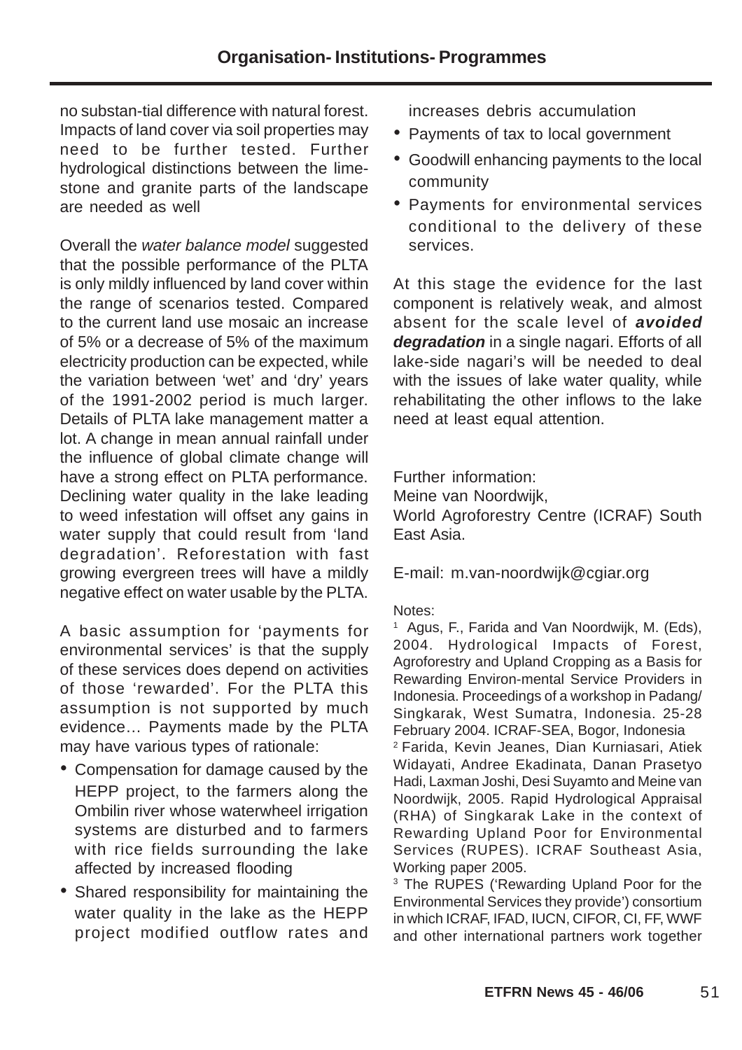no substan-tial difference with natural forest. Impacts of land cover via soil properties may need to be further tested. Further hydrological distinctions between the lime-stone and granite parts of the landscape are needed as well

Overall the *water balance model* suggested that the possible performance of the PLTA is only mildly influenced by land cover within the range of scenarios tested. Compared to the current land use mosaic an increase of 5% or a decrease of 5% of the maximum electricity production can be expected, while the variation between 'wet' and 'dry' years of the 1991-2002 period is much larger. Details of PLTA lake management matter a lot. A change in mean annual rainfall under the influence of global climate change will have a strong effect on PLTA performance. Declining water quality in the lake leading to weed infestation will offset any gains in water supply that could result from 'land degradation'. Reforestation with fast growing evergreen trees will have a mildly negative effect on water usable by the PLTA.

A basic assumption for 'payments for environmental services' is that the supply of these services does depend on activities of those 'rewarded'. For the PLTA this assumption is not supported by much evidence… Payments made by the PLTA may have various types of rationale:

- Compensation for damage caused by the HEPP project, to the farmers along the Ombilin river whose waterwheel irrigation systems are disturbed and to farmers with rice fields surrounding the lake affected by increased flooding
- Shared responsibility for maintaining the water quality in the lake as the HEPP project modified outflow rates and increases debris accumulation
- Payments of tax to local government
- Goodwill enhancing payments to the local community
- Payments for environmental services conditional to the delivery of these services.

At this stage the evidence for the last component is relatively weak, and almost absent for the scale level of ***avoided degradation*** in a single nagari. Efforts of all lake-side nagari's will be needed to deal with the issues of lake water quality, while rehabilitating the other inflows to the lake need at least equal attention.

Further information:
Meine van Noordwijk,
World Agroforestry Centre (ICRAF) South East Asia.

E-mail: m.van-noordwijk@cgiar.org

Notes:

[1] Agus, F., Farida and Van Noordwijk, M. (Eds), 2004. Hydrological Impacts of Forest, Agroforestry and Upland Cropping as a Basis for Rewarding Environ-mental Service Providers in Indonesia. Proceedings of a workshop in Padang/ Singkarak, West Sumatra, Indonesia. 25-28 February 2004. ICRAF-SEA, Bogor, Indonesia

[2] Farida, Kevin Jeanes, Dian Kurniasari, Atiek Widayati, Andree Ekadinata, Danan Prasetyo Hadi, Laxman Joshi, Desi Suyamto and Meine van Noordwijk, 2005. Rapid Hydrological Appraisal (RHA) of Singkarak Lake in the context of Rewarding Upland Poor for Environmental Services (RUPES). ICRAF Southeast Asia, Working paper 2005.

[3] The RUPES ('Rewarding Upland Poor for the Environmental Services they provide') consortium in which ICRAF, IFAD, IUCN, CIFOR, CI, FF, WWF and other international partners work together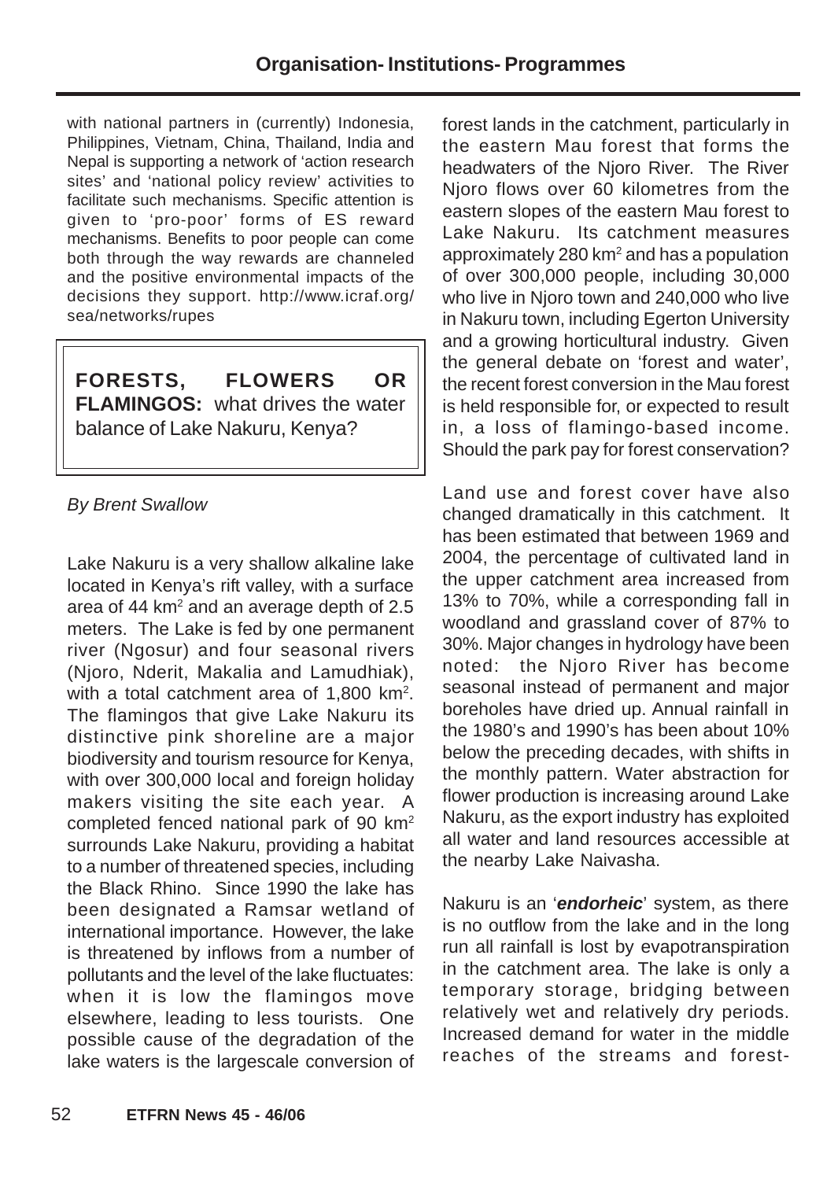with national partners in (currently) Indonesia, Philippines, Vietnam, China, Thailand, India and Nepal is supporting a network of 'action research sites' and 'national policy review' activities to facilitate such mechanisms. Specific attention is given to 'pro-poor' forms of ES reward mechanisms. Benefits to poor people can come both through the way rewards are channeled and the positive environmental impacts of the decisions they support. http://www.icraf.org/sea/networks/rupes

## FORESTS, FLOWERS OR FLAMINGOS: what drives the water balance of Lake Nakuru, Kenya?

*By Brent Swallow*

Lake Nakuru is a very shallow alkaline lake located in Kenya's rift valley, with a surface area of 44 km$^2$ and an average depth of 2.5 meters. The Lake is fed by one permanent river (Ngosur) and four seasonal rivers (Njoro, Nderit, Makalia and Lamudhiak), with a total catchment area of 1,800 km$^2$. The flamingos that give Lake Nakuru its distinctive pink shoreline are a major biodiversity and tourism resource for Kenya, with over 300,000 local and foreign holiday makers visiting the site each year. A completed fenced national park of 90 km$^2$ surrounds Lake Nakuru, providing a habitat to a number of threatened species, including the Black Rhino. Since 1990 the lake has been designated a Ramsar wetland of international importance. However, the lake is threatened by inflows from a number of pollutants and the level of the lake fluctuates: when it is low the flamingos move elsewhere, leading to less tourists. One possible cause of the degradation of the lake waters is the largescale conversion of forest lands in the catchment, particularly in the eastern Mau forest that forms the headwaters of the Njoro River. The River Njoro flows over 60 kilometres from the eastern slopes of the eastern Mau forest to Lake Nakuru. Its catchment measures approximately 280 km$^2$ and has a population of over 300,000 people, including 30,000 who live in Njoro town and 240,000 who live in Nakuru town, including Egerton University and a growing horticultural industry. Given the general debate on 'forest and water', the recent forest conversion in the Mau forest is held responsible for, or expected to result in, a loss of flamingo-based income. Should the park pay for forest conservation?

Land use and forest cover have also changed dramatically in this catchment. It has been estimated that between 1969 and 2004, the percentage of cultivated land in the upper catchment area increased from 13% to 70%, while a corresponding fall in woodland and grassland cover of 87% to 30%. Major changes in hydrology have been noted: the Njoro River has become seasonal instead of permanent and major boreholes have dried up. Annual rainfall in the 1980's and 1990's has been about 10% below the preceding decades, with shifts in the monthly pattern. Water abstraction for flower production is increasing around Lake Nakuru, as the export industry has exploited all water and land resources accessible at the nearby Lake Naivasha.

Nakuru is an '***endorheic***' system, as there is no outflow from the lake and in the long run all rainfall is lost by evapotranspiration in the catchment area. The lake is only a temporary storage, bridging between relatively wet and relatively dry periods. Increased demand for water in the middle reaches of the streams and forest-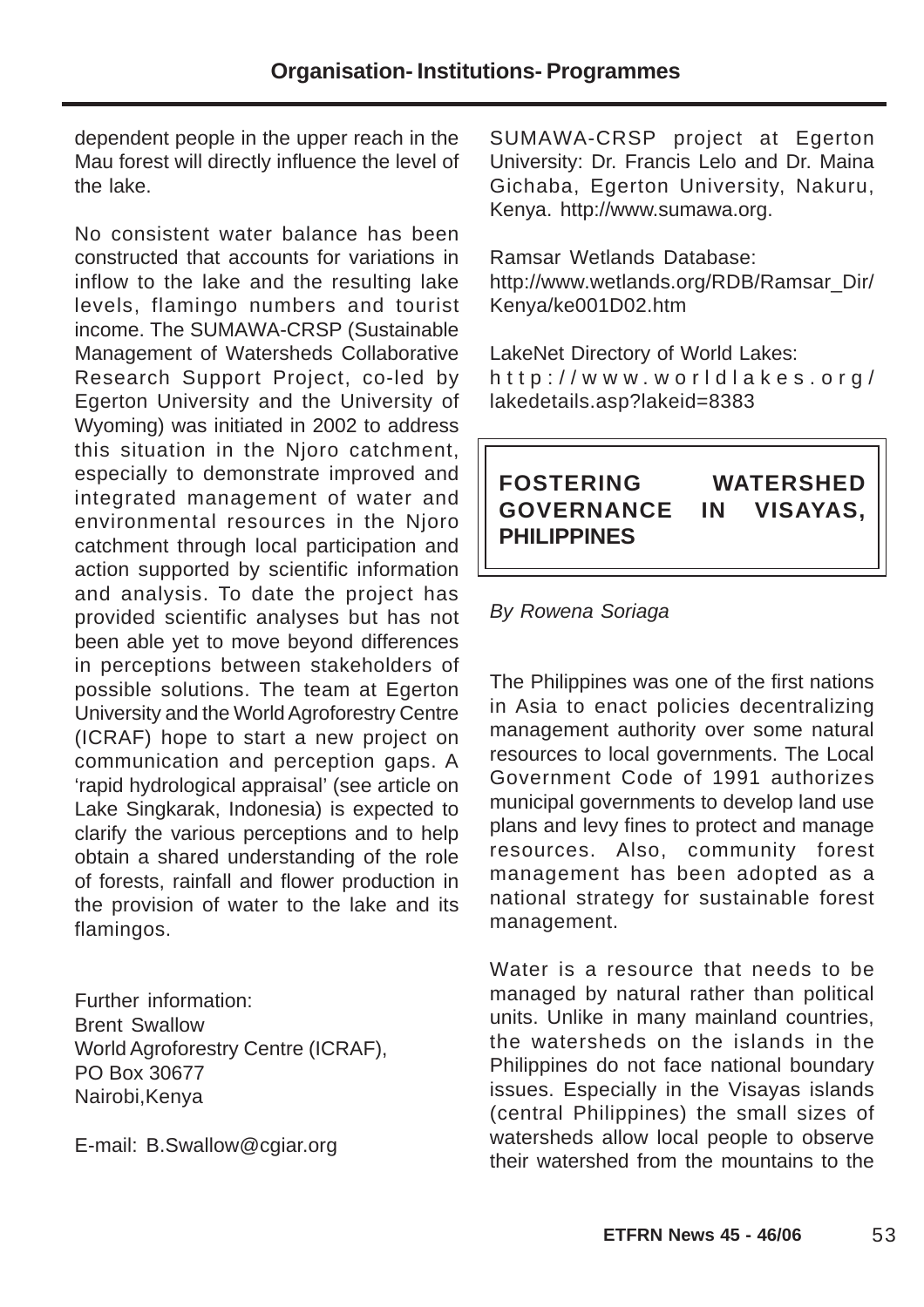dependent people in the upper reach in the Mau forest will directly influence the level of the lake.

No consistent water balance has been constructed that accounts for variations in inflow to the lake and the resulting lake levels, flamingo numbers and tourist income. The SUMAWA-CRSP (Sustainable Management of Watersheds Collaborative Research Support Project, co-led by Egerton University and the University of Wyoming) was initiated in 2002 to address this situation in the Njoro catchment, especially to demonstrate improved and integrated management of water and environmental resources in the Njoro catchment through local participation and action supported by scientific information and analysis. To date the project has provided scientific analyses but has not been able yet to move beyond differences in perceptions between stakeholders of possible solutions. The team at Egerton University and the World Agroforestry Centre (ICRAF) hope to start a new project on communication and perception gaps. A 'rapid hydrological appraisal' (see article on Lake Singkarak, Indonesia) is expected to clarify the various perceptions and to help obtain a shared understanding of the role of forests, rainfall and flower production in the provision of water to the lake and its flamingos.

Further information:
Brent Swallow
World Agroforestry Centre (ICRAF),
PO Box 30677
Nairobi,Kenya

E-mail: B.Swallow@cgiar.org

SUMAWA-CRSP project at Egerton University: Dr. Francis Lelo and Dr. Maina Gichaba, Egerton University, Nakuru, Kenya. http://www.sumawa.org.

Ramsar Wetlands Database:
http://www.wetlands.org/RDB/Ramsar_Dir/Kenya/ke001D02.htm

LakeNet Directory of World Lakes:
http://www.worldlakes.org/lakedetails.asp?lakeid=8383

## FOSTERING WATERSHED GOVERNANCE IN VISAYAS, PHILIPPINES

*By Rowena Soriaga*

The Philippines was one of the first nations in Asia to enact policies decentralizing management authority over some natural resources to local governments. The Local Government Code of 1991 authorizes municipal governments to develop land use plans and levy fines to protect and manage resources. Also, community forest management has been adopted as a national strategy for sustainable forest management.

Water is a resource that needs to be managed by natural rather than political units. Unlike in many mainland countries, the watersheds on the islands in the Philippines do not face national boundary issues. Especially in the Visayas islands (central Philippines) the small sizes of watersheds allow local people to observe their watershed from the mountains to the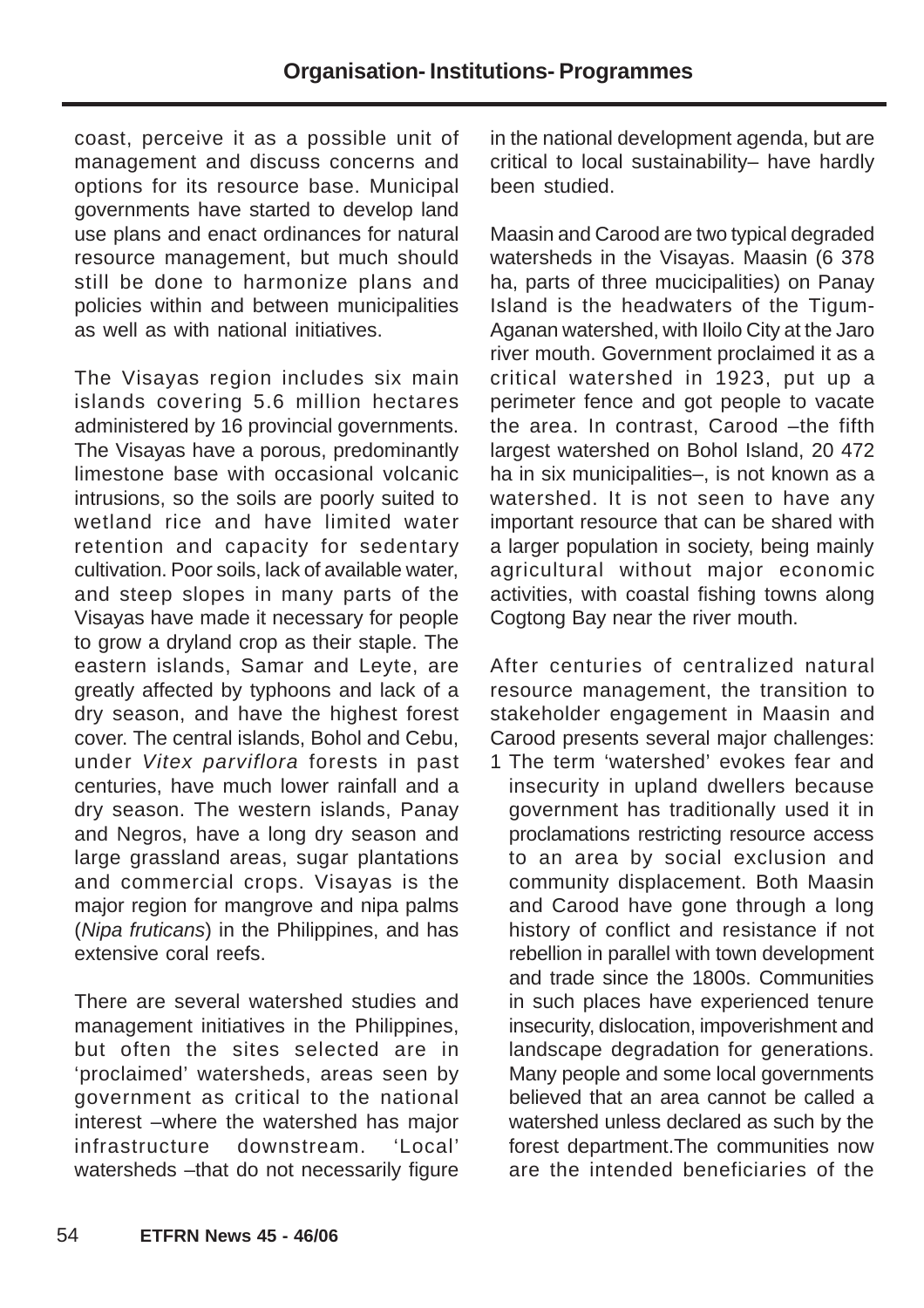coast, perceive it as a possible unit of management and discuss concerns and options for its resource base. Municipal governments have started to develop land use plans and enact ordinances for natural resource management, but much should still be done to harmonize plans and policies within and between municipalities as well as with national initiatives.

The Visayas region includes six main islands covering 5.6 million hectares administered by 16 provincial governments. The Visayas have a porous, predominantly limestone base with occasional volcanic intrusions, so the soils are poorly suited to wetland rice and have limited water retention and capacity for sedentary cultivation. Poor soils, lack of available water, and steep slopes in many parts of the Visayas have made it necessary for people to grow a dryland crop as their staple. The eastern islands, Samar and Leyte, are greatly affected by typhoons and lack of a dry season, and have the highest forest cover. The central islands, Bohol and Cebu, under *Vitex parviflora* forests in past centuries, have much lower rainfall and a dry season. The western islands, Panay and Negros, have a long dry season and large grassland areas, sugar plantations and commercial crops. Visayas is the major region for mangrove and nipa palms (*Nipa fruticans*) in the Philippines, and has extensive coral reefs.

There are several watershed studies and management initiatives in the Philippines, but often the sites selected are in 'proclaimed' watersheds, areas seen by government as critical to the national interest –where the watershed has major infrastructure downstream. 'Local' watersheds –that do not necessarily figure in the national development agenda, but are critical to local sustainability– have hardly been studied.

Maasin and Carood are two typical degraded watersheds in the Visayas. Maasin (6 378 ha, parts of three mucicipalities) on Panay Island is the headwaters of the Tigum-Aganan watershed, with Iloilo City at the Jaro river mouth. Government proclaimed it as a critical watershed in 1923, put up a perimeter fence and got people to vacate the area. In contrast, Carood –the fifth largest watershed on Bohol Island, 20 472 ha in six municipalities–, is not known as a watershed. It is not seen to have any important resource that can be shared with a larger population in society, being mainly agricultural without major economic activities, with coastal fishing towns along Cogtong Bay near the river mouth.

After centuries of centralized natural resource management, the transition to stakeholder engagement in Maasin and Carood presents several major challenges:

1 The term 'watershed' evokes fear and insecurity in upland dwellers because government has traditionally used it in proclamations restricting resource access to an area by social exclusion and community displacement. Both Maasin and Carood have gone through a long history of conflict and resistance if not rebellion in parallel with town development and trade since the 1800s. Communities in such places have experienced tenure insecurity, dislocation, impoverishment and landscape degradation for generations. Many people and some local governments believed that an area cannot be called a watershed unless declared as such by the forest department.The communities now are the intended beneficiaries of the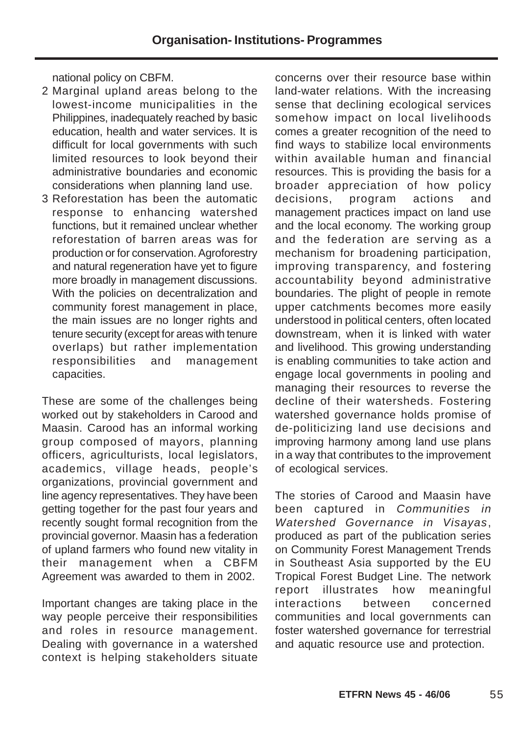national policy on CBFM.

2 Marginal upland areas belong to the lowest-income municipalities in the Philippines, inadequately reached by basic education, health and water services. It is difficult for local governments with such limited resources to look beyond their administrative boundaries and economic considerations when planning land use.

3 Reforestation has been the automatic response to enhancing watershed functions, but it remained unclear whether reforestation of barren areas was for production or for conservation. Agroforestry and natural regeneration have yet to figure more broadly in management discussions. With the policies on decentralization and community forest management in place, the main issues are no longer rights and tenure security (except for areas with tenure overlaps) but rather implementation responsibilities and management capacities.

These are some of the challenges being worked out by stakeholders in Carood and Maasin. Carood has an informal working group composed of mayors, planning officers, agriculturists, local legislators, academics, village heads, people's organizations, provincial government and line agency representatives. They have been getting together for the past four years and recently sought formal recognition from the provincial governor. Maasin has a federation of upland farmers who found new vitality in their management when a CBFM Agreement was awarded to them in 2002.

Important changes are taking place in the way people perceive their responsibilities and roles in resource management. Dealing with governance in a watershed context is helping stakeholders situate concerns over their resource base within land-water relations. With the increasing sense that declining ecological services somehow impact on local livelihoods comes a greater recognition of the need to find ways to stabilize local environments within available human and financial resources. This is providing the basis for a broader appreciation of how policy decisions, program actions and management practices impact on land use and the local economy. The working group and the federation are serving as a mechanism for broadening participation, improving transparency, and fostering accountability beyond administrative boundaries. The plight of people in remote upper catchments becomes more easily understood in political centers, often located downstream, when it is linked with water and livelihood. This growing understanding is enabling communities to take action and engage local governments in pooling and managing their resources to reverse the decline of their watersheds. Fostering watershed governance holds promise of de-politicizing land use decisions and improving harmony among land use plans in a way that contributes to the improvement of ecological services.

The stories of Carood and Maasin have been captured in *Communities in Watershed Governance in Visayas*, produced as part of the publication series on Community Forest Management Trends in Southeast Asia supported by the EU Tropical Forest Budget Line. The network report illustrates how meaningful interactions between concerned communities and local governments can foster watershed governance for terrestrial and aquatic resource use and protection.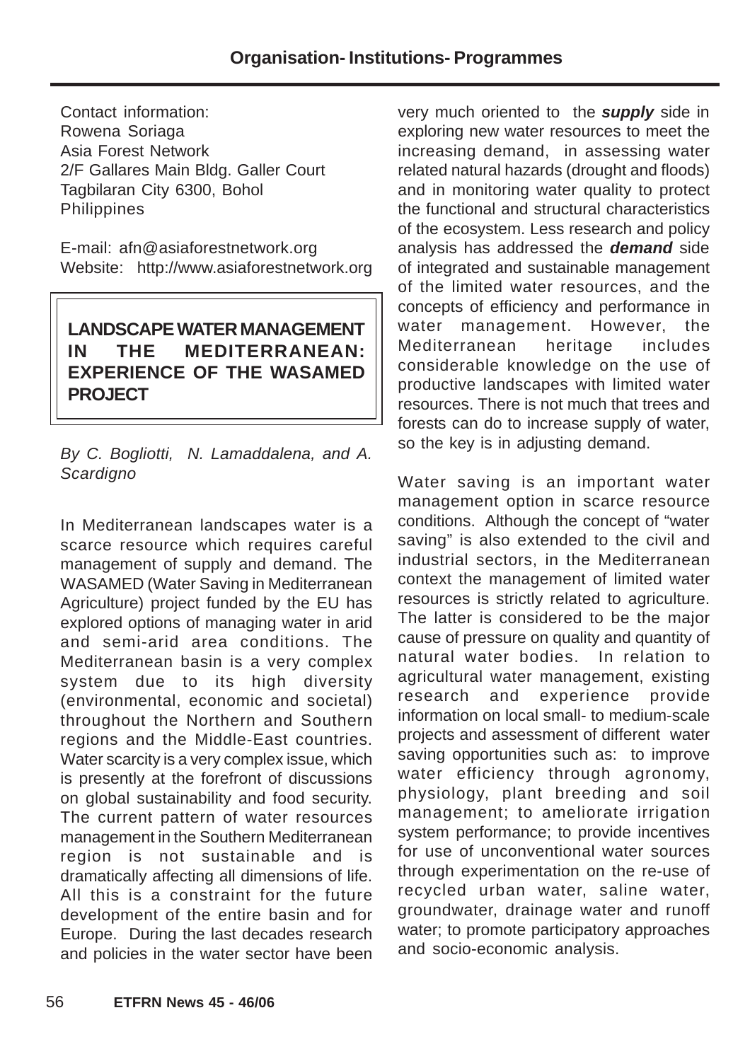Contact information:
Rowena Soriaga
Asia Forest Network
2/F Gallares Main Bldg. Galler Court
Tagbilaran City 6300, Bohol
Philippines

E-mail: afn@asiaforestnetwork.org
Website: http://www.asiaforestnetwork.org

## LANDSCAPE WATER MANAGEMENT IN THE MEDITERRANEAN: EXPERIENCE OF THE WASAMED PROJECT

*By C. Bogliotti, N. Lamaddalena, and A. Scardigno*

In Mediterranean landscapes water is a scarce resource which requires careful management of supply and demand. The WASAMED (Water Saving in Mediterranean Agriculture) project funded by the EU has explored options of managing water in arid and semi-arid area conditions. The Mediterranean basin is a very complex system due to its high diversity (environmental, economic and societal) throughout the Northern and Southern regions and the Middle-East countries. Water scarcity is a very complex issue, which is presently at the forefront of discussions on global sustainability and food security. The current pattern of water resources management in the Southern Mediterranean region is not sustainable and is dramatically affecting all dimensions of life. All this is a constraint for the future development of the entire basin and for Europe. During the last decades research and policies in the water sector have been very much oriented to the ***supply*** side in exploring new water resources to meet the increasing demand, in assessing water related natural hazards (drought and floods) and in monitoring water quality to protect the functional and structural characteristics of the ecosystem. Less research and policy analysis has addressed the ***demand*** side of integrated and sustainable management of the limited water resources, and the concepts of efficiency and performance in water management. However, the Mediterranean heritage includes considerable knowledge on the use of productive landscapes with limited water resources. There is not much that trees and forests can do to increase supply of water, so the key is in adjusting demand.

Water saving is an important water management option in scarce resource conditions. Although the concept of "water saving" is also extended to the civil and industrial sectors, in the Mediterranean context the management of limited water resources is strictly related to agriculture. The latter is considered to be the major cause of pressure on quality and quantity of natural water bodies. In relation to agricultural water management, existing research and experience provide information on local small- to medium-scale projects and assessment of different water saving opportunities such as: to improve water efficiency through agronomy, physiology, plant breeding and soil management; to ameliorate irrigation system performance; to provide incentives for use of unconventional water sources through experimentation on the re-use of recycled urban water, saline water, groundwater, drainage water and runoff water; to promote participatory approaches and socio-economic analysis.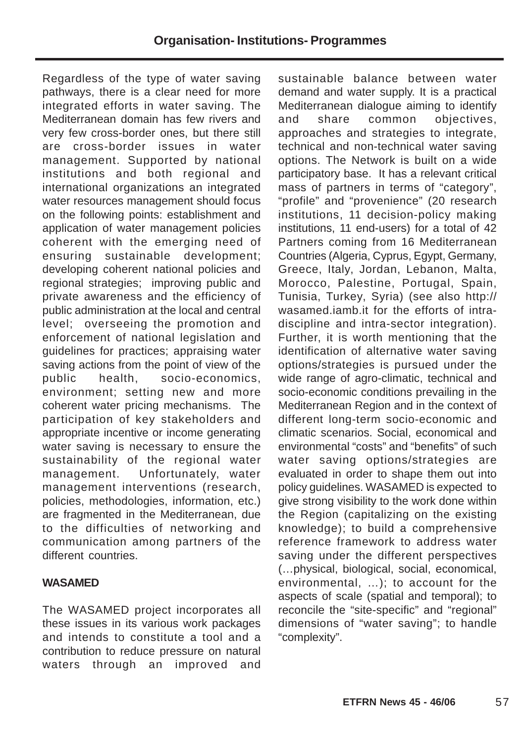Regardless of the type of water saving pathways, there is a clear need for more integrated efforts in water saving. The Mediterranean domain has few rivers and very few cross-border ones, but there still are cross-border issues in water management. Supported by national institutions and both regional and international organizations an integrated water resources management should focus on the following points: establishment and application of water management policies coherent with the emerging need of ensuring sustainable development; developing coherent national policies and regional strategies; improving public and private awareness and the efficiency of public administration at the local and central level; overseeing the promotion and enforcement of national legislation and guidelines for practices; appraising water saving actions from the point of view of the public health, socio-economics, environment; setting new and more coherent water pricing mechanisms. The participation of key stakeholders and appropriate incentive or income generating water saving is necessary to ensure the sustainability of the regional water management. Unfortunately, water management interventions (research, policies, methodologies, information, etc.) are fragmented in the Mediterranean, due to the difficulties of networking and communication among partners of the different countries.

**WASAMED**

The WASAMED project incorporates all these issues in its various work packages and intends to constitute a tool and a contribution to reduce pressure on natural waters through an improved and sustainable balance between water demand and water supply. It is a practical Mediterranean dialogue aiming to identify and share common objectives, approaches and strategies to integrate, technical and non-technical water saving options. The Network is built on a wide participatory base. It has a relevant critical mass of partners in terms of "category", "profile" and "provenience" (20 research institutions, 11 decision-policy making institutions, 11 end-users) for a total of 42 Partners coming from 16 Mediterranean Countries (Algeria, Cyprus, Egypt, Germany, Greece, Italy, Jordan, Lebanon, Malta, Morocco, Palestine, Portugal, Spain, Tunisia, Turkey, Syria) (see also http://wasamed.iamb.it for the efforts of intra-discipline and intra-sector integration). Further, it is worth mentioning that the identification of alternative water saving options/strategies is pursued under the wide range of agro-climatic, technical and socio-economic conditions prevailing in the Mediterranean Region and in the context of different long-term socio-economic and climatic scenarios. Social, economical and environmental "costs" and "benefits" of such water saving options/strategies are evaluated in order to shape them out into policy guidelines. WASAMED is expected to give strong visibility to the work done within the Region (capitalizing on the existing knowledge); to build a comprehensive reference framework to address water saving under the different perspectives (…physical, biological, social, economical, environmental, …); to account for the aspects of scale (spatial and temporal); to reconcile the "site-specific" and "regional" dimensions of "water saving"; to handle "complexity".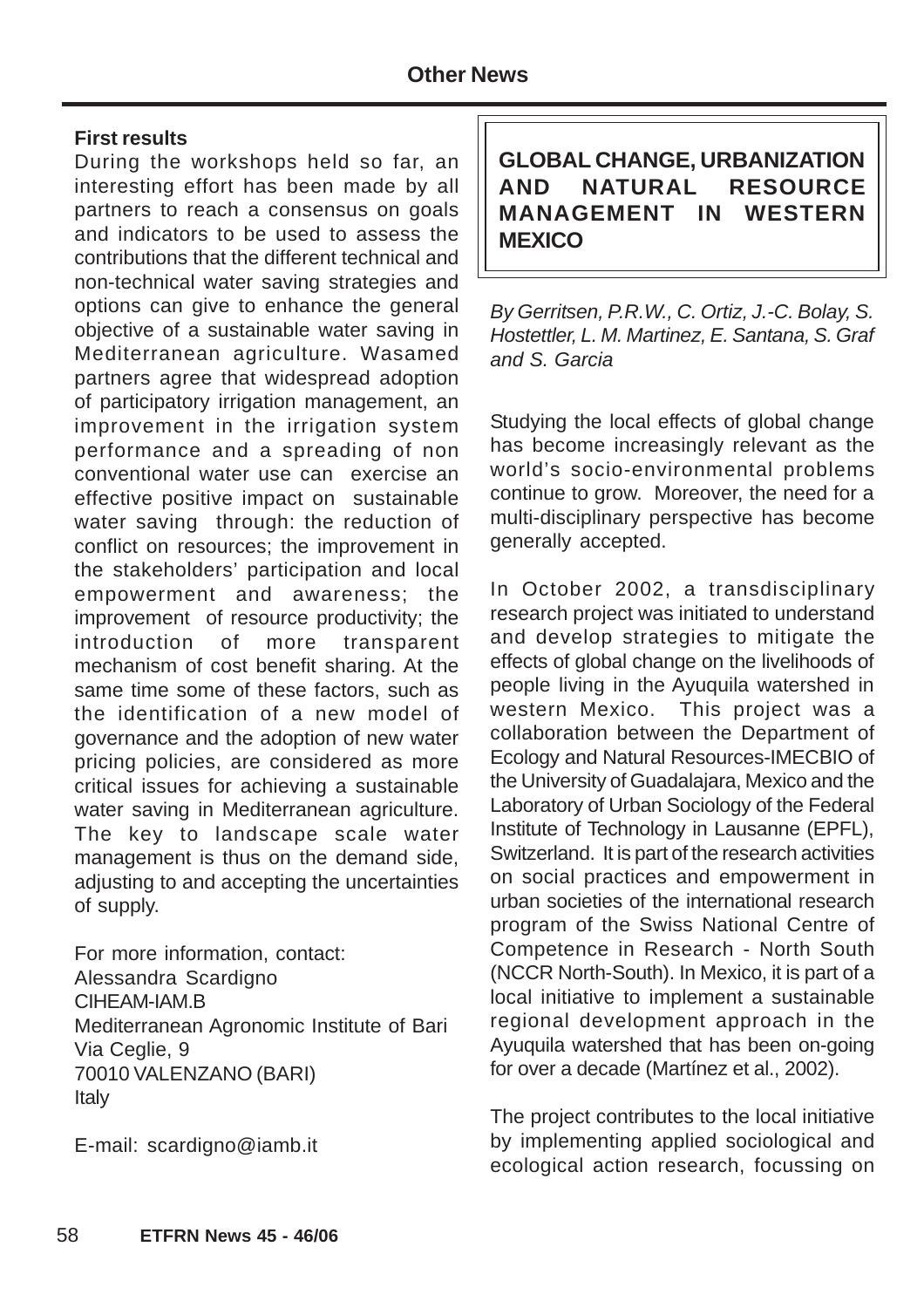### First results

During the workshops held so far, an interesting effort has been made by all partners to reach a consensus on goals and indicators to be used to assess the contributions that the different technical and non-technical water saving strategies and options can give to enhance the general objective of a sustainable water saving in Mediterranean agriculture. Wasamed partners agree that widespread adoption of participatory irrigation management, an improvement in the irrigation system performance and a spreading of non conventional water use can exercise an effective positive impact on sustainable water saving through: the reduction of conflict on resources; the improvement in the stakeholders' participation and local empowerment and awareness; the improvement of resource productivity; the introduction of more transparent mechanism of cost benefit sharing. At the same time some of these factors, such as the identification of a new model of governance and the adoption of new water pricing policies, are considered as more critical issues for achieving a sustainable water saving in Mediterranean agriculture. The key to landscape scale water management is thus on the demand side, adjusting to and accepting the uncertainties of supply.

For more information, contact:
Alessandra Scardigno
CIHEAM-IAM.B
Mediterranean Agronomic Institute of Bari
Via Ceglie, 9
70010 VALENZANO (BARI)
Italy

E-mail: scardigno@iamb.it

## GLOBAL CHANGE, URBANIZATION AND NATURAL RESOURCE MANAGEMENT IN WESTERN MEXICO

*By Gerritsen, P.R.W., C. Ortiz, J.-C. Bolay, S. Hostettler, L. M. Martinez, E. Santana, S. Graf and S. Garcia*

Studying the local effects of global change has become increasingly relevant as the world's socio-environmental problems continue to grow. Moreover, the need for a multi-disciplinary perspective has become generally accepted.

In October 2002, a transdisciplinary research project was initiated to understand and develop strategies to mitigate the effects of global change on the livelihoods of people living in the Ayuquila watershed in western Mexico. This project was a collaboration between the Department of Ecology and Natural Resources-IMECBIO of the University of Guadalajara, Mexico and the Laboratory of Urban Sociology of the Federal Institute of Technology in Lausanne (EPFL), Switzerland. It is part of the research activities on social practices and empowerment in urban societies of the international research program of the Swiss National Centre of Competence in Research - North South (NCCR North-South). In Mexico, it is part of a local initiative to implement a sustainable regional development approach in the Ayuquila watershed that has been on-going for over a decade (Martínez et al., 2002).

The project contributes to the local initiative by implementing applied sociological and ecological action research, focussing on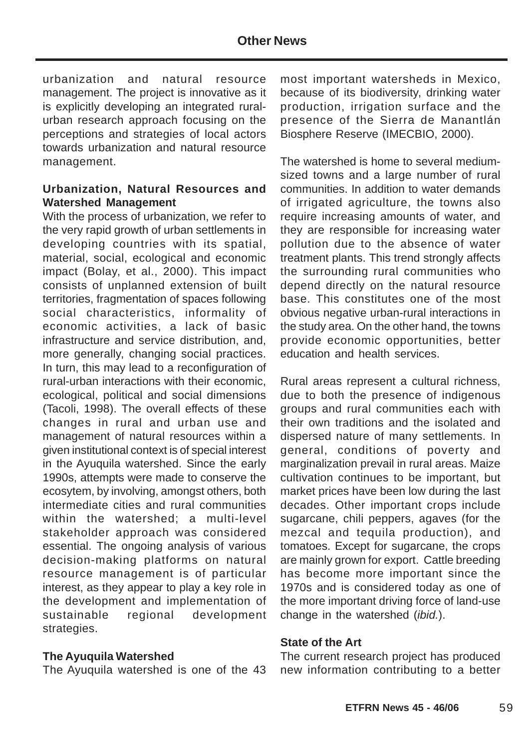urbanization and natural resource management. The project is innovative as it is explicitly developing an integrated rural-urban research approach focusing on the perceptions and strategies of local actors towards urbanization and natural resource management.

**Urbanization, Natural Resources and Watershed Management**

With the process of urbanization, we refer to the very rapid growth of urban settlements in developing countries with its spatial, material, social, ecological and economic impact (Bolay, et al., 2000). This impact consists of unplanned extension of built territories, fragmentation of spaces following social characteristics, informality of economic activities, a lack of basic infrastructure and service distribution, and, more generally, changing social practices. In turn, this may lead to a reconfiguration of rural-urban interactions with their economic, ecological, political and social dimensions (Tacoli, 1998). The overall effects of these changes in rural and urban use and management of natural resources within a given institutional context is of special interest in the Ayuquila watershed. Since the early 1990s, attempts were made to conserve the ecosytem, by involving, amongst others, both intermediate cities and rural communities within the watershed; a multi-level stakeholder approach was considered essential. The ongoing analysis of various decision-making platforms on natural resource management is of particular interest, as they appear to play a key role in the development and implementation of sustainable regional development strategies.

**The Ayuquila Watershed**

The Ayuquila watershed is one of the 43 most important watersheds in Mexico, because of its biodiversity, drinking water production, irrigation surface and the presence of the Sierra de Manantlán Biosphere Reserve (IMECBIO, 2000).

The watershed is home to several medium-sized towns and a large number of rural communities. In addition to water demands of irrigated agriculture, the towns also require increasing amounts of water, and they are responsible for increasing water pollution due to the absence of water treatment plants. This trend strongly affects the surrounding rural communities who depend directly on the natural resource base. This constitutes one of the most obvious negative urban-rural interactions in the study area. On the other hand, the towns provide economic opportunities, better education and health services.

Rural areas represent a cultural richness, due to both the presence of indigenous groups and rural communities each with their own traditions and the isolated and dispersed nature of many settlements. In general, conditions of poverty and marginalization prevail in rural areas. Maize cultivation continues to be important, but market prices have been low during the last decades. Other important crops include sugarcane, chili peppers, agaves (for the mezcal and tequila production), and tomatoes. Except for sugarcane, the crops are mainly grown for export. Cattle breeding has become more important since the 1970s and is considered today as one of the more important driving force of land-use change in the watershed (*ibid.*).

**State of the Art**

The current research project has produced new information contributing to a better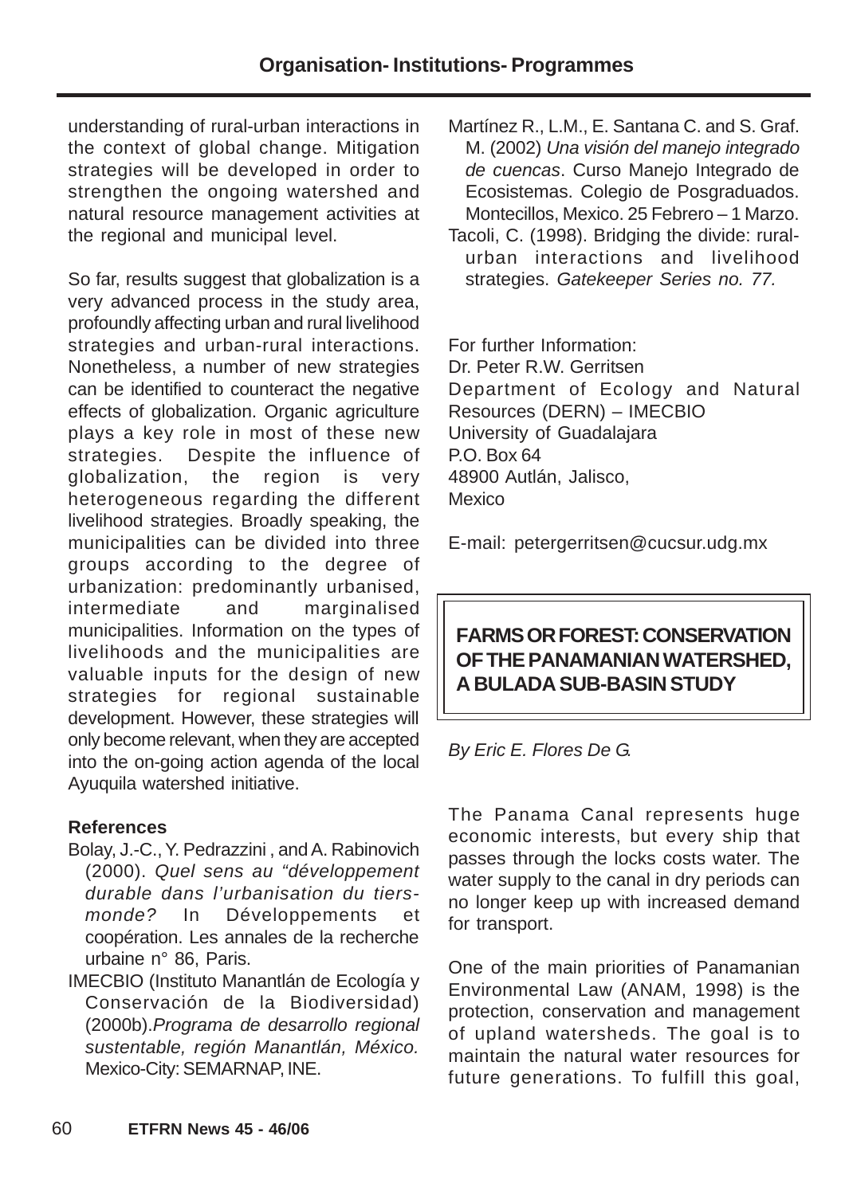understanding of rural-urban interactions in the context of global change. Mitigation strategies will be developed in order to strengthen the ongoing watershed and natural resource management activities at the regional and municipal level.

So far, results suggest that globalization is a very advanced process in the study area, profoundly affecting urban and rural livelihood strategies and urban-rural interactions. Nonetheless, a number of new strategies can be identified to counteract the negative effects of globalization. Organic agriculture plays a key role in most of these new strategies. Despite the influence of globalization, the region is very heterogeneous regarding the different livelihood strategies. Broadly speaking, the municipalities can be divided into three groups according to the degree of urbanization: predominantly urbanised, intermediate and marginalised municipalities. Information on the types of livelihoods and the municipalities are valuable inputs for the design of new strategies for regional sustainable development. However, these strategies will only become relevant, when they are accepted into the on-going action agenda of the local Ayuquila watershed initiative.

**References**

Bolay, J.-C., Y. Pedrazzini , and A. Rabinovich (2000). *Quel sens au "développement durable dans l'urbanisation du tiers-monde?* In Développements et coopération. Les annales de la recherche urbaine n° 86, Paris.

IMECBIO (Instituto Manantlán de Ecología y Conservación de la Biodiversidad) (2000b).*Programa de desarrollo regional sustentable, región Manantlán, México.* Mexico-City: SEMARNAP, INE.

Martínez R., L.M., E. Santana C. and S. Graf. M. (2002) *Una visión del manejo integrado de cuencas*. Curso Manejo Integrado de Ecosistemas. Colegio de Posgraduados. Montecillos, Mexico. 25 Febrero – 1 Marzo.

Tacoli, C. (1998). Bridging the divide: rural-urban interactions and livelihood strategies. *Gatekeeper Series no. 77.*

For further Information:
Dr. Peter R.W. Gerritsen
Department of Ecology and Natural Resources (DERN) – IMECBIO
University of Guadalajara
P.O. Box 64
48900 Autlán, Jalisco,
Mexico

E-mail: petergerritsen@cucsur.udg.mx

## FARMS OR FOREST: CONSERVATION OF THE PANAMANIAN WATERSHED, A BULADA SUB-BASIN STUDY

*By Eric E. Flores De G.*

The Panama Canal represents huge economic interests, but every ship that passes through the locks costs water. The water supply to the canal in dry periods can no longer keep up with increased demand for transport.

One of the main priorities of Panamanian Environmental Law (ANAM, 1998) is the protection, conservation and management of upland watersheds. The goal is to maintain the natural water resources for future generations. To fulfill this goal,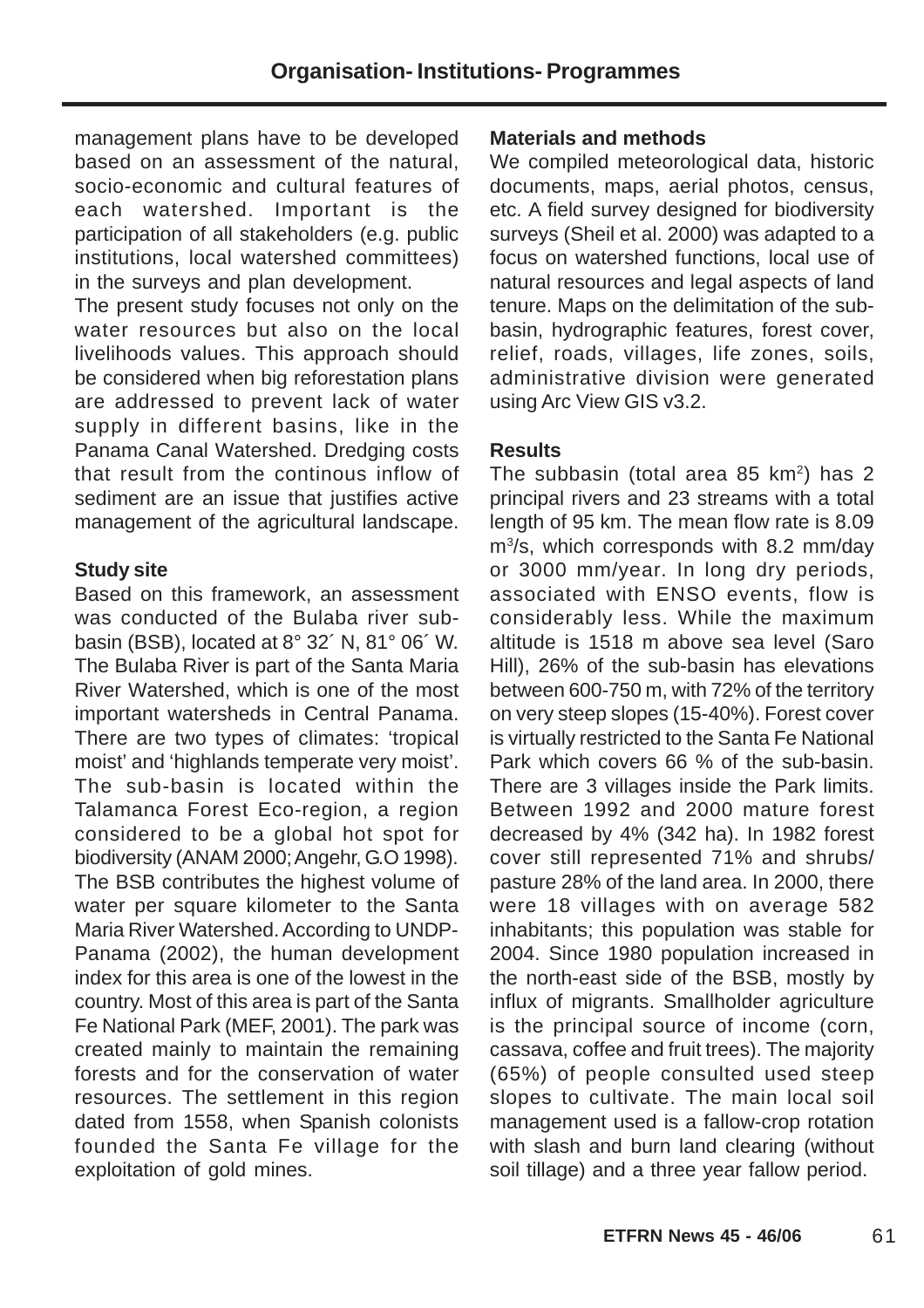management plans have to be developed based on an assessment of the natural, socio-economic and cultural features of each watershed. Important is the participation of all stakeholders (e.g. public institutions, local watershed committees) in the surveys and plan development.

The present study focuses not only on the water resources but also on the local livelihoods values. This approach should be considered when big reforestation plans are addressed to prevent lack of water supply in different basins, like in the Panama Canal Watershed. Dredging costs that result from the continous inflow of sediment are an issue that justifies active management of the agricultural landscape.

**Study site**

Based on this framework, an assessment was conducted of the Bulaba river sub-basin (BSB), located at 8° 32´ N, 81° 06´ W. The Bulaba River is part of the Santa Maria River Watershed, which is one of the most important watersheds in Central Panama. There are two types of climates: 'tropical moist' and 'highlands temperate very moist'. The sub-basin is located within the Talamanca Forest Eco-region, a region considered to be a global hot spot for biodiversity (ANAM 2000; Angehr, G.O 1998). The BSB contributes the highest volume of water per square kilometer to the Santa Maria River Watershed. According to UNDP-Panama (2002), the human development index for this area is one of the lowest in the country. Most of this area is part of the Santa Fe National Park (MEF, 2001). The park was created mainly to maintain the remaining forests and for the conservation of water resources. The settlement in this region dated from 1558, when Spanish colonists founded the Santa Fe village for the exploitation of gold mines.

**Materials and methods**

We compiled meteorological data, historic documents, maps, aerial photos, census, etc. A field survey designed for biodiversity surveys (Sheil et al. 2000) was adapted to a focus on watershed functions, local use of natural resources and legal aspects of land tenure. Maps on the delimitation of the sub-basin, hydrographic features, forest cover, relief, roads, villages, life zones, soils, administrative division were generated using Arc View GIS v3.2.

**Results**

The subbasin (total area 85 $km^2$) has 2 principal rivers and 23 streams with a total length of 95 km. The mean flow rate is 8.09 $m^3/s$, which corresponds with 8.2 mm/day or 3000 mm/year. In long dry periods, associated with ENSO events, flow is considerably less. While the maximum altitude is 1518 m above sea level (Saro Hill), 26% of the sub-basin has elevations between 600-750 m, with 72% of the territory on very steep slopes (15-40%). Forest cover is virtually restricted to the Santa Fe National Park which covers 66 % of the sub-basin. There are 3 villages inside the Park limits. Between 1992 and 2000 mature forest decreased by 4% (342 ha). In 1982 forest cover still represented 71% and shrubs/ pasture 28% of the land area. In 2000, there were 18 villages with on average 582 inhabitants; this population was stable for 2004. Since 1980 population increased in the north-east side of the BSB, mostly by influx of migrants. Smallholder agriculture is the principal source of income (corn, cassava, coffee and fruit trees). The majority (65%) of people consulted used steep slopes to cultivate. The main local soil management used is a fallow-crop rotation with slash and burn land clearing (without soil tillage) and a three year fallow period.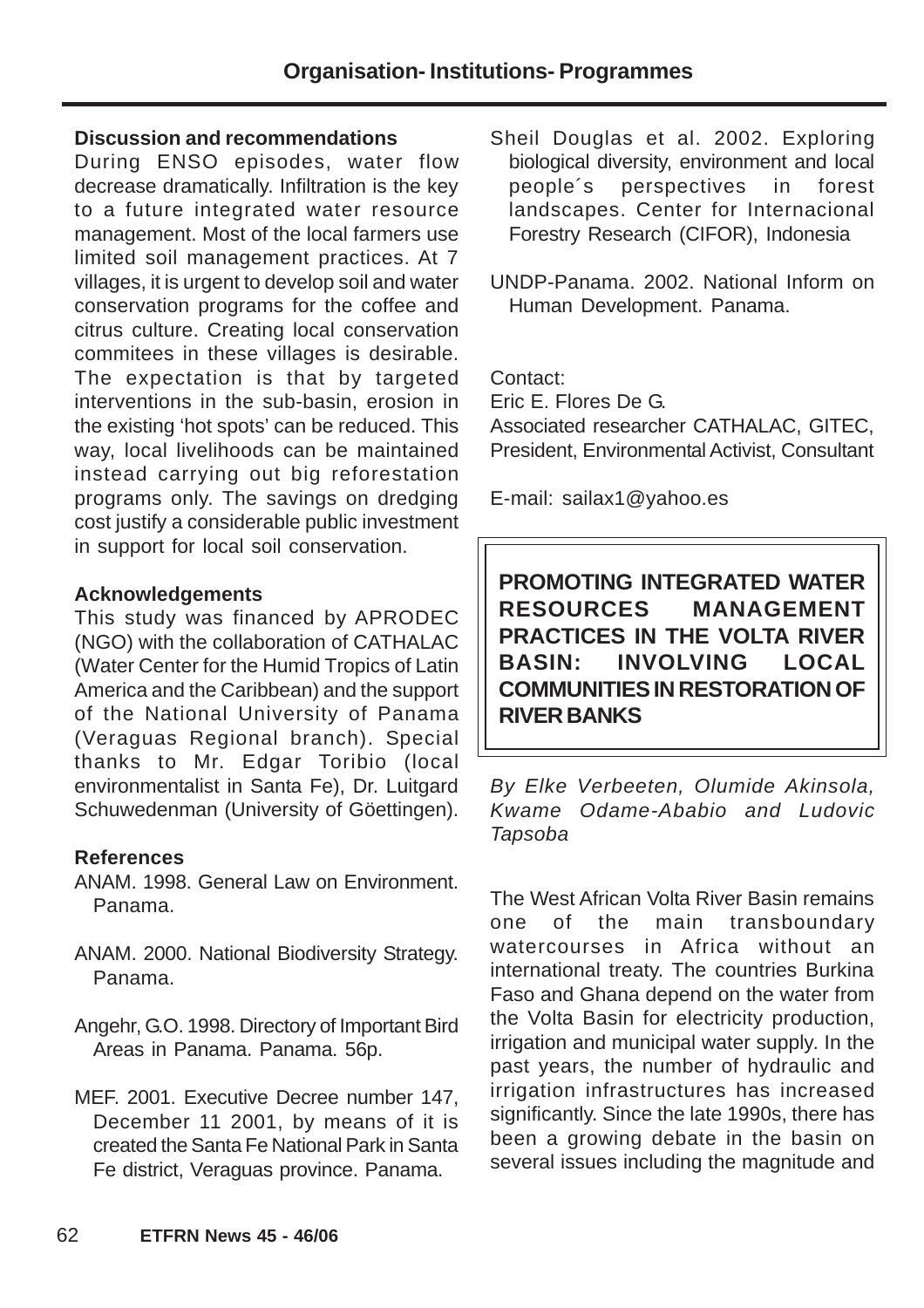### Discussion and recommendations

During ENSO episodes, water flow decrease dramatically. Infiltration is the key to a future integrated water resource management. Most of the local farmers use limited soil management practices. At 7 villages, it is urgent to develop soil and water conservation programs for the coffee and citrus culture. Creating local conservation commitees in these villages is desirable. The expectation is that by targeted interventions in the sub-basin, erosion in the existing 'hot spots' can be reduced. This way, local livelihoods can be maintained instead carrying out big reforestation programs only. The savings on dredging cost justify a considerable public investment in support for local soil conservation.

### Acknowledgements

This study was financed by APRODEC (NGO) with the collaboration of CATHALAC (Water Center for the Humid Tropics of Latin America and the Caribbean) and the support of the National University of Panama (Veraguas Regional branch). Special thanks to Mr. Edgar Toribio (local environmentalist in Santa Fe), Dr. Luitgard Schuwedenman (University of Göettingen).

### References

ANAM. 1998. General Law on Environment. Panama.

ANAM. 2000. National Biodiversity Strategy. Panama.

Angehr, G.O. 1998. Directory of Important Bird Areas in Panama. Panama. 56p.

MEF. 2001. Executive Decree number 147, December 11 2001, by means of it is created the Santa Fe National Park in Santa Fe district, Veraguas province. Panama.

Sheil Douglas et al. 2002. Exploring biological diversity, environment and local people´s perspectives in forest landscapes. Center for Internacional Forestry Research (CIFOR), Indonesia

UNDP-Panama. 2002. National Inform on Human Development. Panama.

Contact:
Eric E. Flores De G.
Associated researcher CATHALAC, GITEC, President, Environmental Activist, Consultant

E-mail: sailax1@yahoo.es

## PROMOTING INTEGRATED WATER RESOURCES MANAGEMENT PRACTICES IN THE VOLTA RIVER BASIN: INVOLVING LOCAL COMMUNITIES IN RESTORATION OF RIVER BANKS

*By Elke Verbeeten, Olumide Akinsola, Kwame Odame-Ababio and Ludovic Tapsoba*

The West African Volta River Basin remains one of the main transboundary watercourses in Africa without an international treaty. The countries Burkina Faso and Ghana depend on the water from the Volta Basin for electricity production, irrigation and municipal water supply. In the past years, the number of hydraulic and irrigation infrastructures has increased significantly. Since the late 1990s, there has been a growing debate in the basin on several issues including the magnitude and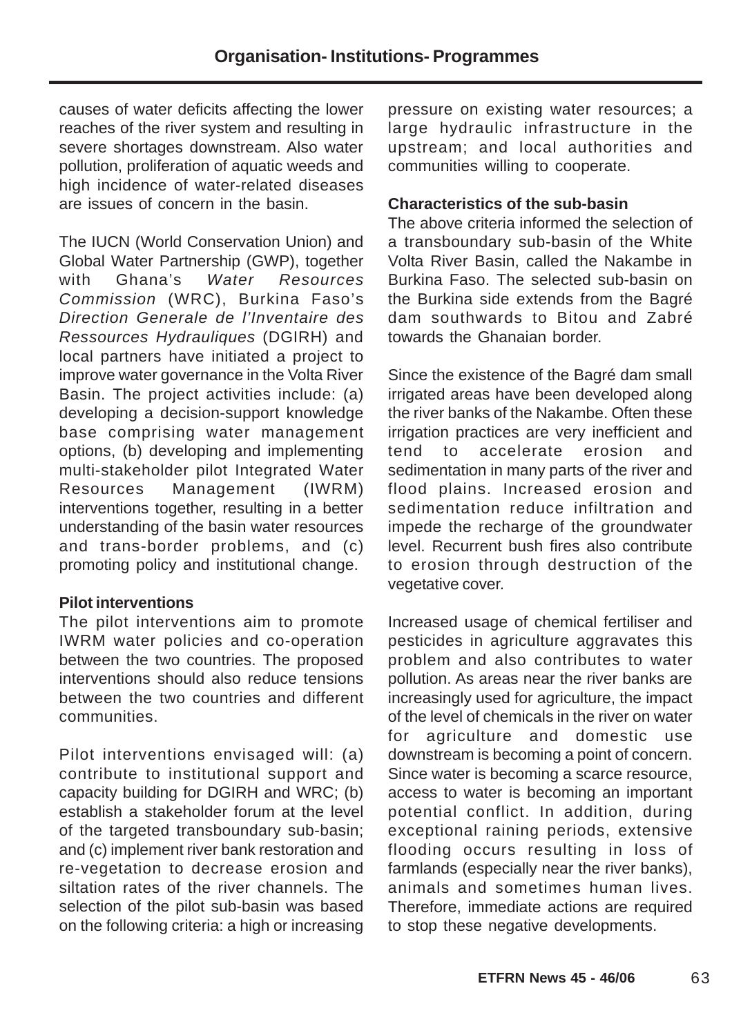causes of water deficits affecting the lower reaches of the river system and resulting in severe shortages downstream. Also water pollution, proliferation of aquatic weeds and high incidence of water-related diseases are issues of concern in the basin.

The IUCN (World Conservation Union) and Global Water Partnership (GWP), together with Ghana's *Water Resources Commission* (WRC), Burkina Faso's *Direction Generale de l'Inventaire des Ressources Hydrauliques* (DGIRH) and local partners have initiated a project to improve water governance in the Volta River Basin. The project activities include: (a) developing a decision-support knowledge base comprising water management options, (b) developing and implementing multi-stakeholder pilot Integrated Water Resources Management (IWRM) interventions together, resulting in a better understanding of the basin water resources and trans-border problems, and (c) promoting policy and institutional change.

**Pilot interventions**

The pilot interventions aim to promote IWRM water policies and co-operation between the two countries. The proposed interventions should also reduce tensions between the two countries and different communities.

Pilot interventions envisaged will: (a) contribute to institutional support and capacity building for DGIRH and WRC; (b) establish a stakeholder forum at the level of the targeted transboundary sub-basin; and (c) implement river bank restoration and re-vegetation to decrease erosion and siltation rates of the river channels. The selection of the pilot sub-basin was based on the following criteria: a high or increasing pressure on existing water resources; a large hydraulic infrastructure in the upstream; and local authorities and communities willing to cooperate.

**Characteristics of the sub-basin**

The above criteria informed the selection of a transboundary sub-basin of the White Volta River Basin, called the Nakambe in Burkina Faso. The selected sub-basin on the Burkina side extends from the Bagré dam southwards to Bitou and Zabré towards the Ghanaian border.

Since the existence of the Bagré dam small irrigated areas have been developed along the river banks of the Nakambe. Often these irrigation practices are very inefficient and tend to accelerate erosion and sedimentation in many parts of the river and flood plains. Increased erosion and sedimentation reduce infiltration and impede the recharge of the groundwater level. Recurrent bush fires also contribute to erosion through destruction of the vegetative cover.

Increased usage of chemical fertiliser and pesticides in agriculture aggravates this problem and also contributes to water pollution. As areas near the river banks are increasingly used for agriculture, the impact of the level of chemicals in the river on water for agriculture and domestic use downstream is becoming a point of concern. Since water is becoming a scarce resource, access to water is becoming an important potential conflict. In addition, during exceptional raining periods, extensive flooding occurs resulting in loss of farmlands (especially near the river banks), animals and sometimes human lives. Therefore, immediate actions are required to stop these negative developments.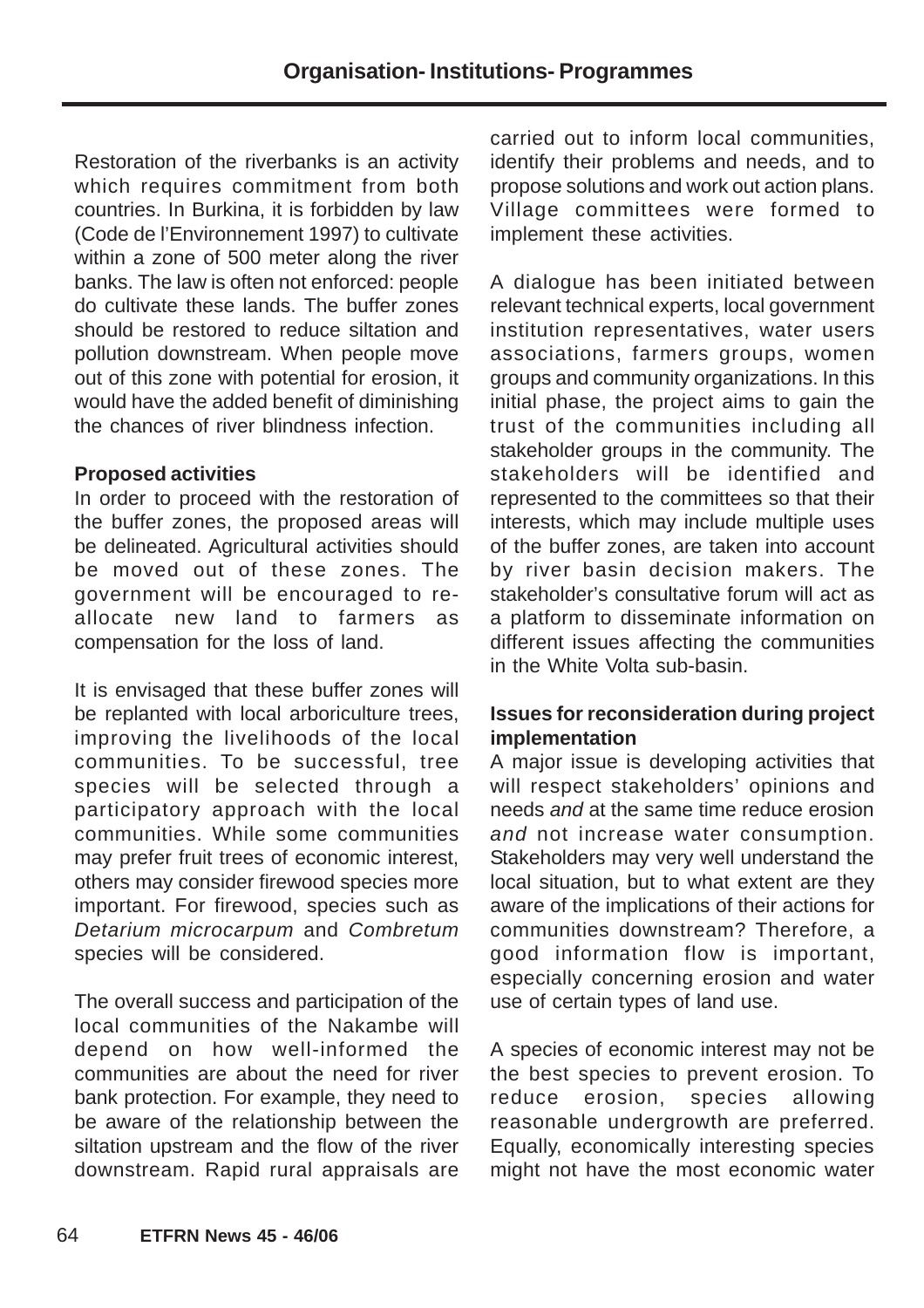Restoration of the riverbanks is an activity which requires commitment from both countries. In Burkina, it is forbidden by law (Code de l'Environnement 1997) to cultivate within a zone of 500 meter along the river banks. The law is often not enforced: people do cultivate these lands. The buffer zones should be restored to reduce siltation and pollution downstream. When people move out of this zone with potential for erosion, it would have the added benefit of diminishing the chances of river blindness infection.

**Proposed activities**

In order to proceed with the restoration of the buffer zones, the proposed areas will be delineated. Agricultural activities should be moved out of these zones. The government will be encouraged to re-allocate new land to farmers as compensation for the loss of land.

It is envisaged that these buffer zones will be replanted with local arboriculture trees, improving the livelihoods of the local communities. To be successful, tree species will be selected through a participatory approach with the local communities. While some communities may prefer fruit trees of economic interest, others may consider firewood species more important. For firewood, species such as *Detarium microcarpum* and *Combretum* species will be considered.

The overall success and participation of the local communities of the Nakambe will depend on how well-informed the communities are about the need for river bank protection. For example, they need to be aware of the relationship between the siltation upstream and the flow of the river downstream. Rapid rural appraisals are carried out to inform local communities, identify their problems and needs, and to propose solutions and work out action plans. Village committees were formed to implement these activities.

A dialogue has been initiated between relevant technical experts, local government institution representatives, water users associations, farmers groups, women groups and community organizations. In this initial phase, the project aims to gain the trust of the communities including all stakeholder groups in the community. The stakeholders will be identified and represented to the committees so that their interests, which may include multiple uses of the buffer zones, are taken into account by river basin decision makers. The stakeholder's consultative forum will act as a platform to disseminate information on different issues affecting the communities in the White Volta sub-basin.

**Issues for reconsideration during project implementation**

A major issue is developing activities that will respect stakeholders' opinions and needs *and* at the same time reduce erosion *and* not increase water consumption. Stakeholders may very well understand the local situation, but to what extent are they aware of the implications of their actions for communities downstream? Therefore, a good information flow is important, especially concerning erosion and water use of certain types of land use.

A species of economic interest may not be the best species to prevent erosion. To reduce erosion, species allowing reasonable undergrowth are preferred. Equally, economically interesting species might not have the most economic water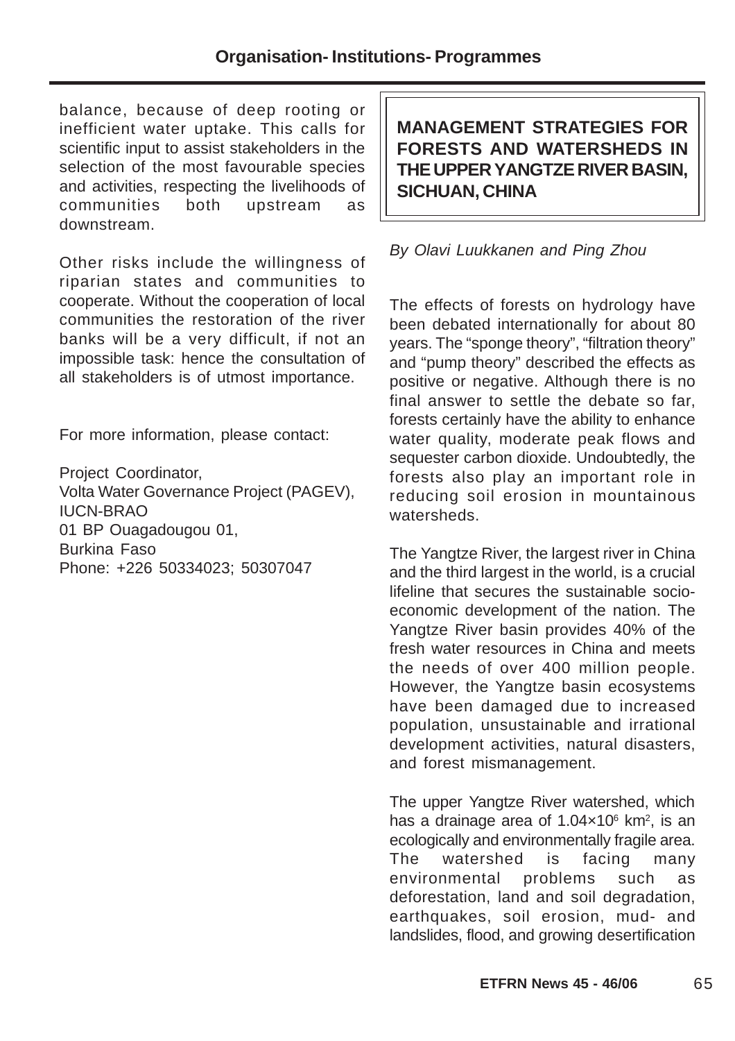balance, because of deep rooting or inefficient water uptake. This calls for scientific input to assist stakeholders in the selection of the most favourable species and activities, respecting the livelihoods of communities both upstream as downstream.

Other risks include the willingness of riparian states and communities to cooperate. Without the cooperation of local communities the restoration of the river banks will be a very difficult, if not an impossible task: hence the consultation of all stakeholders is of utmost importance.

For more information, please contact:

Project Coordinator,
Volta Water Governance Project (PAGEV),
IUCN-BRAO
01 BP Ouagadougou 01,
Burkina Faso
Phone: +226 50334023; 50307047

## MANAGEMENT STRATEGIES FOR FORESTS AND WATERSHEDS IN THE UPPER YANGTZE RIVER BASIN, SICHUAN, CHINA

*By Olavi Luukkanen and Ping Zhou*

The effects of forests on hydrology have been debated internationally for about 80 years. The "sponge theory", "filtration theory" and "pump theory" described the effects as positive or negative. Although there is no final answer to settle the debate so far, forests certainly have the ability to enhance water quality, moderate peak flows and sequester carbon dioxide. Undoubtedly, the forests also play an important role in reducing soil erosion in mountainous watersheds.

The Yangtze River, the largest river in China and the third largest in the world, is a crucial lifeline that secures the sustainable socio-economic development of the nation. The Yangtze River basin provides 40% of the fresh water resources in China and meets the needs of over 400 million people. However, the Yangtze basin ecosystems have been damaged due to increased population, unsustainable and irrational development activities, natural disasters, and forest mismanagement.

The upper Yangtze River watershed, which has a drainage area of $1.04 \times 10^6$ km$^2$, is an ecologically and environmentally fragile area. The watershed is facing many environmental problems such as deforestation, land and soil degradation, earthquakes, soil erosion, mud- and landslides, flood, and growing desertification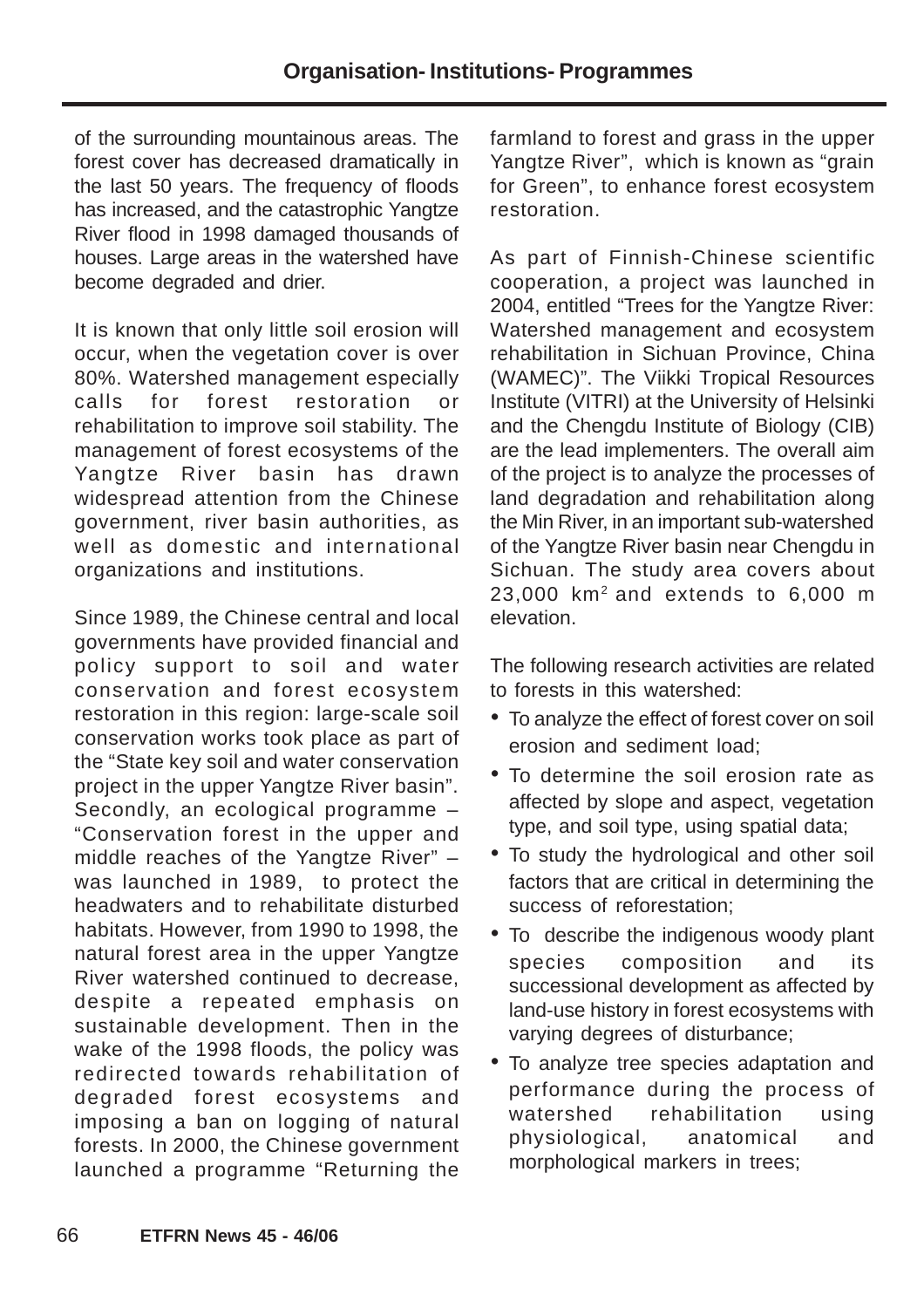of the surrounding mountainous areas. The forest cover has decreased dramatically in the last 50 years. The frequency of floods has increased, and the catastrophic Yangtze River flood in 1998 damaged thousands of houses. Large areas in the watershed have become degraded and drier.

It is known that only little soil erosion will occur, when the vegetation cover is over 80%. Watershed management especially calls for forest restoration or rehabilitation to improve soil stability. The management of forest ecosystems of the Yangtze River basin has drawn widespread attention from the Chinese government, river basin authorities, as well as domestic and international organizations and institutions.

Since 1989, the Chinese central and local governments have provided financial and policy support to soil and water conservation and forest ecosystem restoration in this region: large-scale soil conservation works took place as part of the "State key soil and water conservation project in the upper Yangtze River basin". Secondly, an ecological programme – "Conservation forest in the upper and middle reaches of the Yangtze River" – was launched in 1989, to protect the headwaters and to rehabilitate disturbed habitats. However, from 1990 to 1998, the natural forest area in the upper Yangtze River watershed continued to decrease, despite a repeated emphasis on sustainable development. Then in the wake of the 1998 floods, the policy was redirected towards rehabilitation of degraded forest ecosystems and imposing a ban on logging of natural forests. In 2000, the Chinese government launched a programme "Returning the farmland to forest and grass in the upper Yangtze River", which is known as "grain for Green", to enhance forest ecosystem restoration.

As part of Finnish-Chinese scientific cooperation, a project was launched in 2004, entitled "Trees for the Yangtze River: Watershed management and ecosystem rehabilitation in Sichuan Province, China (WAMEC)". The Viikki Tropical Resources Institute (VITRI) at the University of Helsinki and the Chengdu Institute of Biology (CIB) are the lead implementers. The overall aim of the project is to analyze the processes of land degradation and rehabilitation along the Min River, in an important sub-watershed of the Yangtze River basin near Chengdu in Sichuan. The study area covers about 23,000 km$^2$ and extends to 6,000 m elevation.

The following research activities are related to forests in this watershed:

- To analyze the effect of forest cover on soil erosion and sediment load;
- To determine the soil erosion rate as affected by slope and aspect, vegetation type, and soil type, using spatial data;
- To study the hydrological and other soil factors that are critical in determining the success of reforestation;
- To describe the indigenous woody plant species composition and its successional development as affected by land-use history in forest ecosystems with varying degrees of disturbance;
- To analyze tree species adaptation and performance during the process of watershed rehabilitation using physiological, anatomical and morphological markers in trees;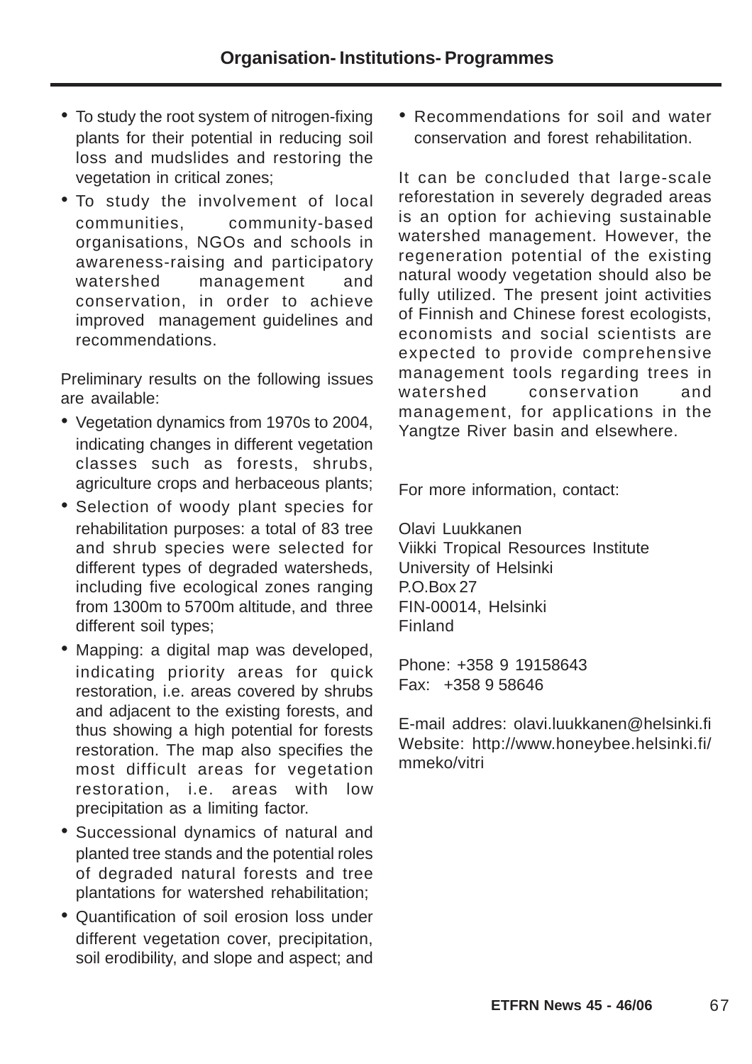- To study the root system of nitrogen-fixing plants for their potential in reducing soil loss and mudslides and restoring the vegetation in critical zones;
- To study the involvement of local communities, community-based organisations, NGOs and schools in awareness-raising and participatory watershed management and conservation, in order to achieve improved management guidelines and recommendations.

Preliminary results on the following issues are available:

- Vegetation dynamics from 1970s to 2004, indicating changes in different vegetation classes such as forests, shrubs, agriculture crops and herbaceous plants;
- Selection of woody plant species for rehabilitation purposes: a total of 83 tree and shrub species were selected for different types of degraded watersheds, including five ecological zones ranging from 1300m to 5700m altitude, and three different soil types;
- Mapping: a digital map was developed, indicating priority areas for quick restoration, i.e. areas covered by shrubs and adjacent to the existing forests, and thus showing a high potential for forests restoration. The map also specifies the most difficult areas for vegetation restoration, i.e. areas with low precipitation as a limiting factor.
- Successional dynamics of natural and planted tree stands and the potential roles of degraded natural forests and tree plantations for watershed rehabilitation;
- Quantification of soil erosion loss under different vegetation cover, precipitation, soil erodibility, and slope and aspect; and
- Recommendations for soil and water conservation and forest rehabilitation.

It can be concluded that large-scale reforestation in severely degraded areas is an option for achieving sustainable watershed management. However, the regeneration potential of the existing natural woody vegetation should also be fully utilized. The present joint activities of Finnish and Chinese forest ecologists, economists and social scientists are expected to provide comprehensive management tools regarding trees in watershed conservation and management, for applications in the Yangtze River basin and elsewhere.

For more information, contact:

Olavi Luukkanen
Viikki Tropical Resources Institute
University of Helsinki
P.O.Box 27
FIN-00014, Helsinki
Finland

Phone: +358 9 19158643
Fax: +358 9 58646

E-mail addres: olavi.luukkanen@helsinki.fi
Website: http://www.honeybee.helsinki.fi/mmeko/vitri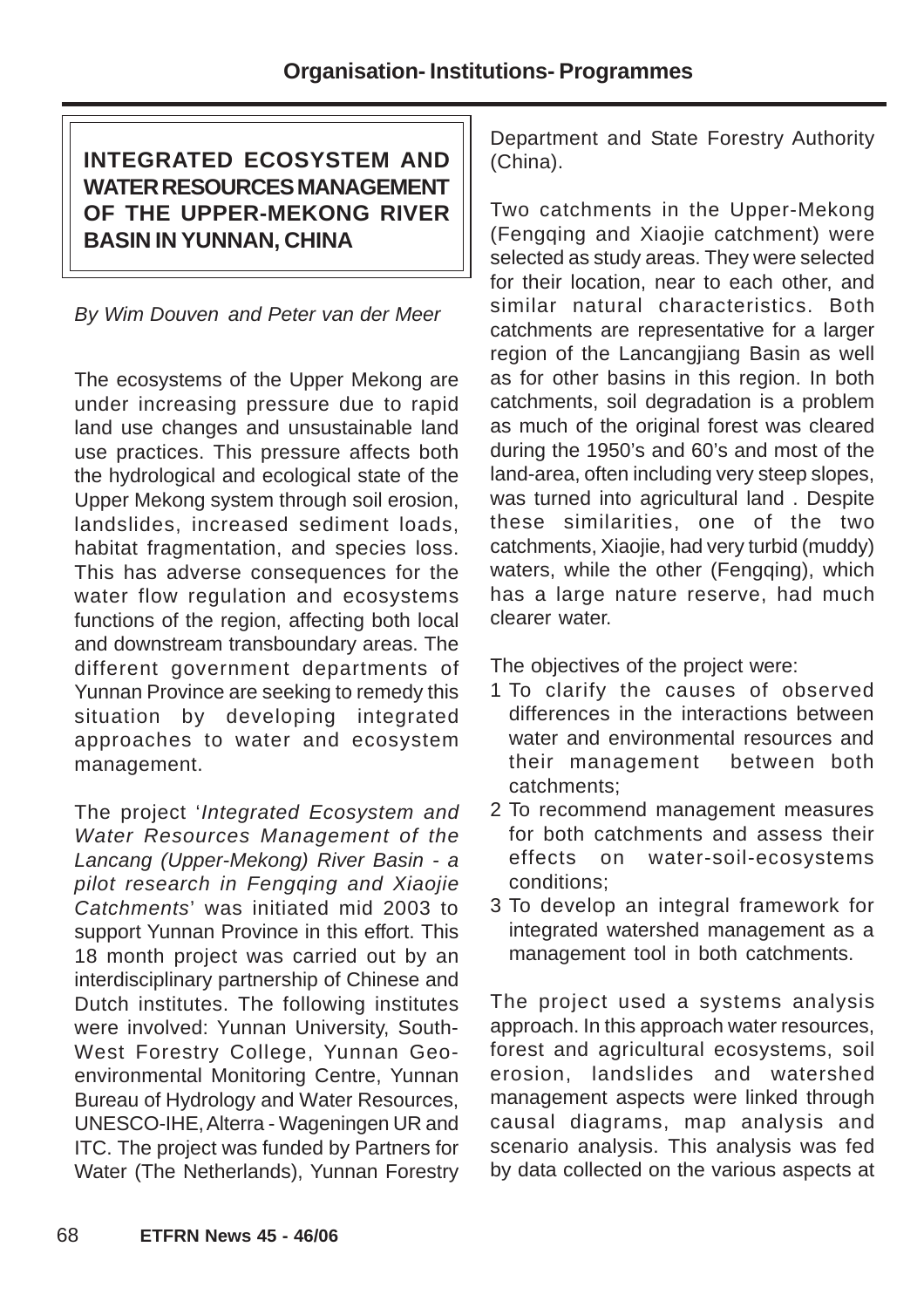# INTEGRATED ECOSYSTEM AND WATER RESOURCES MANAGEMENT OF THE UPPER-MEKONG RIVER BASIN IN YUNNAN, CHINA

*By Wim Douven and Peter van der Meer*

The ecosystems of the Upper Mekong are under increasing pressure due to rapid land use changes and unsustainable land use practices. This pressure affects both the hydrological and ecological state of the Upper Mekong system through soil erosion, landslides, increased sediment loads, habitat fragmentation, and species loss. This has adverse consequences for the water flow regulation and ecosystems functions of the region, affecting both local and downstream transboundary areas. The different government departments of Yunnan Province are seeking to remedy this situation by developing integrated approaches to water and ecosystem management.

The project '*Integrated Ecosystem and Water Resources Management of the Lancang (Upper-Mekong) River Basin - a pilot research in Fengqing and Xiaojie Catchments*' was initiated mid 2003 to support Yunnan Province in this effort. This 18 month project was carried out by an interdisciplinary partnership of Chinese and Dutch institutes. The following institutes were involved: Yunnan University, South-West Forestry College, Yunnan Geo-environmental Monitoring Centre, Yunnan Bureau of Hydrology and Water Resources, UNESCO-IHE, Alterra - Wageningen UR and ITC. The project was funded by Partners for Water (The Netherlands), Yunnan Forestry Department and State Forestry Authority (China).

Two catchments in the Upper-Mekong (Fengqing and Xiaojie catchment) were selected as study areas. They were selected for their location, near to each other, and similar natural characteristics. Both catchments are representative for a larger region of the Lancangjiang Basin as well as for other basins in this region. In both catchments, soil degradation is a problem as much of the original forest was cleared during the 1950's and 60's and most of the land-area, often including very steep slopes, was turned into agricultural land . Despite these similarities, one of the two catchments, Xiaojie, had very turbid (muddy) waters, while the other (Fengqing), which has a large nature reserve, had much clearer water.

The objectives of the project were:

1. To clarify the causes of observed differences in the interactions between water and environmental resources and their management between both catchments;
2. To recommend management measures for both catchments and assess their effects on water-soil-ecosystems conditions;
3. To develop an integral framework for integrated watershed management as a management tool in both catchments.

The project used a systems analysis approach. In this approach water resources, forest and agricultural ecosystems, soil erosion, landslides and watershed management aspects were linked through causal diagrams, map analysis and scenario analysis. This analysis was fed by data collected on the various aspects at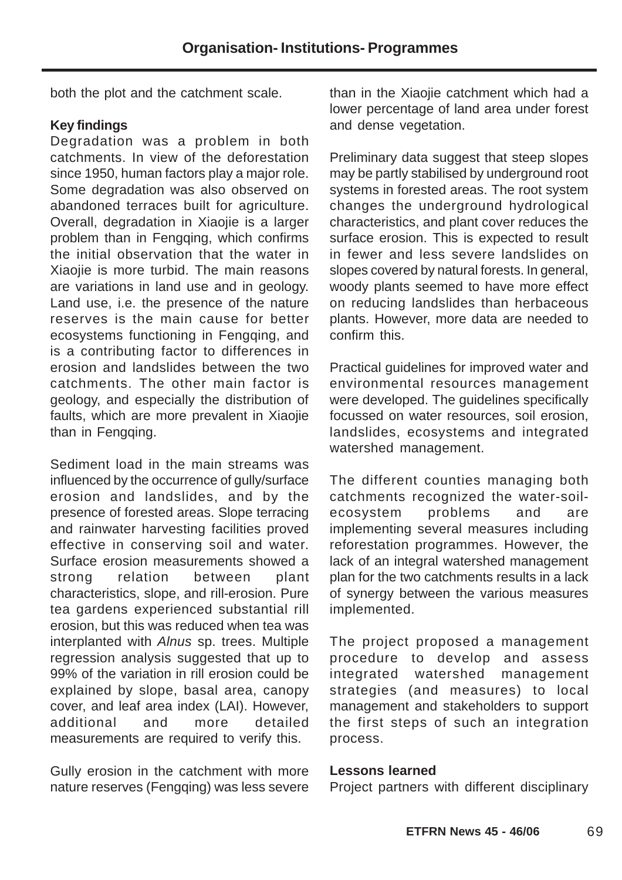both the plot and the catchment scale.

**Key findings**

Degradation was a problem in both catchments. In view of the deforestation since 1950, human factors play a major role. Some degradation was also observed on abandoned terraces built for agriculture. Overall, degradation in Xiaojie is a larger problem than in Fengqing, which confirms the initial observation that the water in Xiaojie is more turbid. The main reasons are variations in land use and in geology. Land use, i.e. the presence of the nature reserves is the main cause for better ecosystems functioning in Fengqing, and is a contributing factor to differences in erosion and landslides between the two catchments. The other main factor is geology, and especially the distribution of faults, which are more prevalent in Xiaojie than in Fengqing.

Sediment load in the main streams was influenced by the occurrence of gully/surface erosion and landslides, and by the presence of forested areas. Slope terracing and rainwater harvesting facilities proved effective in conserving soil and water. Surface erosion measurements showed a strong relation between plant characteristics, slope, and rill-erosion. Pure tea gardens experienced substantial rill erosion, but this was reduced when tea was interplanted with *Alnus* sp. trees. Multiple regression analysis suggested that up to 99% of the variation in rill erosion could be explained by slope, basal area, canopy cover, and leaf area index (LAI). However, additional and more detailed measurements are required to verify this.

Gully erosion in the catchment with more nature reserves (Fengqing) was less severe than in the Xiaojie catchment which had a lower percentage of land area under forest and dense vegetation.

Preliminary data suggest that steep slopes may be partly stabilised by underground root systems in forested areas. The root system changes the underground hydrological characteristics, and plant cover reduces the surface erosion. This is expected to result in fewer and less severe landslides on slopes covered by natural forests. In general, woody plants seemed to have more effect on reducing landslides than herbaceous plants. However, more data are needed to confirm this.

Practical guidelines for improved water and environmental resources management were developed. The guidelines specifically focussed on water resources, soil erosion, landslides, ecosystems and integrated watershed management.

The different counties managing both catchments recognized the water-soil-ecosystem problems and are implementing several measures including reforestation programmes. However, the lack of an integral watershed management plan for the two catchments results in a lack of synergy between the various measures implemented.

The project proposed a management procedure to develop and assess integrated watershed management strategies (and measures) to local management and stakeholders to support the first steps of such an integration process.

**Lessons learned**

Project partners with different disciplinary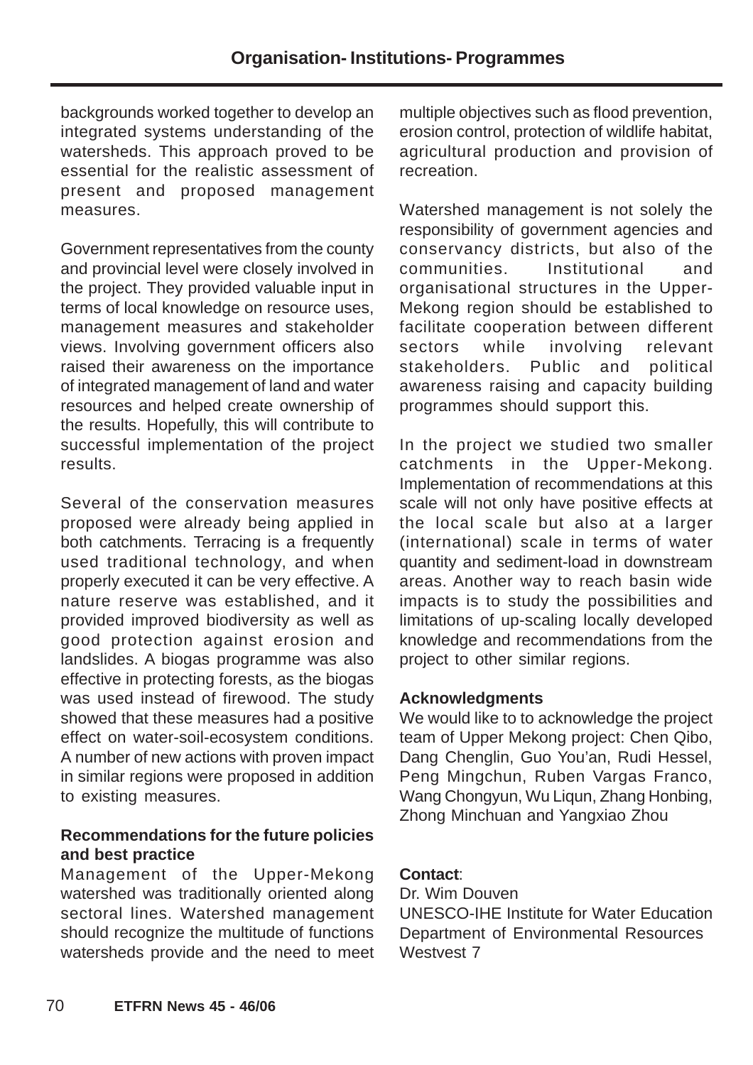backgrounds worked together to develop an integrated systems understanding of the watersheds. This approach proved to be essential for the realistic assessment of present and proposed management measures.

Government representatives from the county and provincial level were closely involved in the project. They provided valuable input in terms of local knowledge on resource uses, management measures and stakeholder views. Involving government officers also raised their awareness on the importance of integrated management of land and water resources and helped create ownership of the results. Hopefully, this will contribute to successful implementation of the project results.

Several of the conservation measures proposed were already being applied in both catchments. Terracing is a frequently used traditional technology, and when properly executed it can be very effective. A nature reserve was established, and it provided improved biodiversity as well as good protection against erosion and landslides. A biogas programme was also effective in protecting forests, as the biogas was used instead of firewood. The study showed that these measures had a positive effect on water-soil-ecosystem conditions. A number of new actions with proven impact in similar regions were proposed in addition to existing measures.

**Recommendations for the future policies and best practice**

Management of the Upper-Mekong watershed was traditionally oriented along sectoral lines. Watershed management should recognize the multitude of functions watersheds provide and the need to meet multiple objectives such as flood prevention, erosion control, protection of wildlife habitat, agricultural production and provision of recreation.

Watershed management is not solely the responsibility of government agencies and conservancy districts, but also of the communities. Institutional and organisational structures in the Upper-Mekong region should be established to facilitate cooperation between different sectors while involving relevant stakeholders. Public and political awareness raising and capacity building programmes should support this.

In the project we studied two smaller catchments in the Upper-Mekong. Implementation of recommendations at this scale will not only have positive effects at the local scale but also at a larger (international) scale in terms of water quantity and sediment-load in downstream areas. Another way to reach basin wide impacts is to study the possibilities and limitations of up-scaling locally developed knowledge and recommendations from the project to other similar regions.

**Acknowledgments**

We would like to to acknowledge the project team of Upper Mekong project: Chen Qibo, Dang Chenglin, Guo You'an, Rudi Hessel, Peng Mingchun, Ruben Vargas Franco, Wang Chongyun, Wu Liqun, Zhang Honbing, Zhong Minchuan and Yangxiao Zhou

**Contact**:
Dr. Wim Douven
UNESCO-IHE Institute for Water Education
Department of Environmental Resources
Westvest 7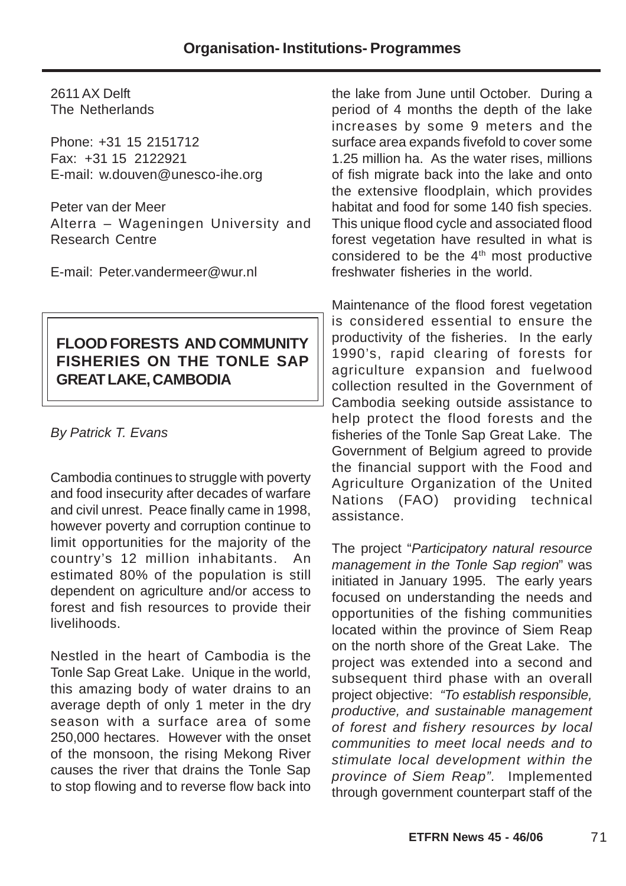2611 AX Delft
The Netherlands

Phone: +31 15 2151712
Fax: +31 15 2122921
E-mail: w.douven@unesco-ihe.org

Peter van der Meer
Alterra – Wageningen University and Research Centre

E-mail: Peter.vandermeer@wur.nl

## FLOOD FORESTS AND COMMUNITY FISHERIES ON THE TONLE SAP GREAT LAKE, CAMBODIA

*By Patrick T. Evans*

Cambodia continues to struggle with poverty and food insecurity after decades of warfare and civil unrest. Peace finally came in 1998, however poverty and corruption continue to limit opportunities for the majority of the country's 12 million inhabitants. An estimated 80% of the population is still dependent on agriculture and/or access to forest and fish resources to provide their livelihoods.

Nestled in the heart of Cambodia is the Tonle Sap Great Lake. Unique in the world, this amazing body of water drains to an average depth of only 1 meter in the dry season with a surface area of some 250,000 hectares. However with the onset of the monsoon, the rising Mekong River causes the river that drains the Tonle Sap to stop flowing and to reverse flow back into the lake from June until October. During a period of 4 months the depth of the lake increases by some 9 meters and the surface area expands fivefold to cover some 1.25 million ha. As the water rises, millions of fish migrate back into the lake and onto the extensive floodplain, which provides habitat and food for some 140 fish species. This unique flood cycle and associated flood forest vegetation have resulted in what is considered to be the 4th most productive freshwater fisheries in the world.

Maintenance of the flood forest vegetation is considered essential to ensure the productivity of the fisheries. In the early 1990's, rapid clearing of forests for agriculture expansion and fuelwood collection resulted in the Government of Cambodia seeking outside assistance to help protect the flood forests and the fisheries of the Tonle Sap Great Lake. The Government of Belgium agreed to provide the financial support with the Food and Agriculture Organization of the United Nations (FAO) providing technical assistance.

The project "*Participatory natural resource management in the Tonle Sap region*" was initiated in January 1995. The early years focused on understanding the needs and opportunities of the fishing communities located within the province of Siem Reap on the north shore of the Great Lake. The project was extended into a second and subsequent third phase with an overall project objective: *"To establish responsible, productive, and sustainable management of forest and fishery resources by local communities to meet local needs and to stimulate local development within the province of Siem Reap".* Implemented through government counterpart staff of the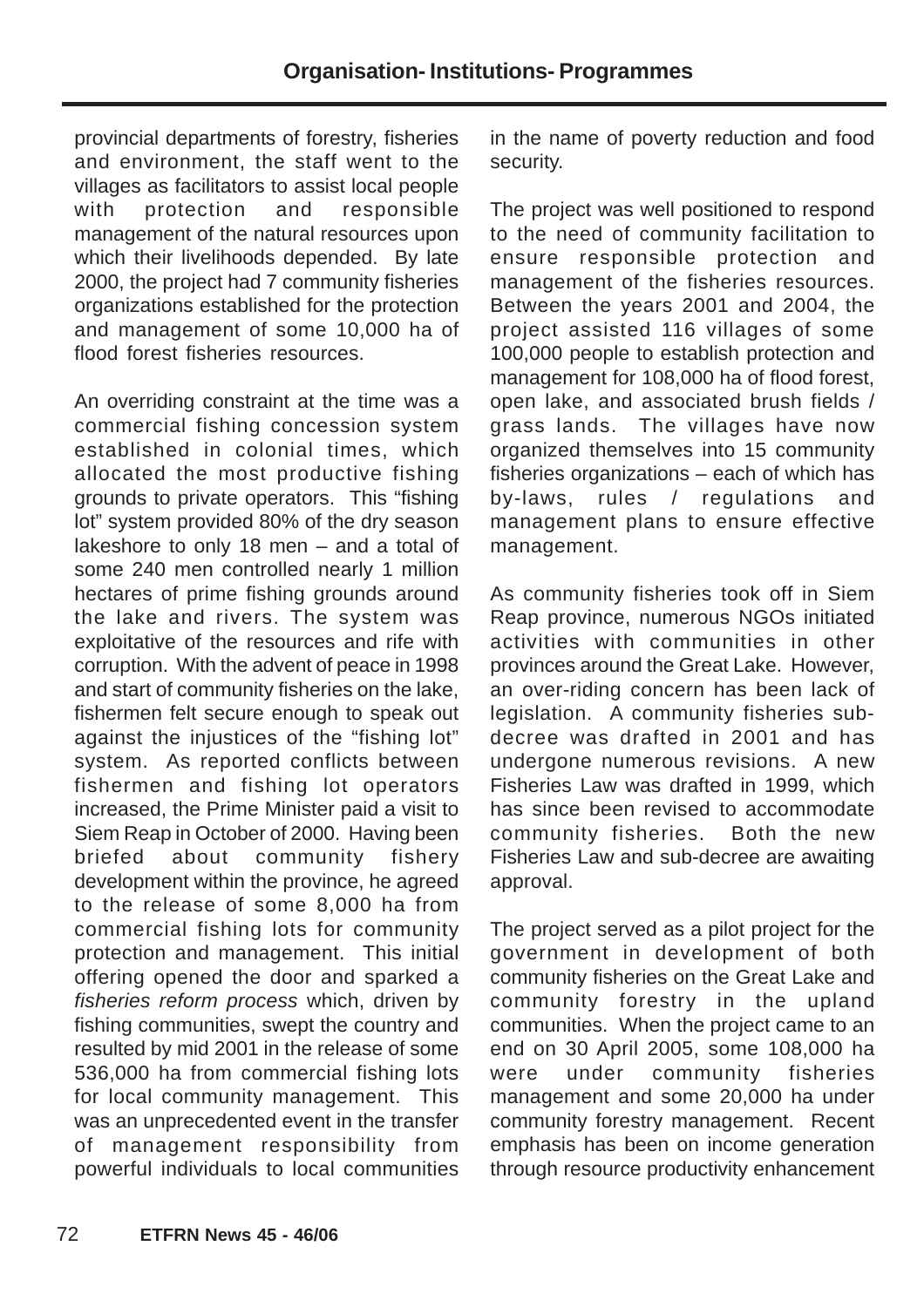provincial departments of forestry, fisheries and environment, the staff went to the villages as facilitators to assist local people with protection and responsible management of the natural resources upon which their livelihoods depended. By late 2000, the project had 7 community fisheries organizations established for the protection and management of some 10,000 ha of flood forest fisheries resources.

An overriding constraint at the time was a commercial fishing concession system established in colonial times, which allocated the most productive fishing grounds to private operators. This "fishing lot" system provided 80% of the dry season lakeshore to only 18 men – and a total of some 240 men controlled nearly 1 million hectares of prime fishing grounds around the lake and rivers. The system was exploitative of the resources and rife with corruption. With the advent of peace in 1998 and start of community fisheries on the lake, fishermen felt secure enough to speak out against the injustices of the "fishing lot" system. As reported conflicts between fishermen and fishing lot operators increased, the Prime Minister paid a visit to Siem Reap in October of 2000. Having been briefed about community fishery development within the province, he agreed to the release of some 8,000 ha from commercial fishing lots for community protection and management. This initial offering opened the door and sparked a *fisheries reform process* which, driven by fishing communities, swept the country and resulted by mid 2001 in the release of some 536,000 ha from commercial fishing lots for local community management. This was an unprecedented event in the transfer of management responsibility from powerful individuals to local communities in the name of poverty reduction and food security.

The project was well positioned to respond to the need of community facilitation to ensure responsible protection and management of the fisheries resources. Between the years 2001 and 2004, the project assisted 116 villages of some 100,000 people to establish protection and management for 108,000 ha of flood forest, open lake, and associated brush fields / grass lands. The villages have now organized themselves into 15 community fisheries organizations – each of which has by-laws, rules / regulations and management plans to ensure effective management.

As community fisheries took off in Siem Reap province, numerous NGOs initiated activities with communities in other provinces around the Great Lake. However, an over-riding concern has been lack of legislation. A community fisheries sub-decree was drafted in 2001 and has undergone numerous revisions. A new Fisheries Law was drafted in 1999, which has since been revised to accommodate community fisheries. Both the new Fisheries Law and sub-decree are awaiting approval.

The project served as a pilot project for the government in development of both community fisheries on the Great Lake and community forestry in the upland communities. When the project came to an end on 30 April 2005, some 108,000 ha were under community fisheries management and some 20,000 ha under community forestry management. Recent emphasis has been on income generation through resource productivity enhancement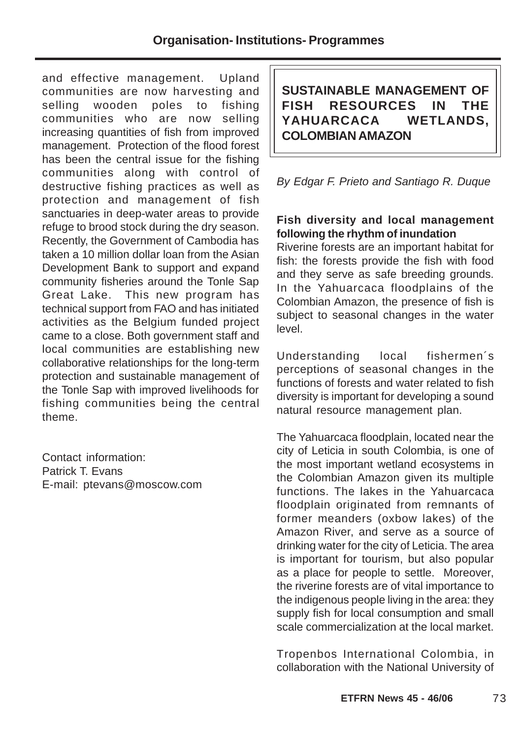and effective management. Upland communities are now harvesting and selling wooden poles to fishing communities who are now selling increasing quantities of fish from improved management. Protection of the flood forest has been the central issue for the fishing communities along with control of destructive fishing practices as well as protection and management of fish sanctuaries in deep-water areas to provide refuge to brood stock during the dry season. Recently, the Government of Cambodia has taken a 10 million dollar loan from the Asian Development Bank to support and expand community fisheries around the Tonle Sap Great Lake. This new program has technical support from FAO and has initiated activities as the Belgium funded project came to a close. Both government staff and local communities are establishing new collaborative relationships for the long-term protection and sustainable management of the Tonle Sap with improved livelihoods for fishing communities being the central theme.

Contact information:
Patrick T. Evans
E-mail: ptevans@moscow.com

## SUSTAINABLE MANAGEMENT OF FISH RESOURCES IN THE YAHUARCACA WETLANDS, COLOMBIAN AMAZON

*By Edgar F. Prieto and Santiago R. Duque*

### Fish diversity and local management following the rhythm of inundation

Riverine forests are an important habitat for fish: the forests provide the fish with food and they serve as safe breeding grounds. In the Yahuarcaca floodplains of the Colombian Amazon, the presence of fish is subject to seasonal changes in the water level.

Understanding local fishermen´s perceptions of seasonal changes in the functions of forests and water related to fish diversity is important for developing a sound natural resource management plan.

The Yahuarcaca floodplain, located near the city of Leticia in south Colombia, is one of the most important wetland ecosystems in the Colombian Amazon given its multiple functions. The lakes in the Yahuarcaca floodplain originated from remnants of former meanders (oxbow lakes) of the Amazon River, and serve as a source of drinking water for the city of Leticia. The area is important for tourism, but also popular as a place for people to settle. Moreover, the riverine forests are of vital importance to the indigenous people living in the area: they supply fish for local consumption and small scale commercialization at the local market.

Tropenbos International Colombia, in collaboration with the National University of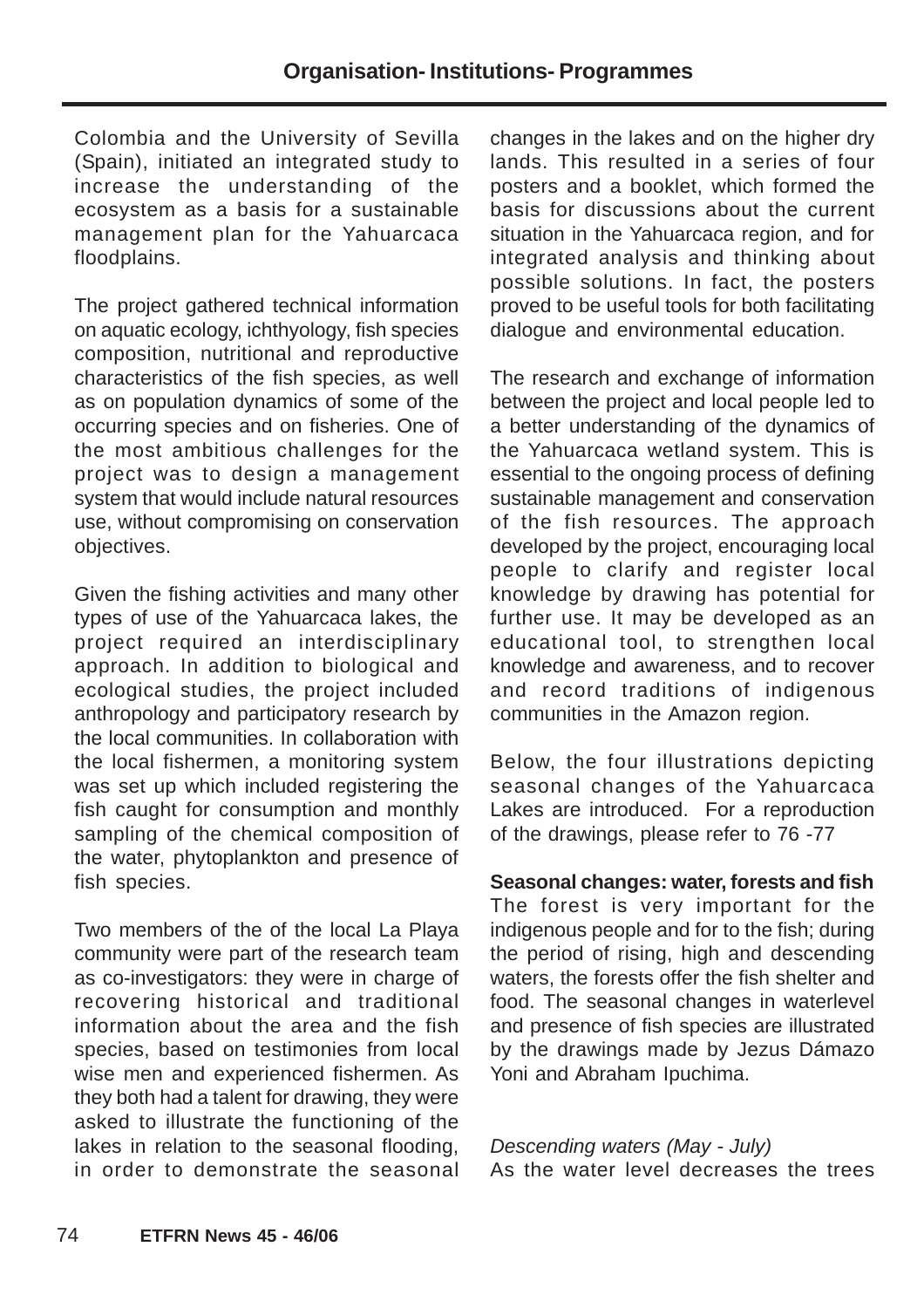Colombia and the University of Sevilla (Spain), initiated an integrated study to increase the understanding of the ecosystem as a basis for a sustainable management plan for the Yahuarcaca floodplains.

The project gathered technical information on aquatic ecology, ichthyology, fish species composition, nutritional and reproductive characteristics of the fish species, as well as on population dynamics of some of the occurring species and on fisheries. One of the most ambitious challenges for the project was to design a management system that would include natural resources use, without compromising on conservation objectives.

Given the fishing activities and many other types of use of the Yahuarcaca lakes, the project required an interdisciplinary approach. In addition to biological and ecological studies, the project included anthropology and participatory research by the local communities. In collaboration with the local fishermen, a monitoring system was set up which included registering the fish caught for consumption and monthly sampling of the chemical composition of the water, phytoplankton and presence of fish species.

Two members of the of the local La Playa community were part of the research team as co-investigators: they were in charge of recovering historical and traditional information about the area and the fish species, based on testimonies from local wise men and experienced fishermen. As they both had a talent for drawing, they were asked to illustrate the functioning of the lakes in relation to the seasonal flooding, in order to demonstrate the seasonal changes in the lakes and on the higher dry lands. This resulted in a series of four posters and a booklet, which formed the basis for discussions about the current situation in the Yahuarcaca region, and for integrated analysis and thinking about possible solutions. In fact, the posters proved to be useful tools for both facilitating dialogue and environmental education.

The research and exchange of information between the project and local people led to a better understanding of the dynamics of the Yahuarcaca wetland system. This is essential to the ongoing process of defining sustainable management and conservation of the fish resources. The approach developed by the project, encouraging local people to clarify and register local knowledge by drawing has potential for further use. It may be developed as an educational tool, to strengthen local knowledge and awareness, and to recover and record traditions of indigenous communities in the Amazon region.

Below, the four illustrations depicting seasonal changes of the Yahuarcaca Lakes are introduced. For a reproduction of the drawings, please refer to 76 -77

**Seasonal changes: water, forests and fish**
The forest is very important for the indigenous people and for to the fish; during the period of rising, high and descending waters, the forests offer the fish shelter and food. The seasonal changes in waterlevel and presence of fish species are illustrated by the drawings made by Jezus Dámazo Yoni and Abraham Ipuchima.

*Descending waters (May - July)*
As the water level decreases the trees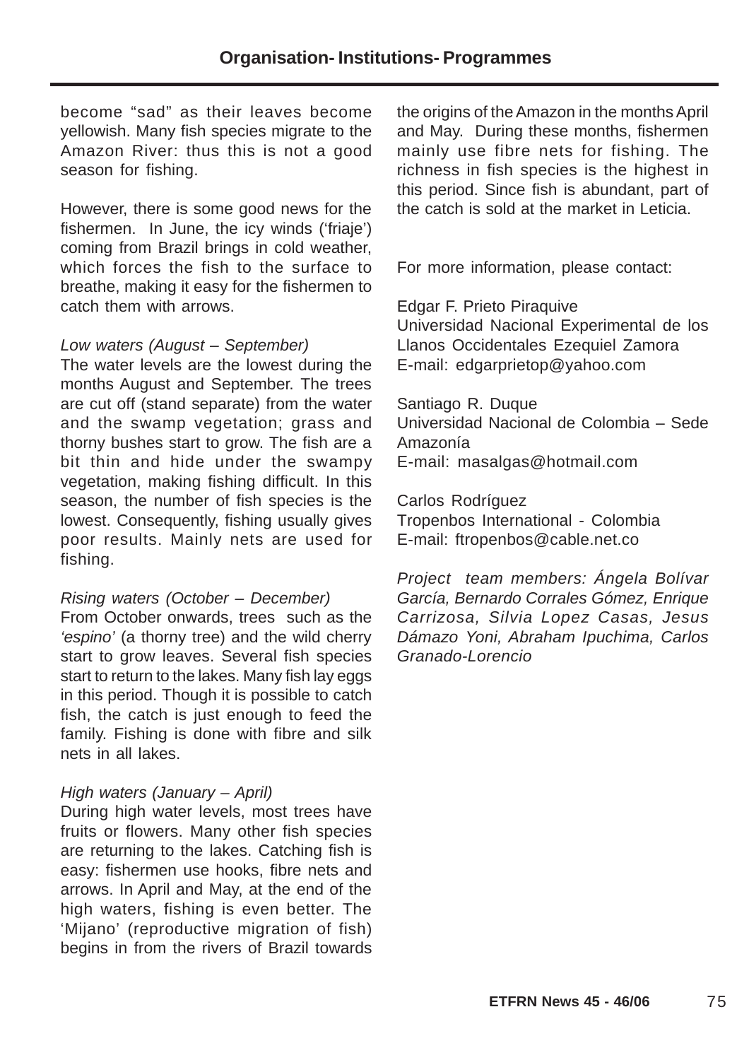become "sad" as their leaves become yellowish. Many fish species migrate to the Amazon River: thus this is not a good season for fishing.

However, there is some good news for the fishermen. In June, the icy winds ('friaje') coming from Brazil brings in cold weather, which forces the fish to the surface to breathe, making it easy for the fishermen to catch them with arrows.

*Low waters (August – September)*
The water levels are the lowest during the months August and September. The trees are cut off (stand separate) from the water and the swamp vegetation; grass and thorny bushes start to grow. The fish are a bit thin and hide under the swampy vegetation, making fishing difficult. In this season, the number of fish species is the lowest. Consequently, fishing usually gives poor results. Mainly nets are used for fishing.

*Rising waters (October – December)*
From October onwards, trees such as the *'espino'* (a thorny tree) and the wild cherry start to grow leaves. Several fish species start to return to the lakes. Many fish lay eggs in this period. Though it is possible to catch fish, the catch is just enough to feed the family. Fishing is done with fibre and silk nets in all lakes.

*High waters (January – April)*
During high water levels, most trees have fruits or flowers. Many other fish species are returning to the lakes. Catching fish is easy: fishermen use hooks, fibre nets and arrows. In April and May, at the end of the high waters, fishing is even better. The 'Mijano' (reproductive migration of fish) begins in from the rivers of Brazil towards the origins of the Amazon in the months April and May. During these months, fishermen mainly use fibre nets for fishing. The richness in fish species is the highest in this period. Since fish is abundant, part of the catch is sold at the market in Leticia.

For more information, please contact:

Edgar F. Prieto Piraquive
Universidad Nacional Experimental de los Llanos Occidentales Ezequiel Zamora
E-mail: edgarprietop@yahoo.com

Santiago R. Duque
Universidad Nacional de Colombia – Sede Amazonía
E-mail: masalgas@hotmail.com

Carlos Rodríguez
Tropenbos International - Colombia
E-mail: ftropenbos@cable.net.co

*Project team members: Ángela Bolívar García, Bernardo Corrales Gómez, Enrique Carrizosa, Silvia Lopez Casas, Jesus Dámazo Yoni, Abraham Ipuchima, Carlos Granado-Lorencio*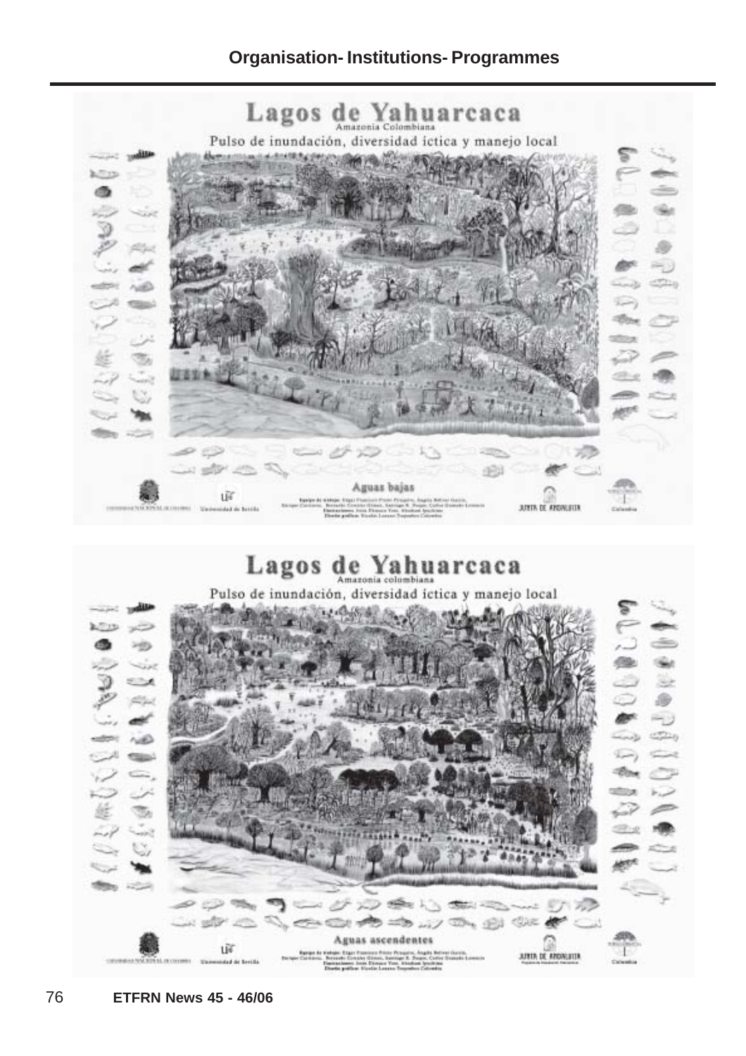# Lagos de Yahuarcaca

Amazonia Colombiana

Pulso de inundación, diversidad íctica y manejo local

Aguas bajas

# Lagos de Yahuarcaca

Amazonia colombiana

Pulso de inundación, diversidad íctica y manejo local

Aguas ascendentes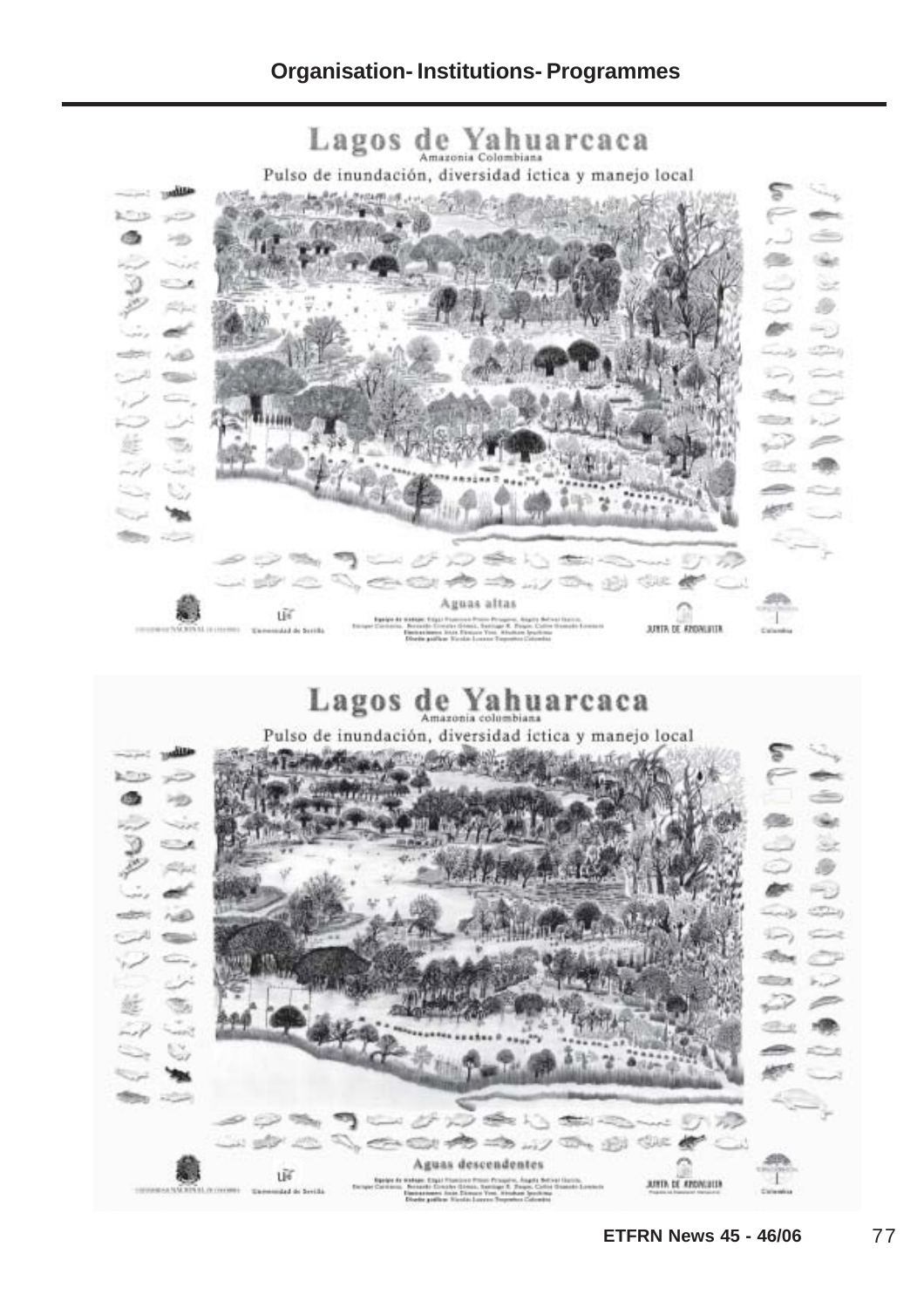# Lagos de Yahuarcaca

Amazonia Colombiana

Pulso de inundación, diversidad ictica y manejo local

Aguas altas

# Lagos de Yahuarcaca

Amazonia colombiana

Pulso de inundación, diversidad ictica y manejo local

Aguas descendentes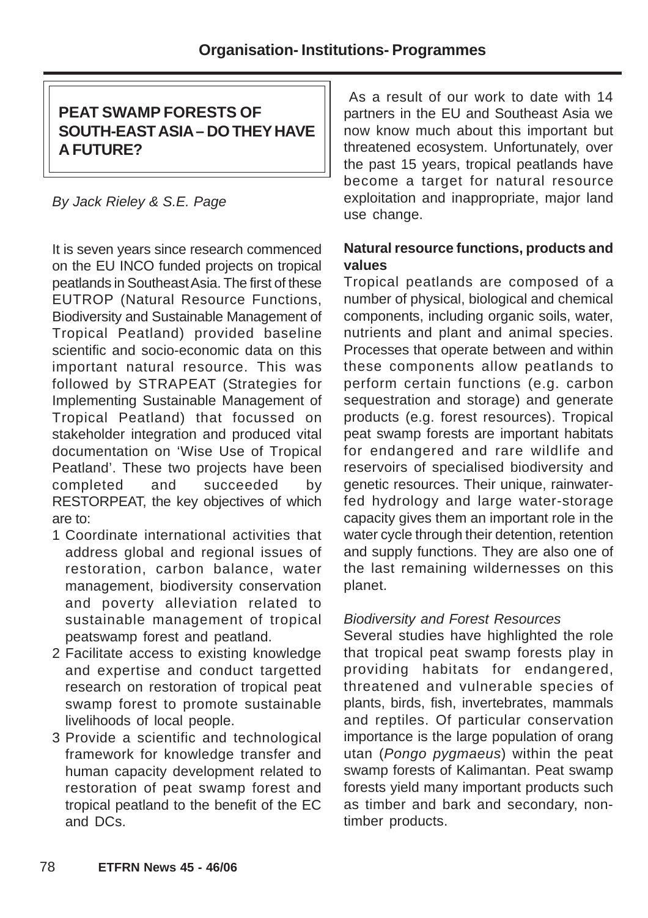## PEAT SWAMP FORESTS OF SOUTH-EAST ASIA – DO THEY HAVE A FUTURE?

*By Jack Rieley & S.E. Page*

It is seven years since research commenced on the EU INCO funded projects on tropical peatlands in Southeast Asia. The first of these EUTROP (Natural Resource Functions, Biodiversity and Sustainable Management of Tropical Peatland) provided baseline scientific and socio-economic data on this important natural resource. This was followed by STRAPEAT (Strategies for Implementing Sustainable Management of Tropical Peatland) that focussed on stakeholder integration and produced vital documentation on 'Wise Use of Tropical Peatland'. These two projects have been completed and succeeded by RESTORPEAT, the key objectives of which are to:

1. Coordinate international activities that address global and regional issues of restoration, carbon balance, water management, biodiversity conservation and poverty alleviation related to sustainable management of tropical peatswamp forest and peatland.
2. Facilitate access to existing knowledge and expertise and conduct targetted research on restoration of tropical peat swamp forest to promote sustainable livelihoods of local people.
3. Provide a scientific and technological framework for knowledge transfer and human capacity development related to restoration of peat swamp forest and tropical peatland to the benefit of the EC and DCs.

As a result of our work to date with 14 partners in the EU and Southeast Asia we now know much about this important but threatened ecosystem. Unfortunately, over the past 15 years, tropical peatlands have become a target for natural resource exploitation and inappropriate, major land use change.

### Natural resource functions, products and values

Tropical peatlands are composed of a number of physical, biological and chemical components, including organic soils, water, nutrients and plant and animal species. Processes that operate between and within these components allow peatlands to perform certain functions (e.g. carbon sequestration and storage) and generate products (e.g. forest resources). Tropical peat swamp forests are important habitats for endangered and rare wildlife and reservoirs of specialised biodiversity and genetic resources. Their unique, rainwater-fed hydrology and large water-storage capacity gives them an important role in the water cycle through their detention, retention and supply functions. They are also one of the last remaining wildernesses on this planet.

*Biodiversity and Forest Resources*

Several studies have highlighted the role that tropical peat swamp forests play in providing habitats for endangered, threatened and vulnerable species of plants, birds, fish, invertebrates, mammals and reptiles. Of particular conservation importance is the large population of orang utan (*Pongo pygmaeus*) within the peat swamp forests of Kalimantan. Peat swamp forests yield many important products such as timber and bark and secondary, non-timber products.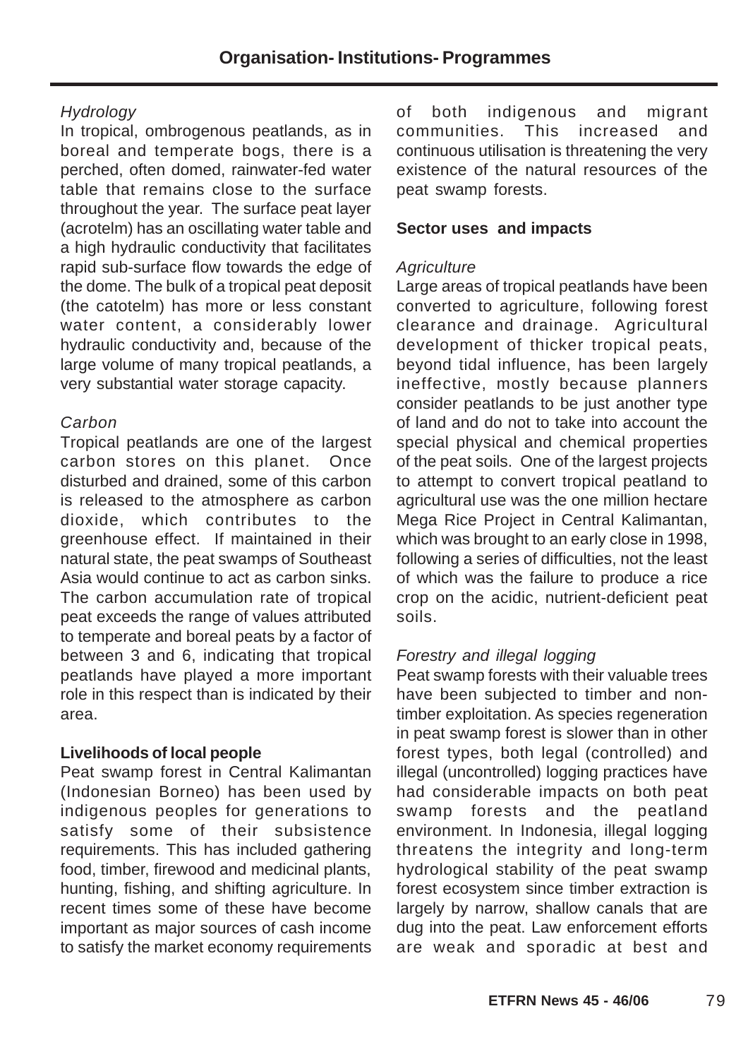*Hydrology*

In tropical, ombrogenous peatlands, as in boreal and temperate bogs, there is a perched, often domed, rainwater-fed water table that remains close to the surface throughout the year. The surface peat layer (acrotelm) has an oscillating water table and a high hydraulic conductivity that facilitates rapid sub-surface flow towards the edge of the dome. The bulk of a tropical peat deposit (the catotelm) has more or less constant water content, a considerably lower hydraulic conductivity and, because of the large volume of many tropical peatlands, a very substantial water storage capacity.

*Carbon*

Tropical peatlands are one of the largest carbon stores on this planet. Once disturbed and drained, some of this carbon is released to the atmosphere as carbon dioxide, which contributes to the greenhouse effect. If maintained in their natural state, the peat swamps of Southeast Asia would continue to act as carbon sinks. The carbon accumulation rate of tropical peat exceeds the range of values attributed to temperate and boreal peats by a factor of between 3 and 6, indicating that tropical peatlands have played a more important role in this respect than is indicated by their area.

**Livelihoods of local people**

Peat swamp forest in Central Kalimantan (Indonesian Borneo) has been used by indigenous peoples for generations to satisfy some of their subsistence requirements. This has included gathering food, timber, firewood and medicinal plants, hunting, fishing, and shifting agriculture. In recent times some of these have become important as major sources of cash income to satisfy the market economy requirements of both indigenous and migrant communities. This increased and continuous utilisation is threatening the very existence of the natural resources of the peat swamp forests.

**Sector uses and impacts**

*Agriculture*

Large areas of tropical peatlands have been converted to agriculture, following forest clearance and drainage. Agricultural development of thicker tropical peats, beyond tidal influence, has been largely ineffective, mostly because planners consider peatlands to be just another type of land and do not to take into account the special physical and chemical properties of the peat soils. One of the largest projects to attempt to convert tropical peatland to agricultural use was the one million hectare Mega Rice Project in Central Kalimantan, which was brought to an early close in 1998, following a series of difficulties, not the least of which was the failure to produce a rice crop on the acidic, nutrient-deficient peat soils.

*Forestry and illegal logging*

Peat swamp forests with their valuable trees have been subjected to timber and non-timber exploitation. As species regeneration in peat swamp forest is slower than in other forest types, both legal (controlled) and illegal (uncontrolled) logging practices have had considerable impacts on both peat swamp forests and the peatland environment. In Indonesia, illegal logging threatens the integrity and long-term hydrological stability of the peat swamp forest ecosystem since timber extraction is largely by narrow, shallow canals that are dug into the peat. Law enforcement efforts are weak and sporadic at best and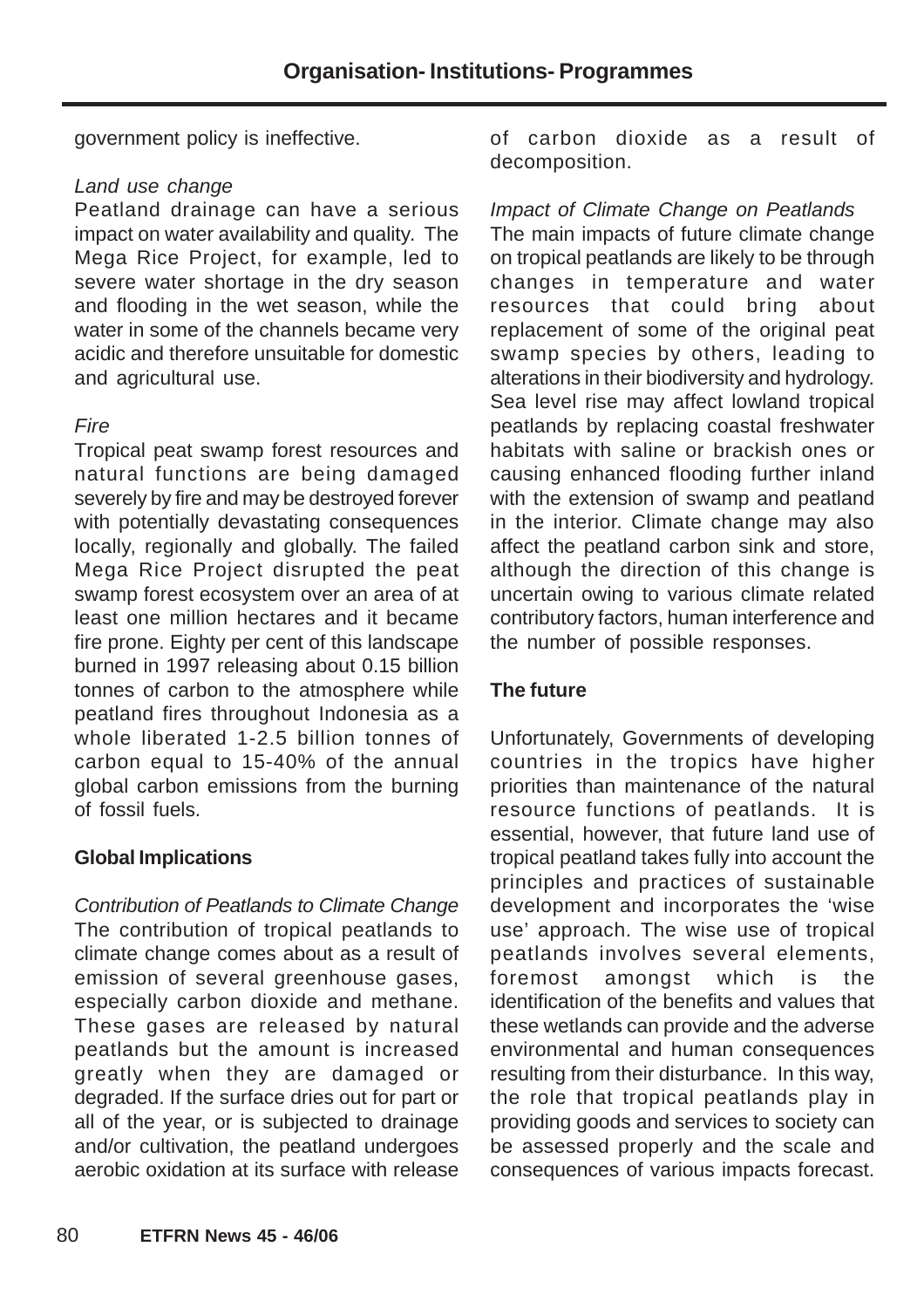government policy is ineffective.

*Land use change*

Peatland drainage can have a serious impact on water availability and quality. The Mega Rice Project, for example, led to severe water shortage in the dry season and flooding in the wet season, while the water in some of the channels became very acidic and therefore unsuitable for domestic and agricultural use.

*Fire*

Tropical peat swamp forest resources and natural functions are being damaged severely by fire and may be destroyed forever with potentially devastating consequences locally, regionally and globally. The failed Mega Rice Project disrupted the peat swamp forest ecosystem over an area of at least one million hectares and it became fire prone. Eighty per cent of this landscape burned in 1997 releasing about 0.15 billion tonnes of carbon to the atmosphere while peatland fires throughout Indonesia as a whole liberated 1-2.5 billion tonnes of carbon equal to 15-40% of the annual global carbon emissions from the burning of fossil fuels.

**Global Implications**

*Contribution of Peatlands to Climate Change*

The contribution of tropical peatlands to climate change comes about as a result of emission of several greenhouse gases, especially carbon dioxide and methane. These gases are released by natural peatlands but the amount is increased greatly when they are damaged or degraded. If the surface dries out for part or all of the year, or is subjected to drainage and/or cultivation, the peatland undergoes aerobic oxidation at its surface with release of carbon dioxide as a result of decomposition.

*Impact of Climate Change on Peatlands*

The main impacts of future climate change on tropical peatlands are likely to be through changes in temperature and water resources that could bring about replacement of some of the original peat swamp species by others, leading to alterations in their biodiversity and hydrology. Sea level rise may affect lowland tropical peatlands by replacing coastal freshwater habitats with saline or brackish ones or causing enhanced flooding further inland with the extension of swamp and peatland in the interior. Climate change may also affect the peatland carbon sink and store, although the direction of this change is uncertain owing to various climate related contributory factors, human interference and the number of possible responses.

**The future**

Unfortunately, Governments of developing countries in the tropics have higher priorities than maintenance of the natural resource functions of peatlands. It is essential, however, that future land use of tropical peatland takes fully into account the principles and practices of sustainable development and incorporates the 'wise use' approach. The wise use of tropical peatlands involves several elements, foremost amongst which is the identification of the benefits and values that these wetlands can provide and the adverse environmental and human consequences resulting from their disturbance. In this way, the role that tropical peatlands play in providing goods and services to society can be assessed properly and the scale and consequences of various impacts forecast.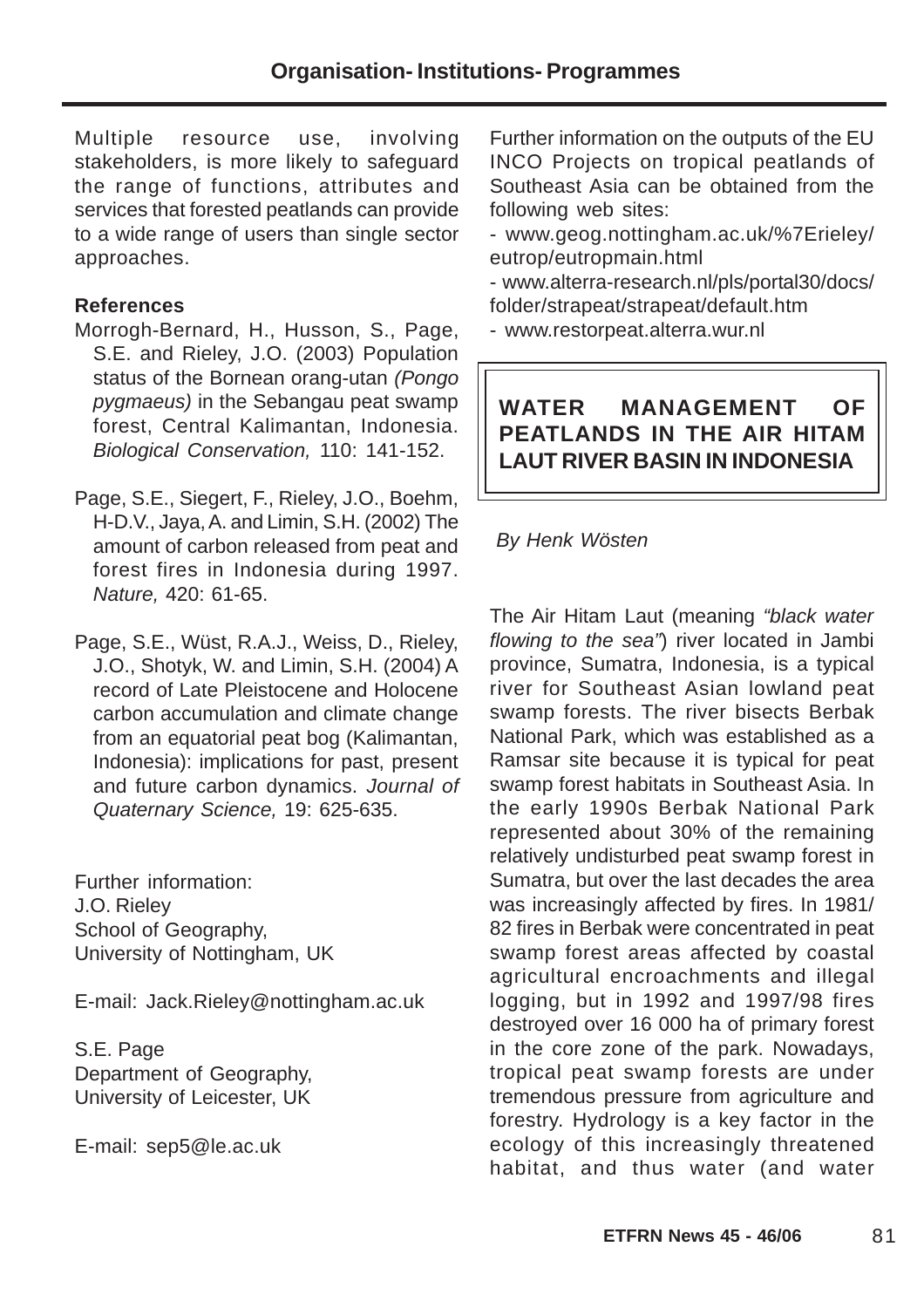Multiple resource use, involving stakeholders, is more likely to safeguard the range of functions, attributes and services that forested peatlands can provide to a wide range of users than single sector approaches.

**References**

Morrogh-Bernard, H., Husson, S., Page, S.E. and Rieley, J.O. (2003) Population status of the Bornean orang-utan *(Pongo pygmaeus)* in the Sebangau peat swamp forest, Central Kalimantan, Indonesia. *Biological Conservation,* 110: 141-152.

Page, S.E., Siegert, F., Rieley, J.O., Boehm, H-D.V., Jaya, A. and Limin, S.H. (2002) The amount of carbon released from peat and forest fires in Indonesia during 1997. *Nature,* 420: 61-65.

Page, S.E., Wüst, R.A.J., Weiss, D., Rieley, J.O., Shotyk, W. and Limin, S.H. (2004) A record of Late Pleistocene and Holocene carbon accumulation and climate change from an equatorial peat bog (Kalimantan, Indonesia): implications for past, present and future carbon dynamics. *Journal of Quaternary Science,* 19: 625-635.

Further information:
J.O. Rieley
School of Geography,
University of Nottingham, UK

E-mail: Jack.Rieley@nottingham.ac.uk

S.E. Page
Department of Geography,
University of Leicester, UK

E-mail: sep5@le.ac.uk

Further information on the outputs of the EU INCO Projects on tropical peatlands of Southeast Asia can be obtained from the following web sites:

- www.geog.nottingham.ac.uk/%7Erieley/eutrop/eutropmain.html
- www.alterra-research.nl/pls/portal30/docs/folder/strapeat/strapeat/default.htm
- www.restorpeat.alterra.wur.nl

## WATER MANAGEMENT OF PEATLANDS IN THE AIR HITAM LAUT RIVER BASIN IN INDONESIA

*By Henk Wösten*

The Air Hitam Laut (meaning *"black water flowing to the sea"*) river located in Jambi province, Sumatra, Indonesia, is a typical river for Southeast Asian lowland peat swamp forests. The river bisects Berbak National Park, which was established as a Ramsar site because it is typical for peat swamp forest habitats in Southeast Asia. In the early 1990s Berbak National Park represented about 30% of the remaining relatively undisturbed peat swamp forest in Sumatra, but over the last decades the area was increasingly affected by fires. In 1981/82 fires in Berbak were concentrated in peat swamp forest areas affected by coastal agricultural encroachments and illegal logging, but in 1992 and 1997/98 fires destroyed over 16 000 ha of primary forest in the core zone of the park. Nowadays, tropical peat swamp forests are under tremendous pressure from agriculture and forestry. Hydrology is a key factor in the ecology of this increasingly threatened habitat, and thus water (and water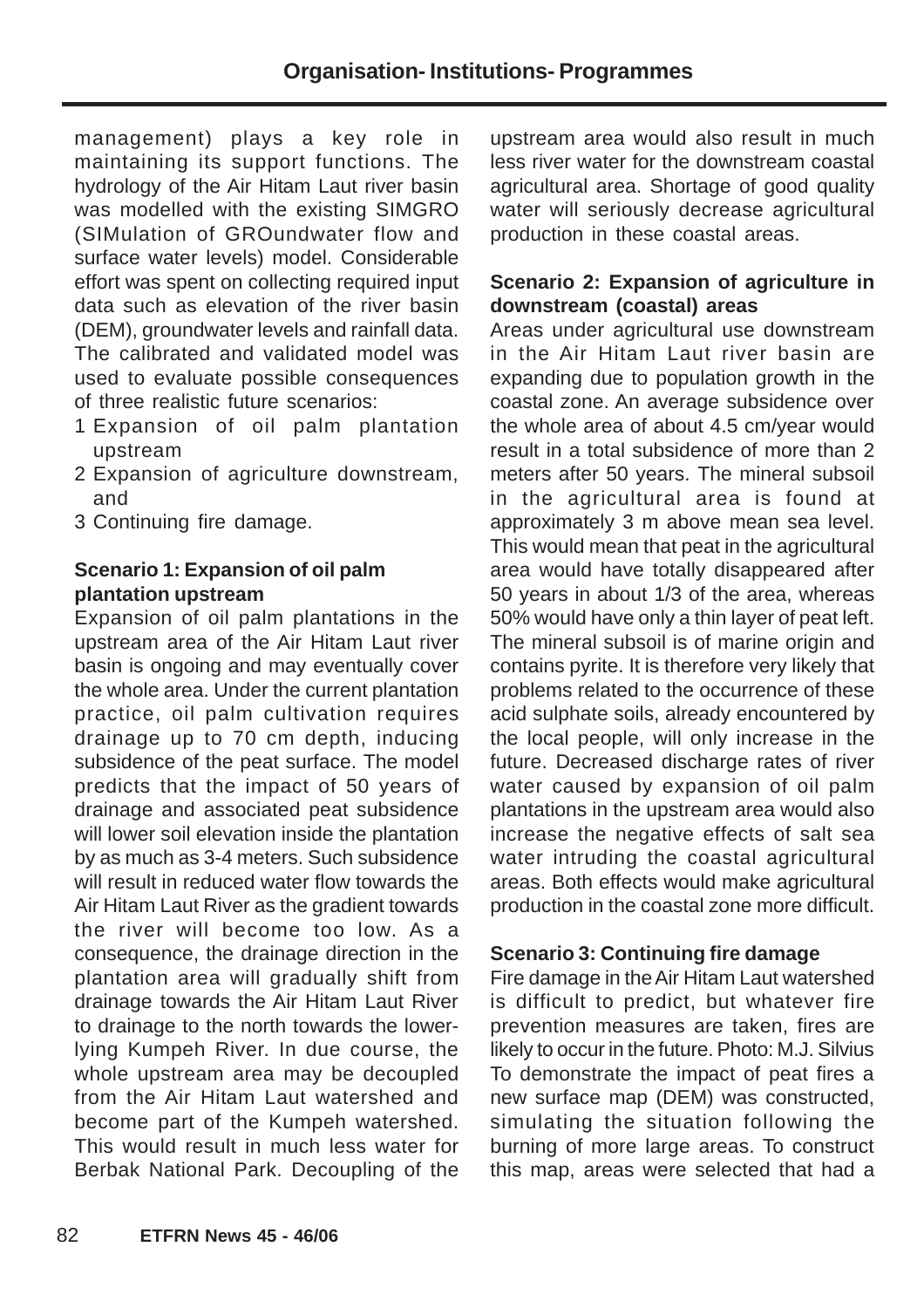management) plays a key role in maintaining its support functions. The hydrology of the Air Hitam Laut river basin was modelled with the existing SIMGRO (SIMulation of GROundwater flow and surface water levels) model. Considerable effort was spent on collecting required input data such as elevation of the river basin (DEM), groundwater levels and rainfall data. The calibrated and validated model was used to evaluate possible consequences of three realistic future scenarios:

1. Expansion of oil palm plantation upstream
2. Expansion of agriculture downstream, and
3. Continuing fire damage.

**Scenario 1: Expansion of oil palm plantation upstream**

Expansion of oil palm plantations in the upstream area of the Air Hitam Laut river basin is ongoing and may eventually cover the whole area. Under the current plantation practice, oil palm cultivation requires drainage up to 70 cm depth, inducing subsidence of the peat surface. The model predicts that the impact of 50 years of drainage and associated peat subsidence will lower soil elevation inside the plantation by as much as 3-4 meters. Such subsidence will result in reduced water flow towards the Air Hitam Laut River as the gradient towards the river will become too low. As a consequence, the drainage direction in the plantation area will gradually shift from drainage towards the Air Hitam Laut River to drainage to the north towards the lower-lying Kumpeh River. In due course, the whole upstream area may be decoupled from the Air Hitam Laut watershed and become part of the Kumpeh watershed. This would result in much less water for Berbak National Park. Decoupling of the upstream area would also result in much less river water for the downstream coastal agricultural area. Shortage of good quality water will seriously decrease agricultural production in these coastal areas.

**Scenario 2: Expansion of agriculture in downstream (coastal) areas**

Areas under agricultural use downstream in the Air Hitam Laut river basin are expanding due to population growth in the coastal zone. An average subsidence over the whole area of about 4.5 cm/year would result in a total subsidence of more than 2 meters after 50 years. The mineral subsoil in the agricultural area is found at approximately 3 m above mean sea level. This would mean that peat in the agricultural area would have totally disappeared after 50 years in about 1/3 of the area, whereas 50% would have only a thin layer of peat left. The mineral subsoil is of marine origin and contains pyrite. It is therefore very likely that problems related to the occurrence of these acid sulphate soils, already encountered by the local people, will only increase in the future. Decreased discharge rates of river water caused by expansion of oil palm plantations in the upstream area would also increase the negative effects of salt sea water intruding the coastal agricultural areas. Both effects would make agricultural production in the coastal zone more difficult.

**Scenario 3: Continuing fire damage**

Fire damage in the Air Hitam Laut watershed is difficult to predict, but whatever fire prevention measures are taken, fires are likely to occur in the future. Photo: M.J. Silvius

To demonstrate the impact of peat fires a new surface map (DEM) was constructed, simulating the situation following the burning of more large areas. To construct this map, areas were selected that had a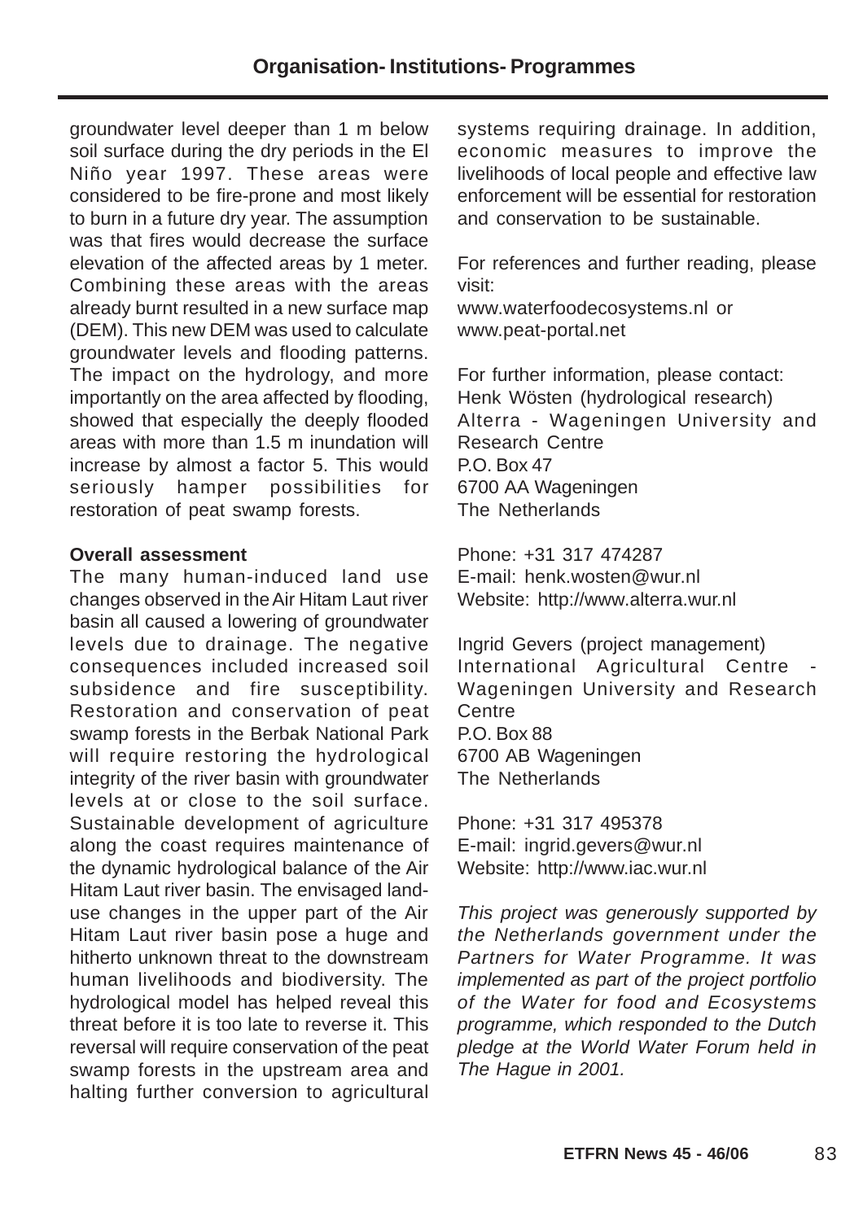groundwater level deeper than 1 m below soil surface during the dry periods in the El Niño year 1997. These areas were considered to be fire-prone and most likely to burn in a future dry year. The assumption was that fires would decrease the surface elevation of the affected areas by 1 meter. Combining these areas with the areas already burnt resulted in a new surface map (DEM). This new DEM was used to calculate groundwater levels and flooding patterns. The impact on the hydrology, and more importantly on the area affected by flooding, showed that especially the deeply flooded areas with more than 1.5 m inundation will increase by almost a factor 5. This would seriously hamper possibilities for restoration of peat swamp forests.

**Overall assessment**

The many human-induced land use changes observed in the Air Hitam Laut river basin all caused a lowering of groundwater levels due to drainage. The negative consequences included increased soil subsidence and fire susceptibility. Restoration and conservation of peat swamp forests in the Berbak National Park will require restoring the hydrological integrity of the river basin with groundwater levels at or close to the soil surface. Sustainable development of agriculture along the coast requires maintenance of the dynamic hydrological balance of the Air Hitam Laut river basin. The envisaged land-use changes in the upper part of the Air Hitam Laut river basin pose a huge and hitherto unknown threat to the downstream human livelihoods and biodiversity. The hydrological model has helped reveal this threat before it is too late to reverse it. This reversal will require conservation of the peat swamp forests in the upstream area and halting further conversion to agricultural systems requiring drainage. In addition, economic measures to improve the livelihoods of local people and effective law enforcement will be essential for restoration and conservation to be sustainable.

For references and further reading, please visit:
www.waterfoodecosystems.nl or
www.peat-portal.net

For further information, please contact:
Henk Wösten (hydrological research)
Alterra - Wageningen University and Research Centre
P.O. Box 47
6700 AA Wageningen
The Netherlands

Phone: +31 317 474287
E-mail: henk.wosten@wur.nl
Website: http://www.alterra.wur.nl

Ingrid Gevers (project management)
International Agricultural Centre - Wageningen University and Research Centre
P.O. Box 88
6700 AB Wageningen
The Netherlands

Phone: +31 317 495378
E-mail: ingrid.gevers@wur.nl
Website: http://www.iac.wur.nl

*This project was generously supported by the Netherlands government under the Partners for Water Programme. It was implemented as part of the project portfolio of the Water for food and Ecosystems programme, which responded to the Dutch pledge at the World Water Forum held in The Hague in 2001.*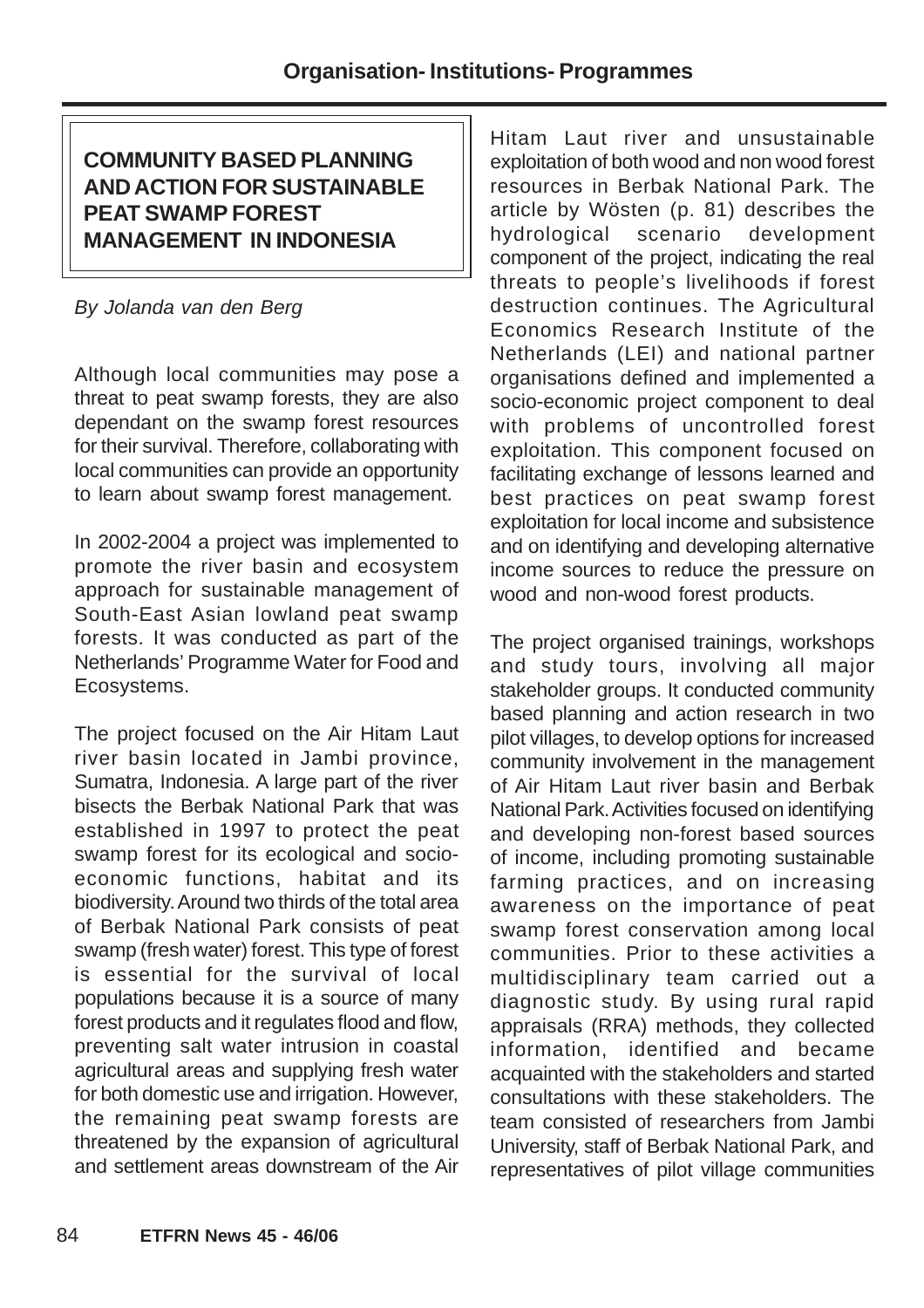# COMMUNITY BASED PLANNING AND ACTION FOR SUSTAINABLE PEAT SWAMP FOREST MANAGEMENT IN INDONESIA

*By Jolanda van den Berg*

Although local communities may pose a threat to peat swamp forests, they are also dependant on the swamp forest resources for their survival. Therefore, collaborating with local communities can provide an opportunity to learn about swamp forest management.

In 2002-2004 a project was implemented to promote the river basin and ecosystem approach for sustainable management of South-East Asian lowland peat swamp forests. It was conducted as part of the Netherlands' Programme Water for Food and Ecosystems.

The project focused on the Air Hitam Laut river basin located in Jambi province, Sumatra, Indonesia. A large part of the river bisects the Berbak National Park that was established in 1997 to protect the peat swamp forest for its ecological and socio-economic functions, habitat and its biodiversity. Around two thirds of the total area of Berbak National Park consists of peat swamp (fresh water) forest. This type of forest is essential for the survival of local populations because it is a source of many forest products and it regulates flood and flow, preventing salt water intrusion in coastal agricultural areas and supplying fresh water for both domestic use and irrigation. However, the remaining peat swamp forests are threatened by the expansion of agricultural and settlement areas downstream of the Air Hitam Laut river and unsustainable exploitation of both wood and non wood forest resources in Berbak National Park. The article by Wösten (p. 81) describes the hydrological scenario development component of the project, indicating the real threats to people's livelihoods if forest destruction continues. The Agricultural Economics Research Institute of the Netherlands (LEI) and national partner organisations defined and implemented a socio-economic project component to deal with problems of uncontrolled forest exploitation. This component focused on facilitating exchange of lessons learned and best practices on peat swamp forest exploitation for local income and subsistence and on identifying and developing alternative income sources to reduce the pressure on wood and non-wood forest products.

The project organised trainings, workshops and study tours, involving all major stakeholder groups. It conducted community based planning and action research in two pilot villages, to develop options for increased community involvement in the management of Air Hitam Laut river basin and Berbak National Park. Activities focused on identifying and developing non-forest based sources of income, including promoting sustainable farming practices, and on increasing awareness on the importance of peat swamp forest conservation among local communities. Prior to these activities a multidisciplinary team carried out a diagnostic study. By using rural rapid appraisals (RRA) methods, they collected information, identified and became acquainted with the stakeholders and started consultations with these stakeholders. The team consisted of researchers from Jambi University, staff of Berbak National Park, and representatives of pilot village communities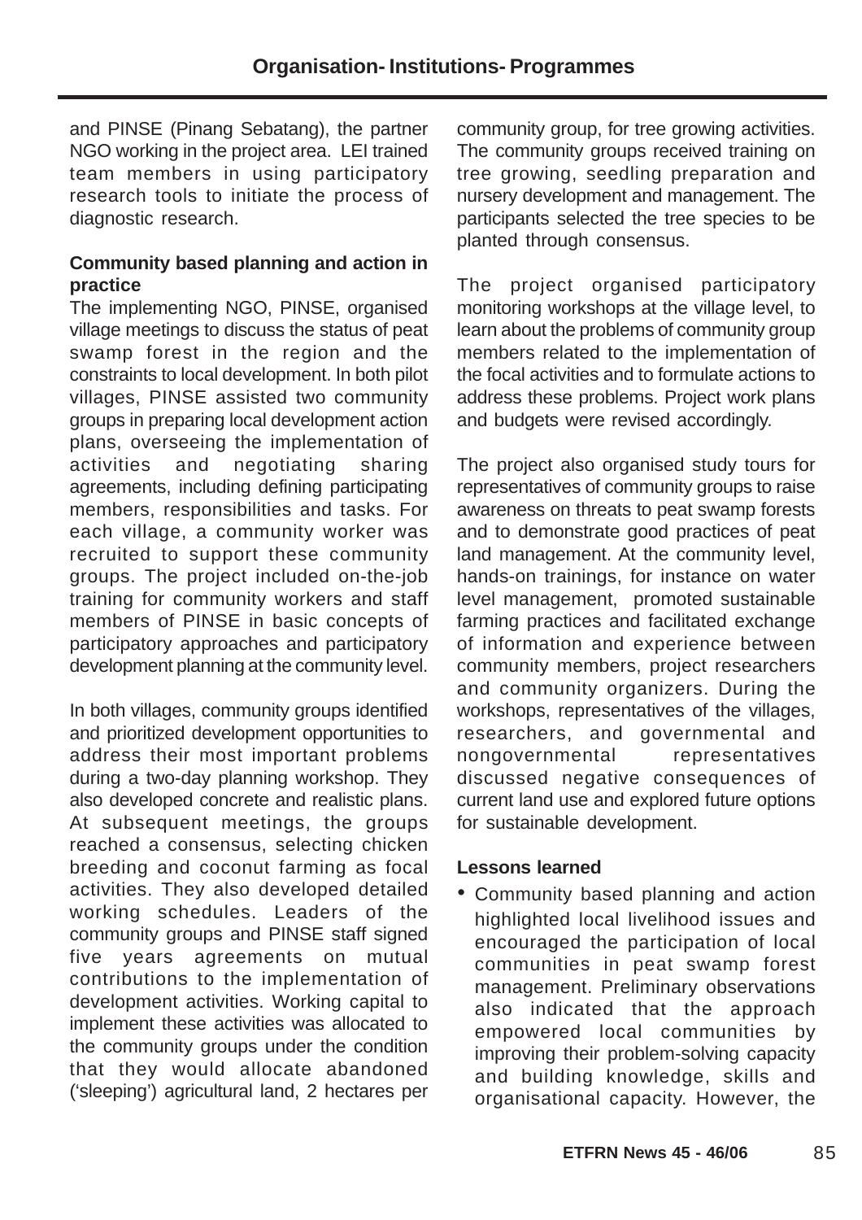and PINSE (Pinang Sebatang), the partner NGO working in the project area. LEI trained team members in using participatory research tools to initiate the process of diagnostic research.

**Community based planning and action in practice**

The implementing NGO, PINSE, organised village meetings to discuss the status of peat swamp forest in the region and the constraints to local development. In both pilot villages, PINSE assisted two community groups in preparing local development action plans, overseeing the implementation of activities and negotiating sharing agreements, including defining participating members, responsibilities and tasks. For each village, a community worker was recruited to support these community groups. The project included on-the-job training for community workers and staff members of PINSE in basic concepts of participatory approaches and participatory development planning at the community level.

In both villages, community groups identified and prioritized development opportunities to address their most important problems during a two-day planning workshop. They also developed concrete and realistic plans. At subsequent meetings, the groups reached a consensus, selecting chicken breeding and coconut farming as focal activities. They also developed detailed working schedules. Leaders of the community groups and PINSE staff signed five years agreements on mutual contributions to the implementation of development activities. Working capital to implement these activities was allocated to the community groups under the condition that they would allocate abandoned ('sleeping') agricultural land, 2 hectares per community group, for tree growing activities. The community groups received training on tree growing, seedling preparation and nursery development and management. The participants selected the tree species to be planted through consensus.

The project organised participatory monitoring workshops at the village level, to learn about the problems of community group members related to the implementation of the focal activities and to formulate actions to address these problems. Project work plans and budgets were revised accordingly.

The project also organised study tours for representatives of community groups to raise awareness on threats to peat swamp forests and to demonstrate good practices of peat land management. At the community level, hands-on trainings, for instance on water level management, promoted sustainable farming practices and facilitated exchange of information and experience between community members, project researchers and community organizers. During the workshops, representatives of the villages, researchers, and governmental and nongovernmental representatives discussed negative consequences of current land use and explored future options for sustainable development.

**Lessons learned**

- Community based planning and action highlighted local livelihood issues and encouraged the participation of local communities in peat swamp forest management. Preliminary observations also indicated that the approach empowered local communities by improving their problem-solving capacity and building knowledge, skills and organisational capacity. However, the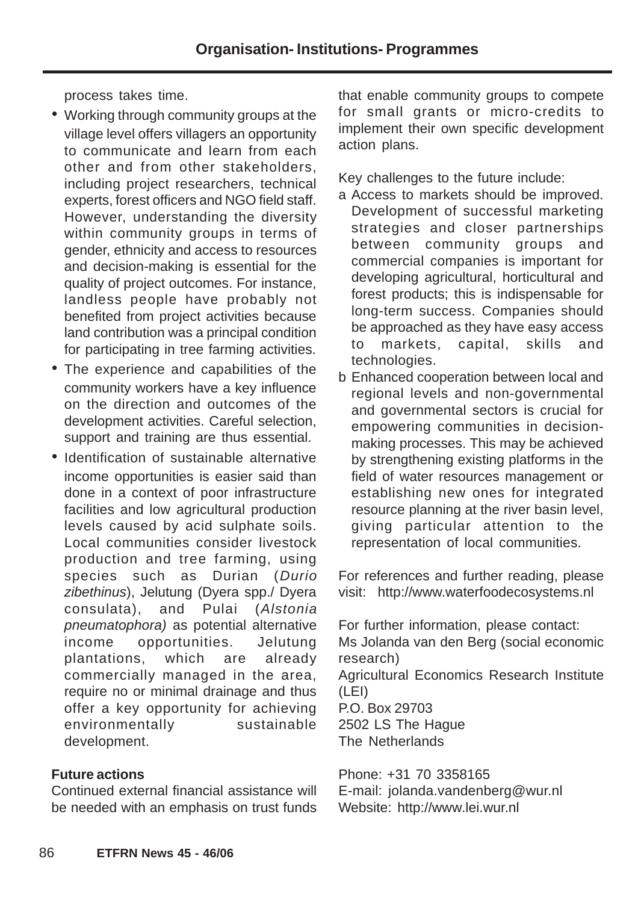process takes time.

- Working through community groups at the village level offers villagers an opportunity to communicate and learn from each other and from other stakeholders, including project researchers, technical experts, forest officers and NGO field staff. However, understanding the diversity within community groups in terms of gender, ethnicity and access to resources and decision-making is essential for the quality of project outcomes. For instance, landless people have probably not benefited from project activities because land contribution was a principal condition for participating in tree farming activities.
- The experience and capabilities of the community workers have a key influence on the direction and outcomes of the development activities. Careful selection, support and training are thus essential.
- Identification of sustainable alternative income opportunities is easier said than done in a context of poor infrastructure facilities and low agricultural production levels caused by acid sulphate soils. Local communities consider livestock production and tree farming, using species such as Durian (*Durio zibethinus*), Jelutung (Dyera spp./ Dyera consulata), and Pulai (*Alstonia pneumatophora)* as potential alternative income opportunities. Jelutung plantations, which are already commercially managed in the area, require no or minimal drainage and thus offer a key opportunity for achieving environmentally sustainable development.

**Future actions**

Continued external financial assistance will be needed with an emphasis on trust funds that enable community groups to compete for small grants or micro-credits to implement their own specific development action plans.

Key challenges to the future include:

a Access to markets should be improved. Development of successful marketing strategies and closer partnerships between community groups and commercial companies is important for developing agricultural, horticultural and forest products; this is indispensable for long-term success. Companies should be approached as they have easy access to markets, capital, skills and technologies.

b Enhanced cooperation between local and regional levels and non-governmental and governmental sectors is crucial for empowering communities in decision-making processes. This may be achieved by strengthening existing platforms in the field of water resources management or establishing new ones for integrated resource planning at the river basin level, giving particular attention to the representation of local communities.

For references and further reading, please visit: http://www.waterfoodecosystems.nl

For further information, please contact:
Ms Jolanda van den Berg (social economic research)
Agricultural Economics Research Institute (LEI)
P.O. Box 29703
2502 LS The Hague
The Netherlands

Phone: +31 70 3358165
E-mail: jolanda.vandenberg@wur.nl
Website: http://www.lei.wur.nl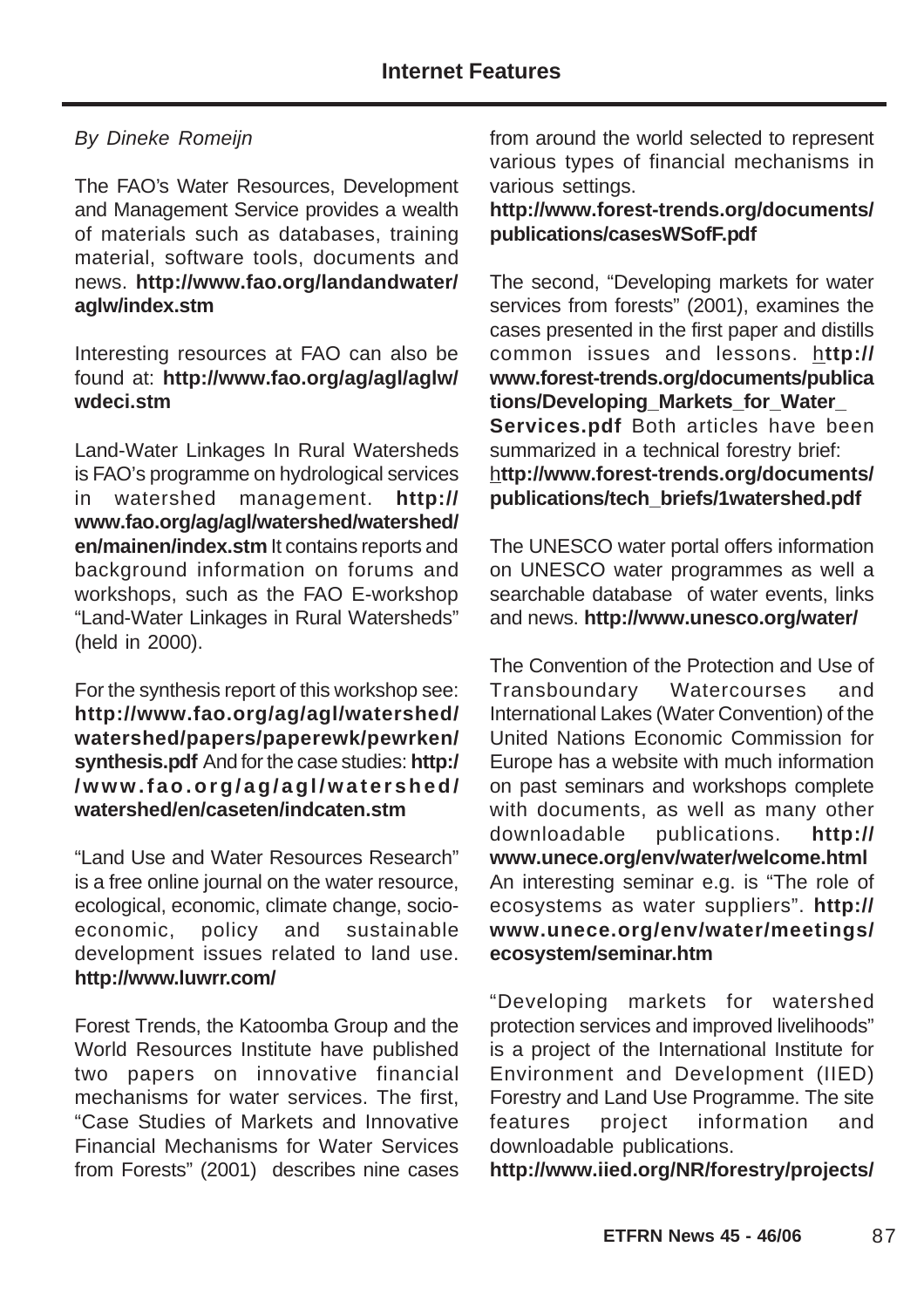## Internet Features

*By Dineke Romeijn*

The FAO's Water Resources, Development and Management Service provides a wealth of materials such as databases, training material, software tools, documents and news. **http://www.fao.org/landandwater/aglw/index.stm**

Interesting resources at FAO can also be found at: **http://www.fao.org/ag/agl/aglw/wdeci.stm**

Land-Water Linkages In Rural Watersheds is FAO's programme on hydrological services in watershed management. **http://www.fao.org/ag/agl/watershed/watershed/en/mainen/index.stm** It contains reports and background information on forums and workshops, such as the FAO E-workshop "Land-Water Linkages in Rural Watersheds" (held in 2000).

For the synthesis report of this workshop see: **http://www.fao.org/ag/agl/watershed/watershed/papers/paperewk/pewrken/synthesis.pdf** And for the case studies: **http://www.fao.org/ag/agl/watershed/watershed/en/caseten/indcaten.stm**

"Land Use and Water Resources Research" is a free online journal on the water resource, ecological, economic, climate change, socio-economic, policy and sustainable development issues related to land use. **http://www.luwrr.com/**

Forest Trends, the Katoomba Group and the World Resources Institute have published two papers on innovative financial mechanisms for water services. The first, "Case Studies of Markets and Innovative Financial Mechanisms for Water Services from Forests" (2001) describes nine cases from around the world selected to represent various types of financial mechanisms in various settings.
**http://www.forest-trends.org/documents/publications/casesWSofF.pdf**

The second, "Developing markets for water services from forests" (2001), examines the cases presented in the first paper and distills common issues and lessons. **http://www.forest-trends.org/documents/publications/Developing_Markets_for_Water_Services.pdf** Both articles have been summarized in a technical forestry brief:
**http://www.forest-trends.org/documents/publications/tech_briefs/1watershed.pdf**

The UNESCO water portal offers information on UNESCO water programmes as well a searchable database of water events, links and news. **http://www.unesco.org/water/**

The Convention of the Protection and Use of Transboundary Watercourses and International Lakes (Water Convention) of the United Nations Economic Commission for Europe has a website with much information on past seminars and workshops complete with documents, as well as many other downloadable publications. **http://www.unece.org/env/water/welcome.html** An interesting seminar e.g. is "The role of ecosystems as water suppliers". **http://www.unece.org/env/water/meetings/ecosystem/seminar.htm**

"Developing markets for watershed protection services and improved livelihoods" is a project of the International Institute for Environment and Development (IIED) Forestry and Land Use Programme. The site features project information and downloadable publications.
**http://www.iied.org/NR/forestry/projects/**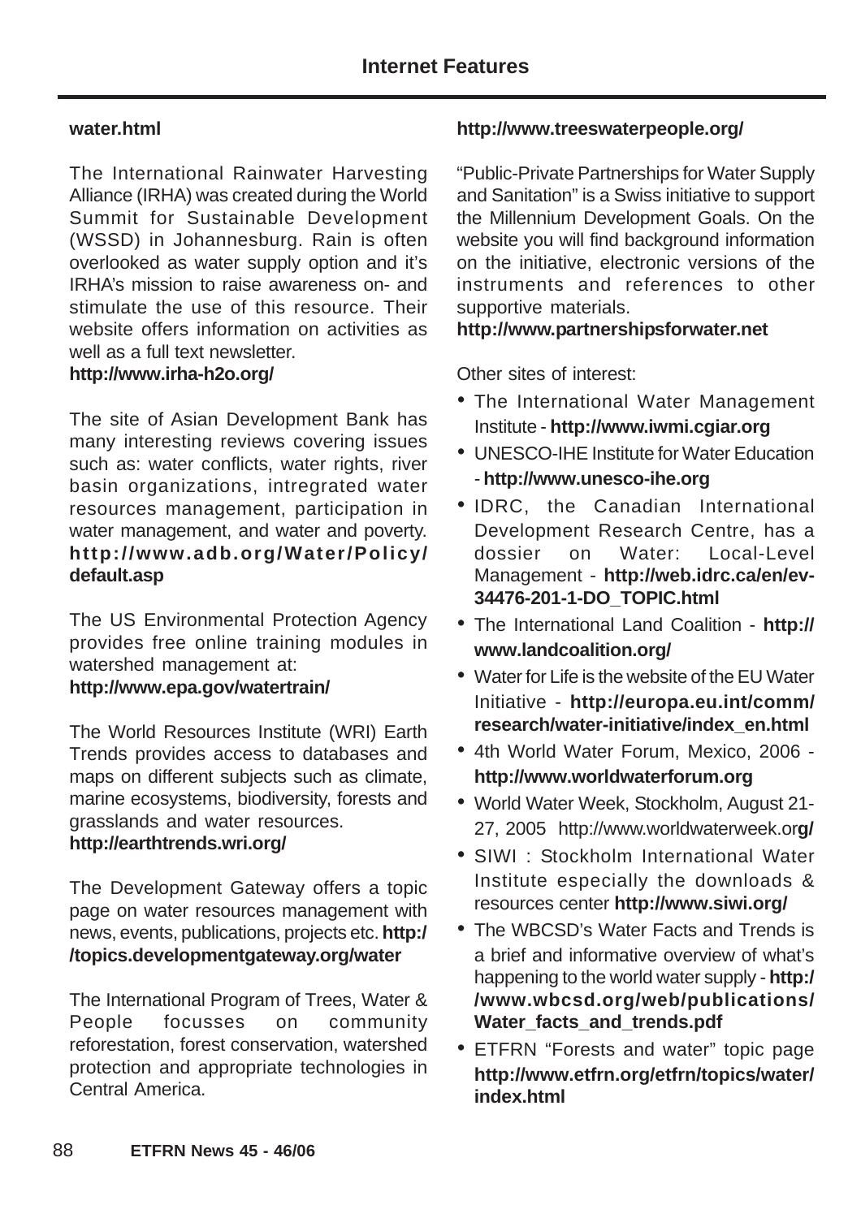**water.html**

The International Rainwater Harvesting Alliance (IRHA) was created during the World Summit for Sustainable Development (WSSD) in Johannesburg. Rain is often overlooked as water supply option and it's IRHA's mission to raise awareness on- and stimulate the use of this resource. Their website offers information on activities as well as a full text newsletter.
**http://www.irha-h2o.org/**

The site of Asian Development Bank has many interesting reviews covering issues such as: water conflicts, water rights, river basin organizations, intregrated water resources management, participation in water management, and water and poverty.
**http://www.adb.org/Water/Policy/default.asp**

The US Environmental Protection Agency provides free online training modules in watershed management at:
**http://www.epa.gov/watertrain/**

The World Resources Institute (WRI) Earth Trends provides access to databases and maps on different subjects such as climate, marine ecosystems, biodiversity, forests and grasslands and water resources.
**http://earthtrends.wri.org/**

The Development Gateway offers a topic page on water resources management with news, events, publications, projects etc. **http://topics.developmentgateway.org/water**

The International Program of Trees, Water & People focusses on community reforestation, forest conservation, watershed protection and appropriate technologies in Central America.
**http://www.treeswaterpeople.org/**

"Public-Private Partnerships for Water Supply and Sanitation" is a Swiss initiative to support the Millennium Development Goals. On the website you will find background information on the initiative, electronic versions of the instruments and references to other supportive materials.
**http://www.partnershipsforwater.net**

Other sites of interest:

- The International Water Management Institute - **http://www.iwmi.cgiar.org**
- UNESCO-IHE Institute for Water Education - **http://www.unesco-ihe.org**
- IDRC, the Canadian International Development Research Centre, has a dossier on Water: Local-Level Management - **http://web.idrc.ca/en/ev-34476-201-1-DO_TOPIC.html**
- The International Land Coalition - **http://www.landcoalition.org/**
- Water for Life is the website of the EU Water Initiative - **http://europa.eu.int/comm/research/water-initiative/index_en.html**
- 4th World Water Forum, Mexico, 2006 - **http://www.worldwaterforum.org**
- World Water Week, Stockholm, August 21-27, 2005 http://www.worldwaterweek.or**g/**
- SIWI : Stockholm International Water Institute especially the downloads & resources center **http://www.siwi.org/**
- The WBCSD's Water Facts and Trends is a brief and informative overview of what's happening to the world water supply - **http://www.wbcsd.org/web/publications/Water_facts_and_trends.pdf**
- ETFRN "Forests and water" topic page **http://www.etfrn.org/etfrn/topics/water/index.html**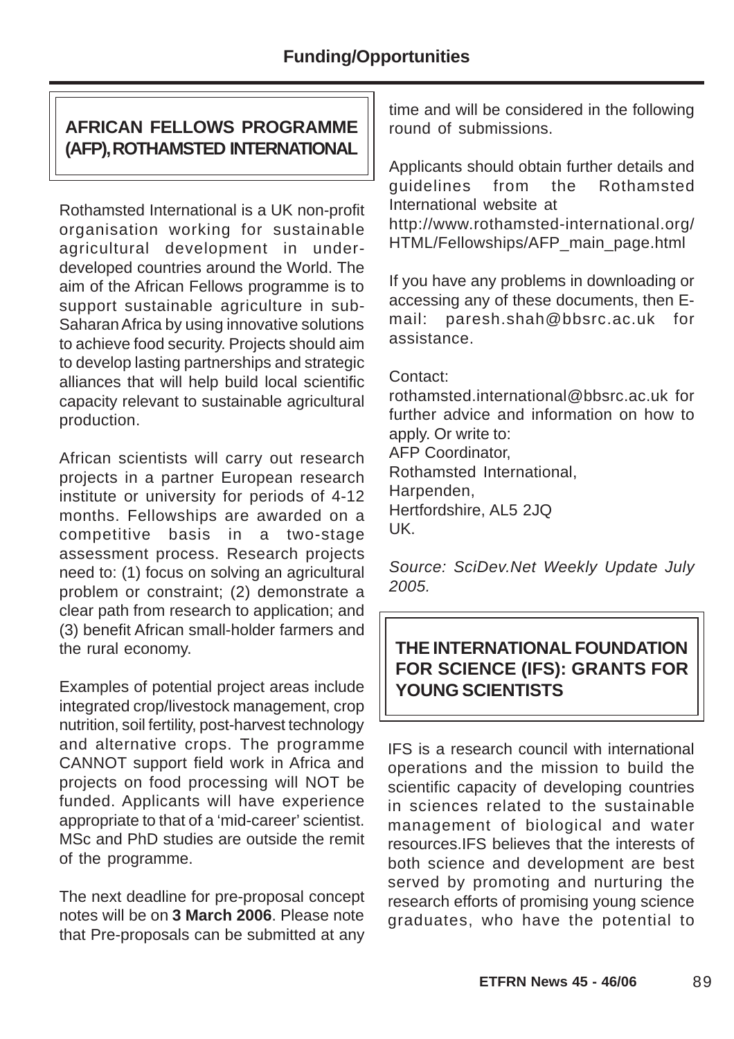## AFRICAN FELLOWS PROGRAMME (AFP), ROTHAMSTED INTERNATIONAL

Rothamsted International is a UK non-profit organisation working for sustainable agricultural development in under-developed countries around the World. The aim of the African Fellows programme is to support sustainable agriculture in sub-Saharan Africa by using innovative solutions to achieve food security. Projects should aim to develop lasting partnerships and strategic alliances that will help build local scientific capacity relevant to sustainable agricultural production.

African scientists will carry out research projects in a partner European research institute or university for periods of 4-12 months. Fellowships are awarded on a competitive basis in a two-stage assessment process. Research projects need to: (1) focus on solving an agricultural problem or constraint; (2) demonstrate a clear path from research to application; and (3) benefit African small-holder farmers and the rural economy.

Examples of potential project areas include integrated crop/livestock management, crop nutrition, soil fertility, post-harvest technology and alternative crops. The programme CANNOT support field work in Africa and projects on food processing will NOT be funded. Applicants will have experience appropriate to that of a 'mid-career' scientist. MSc and PhD studies are outside the remit of the programme.

The next deadline for pre-proposal concept notes will be on **3 March 2006**. Please note that Pre-proposals can be submitted at any time and will be considered in the following round of submissions.

Applicants should obtain further details and guidelines from the Rothamsted International website at http://www.rothamsted-international.org/HTML/Fellowships/AFP_main_page.html

If you have any problems in downloading or accessing any of these documents, then E-mail: paresh.shah@bbsrc.ac.uk for assistance.

Contact:
rothamsted.international@bbsrc.ac.uk for further advice and information on how to apply. Or write to:
AFP Coordinator,
Rothamsted International,
Harpenden,
Hertfordshire, AL5 2JQ
UK.

*Source: SciDev.Net Weekly Update July 2005.*

## THE INTERNATIONAL FOUNDATION FOR SCIENCE (IFS): GRANTS FOR YOUNG SCIENTISTS

IFS is a research council with international operations and the mission to build the scientific capacity of developing countries in sciences related to the sustainable management of biological and water resources.IFS believes that the interests of both science and development are best served by promoting and nurturing the research efforts of promising young science graduates, who have the potential to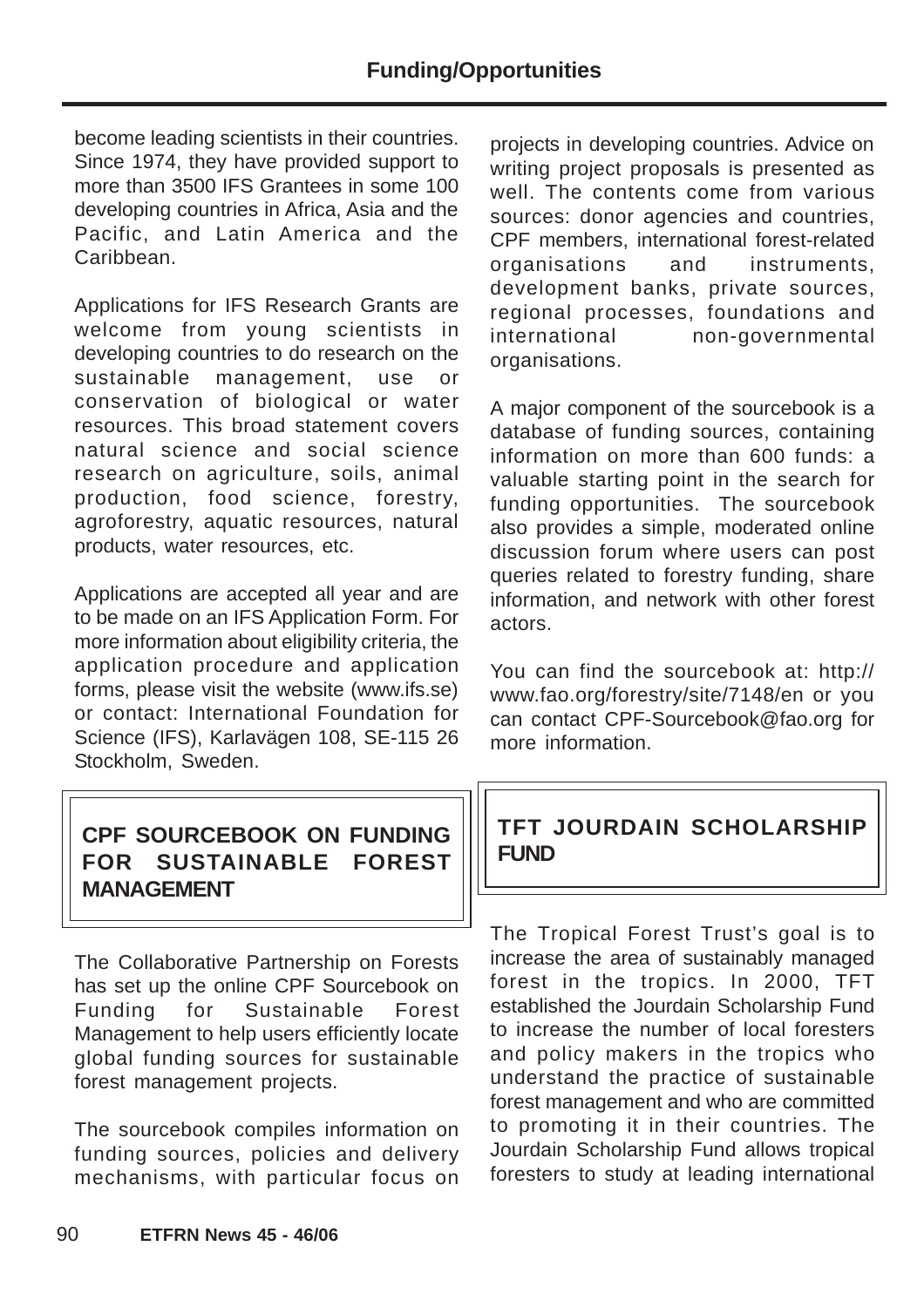become leading scientists in their countries. Since 1974, they have provided support to more than 3500 IFS Grantees in some 100 developing countries in Africa, Asia and the Pacific, and Latin America and the Caribbean.

Applications for IFS Research Grants are welcome from young scientists in developing countries to do research on the sustainable management, use or conservation of biological or water resources. This broad statement covers natural science and social science research on agriculture, soils, animal production, food science, forestry, agroforestry, aquatic resources, natural products, water resources, etc.

Applications are accepted all year and are to be made on an IFS Application Form. For more information about eligibility criteria, the application procedure and application forms, please visit the website (www.ifs.se) or contact: International Foundation for Science (IFS), Karlavägen 108, SE-115 26 Stockholm, Sweden.

## CPF SOURCEBOOK ON FUNDING FOR SUSTAINABLE FOREST MANAGEMENT

The Collaborative Partnership on Forests has set up the online CPF Sourcebook on Funding for Sustainable Forest Management to help users efficiently locate global funding sources for sustainable forest management projects.

The sourcebook compiles information on funding sources, policies and delivery mechanisms, with particular focus on projects in developing countries. Advice on writing project proposals is presented as well. The contents come from various sources: donor agencies and countries, CPF members, international forest-related organisations and instruments, development banks, private sources, regional processes, foundations and international non-governmental organisations.

A major component of the sourcebook is a database of funding sources, containing information on more than 600 funds: a valuable starting point in the search for funding opportunities. The sourcebook also provides a simple, moderated online discussion forum where users can post queries related to forestry funding, share information, and network with other forest actors.

You can find the sourcebook at: http://www.fao.org/forestry/site/7148/en or you can contact CPF-Sourcebook@fao.org for more information.

## TFT JOURDAIN SCHOLARSHIP FUND

The Tropical Forest Trust's goal is to increase the area of sustainably managed forest in the tropics. In 2000, TFT established the Jourdain Scholarship Fund to increase the number of local foresters and policy makers in the tropics who understand the practice of sustainable forest management and who are committed to promoting it in their countries. The Jourdain Scholarship Fund allows tropical foresters to study at leading international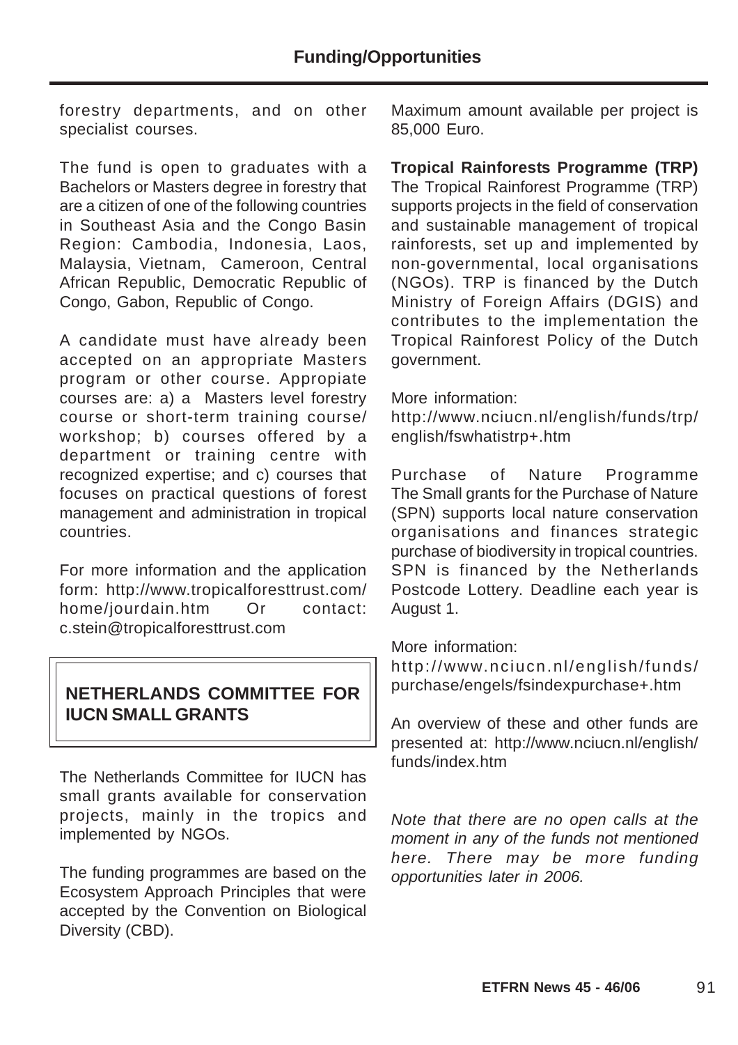forestry departments, and on other specialist courses.

The fund is open to graduates with a Bachelors or Masters degree in forestry that are a citizen of one of the following countries in Southeast Asia and the Congo Basin Region: Cambodia, Indonesia, Laos, Malaysia, Vietnam, Cameroon, Central African Republic, Democratic Republic of Congo, Gabon, Republic of Congo.

A candidate must have already been accepted on an appropriate Masters program or other course. Appropiate courses are: a) a Masters level forestry course or short-term training course/ workshop; b) courses offered by a department or training centre with recognized expertise; and c) courses that focuses on practical questions of forest management and administration in tropical countries.

For more information and the application form: http://www.tropicalforesttrust.com/home/jourdain.htm Or contact: c.stein@tropicalforesttrust.com

## NETHERLANDS COMMITTEE FOR IUCN SMALL GRANTS

The Netherlands Committee for IUCN has small grants available for conservation projects, mainly in the tropics and implemented by NGOs.

The funding programmes are based on the Ecosystem Approach Principles that were accepted by the Convention on Biological Diversity (CBD).

Maximum amount available per project is 85,000 Euro.

**Tropical Rainforests Programme (TRP)**
The Tropical Rainforest Programme (TRP) supports projects in the field of conservation and sustainable management of tropical rainforests, set up and implemented by non-governmental, local organisations (NGOs). TRP is financed by the Dutch Ministry of Foreign Affairs (DGIS) and contributes to the implementation the Tropical Rainforest Policy of the Dutch government.

More information:
http://www.nciucn.nl/english/funds/trp/english/fswhatistrp+.htm

Purchase of Nature Programme
The Small grants for the Purchase of Nature (SPN) supports local nature conservation organisations and finances strategic purchase of biodiversity in tropical countries. SPN is financed by the Netherlands Postcode Lottery. Deadline each year is August 1.

More information:
http://www.nciucn.nl/english/funds/purchase/engels/fsindexpurchase+.htm

An overview of these and other funds are presented at: http://www.nciucn.nl/english/funds/index.htm

*Note that there are no open calls at the moment in any of the funds not mentioned here. There may be more funding opportunities later in 2006.*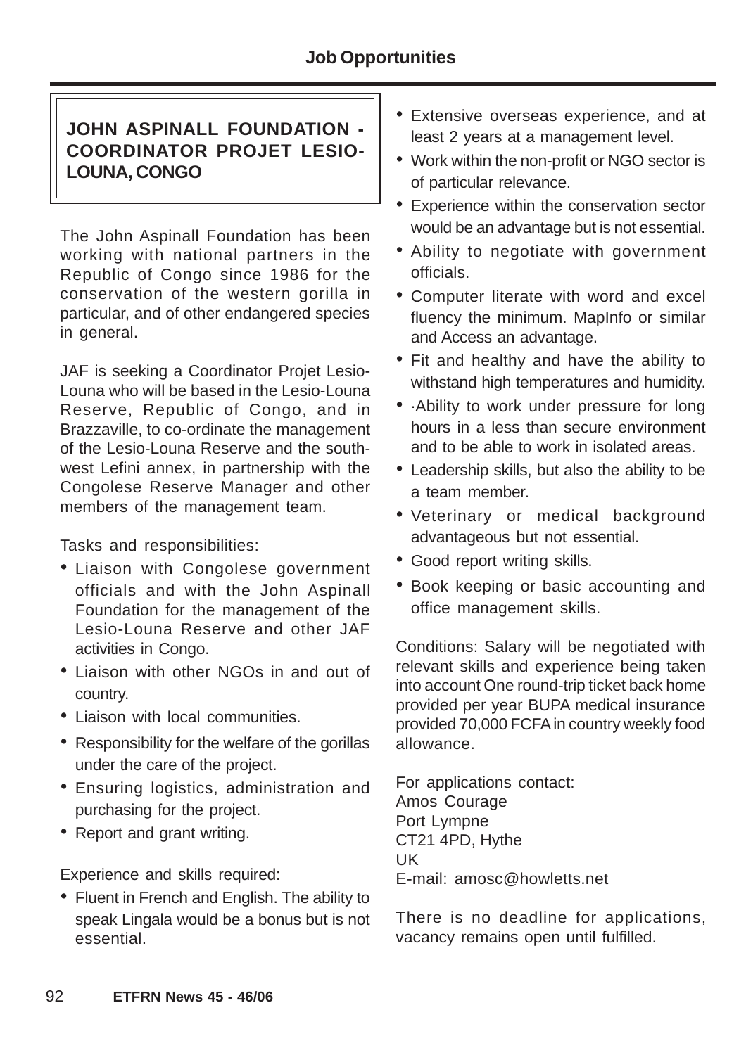## JOHN ASPINALL FOUNDATION - COORDINATOR PROJET LESIO-LOUNA, CONGO

The John Aspinall Foundation has been working with national partners in the Republic of Congo since 1986 for the conservation of the western gorilla in particular, and of other endangered species in general.

JAF is seeking a Coordinator Projet Lesio-Louna who will be based in the Lesio-Louna Reserve, Republic of Congo, and in Brazzaville, to co-ordinate the management of the Lesio-Louna Reserve and the south-west Lefini annex, in partnership with the Congolese Reserve Manager and other members of the management team.

Tasks and responsibilities:

- Liaison with Congolese government officials and with the John Aspinall Foundation for the management of the Lesio-Louna Reserve and other JAF activities in Congo.
- Liaison with other NGOs in and out of country.
- Liaison with local communities.
- Responsibility for the welfare of the gorillas under the care of the project.
- Ensuring logistics, administration and purchasing for the project.
- Report and grant writing.

Experience and skills required:

- Fluent in French and English. The ability to speak Lingala would be a bonus but is not essential.
- Extensive overseas experience, and at least 2 years at a management level.
- Work within the non-profit or NGO sector is of particular relevance.
- Experience within the conservation sector would be an advantage but is not essential.
- Ability to negotiate with government officials.
- Computer literate with word and excel fluency the minimum. MapInfo or similar and Access an advantage.
- Fit and healthy and have the ability to withstand high temperatures and humidity.
- ·Ability to work under pressure for long hours in a less than secure environment and to be able to work in isolated areas.
- Leadership skills, but also the ability to be a team member.
- Veterinary or medical background advantageous but not essential.
- Good report writing skills.
- Book keeping or basic accounting and office management skills.

Conditions: Salary will be negotiated with relevant skills and experience being taken into account One round-trip ticket back home provided per year BUPA medical insurance provided 70,000 FCFA in country weekly food allowance.

For applications contact:
Amos Courage
Port Lympne
CT21 4PD, Hythe
UK
E-mail: amosc@howletts.net

There is no deadline for applications, vacancy remains open until fulfilled.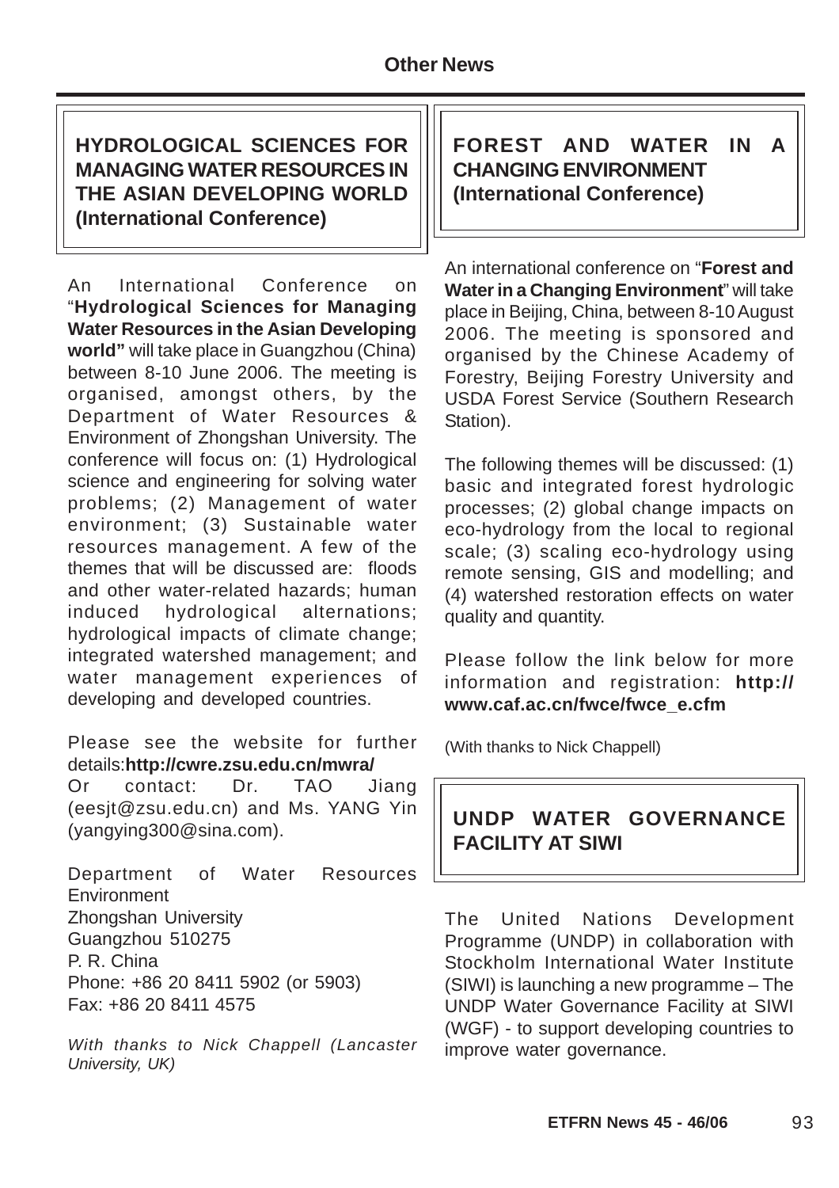## HYDROLOGICAL SCIENCES FOR MANAGING WATER RESOURCES IN THE ASIAN DEVELOPING WORLD (International Conference)

An International Conference on "**Hydrological Sciences for Managing Water Resources in the Asian Developing world"** will take place in Guangzhou (China) between 8-10 June 2006. The meeting is organised, amongst others, by the Department of Water Resources & Environment of Zhongshan University. The conference will focus on: (1) Hydrological science and engineering for solving water problems; (2) Management of water environment; (3) Sustainable water resources management. A few of the themes that will be discussed are: floods and other water-related hazards; human induced hydrological alternations; hydrological impacts of climate change; integrated watershed management; and water management experiences of developing and developed countries.

Please see the website for further details:**http://cwre.zsu.edu.cn/mwra/**
Or contact: Dr. TAO Jiang (eesjt@zsu.edu.cn) and Ms. YANG Yin (yangying300@sina.com).

Department of Water Resources Environment
Zhongshan University
Guangzhou 510275
P. R. China
Phone: +86 20 8411 5902 (or 5903)
Fax: +86 20 8411 4575

*With thanks to Nick Chappell (Lancaster University, UK)*

## FOREST AND WATER IN A CHANGING ENVIRONMENT (International Conference)

An international conference on "**Forest and Water in a Changing Environment**" will take place in Beijing, China, between 8-10 August 2006. The meeting is sponsored and organised by the Chinese Academy of Forestry, Beijing Forestry University and USDA Forest Service (Southern Research Station).

The following themes will be discussed: (1) basic and integrated forest hydrologic processes; (2) global change impacts on eco-hydrology from the local to regional scale; (3) scaling eco-hydrology using remote sensing, GIS and modelling; and (4) watershed restoration effects on water quality and quantity.

Please follow the link below for more information and registration: **http://www.caf.ac.cn/fwce/fwce_e.cfm**

(With thanks to Nick Chappell)

## UNDP WATER GOVERNANCE FACILITY AT SIWI

The United Nations Development Programme (UNDP) in collaboration with Stockholm International Water Institute (SIWI) is launching a new programme – The UNDP Water Governance Facility at SIWI (WGF) - to support developing countries to improve water governance.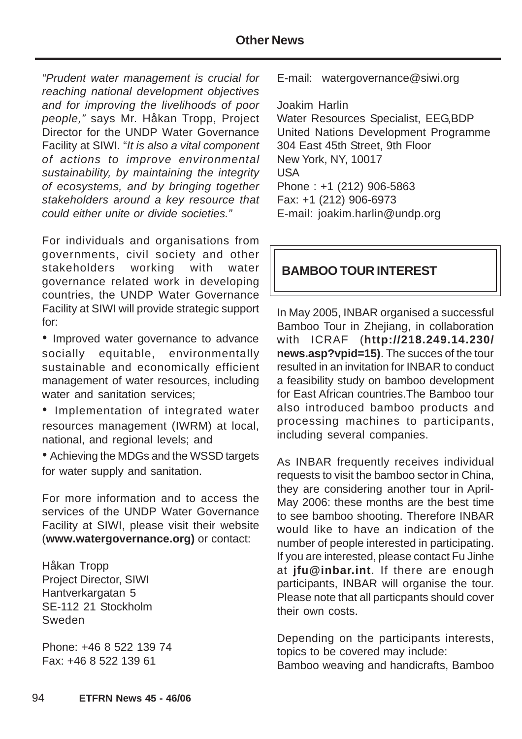*"Prudent water management is crucial for reaching national development objectives and for improving the livelihoods of poor people,"* says Mr. Håkan Tropp, Project Director for the UNDP Water Governance Facility at SIWI. "*It is also a vital component of actions to improve environmental sustainability, by maintaining the integrity of ecosystems, and by bringing together stakeholders around a key resource that could either unite or divide societies."*

For individuals and organisations from governments, civil society and other stakeholders working with water governance related work in developing countries, the UNDP Water Governance Facility at SIWI will provide strategic support for:

- Improved water governance to advance socially equitable, environmentally sustainable and economically efficient management of water resources, including water and sanitation services;
- Implementation of integrated water resources management (IWRM) at local, national, and regional levels; and
- Achieving the MDGs and the WSSD targets for water supply and sanitation.

For more information and to access the services of the UNDP Water Governance Facility at SIWI, please visit their website (**www.watergovernance.org)** or contact:

Håkan Tropp
Project Director, SIWI
Hantverkargatan 5
SE-112 21 Stockholm
Sweden

Phone: +46 8 522 139 74
Fax: +46 8 522 139 61
E-mail: watergovernance@siwi.org

Joakim Harlin
Water Resources Specialist, EEG,BDP
United Nations Development Programme
304 East 45th Street, 9th Floor
New York, NY, 10017
USA
Phone : +1 (212) 906-5863
Fax: +1 (212) 906-6973
E-mail: joakim.harlin@undp.org

## BAMBOO TOUR INTEREST

In May 2005, INBAR organised a successful Bamboo Tour in Zhejiang, in collaboration with ICRAF (**http://218.249.14.230/news.asp?vpid=15)**. The succes of the tour resulted in an invitation for INBAR to conduct a feasibility study on bamboo development for East African countries.The Bamboo tour also introduced bamboo products and processing machines to participants, including several companies.

As INBAR frequently receives individual requests to visit the bamboo sector in China, they are considering another tour in April-May 2006: these months are the best time to see bamboo shooting. Therefore INBAR would like to have an indication of the number of people interested in participating. If you are interested, please contact Fu Jinhe at **jfu@inbar.int**. If there are enough participants, INBAR will organise the tour. Please note that all particpants should cover their own costs.

Depending on the participants interests, topics to be covered may include:
Bamboo weaving and handicrafts, Bamboo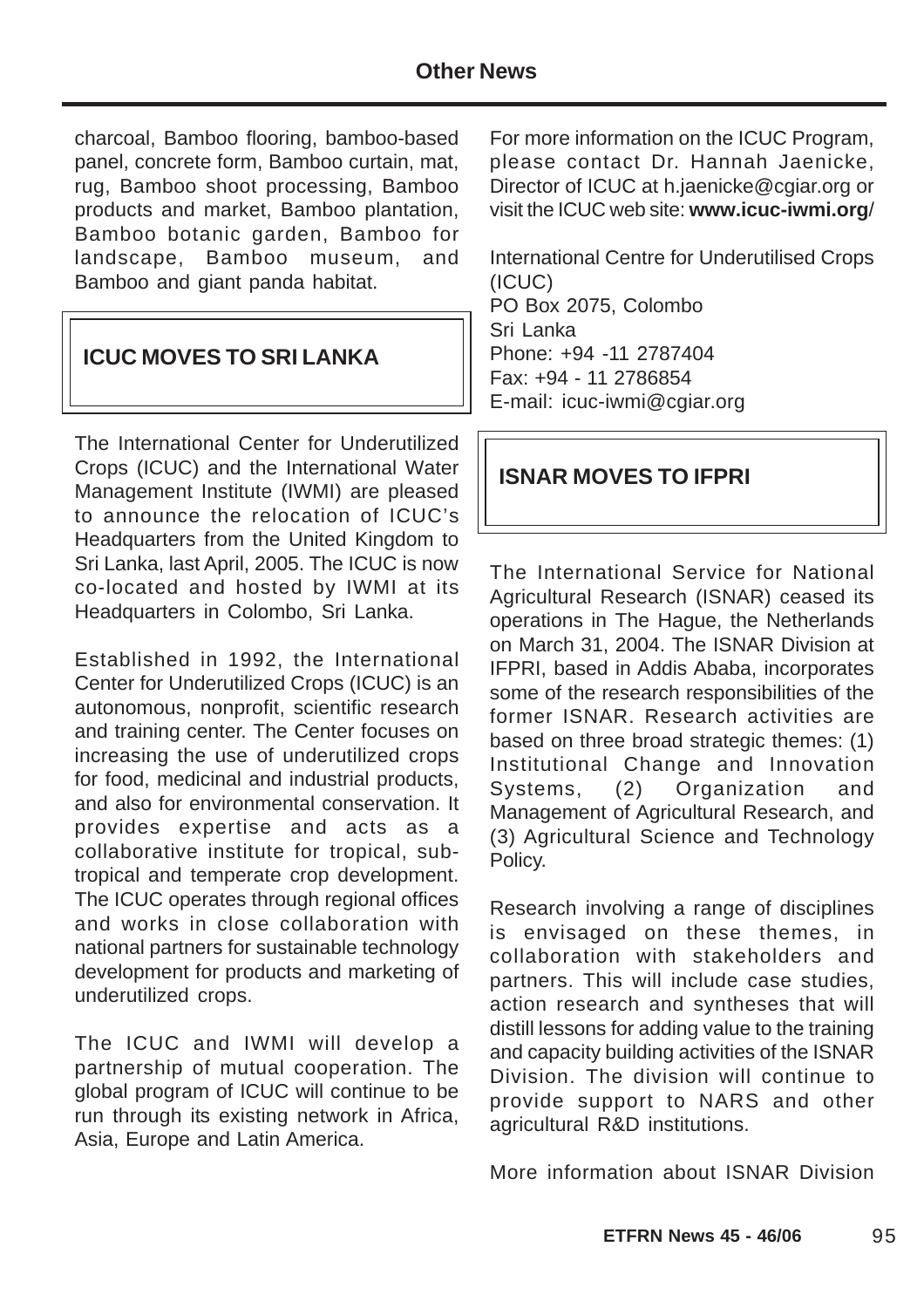charcoal, Bamboo flooring, bamboo-based panel, concrete form, Bamboo curtain, mat, rug, Bamboo shoot processing, Bamboo products and market, Bamboo plantation, Bamboo botanic garden, Bamboo for landscape, Bamboo museum, and Bamboo and giant panda habitat.

## ICUC MOVES TO SRI LANKA

The International Center for Underutilized Crops (ICUC) and the International Water Management Institute (IWMI) are pleased to announce the relocation of ICUC's Headquarters from the United Kingdom to Sri Lanka, last April, 2005. The ICUC is now co-located and hosted by IWMI at its Headquarters in Colombo, Sri Lanka.

Established in 1992, the International Center for Underutilized Crops (ICUC) is an autonomous, nonprofit, scientific research and training center. The Center focuses on increasing the use of underutilized crops for food, medicinal and industrial products, and also for environmental conservation. It provides expertise and acts as a collaborative institute for tropical, sub-tropical and temperate crop development. The ICUC operates through regional offices and works in close collaboration with national partners for sustainable technology development for products and marketing of underutilized crops.

The ICUC and IWMI will develop a partnership of mutual cooperation. The global program of ICUC will continue to be run through its existing network in Africa, Asia, Europe and Latin America.

For more information on the ICUC Program, please contact Dr. Hannah Jaenicke, Director of ICUC at h.jaenicke@cgiar.org or visit the ICUC web site: **www.icuc-iwmi.org**/

International Centre for Underutilised Crops (ICUC)
PO Box 2075, Colombo
Sri Lanka
Phone: +94 -11 2787404
Fax: +94 - 11 2786854
E-mail: icuc-iwmi@cgiar.org

## ISNAR MOVES TO IFPRI

The International Service for National Agricultural Research (ISNAR) ceased its operations in The Hague, the Netherlands on March 31, 2004. The ISNAR Division at IFPRI, based in Addis Ababa, incorporates some of the research responsibilities of the former ISNAR. Research activities are based on three broad strategic themes: (1) Institutional Change and Innovation Systems, (2) Organization and Management of Agricultural Research, and (3) Agricultural Science and Technology Policy.

Research involving a range of disciplines is envisaged on these themes, in collaboration with stakeholders and partners. This will include case studies, action research and syntheses that will distill lessons for adding value to the training and capacity building activities of the ISNAR Division. The division will continue to provide support to NARS and other agricultural R&D institutions.

More information about ISNAR Division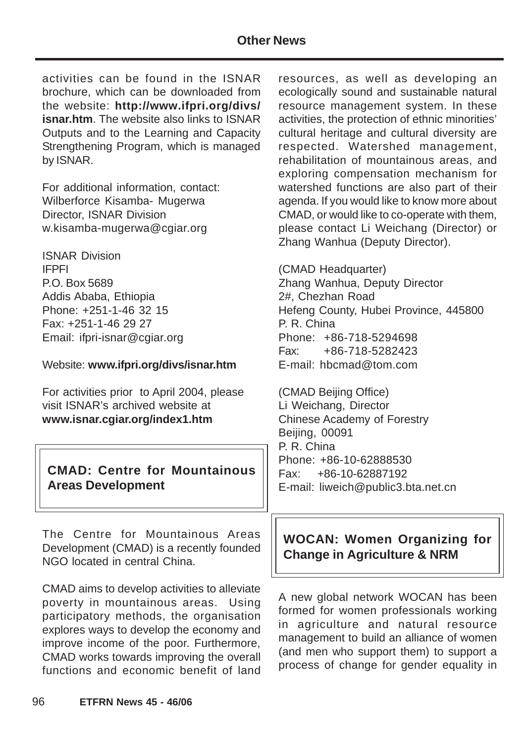activities can be found in the ISNAR brochure, which can be downloaded from the website: **http://www.ifpri.org/divs/isnar.htm**. The website also links to ISNAR Outputs and to the Learning and Capacity Strengthening Program, which is managed by ISNAR.

For additional information, contact:
Wilberforce Kisamba- Mugerwa
Director, ISNAR Division
w.kisamba-mugerwa@cgiar.org

ISNAR Division
IFPFI
P.O. Box 5689
Addis Ababa, Ethiopia
Phone: +251-1-46 32 15
Fax: +251-1-46 29 27
Email: ifpri-isnar@cgiar.org

Website: **www.ifpri.org/divs/isnar.htm**

For activities prior to April 2004, please visit ISNAR's archived website at **www.isnar.cgiar.org/index1.htm**

## CMAD: Centre for Mountainous Areas Development

The Centre for Mountainous Areas Development (CMAD) is a recently founded NGO located in central China.

CMAD aims to develop activities to alleviate poverty in mountainous areas. Using participatory methods, the organisation explores ways to develop the economy and improve income of the poor. Furthermore, CMAD works towards improving the overall functions and economic benefit of land resources, as well as developing an ecologically sound and sustainable natural resource management system. In these activities, the protection of ethnic minorities' cultural heritage and cultural diversity are respected. Watershed management, rehabilitation of mountainous areas, and exploring compensation mechanism for watershed functions are also part of their agenda. If you would like to know more about CMAD, or would like to co-operate with them, please contact Li Weichang (Director) or Zhang Wanhua (Deputy Director).

(CMAD Headquarter)
Zhang Wanhua, Deputy Director
2#, Chezhan Road
Hefeng County, Hubei Province, 445800
P. R. China
Phone: +86-718-5294698
Fax: +86-718-5282423
E-mail: hbcmad@tom.com

(CMAD Beijing Office)
Li Weichang, Director
Chinese Academy of Forestry
Beijing, 00091
P. R. China
Phone: +86-10-62888530
Fax: +86-10-62887192
E-mail: liweich@public3.bta.net.cn

## WOCAN: Women Organizing for Change in Agriculture & NRM

A new global network WOCAN has been formed for women professionals working in agriculture and natural resource management to build an alliance of women (and men who support them) to support a process of change for gender equality in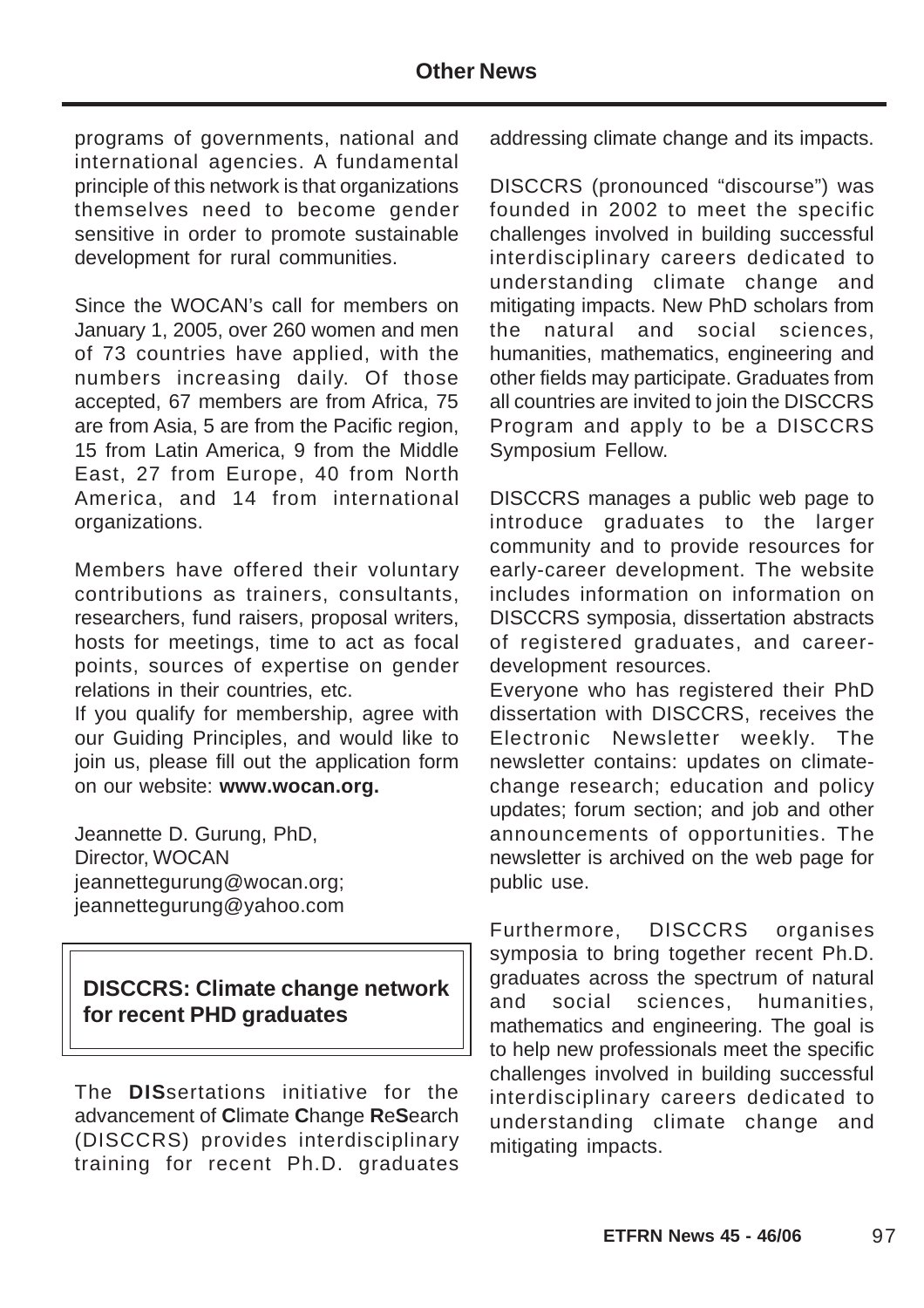programs of governments, national and international agencies. A fundamental principle of this network is that organizations themselves need to become gender sensitive in order to promote sustainable development for rural communities.

Since the WOCAN's call for members on January 1, 2005, over 260 women and men of 73 countries have applied, with the numbers increasing daily. Of those accepted, 67 members are from Africa, 75 are from Asia, 5 are from the Pacific region, 15 from Latin America, 9 from the Middle East, 27 from Europe, 40 from North America, and 14 from international organizations.

Members have offered their voluntary contributions as trainers, consultants, researchers, fund raisers, proposal writers, hosts for meetings, time to act as focal points, sources of expertise on gender relations in their countries, etc.

If you qualify for membership, agree with our Guiding Principles, and would like to join us, please fill out the application form on our website: **www.wocan.org.**

Jeannette D. Gurung, PhD,
Director, WOCAN
jeannettegurung@wocan.org;
jeannettegurung@yahoo.com

## DISCCRS: Climate change network for recent PHD graduates

The **DIS**sertations initiative for the advancement of **C**limate **C**hange **R**e**S**earch (DISCCRS) provides interdisciplinary training for recent Ph.D. graduates addressing climate change and its impacts.

DISCCRS (pronounced "discourse") was founded in 2002 to meet the specific challenges involved in building successful interdisciplinary careers dedicated to understanding climate change and mitigating impacts. New PhD scholars from the natural and social sciences, humanities, mathematics, engineering and other fields may participate. Graduates from all countries are invited to join the DISCCRS Program and apply to be a DISCCRS Symposium Fellow.

DISCCRS manages a public web page to introduce graduates to the larger community and to provide resources for early-career development. The website includes information on information on DISCCRS symposia, dissertation abstracts of registered graduates, and career-development resources.

Everyone who has registered their PhD dissertation with DISCCRS, receives the Electronic Newsletter weekly. The newsletter contains: updates on climate-change research; education and policy updates; forum section; and job and other announcements of opportunities. The newsletter is archived on the web page for public use.

Furthermore, DISCCRS organises symposia to bring together recent Ph.D. graduates across the spectrum of natural and social sciences, humanities, mathematics and engineering. The goal is to help new professionals meet the specific challenges involved in building successful interdisciplinary careers dedicated to understanding climate change and mitigating impacts.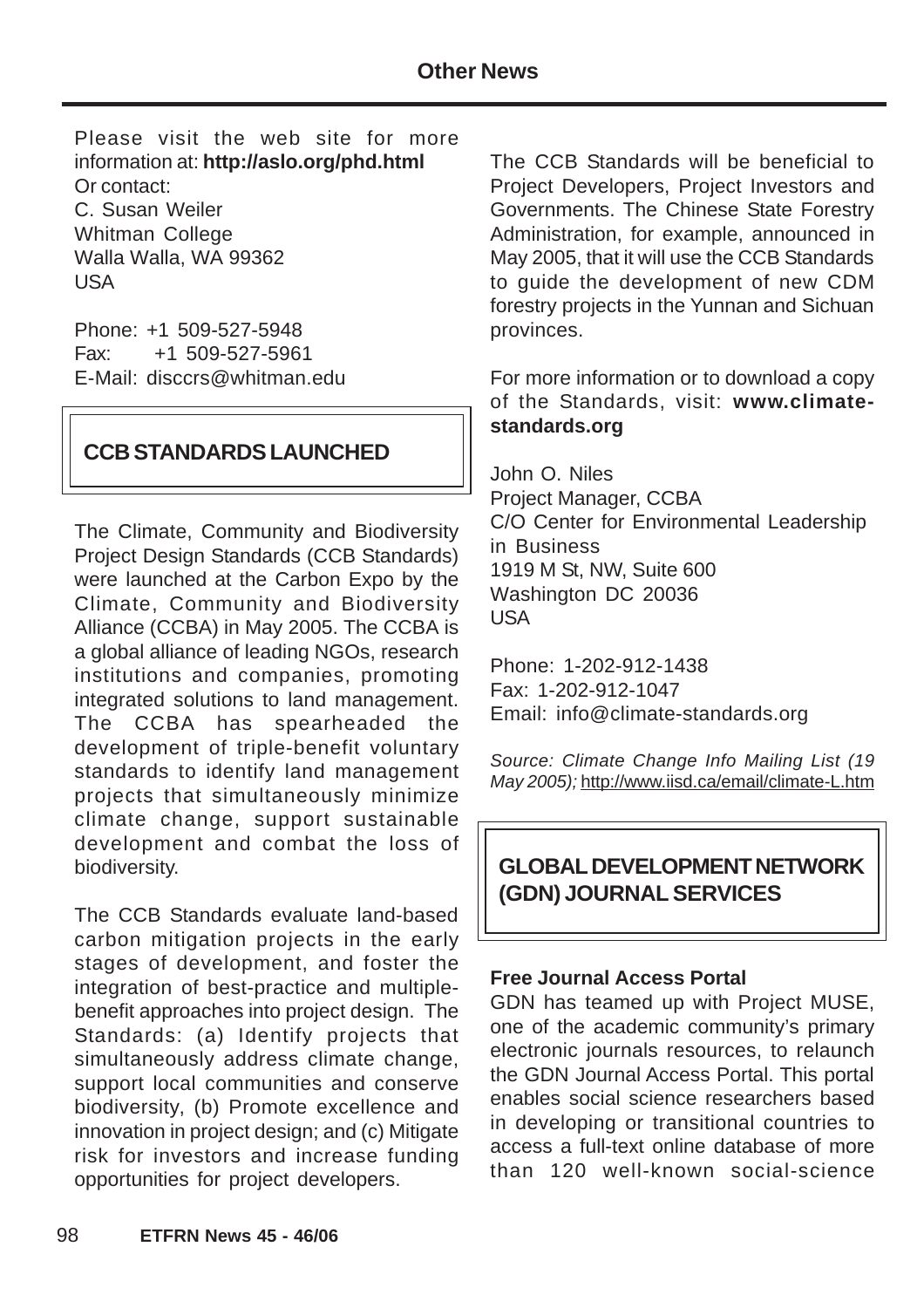Please visit the web site for more information at: **http://aslo.org/phd.html**
Or contact:
C. Susan Weiler
Whitman College
Walla Walla, WA 99362
USA

Phone: +1 509-527-5948
Fax: +1 509-527-5961
E-Mail: disccrs@whitman.edu

## CCB STANDARDS LAUNCHED

The Climate, Community and Biodiversity Project Design Standards (CCB Standards) were launched at the Carbon Expo by the Climate, Community and Biodiversity Alliance (CCBA) in May 2005. The CCBA is a global alliance of leading NGOs, research institutions and companies, promoting integrated solutions to land management. The CCBA has spearheaded the development of triple-benefit voluntary standards to identify land management projects that simultaneously minimize climate change, support sustainable development and combat the loss of biodiversity.

The CCB Standards evaluate land-based carbon mitigation projects in the early stages of development, and foster the integration of best-practice and multiple-benefit approaches into project design. The Standards: (a) Identify projects that simultaneously address climate change, support local communities and conserve biodiversity, (b) Promote excellence and innovation in project design; and (c) Mitigate risk for investors and increase funding opportunities for project developers.

The CCB Standards will be beneficial to Project Developers, Project Investors and Governments. The Chinese State Forestry Administration, for example, announced in May 2005, that it will use the CCB Standards to guide the development of new CDM forestry projects in the Yunnan and Sichuan provinces.

For more information or to download a copy of the Standards, visit: **www.climate-standards.org**

John O. Niles
Project Manager, CCBA
C/O Center for Environmental Leadership in Business
1919 M St, NW, Suite 600
Washington DC 20036
USA

Phone: 1-202-912-1438
Fax: 1-202-912-1047
Email: info@climate-standards.org

*Source: Climate Change Info Mailing List (19 May 2005);* http://www.iisd.ca/email/climate-L.htm

## GLOBAL DEVELOPMENT NETWORK (GDN) JOURNAL SERVICES

**Free Journal Access Portal**

GDN has teamed up with Project MUSE, one of the academic community's primary electronic journals resources, to relaunch the GDN Journal Access Portal. This portal enables social science researchers based in developing or transitional countries to access a full-text online database of more than 120 well-known social-science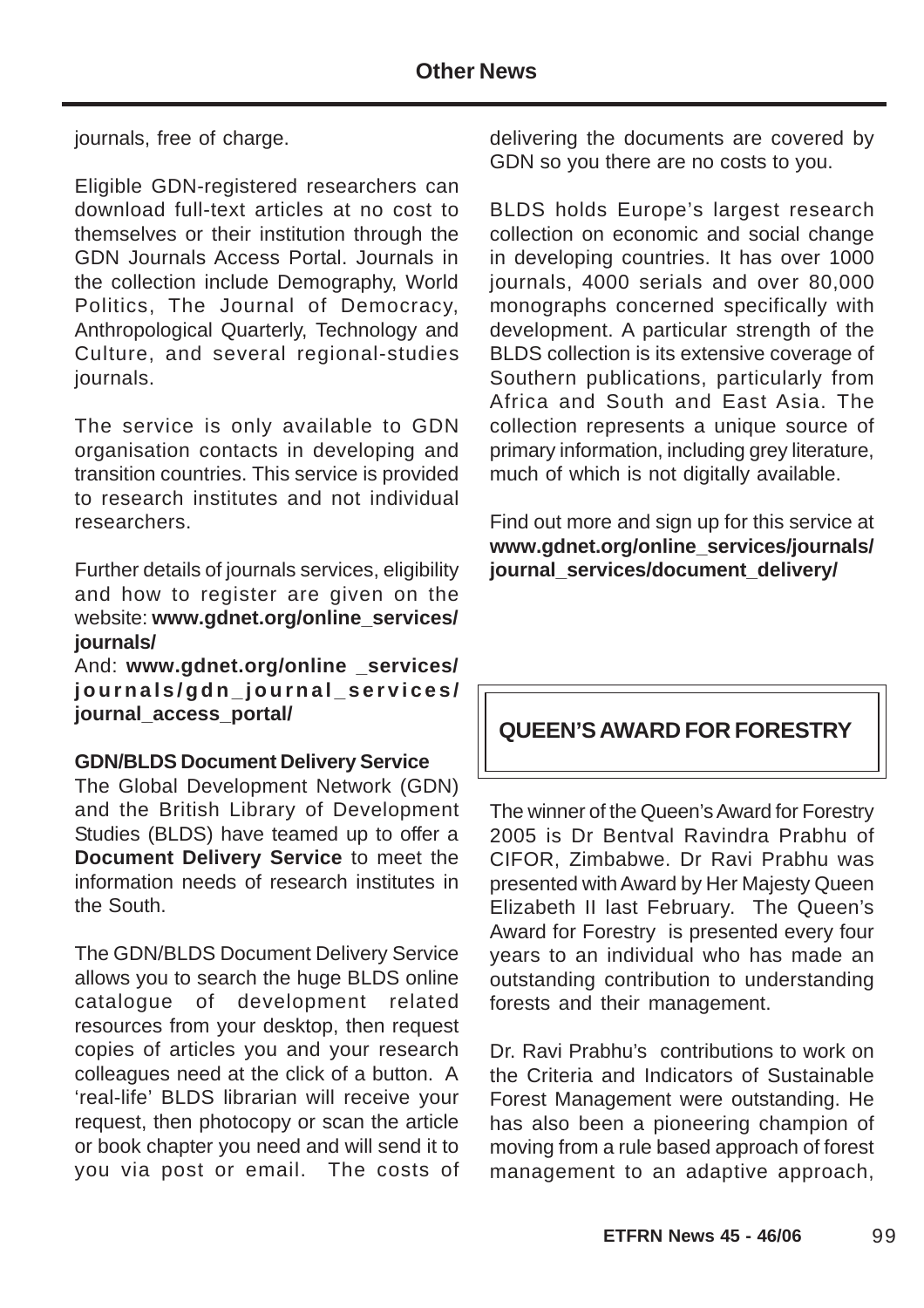journals, free of charge.

Eligible GDN-registered researchers can download full-text articles at no cost to themselves or their institution through the GDN Journals Access Portal. Journals in the collection include Demography, World Politics, The Journal of Democracy, Anthropological Quarterly, Technology and Culture, and several regional-studies journals.

The service is only available to GDN organisation contacts in developing and transition countries. This service is provided to research institutes and not individual researchers.

Further details of journals services, eligibility and how to register are given on the website: **www.gdnet.org/online_services/journals/**

And: **www.gdnet.org/online _services/journals/gdn_journal_services/journal_access_portal/**

**GDN/BLDS Document Delivery Service**

The Global Development Network (GDN) and the British Library of Development Studies (BLDS) have teamed up to offer a **Document Delivery Service** to meet the information needs of research institutes in the South.

The GDN/BLDS Document Delivery Service allows you to search the huge BLDS online catalogue of development related resources from your desktop, then request copies of articles you and your research colleagues need at the click of a button. A 'real-life' BLDS librarian will receive your request, then photocopy or scan the article or book chapter you need and will send it to you via post or email. The costs of delivering the documents are covered by GDN so you there are no costs to you.

BLDS holds Europe's largest research collection on economic and social change in developing countries. It has over 1000 journals, 4000 serials and over 80,000 monographs concerned specifically with development. A particular strength of the BLDS collection is its extensive coverage of Southern publications, particularly from Africa and South and East Asia. The collection represents a unique source of primary information, including grey literature, much of which is not digitally available.

Find out more and sign up for this service at **www.gdnet.org/online_services/journals/journal_services/document_delivery/**

## QUEEN'S AWARD FOR FORESTRY

The winner of the Queen's Award for Forestry 2005 is Dr Bentval Ravindra Prabhu of CIFOR, Zimbabwe. Dr Ravi Prabhu was presented with Award by Her Majesty Queen Elizabeth II last February. The Queen's Award for Forestry is presented every four years to an individual who has made an outstanding contribution to understanding forests and their management.

Dr. Ravi Prabhu's contributions to work on the Criteria and Indicators of Sustainable Forest Management were outstanding. He has also been a pioneering champion of moving from a rule based approach of forest management to an adaptive approach,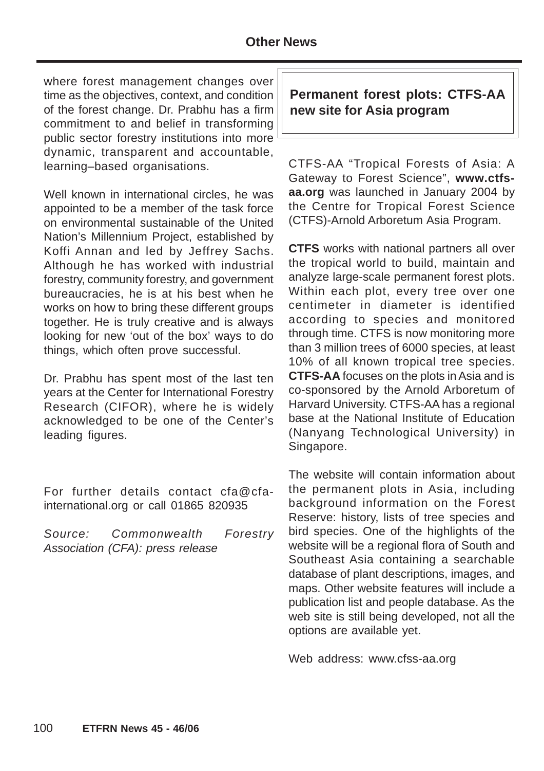where forest management changes over time as the objectives, context, and condition of the forest change. Dr. Prabhu has a firm commitment to and belief in transforming public sector forestry institutions into more dynamic, transparent and accountable, learning–based organisations.

Well known in international circles, he was appointed to be a member of the task force on environmental sustainable of the United Nation's Millennium Project, established by Koffi Annan and led by Jeffrey Sachs. Although he has worked with industrial forestry, community forestry, and government bureaucracies, he is at his best when he works on how to bring these different groups together. He is truly creative and is always looking for new 'out of the box' ways to do things, which often prove successful.

Dr. Prabhu has spent most of the last ten years at the Center for International Forestry Research (CIFOR), where he is widely acknowledged to be one of the Center's leading figures.

For further details contact cfa@cfa-international.org or call 01865 820935

*Source: Commonwealth Forestry Association (CFA): press release*

## Permanent forest plots: CTFS-AA new site for Asia program

CTFS-AA "Tropical Forests of Asia: A Gateway to Forest Science", **www.ctfs-aa.org** was launched in January 2004 by the Centre for Tropical Forest Science (CTFS)-Arnold Arboretum Asia Program.

**CTFS** works with national partners all over the tropical world to build, maintain and analyze large-scale permanent forest plots. Within each plot, every tree over one centimeter in diameter is identified according to species and monitored through time. CTFS is now monitoring more than 3 million trees of 6000 species, at least 10% of all known tropical tree species. **CTFS-AA** focuses on the plots in Asia and is co-sponsored by the Arnold Arboretum of Harvard University. CTFS-AA has a regional base at the National Institute of Education (Nanyang Technological University) in Singapore.

The website will contain information about the permanent plots in Asia, including background information on the Forest Reserve: history, lists of tree species and bird species. One of the highlights of the website will be a regional flora of South and Southeast Asia containing a searchable database of plant descriptions, images, and maps. Other website features will include a publication list and people database. As the web site is still being developed, not all the options are available yet.

Web address: www.cfss-aa.org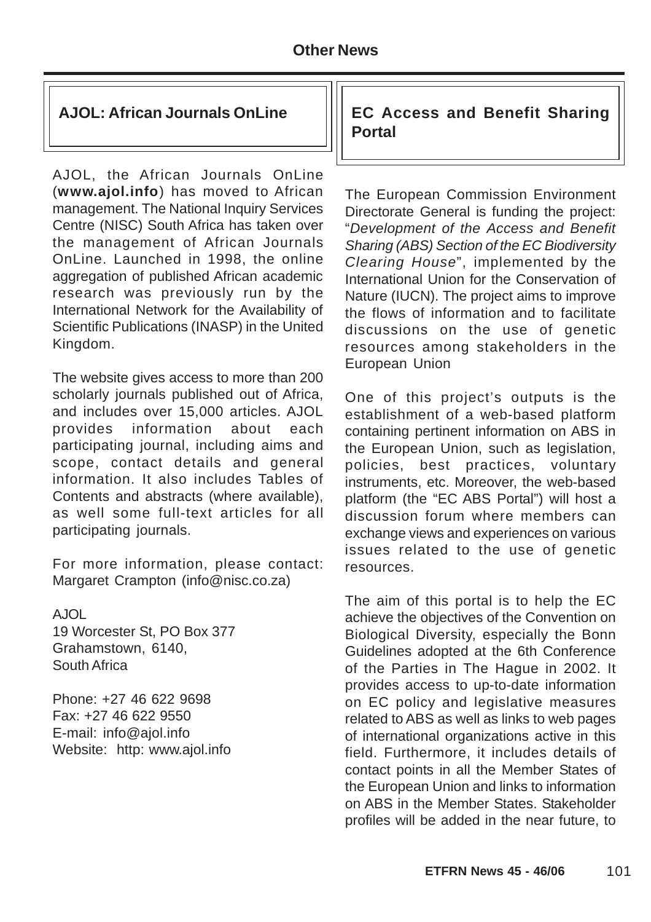## AJOL: African Journals OnLine

AJOL, the African Journals OnLine (**www.ajol.info**) has moved to African management. The National Inquiry Services Centre (NISC) South Africa has taken over the management of African Journals OnLine. Launched in 1998, the online aggregation of published African academic research was previously run by the International Network for the Availability of Scientific Publications (INASP) in the United Kingdom.

The website gives access to more than 200 scholarly journals published out of Africa, and includes over 15,000 articles. AJOL provides information about each participating journal, including aims and scope, contact details and general information. It also includes Tables of Contents and abstracts (where available), as well some full-text articles for all participating journals.

For more information, please contact: Margaret Crampton (info@nisc.co.za)

AJOL
19 Worcester St, PO Box 377
Grahamstown, 6140,
South Africa

Phone: +27 46 622 9698
Fax: +27 46 622 9550
E-mail: info@ajol.info
Website: http: www.ajol.info

## EC Access and Benefit Sharing Portal

The European Commission Environment Directorate General is funding the project: "*Development of the Access and Benefit Sharing (ABS) Section of the EC Biodiversity Clearing House*", implemented by the International Union for the Conservation of Nature (IUCN). The project aims to improve the flows of information and to facilitate discussions on the use of genetic resources among stakeholders in the European Union

One of this project's outputs is the establishment of a web-based platform containing pertinent information on ABS in the European Union, such as legislation, policies, best practices, voluntary instruments, etc. Moreover, the web-based platform (the "EC ABS Portal") will host a discussion forum where members can exchange views and experiences on various issues related to the use of genetic resources.

The aim of this portal is to help the EC achieve the objectives of the Convention on Biological Diversity, especially the Bonn Guidelines adopted at the 6th Conference of the Parties in The Hague in 2002. It provides access to up-to-date information on EC policy and legislative measures related to ABS as well as links to web pages of international organizations active in this field. Furthermore, it includes details of contact points in all the Member States of the European Union and links to information on ABS in the Member States. Stakeholder profiles will be added in the near future, to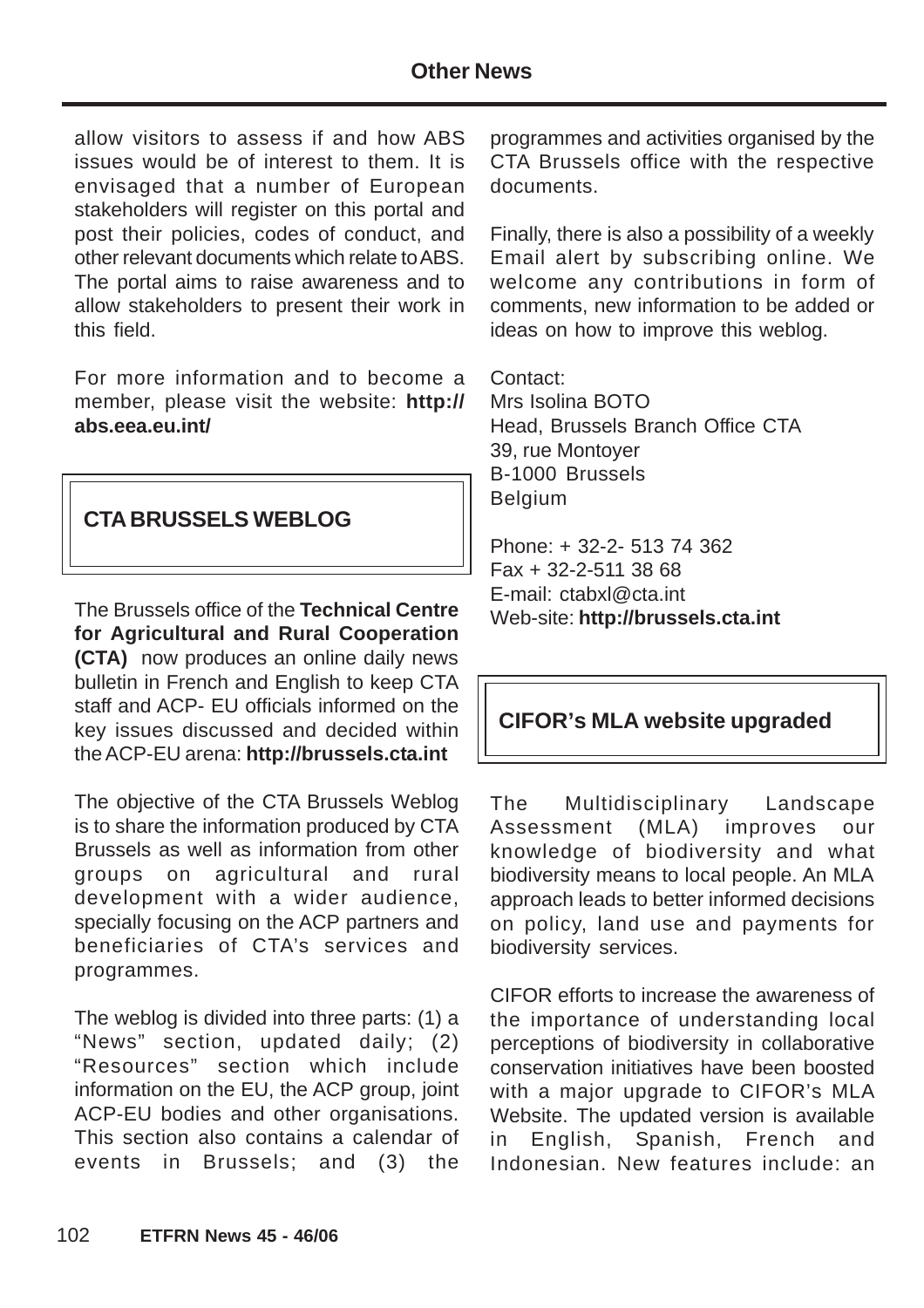allow visitors to assess if and how ABS issues would be of interest to them. It is envisaged that a number of European stakeholders will register on this portal and post their policies, codes of conduct, and other relevant documents which relate to ABS. The portal aims to raise awareness and to allow stakeholders to present their work in this field.

For more information and to become a member, please visit the website: **http://abs.eea.eu.int/**

## CTA BRUSSELS WEBLOG

The Brussels office of the **Technical Centre for Agricultural and Rural Cooperation (CTA)** now produces an online daily news bulletin in French and English to keep CTA staff and ACP- EU officials informed on the key issues discussed and decided within the ACP-EU arena: **http://brussels.cta.int**

The objective of the CTA Brussels Weblog is to share the information produced by CTA Brussels as well as information from other groups on agricultural and rural development with a wider audience, specially focusing on the ACP partners and beneficiaries of CTA's services and programmes.

The weblog is divided into three parts: (1) a "News" section, updated daily; (2) "Resources" section which include information on the EU, the ACP group, joint ACP-EU bodies and other organisations. This section also contains a calendar of events in Brussels; and (3) the programmes and activities organised by the CTA Brussels office with the respective documents.

Finally, there is also a possibility of a weekly Email alert by subscribing online. We welcome any contributions in form of comments, new information to be added or ideas on how to improve this weblog.

Contact:
Mrs Isolina BOTO
Head, Brussels Branch Office CTA
39, rue Montoyer
B-1000 Brussels
Belgium

Phone: + 32-2- 513 74 362
Fax + 32-2-511 38 68
E-mail: ctabxl@cta.int
Web-site: **http://brussels.cta.int**

## CIFOR's MLA website upgraded

The Multidisciplinary Landscape Assessment (MLA) improves our knowledge of biodiversity and what biodiversity means to local people. An MLA approach leads to better informed decisions on policy, land use and payments for biodiversity services.

CIFOR efforts to increase the awareness of the importance of understanding local perceptions of biodiversity in collaborative conservation initiatives have been boosted with a major upgrade to CIFOR's MLA Website. The updated version is available in English, Spanish, French and Indonesian. New features include: an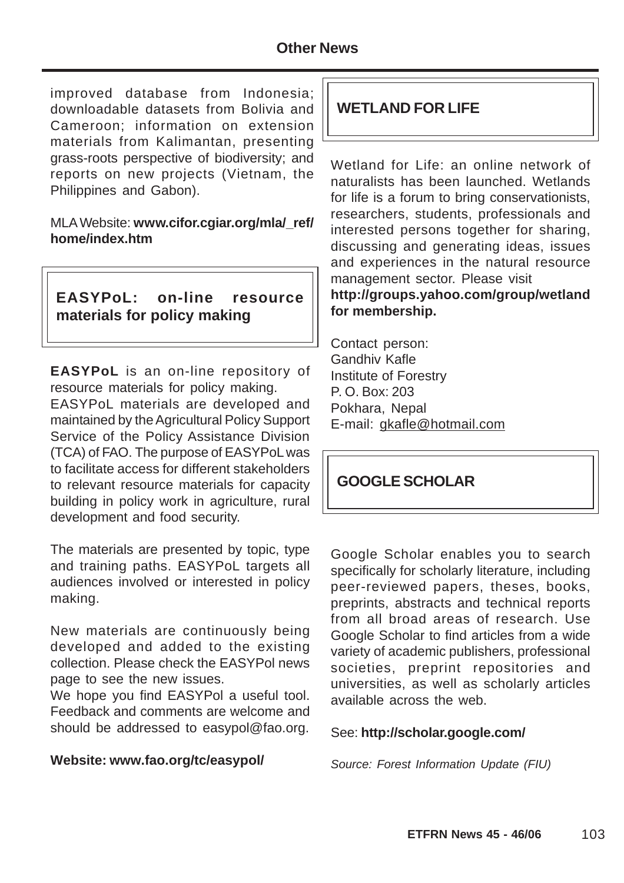improved database from Indonesia; downloadable datasets from Bolivia and Cameroon; information on extension materials from Kalimantan, presenting grass-roots perspective of biodiversity; and reports on new projects (Vietnam, the Philippines and Gabon).

MLA Website: **www.cifor.cgiar.org/mla/_ref/home/index.htm**

## EASYPoL: on-line resource materials for policy making

**EASYPoL** is an on-line repository of resource materials for policy making.

EASYPoL materials are developed and maintained by the Agricultural Policy Support Service of the Policy Assistance Division (TCA) of FAO. The purpose of EASYPoL was to facilitate access for different stakeholders to relevant resource materials for capacity building in policy work in agriculture, rural development and food security.

The materials are presented by topic, type and training paths. EASYPoL targets all audiences involved or interested in policy making.

New materials are continuously being developed and added to the existing collection. Please check the EASYPol news page to see the new issues.

We hope you find EASYPol a useful tool. Feedback and comments are welcome and should be addressed to easypol@fao.org.

**Website: www.fao.org/tc/easypol/**

## WETLAND FOR LIFE

Wetland for Life: an online network of naturalists has been launched. Wetlands for life is a forum to bring conservationists, researchers, students, professionals and interested persons together for sharing, discussing and generating ideas, issues and experiences in the natural resource management sector. Please visit **http://groups.yahoo.com/group/wetland for membership.**

Contact person:
Gandhiv Kafle
Institute of Forestry
P. O. Box: 203
Pokhara, Nepal
E-mail: gkafle@hotmail.com

## GOOGLE SCHOLAR

Google Scholar enables you to search specifically for scholarly literature, including peer-reviewed papers, theses, books, preprints, abstracts and technical reports from all broad areas of research. Use Google Scholar to find articles from a wide variety of academic publishers, professional societies, preprint repositories and universities, as well as scholarly articles available across the web.

See: **http://scholar.google.com/**

*Source: Forest Information Update (FIU)*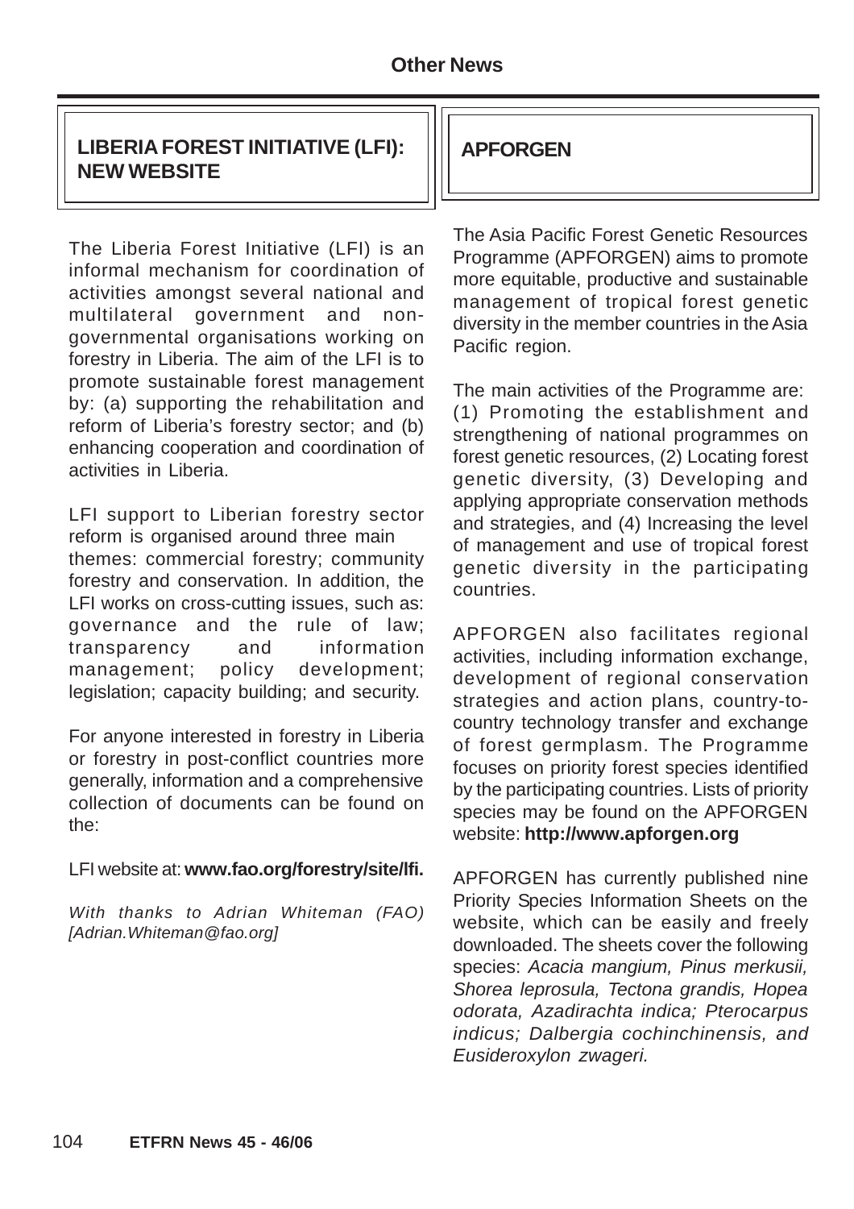## LIBERIA FOREST INITIATIVE (LFI): NEW WEBSITE

The Liberia Forest Initiative (LFI) is an informal mechanism for coordination of activities amongst several national and multilateral government and non-governmental organisations working on forestry in Liberia. The aim of the LFI is to promote sustainable forest management by: (a) supporting the rehabilitation and reform of Liberia's forestry sector; and (b) enhancing cooperation and coordination of activities in Liberia.

LFI support to Liberian forestry sector reform is organised around three main themes: commercial forestry; community forestry and conservation. In addition, the LFI works on cross-cutting issues, such as: governance and the rule of law; transparency and information management; policy development; legislation; capacity building; and security.

For anyone interested in forestry in Liberia or forestry in post-conflict countries more generally, information and a comprehensive collection of documents can be found on the:

LFI website at: **www.fao.org/forestry/site/lfi.**

*With thanks to Adrian Whiteman (FAO) [Adrian.Whiteman@fao.org]*

## APFORGEN

The Asia Pacific Forest Genetic Resources Programme (APFORGEN) aims to promote more equitable, productive and sustainable management of tropical forest genetic diversity in the member countries in the Asia Pacific region.

The main activities of the Programme are: (1) Promoting the establishment and strengthening of national programmes on forest genetic resources, (2) Locating forest genetic diversity, (3) Developing and applying appropriate conservation methods and strategies, and (4) Increasing the level of management and use of tropical forest genetic diversity in the participating countries.

APFORGEN also facilitates regional activities, including information exchange, development of regional conservation strategies and action plans, country-to-country technology transfer and exchange of forest germplasm. The Programme focuses on priority forest species identified by the participating countries. Lists of priority species may be found on the APFORGEN website: **http://www.apforgen.org**

APFORGEN has currently published nine Priority Species Information Sheets on the website, which can be easily and freely downloaded. The sheets cover the following species: *Acacia mangium, Pinus merkusii, Shorea leprosula, Tectona grandis, Hopea odorata, Azadirachta indica; Pterocarpus indicus; Dalbergia cochinchinensis, and Eusideroxylon zwageri.*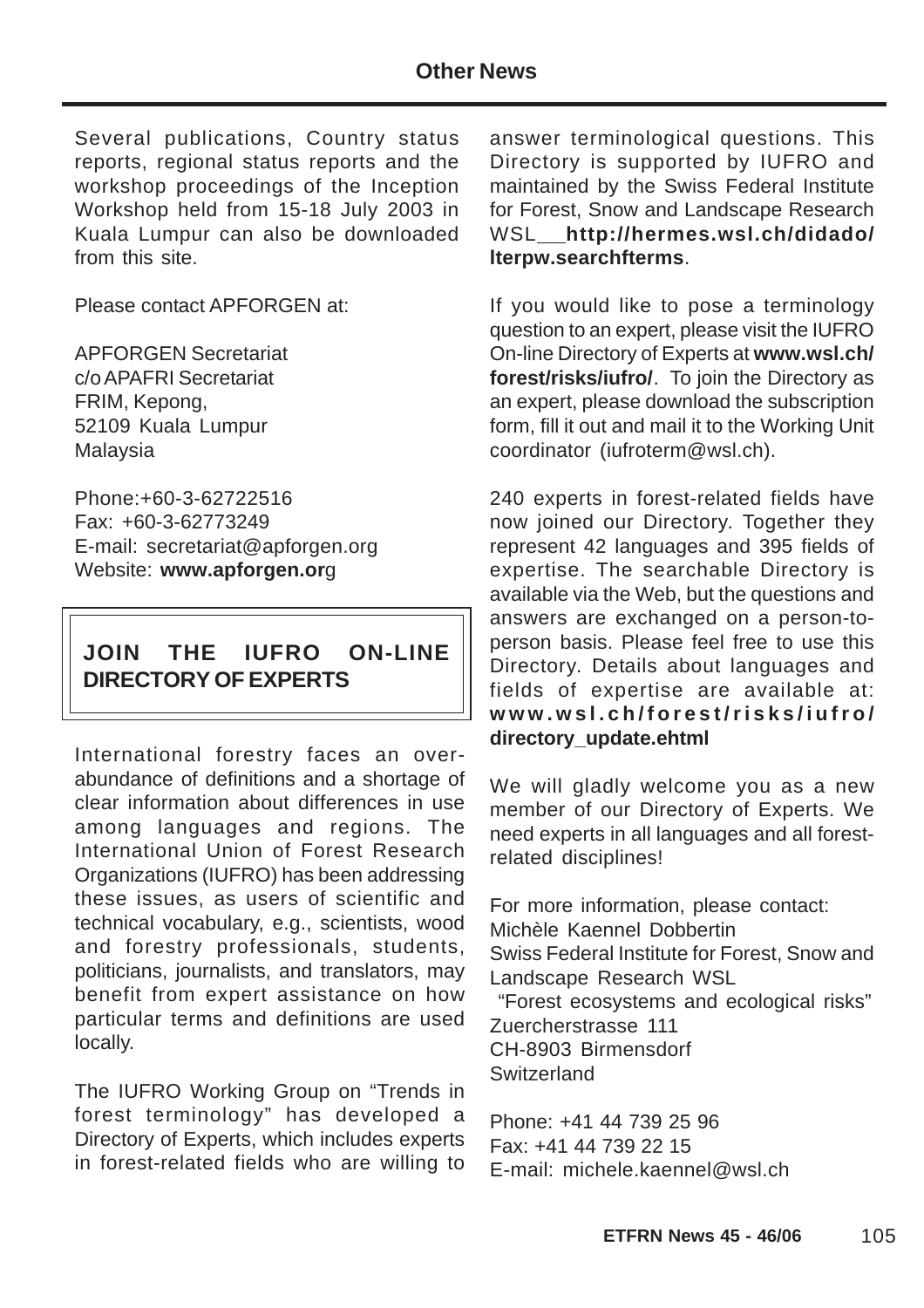Several publications, Country status reports, regional status reports and the workshop proceedings of the Inception Workshop held from 15-18 July 2003 in Kuala Lumpur can also be downloaded from this site.

Please contact APFORGEN at:

APFORGEN Secretariat
c/o APAFRI Secretariat
FRIM, Kepong,
52109 Kuala Lumpur
Malaysia

Phone:+60-3-62722516
Fax: +60-3-62773249
E-mail: secretariat@apforgen.org
Website: **www.apforgen.or**g

## JOIN THE IUFRO ON-LINE DIRECTORY OF EXPERTS

International forestry faces an over-abundance of definitions and a shortage of clear information about differences in use among languages and regions. The International Union of Forest Research Organizations (IUFRO) has been addressing these issues, as users of scientific and technical vocabulary, e.g., scientists, wood and forestry professionals, students, politicians, journalists, and translators, may benefit from expert assistance on how particular terms and definitions are used locally.

The IUFRO Working Group on "Trends in forest terminology" has developed a Directory of Experts, which includes experts in forest-related fields who are willing to answer terminological questions. This Directory is supported by IUFRO and maintained by the Swiss Federal Institute for Forest, Snow and Landscape Research WSL **http://hermes.wsl.ch/didado/lterpw.searchfterms**.

If you would like to pose a terminology question to an expert, please visit the IUFRO On-line Directory of Experts at **www.wsl.ch/forest/risks/iufro/**. To join the Directory as an expert, please download the subscription form, fill it out and mail it to the Working Unit coordinator (iufroterm@wsl.ch).

240 experts in forest-related fields have now joined our Directory. Together they represent 42 languages and 395 fields of expertise. The searchable Directory is available via the Web, but the questions and answers are exchanged on a person-to-person basis. Please feel free to use this Directory. Details about languages and fields of expertise are available at: **www.wsl.ch/forest/risks/iufro/directory_update.ehtml**

We will gladly welcome you as a new member of our Directory of Experts. We need experts in all languages and all forest-related disciplines!

For more information, please contact:
Michèle Kaennel Dobbertin
Swiss Federal Institute for Forest, Snow and Landscape Research WSL
"Forest ecosystems and ecological risks"
Zuercherstrasse 111
CH-8903 Birmensdorf
Switzerland

Phone: +41 44 739 25 96
Fax: +41 44 739 22 15
E-mail: michele.kaennel@wsl.ch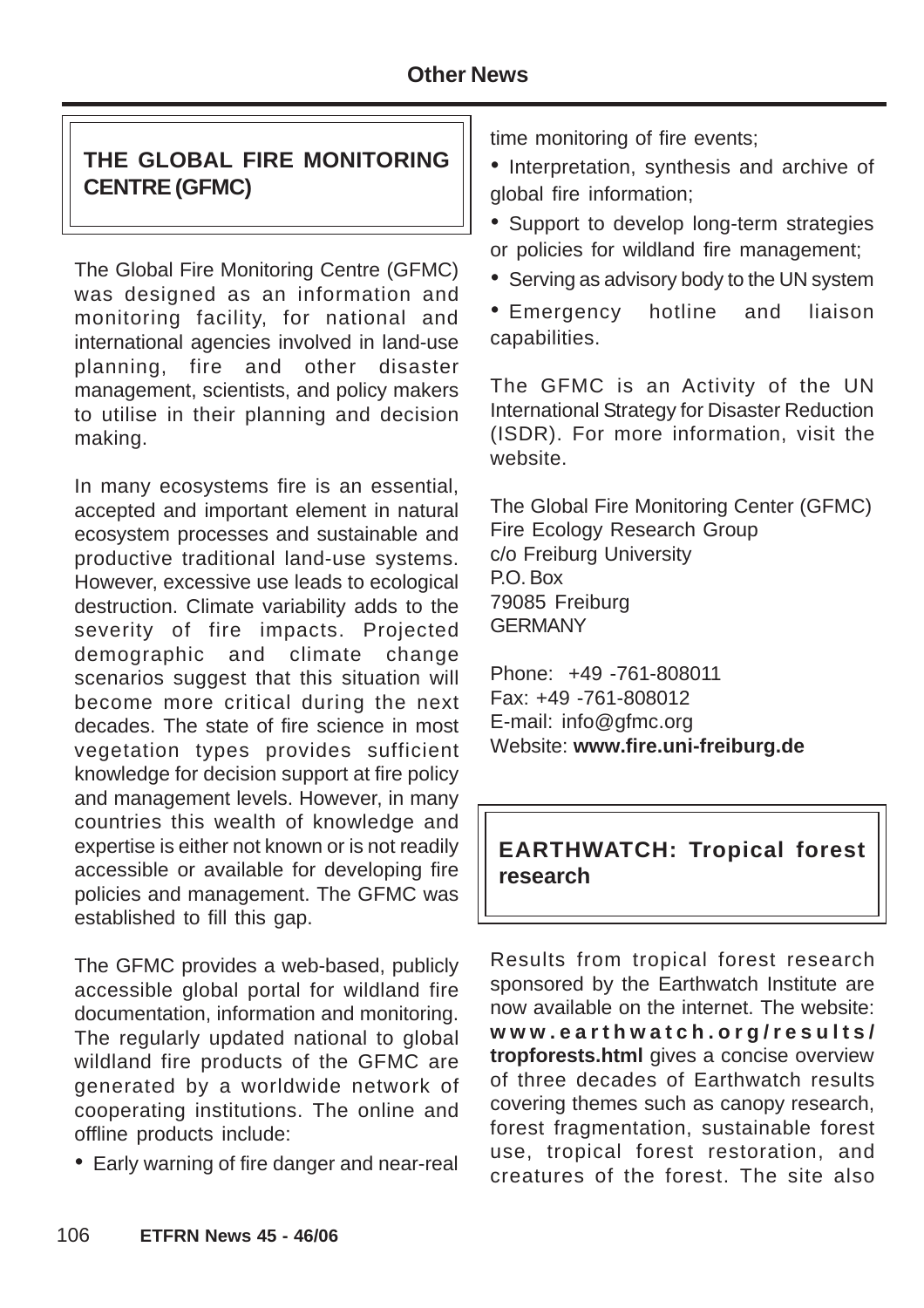## THE GLOBAL FIRE MONITORING CENTRE (GFMC)

The Global Fire Monitoring Centre (GFMC) was designed as an information and monitoring facility, for national and international agencies involved in land-use planning, fire and other disaster management, scientists, and policy makers to utilise in their planning and decision making.

In many ecosystems fire is an essential, accepted and important element in natural ecosystem processes and sustainable and productive traditional land-use systems. However, excessive use leads to ecological destruction. Climate variability adds to the severity of fire impacts. Projected demographic and climate change scenarios suggest that this situation will become more critical during the next decades. The state of fire science in most vegetation types provides sufficient knowledge for decision support at fire policy and management levels. However, in many countries this wealth of knowledge and expertise is either not known or is not readily accessible or available for developing fire policies and management. The GFMC was established to fill this gap.

The GFMC provides a web-based, publicly accessible global portal for wildland fire documentation, information and monitoring. The regularly updated national to global wildland fire products of the GFMC are generated by a worldwide network of cooperating institutions. The online and offline products include:

- Early warning of fire danger and near-real time monitoring of fire events;
- Interpretation, synthesis and archive of global fire information;
- Support to develop long-term strategies or policies for wildland fire management;
- Serving as advisory body to the UN system
- Emergency hotline and liaison capabilities.

The GFMC is an Activity of the UN International Strategy for Disaster Reduction (ISDR). For more information, visit the website.

The Global Fire Monitoring Center (GFMC)
Fire Ecology Research Group
c/o Freiburg University
P.O. Box
79085 Freiburg
GERMANY

Phone: +49 -761-808011
Fax: +49 -761-808012
E-mail: info@gfmc.org
Website: **www.fire.uni-freiburg.de**

## EARTHWATCH: Tropical forest research

Results from tropical forest research sponsored by the Earthwatch Institute are now available on the internet. The website: **www.earthwatch.org/results/tropforests.html** gives a concise overview of three decades of Earthwatch results covering themes such as canopy research, forest fragmentation, sustainable forest use, tropical forest restoration, and creatures of the forest. The site also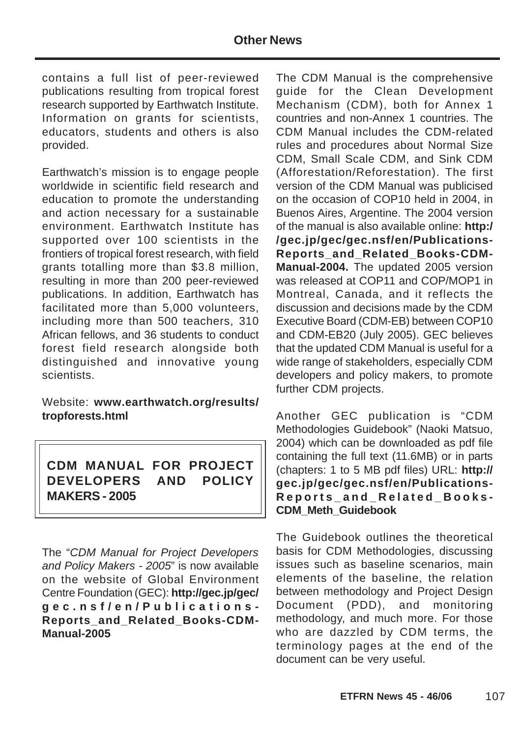contains a full list of peer-reviewed publications resulting from tropical forest research supported by Earthwatch Institute. Information on grants for scientists, educators, students and others is also provided.

Earthwatch's mission is to engage people worldwide in scientific field research and education to promote the understanding and action necessary for a sustainable environment. Earthwatch Institute has supported over 100 scientists in the frontiers of tropical forest research, with field grants totalling more than $3.8 million, resulting in more than 200 peer-reviewed publications. In addition, Earthwatch has facilitated more than 5,000 volunteers, including more than 500 teachers, 310 African fellows, and 36 students to conduct forest field research alongside both distinguished and innovative young scientists.

Website: **www.earthwatch.org/results/tropforests.html**

## CDM MANUAL FOR PROJECT DEVELOPERS AND POLICY MAKERS - 2005

The "*CDM Manual for Project Developers and Policy Makers - 2005*" is now available on the website of Global Environment Centre Foundation (GEC): **http://gec.jp/gec/gec.nsf/en/Publications-Reports_and_Related_Books-CDM-Manual-2005**

The CDM Manual is the comprehensive guide for the Clean Development Mechanism (CDM), both for Annex 1 countries and non-Annex 1 countries. The CDM Manual includes the CDM-related rules and procedures about Normal Size CDM, Small Scale CDM, and Sink CDM (Afforestation/Reforestation). The first version of the CDM Manual was publicised on the occasion of COP10 held in 2004, in Buenos Aires, Argentine. The 2004 version of the manual is also available online: **http://gec.jp/gec/gec.nsf/en/Publications-Reports_and_Related_Books-CDM-Manual-2004.** The updated 2005 version was released at COP11 and COP/MOP1 in Montreal, Canada, and it reflects the discussion and decisions made by the CDM Executive Board (CDM-EB) between COP10 and CDM-EB20 (July 2005). GEC believes that the updated CDM Manual is useful for a wide range of stakeholders, especially CDM developers and policy makers, to promote further CDM projects.

Another GEC publication is "CDM Methodologies Guidebook" (Naoki Matsuo, 2004) which can be downloaded as pdf file containing the full text (11.6MB) or in parts (chapters: 1 to 5 MB pdf files) URL: **http://gec.jp/gec/gec.nsf/en/Publications-Reports_and_Related_Books-CDM_Meth_Guidebook**

The Guidebook outlines the theoretical basis for CDM Methodologies, discussing issues such as baseline scenarios, main elements of the baseline, the relation between methodology and Project Design Document (PDD), and monitoring methodology, and much more. For those who are dazzled by CDM terms, the terminology pages at the end of the document can be very useful.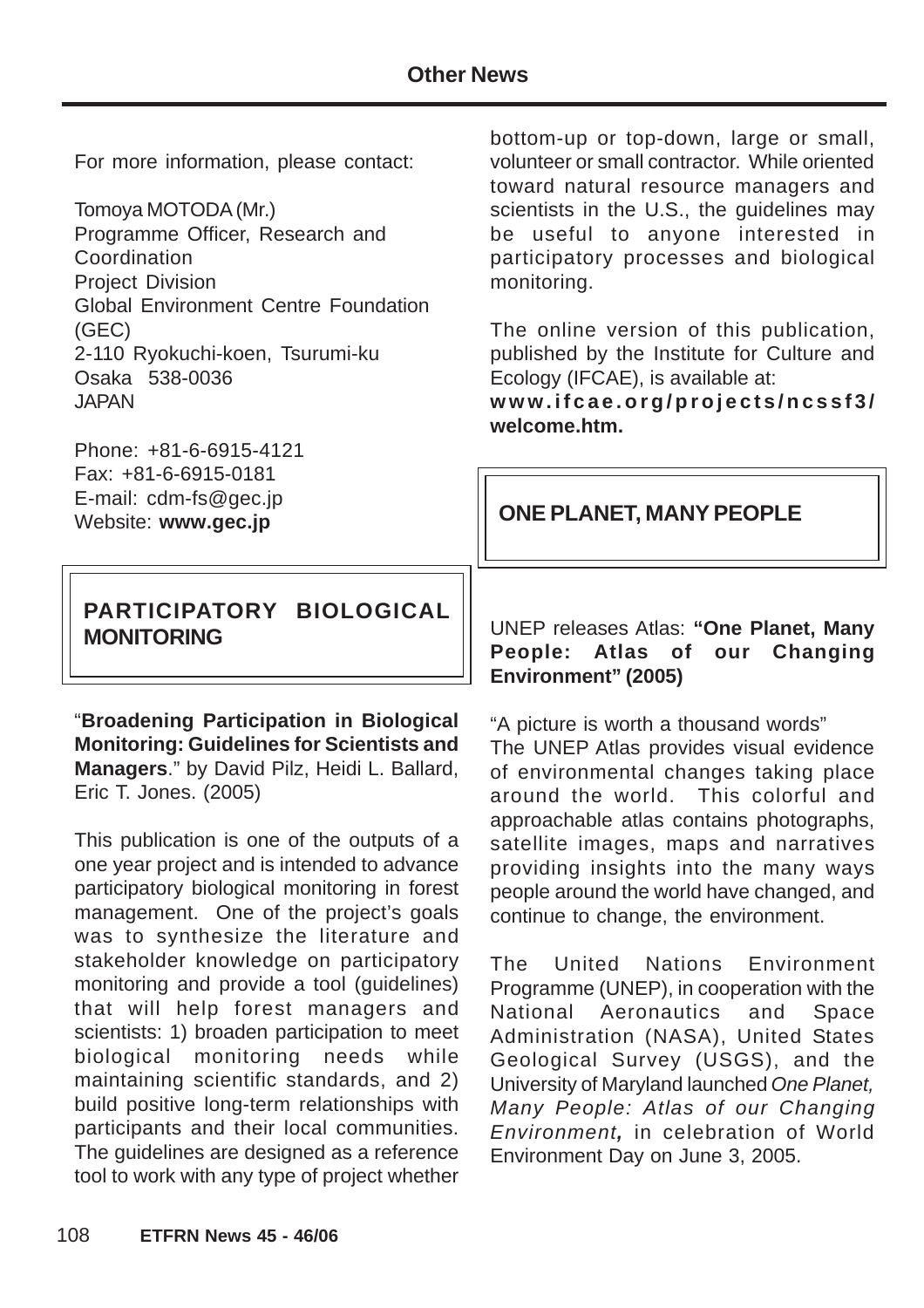For more information, please contact:

Tomoya MOTODA (Mr.)
Programme Officer, Research and Coordination
Project Division
Global Environment Centre Foundation (GEC)
2-110 Ryokuchi-koen, Tsurumi-ku
Osaka 538-0036
JAPAN

Phone: +81-6-6915-4121
Fax: +81-6-6915-0181
E-mail: cdm-fs@gec.jp
Website: **www.gec.jp**

## PARTICIPATORY BIOLOGICAL MONITORING

"**Broadening Participation in Biological Monitoring: Guidelines for Scientists and Managers**." by David Pilz, Heidi L. Ballard, Eric T. Jones. (2005)

This publication is one of the outputs of a one year project and is intended to advance participatory biological monitoring in forest management. One of the project's goals was to synthesize the literature and stakeholder knowledge on participatory monitoring and provide a tool (guidelines) that will help forest managers and scientists: 1) broaden participation to meet biological monitoring needs while maintaining scientific standards, and 2) build positive long-term relationships with participants and their local communities. The guidelines are designed as a reference tool to work with any type of project whether bottom-up or top-down, large or small, volunteer or small contractor. While oriented toward natural resource managers and scientists in the U.S., the guidelines may be useful to anyone interested in participatory processes and biological monitoring.

The online version of this publication, published by the Institute for Culture and Ecology (IFCAE), is available at: **www.ifcae.org/projects/ncssf3/welcome.htm.**

## ONE PLANET, MANY PEOPLE

UNEP releases Atlas: **"One Planet, Many People: Atlas of our Changing Environment" (2005)**

"A picture is worth a thousand words"
The UNEP Atlas provides visual evidence of environmental changes taking place around the world. This colorful and approachable atlas contains photographs, satellite images, maps and narratives providing insights into the many ways people around the world have changed, and continue to change, the environment.

The United Nations Environment Programme (UNEP), in cooperation with the National Aeronautics and Space Administration (NASA), United States Geological Survey (USGS), and the University of Maryland launched *One Planet, Many People: Atlas of our Changing Environment***,** in celebration of World Environment Day on June 3, 2005.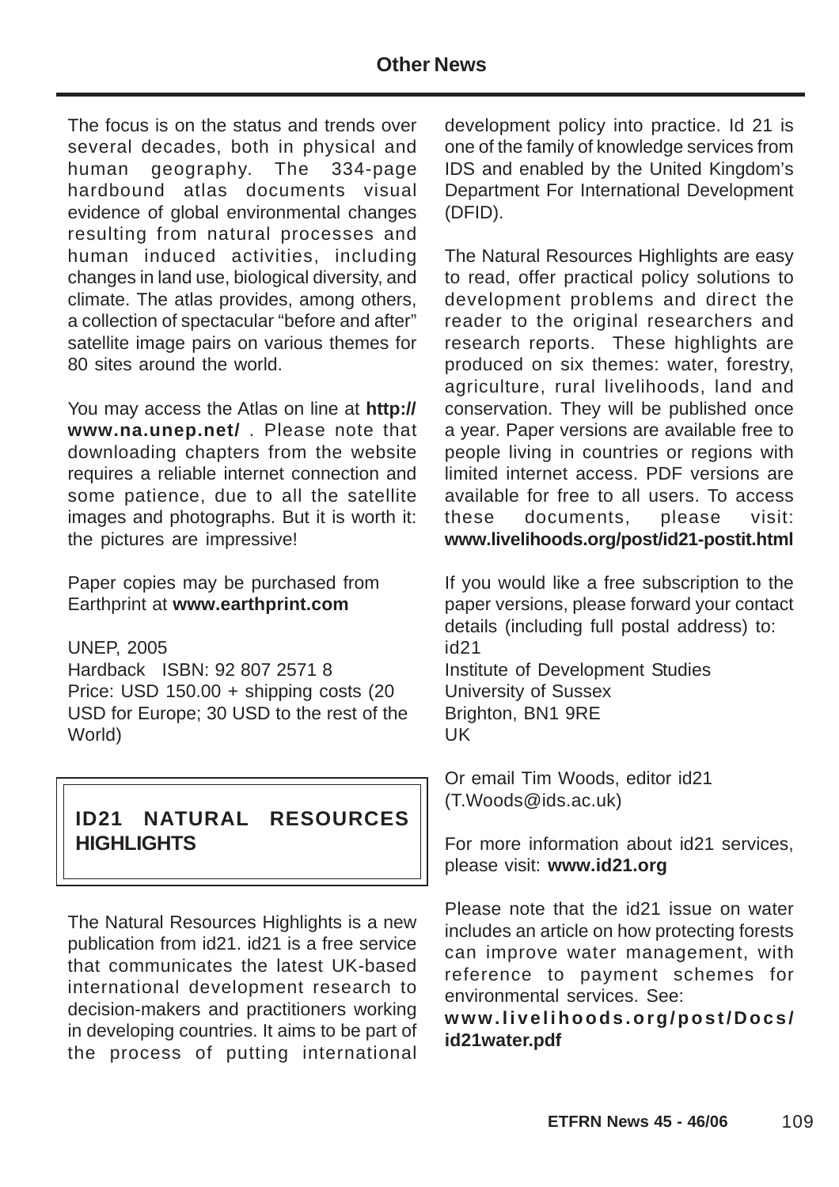The focus is on the status and trends over several decades, both in physical and human geography. The 334-page hardbound atlas documents visual evidence of global environmental changes resulting from natural processes and human induced activities, including changes in land use, biological diversity, and climate. The atlas provides, among others, a collection of spectacular "before and after" satellite image pairs on various themes for 80 sites around the world.

You may access the Atlas on line at **http://www.na.unep.net/** . Please note that downloading chapters from the website requires a reliable internet connection and some patience, due to all the satellite images and photographs. But it is worth it: the pictures are impressive!

Paper copies may be purchased from Earthprint at **www.earthprint.com**

UNEP, 2005
Hardback ISBN: 92 807 2571 8
Price: USD 150.00 + shipping costs (20 USD for Europe; 30 USD to the rest of the World)

## ID21 NATURAL RESOURCES HIGHLIGHTS

The Natural Resources Highlights is a new publication from id21. id21 is a free service that communicates the latest UK-based international development research to decision-makers and practitioners working in developing countries. It aims to be part of the process of putting international development policy into practice. Id 21 is one of the family of knowledge services from IDS and enabled by the United Kingdom's Department For International Development (DFID).

The Natural Resources Highlights are easy to read, offer practical policy solutions to development problems and direct the reader to the original researchers and research reports. These highlights are produced on six themes: water, forestry, agriculture, rural livelihoods, land and conservation. They will be published once a year. Paper versions are available free to people living in countries or regions with limited internet access. PDF versions are available for free to all users. To access these documents, please visit: **www.livelihoods.org/post/id21-postit.html**

If you would like a free subscription to the paper versions, please forward your contact details (including full postal address) to:
id21
Institute of Development Studies
University of Sussex
Brighton, BN1 9RE
UK

Or email Tim Woods, editor id21 (T.Woods@ids.ac.uk)

For more information about id21 services, please visit: **www.id21.org**

Please note that the id21 issue on water includes an article on how protecting forests can improve water management, with reference to payment schemes for environmental services. See: **www.livelihoods.org/post/Docs/id21water.pdf**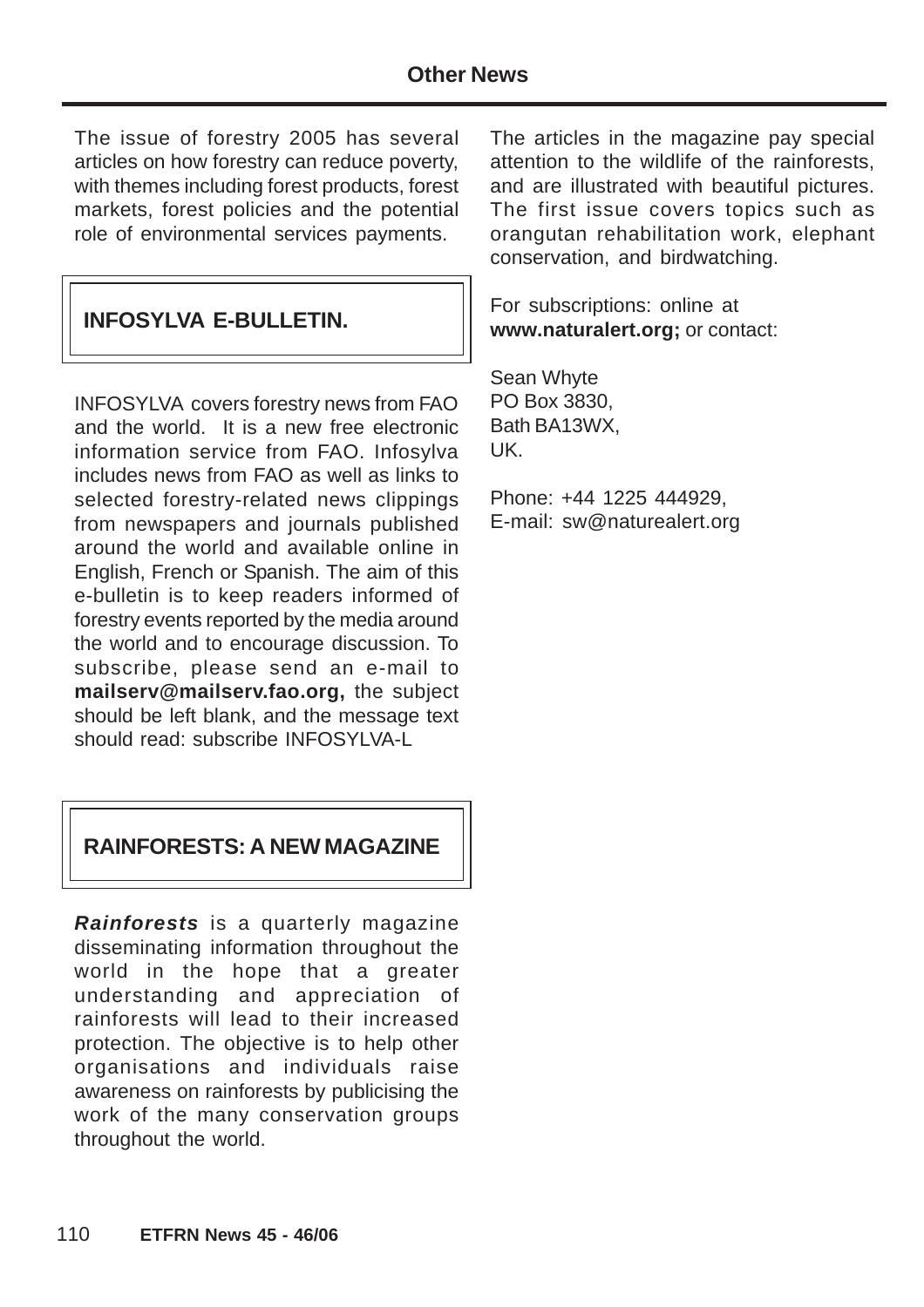The issue of forestry 2005 has several articles on how forestry can reduce poverty, with themes including forest products, forest markets, forest policies and the potential role of environmental services payments.

## INFOSYLVA E-BULLETIN.

INFOSYLVA covers forestry news from FAO and the world. It is a new free electronic information service from FAO. Infosylva includes news from FAO as well as links to selected forestry-related news clippings from newspapers and journals published around the world and available online in English, French or Spanish. The aim of this e-bulletin is to keep readers informed of forestry events reported by the media around the world and to encourage discussion. To subscribe, please send an e-mail to **mailserv@mailserv.fao.org,** the subject should be left blank, and the message text should read: subscribe INFOSYLVA-L

## RAINFORESTS: A NEW MAGAZINE

***Rainforests*** is a quarterly magazine disseminating information throughout the world in the hope that a greater understanding and appreciation of rainforests will lead to their increased protection. The objective is to help other organisations and individuals raise awareness on rainforests by publicising the work of the many conservation groups throughout the world.

The articles in the magazine pay special attention to the wildlife of the rainforests, and are illustrated with beautiful pictures. The first issue covers topics such as orangutan rehabilitation work, elephant conservation, and birdwatching.

For subscriptions: online at **www.naturalert.org;** or contact:

Sean Whyte
PO Box 3830,
Bath BA13WX,
UK.

Phone: +44 1225 444929,
E-mail: sw@naturealert.org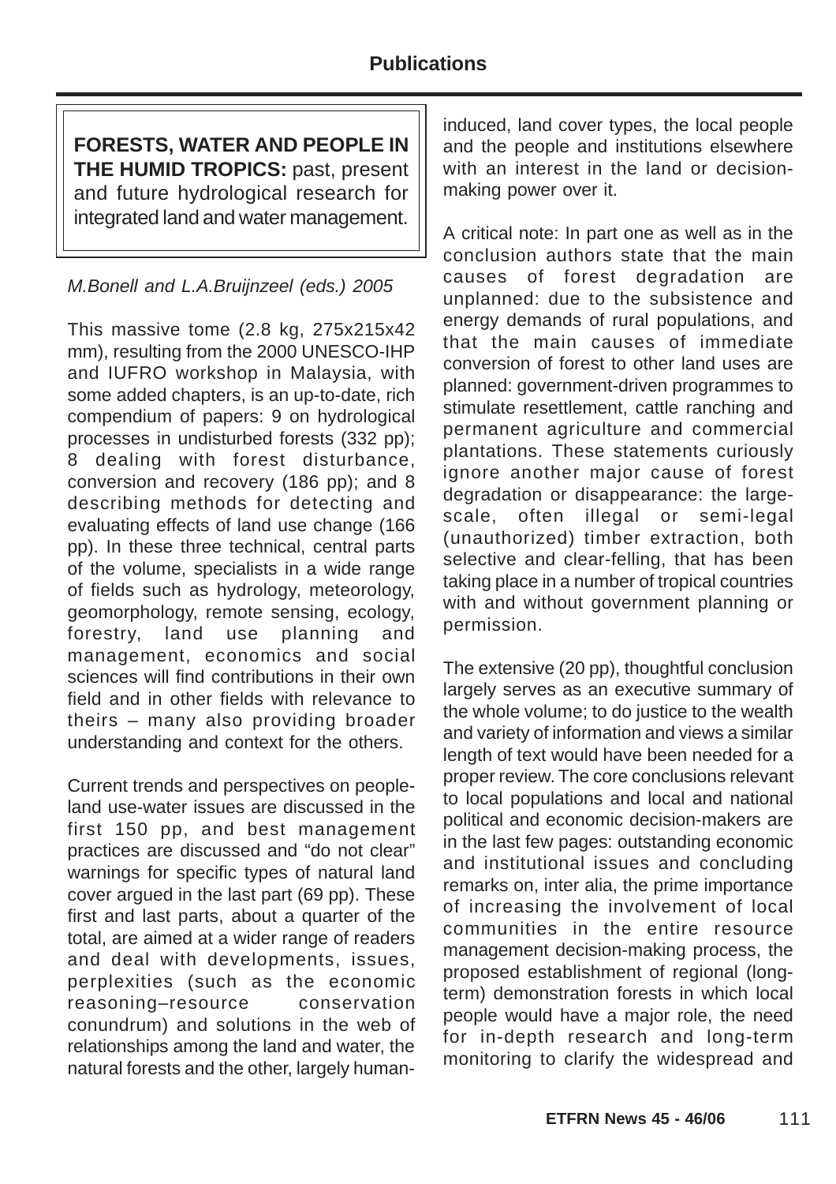**FORESTS, WATER AND PEOPLE IN THE HUMID TROPICS:** past, present and future hydrological research for integrated land and water management.

*M.Bonell and L.A.Bruijnzeel (eds.) 2005*

This massive tome (2.8 kg, 275x215x42 mm), resulting from the 2000 UNESCO-IHP and IUFRO workshop in Malaysia, with some added chapters, is an up-to-date, rich compendium of papers: 9 on hydrological processes in undisturbed forests (332 pp); 8 dealing with forest disturbance, conversion and recovery (186 pp); and 8 describing methods for detecting and evaluating effects of land use change (166 pp). In these three technical, central parts of the volume, specialists in a wide range of fields such as hydrology, meteorology, geomorphology, remote sensing, ecology, forestry, land use planning and management, economics and social sciences will find contributions in their own field and in other fields with relevance to theirs – many also providing broader understanding and context for the others.

Current trends and perspectives on people-land use-water issues are discussed in the first 150 pp, and best management practices are discussed and "do not clear" warnings for specific types of natural land cover argued in the last part (69 pp). These first and last parts, about a quarter of the total, are aimed at a wider range of readers and deal with developments, issues, perplexities (such as the economic reasoning–resource conservation conundrum) and solutions in the web of relationships among the land and water, the natural forests and the other, largely human-induced, land cover types, the local people and the people and institutions elsewhere with an interest in the land or decision-making power over it.

A critical note: In part one as well as in the conclusion authors state that the main causes of forest degradation are unplanned: due to the subsistence and energy demands of rural populations, and that the main causes of immediate conversion of forest to other land uses are planned: government-driven programmes to stimulate resettlement, cattle ranching and permanent agriculture and commercial plantations. These statements curiously ignore another major cause of forest degradation or disappearance: the large-scale, often illegal or semi-legal (unauthorized) timber extraction, both selective and clear-felling, that has been taking place in a number of tropical countries with and without government planning or permission.

The extensive (20 pp), thoughtful conclusion largely serves as an executive summary of the whole volume; to do justice to the wealth and variety of information and views a similar length of text would have been needed for a proper review. The core conclusions relevant to local populations and local and national political and economic decision-makers are in the last few pages: outstanding economic and institutional issues and concluding remarks on, inter alia, the prime importance of increasing the involvement of local communities in the entire resource management decision-making process, the proposed establishment of regional (long-term) demonstration forests in which local people would have a major role, the need for in-depth research and long-term monitoring to clarify the widespread and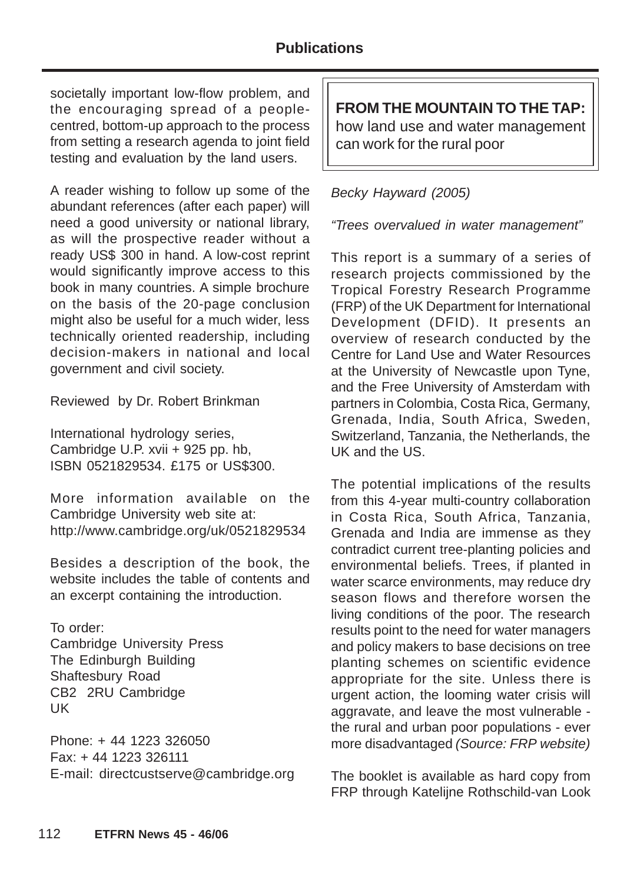societally important low-flow problem, and the encouraging spread of a people-centred, bottom-up approach to the process from setting a research agenda to joint field testing and evaluation by the land users.

A reader wishing to follow up some of the abundant references (after each paper) will need a good university or national library, as will the prospective reader without a ready US$ 300 in hand. A low-cost reprint would significantly improve access to this book in many countries. A simple brochure on the basis of the 20-page conclusion might also be useful for a much wider, less technically oriented readership, including decision-makers in national and local government and civil society.

Reviewed by Dr. Robert Brinkman

International hydrology series,
Cambridge U.P. xvii + 925 pp. hb,
ISBN 0521829534. £175 or US$300.

More information available on the Cambridge University web site at:
http://www.cambridge.org/uk/0521829534

Besides a description of the book, the website includes the table of contents and an excerpt containing the introduction.

To order:
Cambridge University Press
The Edinburgh Building
Shaftesbury Road
CB2 2RU Cambridge
UK

Phone: + 44 1223 326050
Fax: + 44 1223 326111
E-mail: directcustserve@cambridge.org

## FROM THE MOUNTAIN TO THE TAP: how land use and water management can work for the rural poor

*Becky Hayward (2005)*

*"Trees overvalued in water management"*

This report is a summary of a series of research projects commissioned by the Tropical Forestry Research Programme (FRP) of the UK Department for International Development (DFID). It presents an overview of research conducted by the Centre for Land Use and Water Resources at the University of Newcastle upon Tyne, and the Free University of Amsterdam with partners in Colombia, Costa Rica, Germany, Grenada, India, South Africa, Sweden, Switzerland, Tanzania, the Netherlands, the UK and the US.

The potential implications of the results from this 4-year multi-country collaboration in Costa Rica, South Africa, Tanzania, Grenada and India are immense as they contradict current tree-planting policies and environmental beliefs. Trees, if planted in water scarce environments, may reduce dry season flows and therefore worsen the living conditions of the poor. The research results point to the need for water managers and policy makers to base decisions on tree planting schemes on scientific evidence appropriate for the site. Unless there is urgent action, the looming water crisis will aggravate, and leave the most vulnerable - the rural and urban poor populations - ever more disadvantaged *(Source: FRP website)*

The booklet is available as hard copy from FRP through Katelijne Rothschild-van Look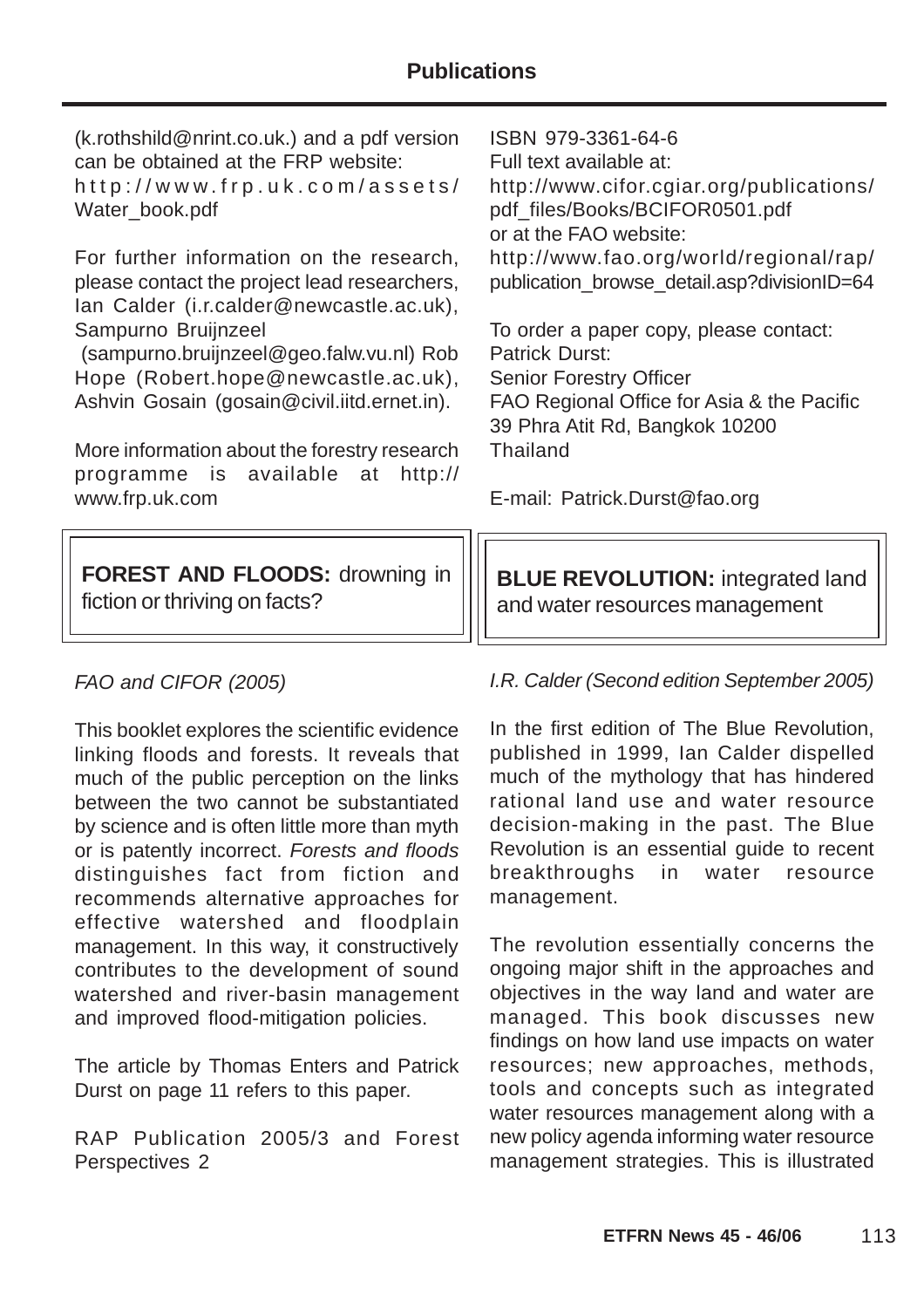(k.rothshild@nrint.co.uk.) and a pdf version can be obtained at the FRP website: http://www.frp.uk.com/assets/Water_book.pdf

For further information on the research, please contact the project lead researchers, Ian Calder (i.r.calder@newcastle.ac.uk), Sampurno Bruijnzeel (sampurno.bruijnzeel@geo.falw.vu.nl) Rob Hope (Robert.hope@newcastle.ac.uk), Ashvin Gosain (gosain@civil.iitd.ernet.in).

More information about the forestry research programme is available at http://www.frp.uk.com

ISBN 979-3361-64-6
Full text available at:
http://www.cifor.cgiar.org/publications/pdf_files/Books/BCIFOR0501.pdf
or at the FAO website:
http://www.fao.org/world/regional/rap/publication_browse_detail.asp?divisionID=64

To order a paper copy, please contact:
Patrick Durst:
Senior Forestry Officer
FAO Regional Office for Asia & the Pacific
39 Phra Atit Rd, Bangkok 10200
Thailand

E-mail: Patrick.Durst@fao.org

## **FOREST AND FLOODS:** drowning in fiction or thriving on facts?

*FAO and CIFOR (2005)*

This booklet explores the scientific evidence linking floods and forests. It reveals that much of the public perception on the links between the two cannot be substantiated by science and is often little more than myth or is patently incorrect. *Forests and floods* distinguishes fact from fiction and recommends alternative approaches for effective watershed and floodplain management. In this way, it constructively contributes to the development of sound watershed and river-basin management and improved flood-mitigation policies.

The article by Thomas Enters and Patrick Durst on page 11 refers to this paper.

RAP Publication 2005/3 and Forest Perspectives 2

## **BLUE REVOLUTION:** integrated land and water resources management

*I.R. Calder (Second edition September 2005)*

In the first edition of The Blue Revolution, published in 1999, Ian Calder dispelled much of the mythology that has hindered rational land use and water resource decision-making in the past. The Blue Revolution is an essential guide to recent breakthroughs in water resource management.

The revolution essentially concerns the ongoing major shift in the approaches and objectives in the way land and water are managed. This book discusses new findings on how land use impacts on water resources; new approaches, methods, tools and concepts such as integrated water resources management along with a new policy agenda informing water resource management strategies. This is illustrated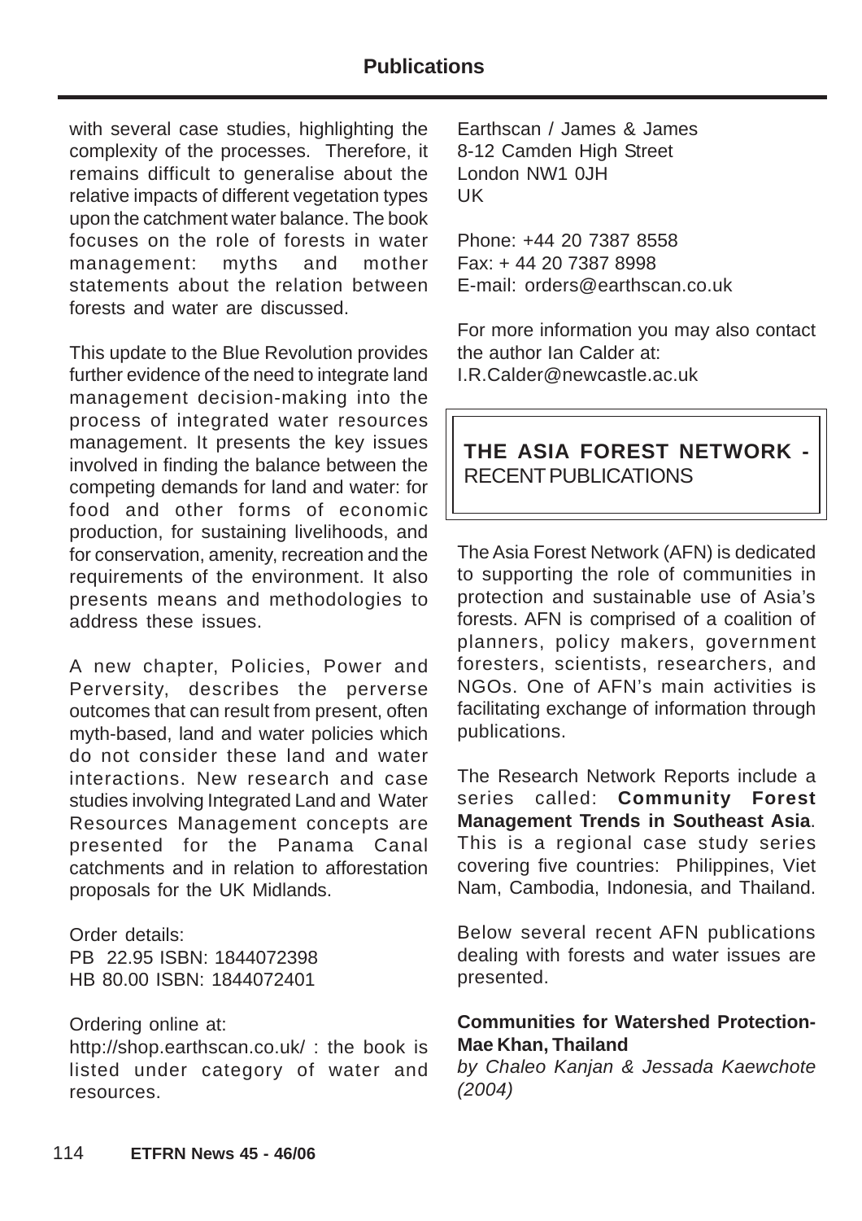with several case studies, highlighting the complexity of the processes. Therefore, it remains difficult to generalise about the relative impacts of different vegetation types upon the catchment water balance. The book focuses on the role of forests in water management: myths and mother statements about the relation between forests and water are discussed.

This update to the Blue Revolution provides further evidence of the need to integrate land management decision-making into the process of integrated water resources management. It presents the key issues involved in finding the balance between the competing demands for land and water: for food and other forms of economic production, for sustaining livelihoods, and for conservation, amenity, recreation and the requirements of the environment. It also presents means and methodologies to address these issues.

A new chapter, Policies, Power and Perversity, describes the perverse outcomes that can result from present, often myth-based, land and water policies which do not consider these land and water interactions. New research and case studies involving Integrated Land and Water Resources Management concepts are presented for the Panama Canal catchments and in relation to afforestation proposals for the UK Midlands.

Order details:
PB 22.95 ISBN: 1844072398
HB 80.00 ISBN: 1844072401

Ordering online at:
http://shop.earthscan.co.uk/ : the book is listed under category of water and resources.

Earthscan / James & James
8-12 Camden High Street
London NW1 0JH
UK

Phone: +44 20 7387 8558
Fax: + 44 20 7387 8998
E-mail: orders@earthscan.co.uk

For more information you may also contact the author Ian Calder at:
I.R.Calder@newcastle.ac.uk

## THE ASIA FOREST NETWORK - RECENT PUBLICATIONS

The Asia Forest Network (AFN) is dedicated to supporting the role of communities in protection and sustainable use of Asia's forests. AFN is comprised of a coalition of planners, policy makers, government foresters, scientists, researchers, and NGOs. One of AFN's main activities is facilitating exchange of information through publications.

The Research Network Reports include a series called: **Community Forest Management Trends in Southeast Asia**. This is a regional case study series covering five countries: Philippines, Viet Nam, Cambodia, Indonesia, and Thailand.

Below several recent AFN publications dealing with forests and water issues are presented.

**Communities for Watershed Protection- Mae Khan, Thailand**
*by Chaleo Kanjan & Jessada Kaewchote (2004)*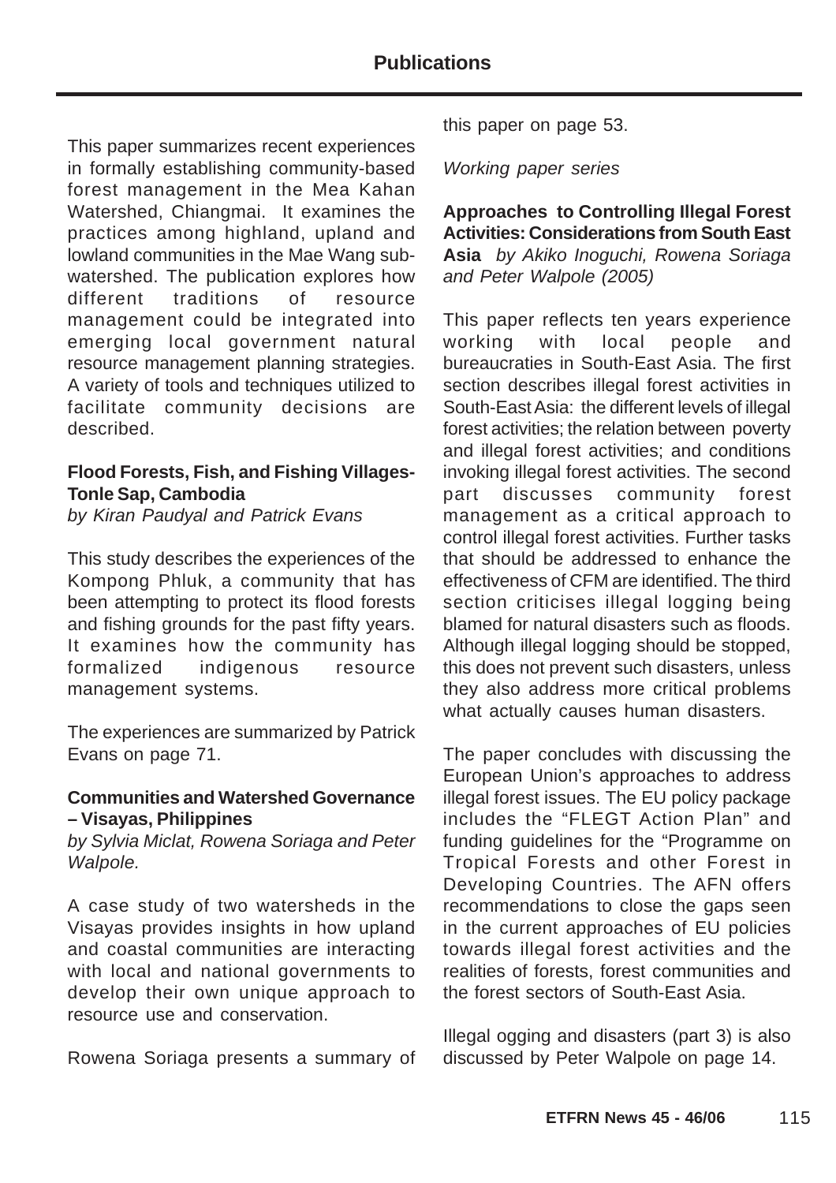This paper summarizes recent experiences in formally establishing community-based forest management in the Mea Kahan Watershed, Chiangmai. It examines the practices among highland, upland and lowland communities in the Mae Wang sub-watershed. The publication explores how different traditions of resource management could be integrated into emerging local government natural resource management planning strategies. A variety of tools and techniques utilized to facilitate community decisions are described.

**Flood Forests, Fish, and Fishing Villages-Tonle Sap, Cambodia**
*by Kiran Paudyal and Patrick Evans*

This study describes the experiences of the Kompong Phluk, a community that has been attempting to protect its flood forests and fishing grounds for the past fifty years. It examines how the community has formalized indigenous resource management systems.

The experiences are summarized by Patrick Evans on page 71.

**Communities and Watershed Governance – Visayas, Philippines**
*by Sylvia Miclat, Rowena Soriaga and Peter Walpole.*

A case study of two watersheds in the Visayas provides insights in how upland and coastal communities are interacting with local and national governments to develop their own unique approach to resource use and conservation.

Rowena Soriaga presents a summary of this paper on page 53.

*Working paper series*

**Approaches to Controlling Illegal Forest Activities: Considerations from South East Asia** *by Akiko Inoguchi, Rowena Soriaga and Peter Walpole (2005)*

This paper reflects ten years experience working with local people and bureaucraties in South-East Asia. The first section describes illegal forest activities in South-East Asia: the different levels of illegal forest activities; the relation between poverty and illegal forest activities; and conditions invoking illegal forest activities. The second part discusses community forest management as a critical approach to control illegal forest activities. Further tasks that should be addressed to enhance the effectiveness of CFM are identified. The third section criticises illegal logging being blamed for natural disasters such as floods. Although illegal logging should be stopped, this does not prevent such disasters, unless they also address more critical problems what actually causes human disasters.

The paper concludes with discussing the European Union's approaches to address illegal forest issues. The EU policy package includes the "FLEGT Action Plan" and funding guidelines for the "Programme on Tropical Forests and other Forest in Developing Countries. The AFN offers recommendations to close the gaps seen in the current approaches of EU policies towards illegal forest activities and the realities of forests, forest communities and the forest sectors of South-East Asia.

Illegal ogging and disasters (part 3) is also discussed by Peter Walpole on page 14.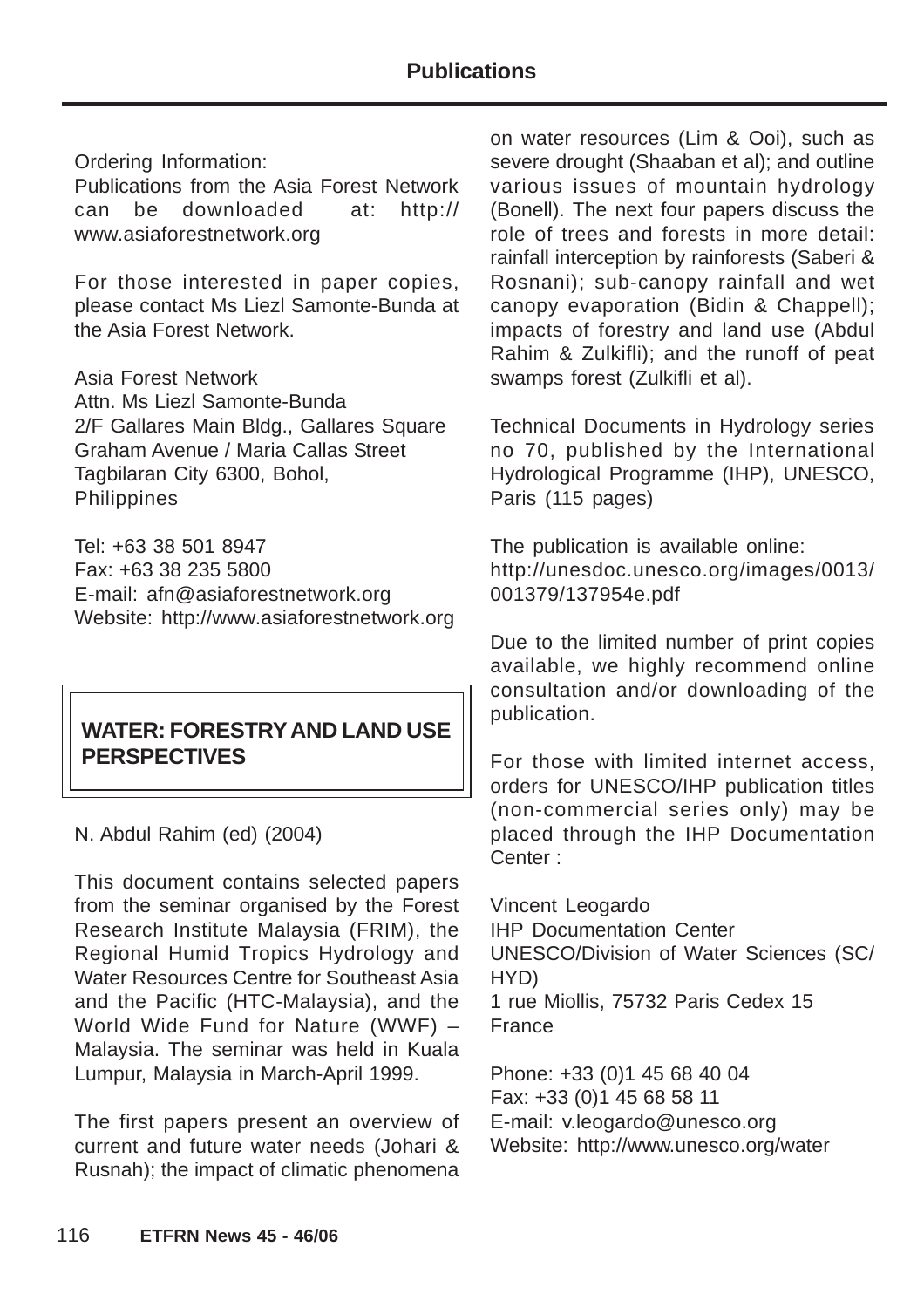Ordering Information:
Publications from the Asia Forest Network can be downloaded at: http://www.asiaforestnetwork.org

For those interested in paper copies, please contact Ms Liezl Samonte-Bunda at the Asia Forest Network.

Asia Forest Network
Attn. Ms Liezl Samonte-Bunda
2/F Gallares Main Bldg., Gallares Square
Graham Avenue / Maria Callas Street
Tagbilaran City 6300, Bohol,
Philippines

Tel: +63 38 501 8947
Fax: +63 38 235 5800
E-mail: afn@asiaforestnetwork.org
Website: http://www.asiaforestnetwork.org

## WATER: FORESTRY AND LAND USE PERSPECTIVES

N. Abdul Rahim (ed) (2004)

This document contains selected papers from the seminar organised by the Forest Research Institute Malaysia (FRIM), the Regional Humid Tropics Hydrology and Water Resources Centre for Southeast Asia and the Pacific (HTC-Malaysia), and the World Wide Fund for Nature (WWF) – Malaysia. The seminar was held in Kuala Lumpur, Malaysia in March-April 1999.

The first papers present an overview of current and future water needs (Johari & Rusnah); the impact of climatic phenomena on water resources (Lim & Ooi), such as severe drought (Shaaban et al); and outline various issues of mountain hydrology (Bonell). The next four papers discuss the role of trees and forests in more detail: rainfall interception by rainforests (Saberi & Rosnani); sub-canopy rainfall and wet canopy evaporation (Bidin & Chappell); impacts of forestry and land use (Abdul Rahim & Zulkifli); and the runoff of peat swamps forest (Zulkifli et al).

Technical Documents in Hydrology series no 70, published by the International Hydrological Programme (IHP), UNESCO, Paris (115 pages)

The publication is available online:
http://unesdoc.unesco.org/images/0013/001379/137954e.pdf

Due to the limited number of print copies available, we highly recommend online consultation and/or downloading of the publication.

For those with limited internet access, orders for UNESCO/IHP publication titles (non-commercial series only) may be placed through the IHP Documentation Center :

Vincent Leogardo
IHP Documentation Center
UNESCO/Division of Water Sciences (SC/HYD)
1 rue Miollis, 75732 Paris Cedex 15
France

Phone: +33 (0)1 45 68 40 04
Fax: +33 (0)1 45 68 58 11
E-mail: v.leogardo@unesco.org
Website: http://www.unesco.org/water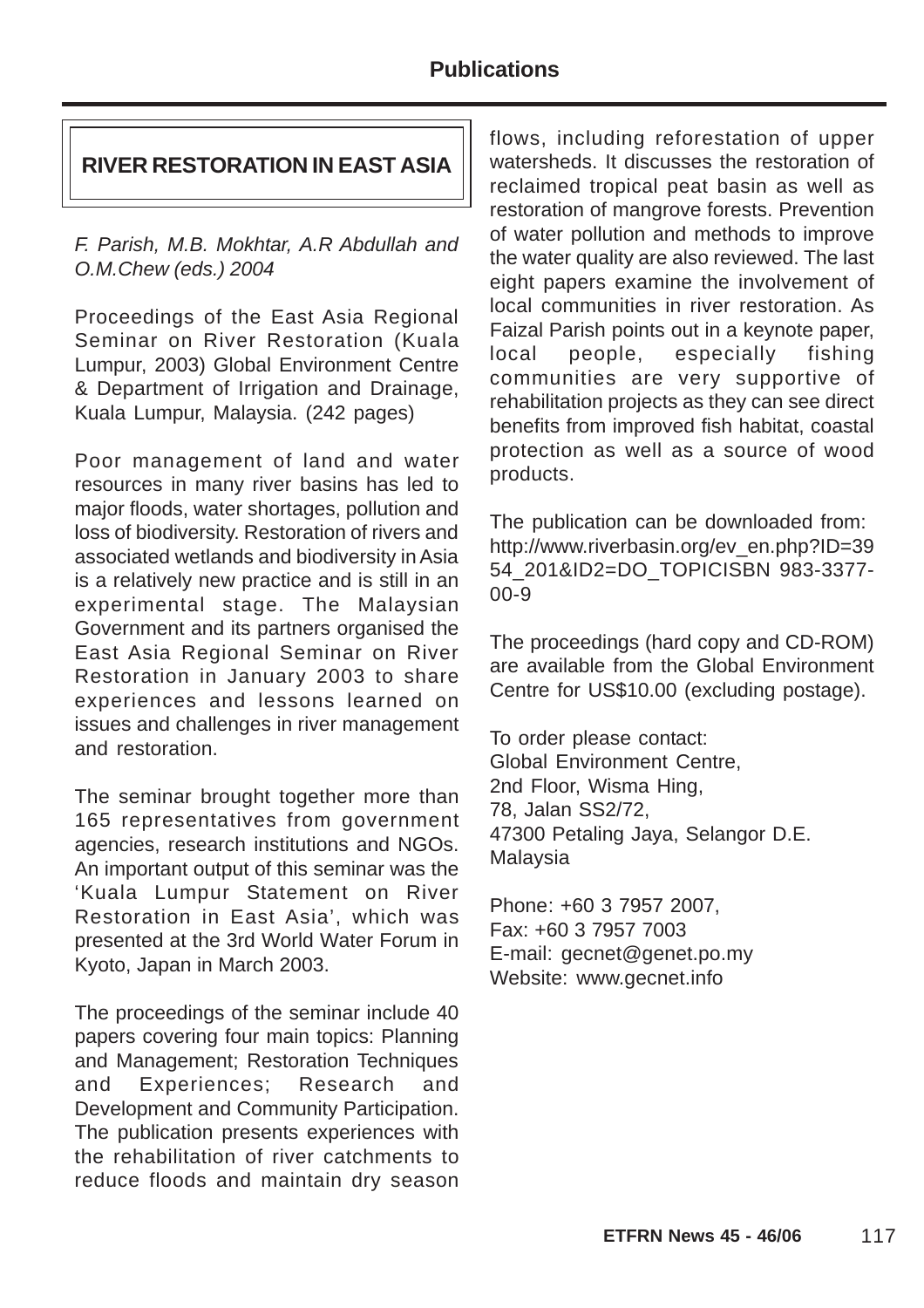## RIVER RESTORATION IN EAST ASIA

*F. Parish, M.B. Mokhtar, A.R Abdullah and O.M.Chew (eds.) 2004*

Proceedings of the East Asia Regional Seminar on River Restoration (Kuala Lumpur, 2003) Global Environment Centre & Department of Irrigation and Drainage, Kuala Lumpur, Malaysia. (242 pages)

Poor management of land and water resources in many river basins has led to major floods, water shortages, pollution and loss of biodiversity. Restoration of rivers and associated wetlands and biodiversity in Asia is a relatively new practice and is still in an experimental stage. The Malaysian Government and its partners organised the East Asia Regional Seminar on River Restoration in January 2003 to share experiences and lessons learned on issues and challenges in river management and restoration.

The seminar brought together more than 165 representatives from government agencies, research institutions and NGOs. An important output of this seminar was the 'Kuala Lumpur Statement on River Restoration in East Asia', which was presented at the 3rd World Water Forum in Kyoto, Japan in March 2003.

The proceedings of the seminar include 40 papers covering four main topics: Planning and Management; Restoration Techniques and Experiences; Research and Development and Community Participation. The publication presents experiences with the rehabilitation of river catchments to reduce floods and maintain dry season flows, including reforestation of upper watersheds. It discusses the restoration of reclaimed tropical peat basin as well as restoration of mangrove forests. Prevention of water pollution and methods to improve the water quality are also reviewed. The last eight papers examine the involvement of local communities in river restoration. As Faizal Parish points out in a keynote paper, local people, especially fishing communities are very supportive of rehabilitation projects as they can see direct benefits from improved fish habitat, coastal protection as well as a source of wood products.

The publication can be downloaded from: http://www.riverbasin.org/ev_en.php?ID=3954_201&ID2=DO_TOPICISBN 983-3377-00-9

The proceedings (hard copy and CD-ROM) are available from the Global Environment Centre for US$10.00 (excluding postage).

To order please contact:
Global Environment Centre,
2nd Floor, Wisma Hing,
78, Jalan SS2/72,
47300 Petaling Jaya, Selangor D.E.
Malaysia

Phone: +60 3 7957 2007,
Fax: +60 3 7957 7003
E-mail: gecnet@genet.po.my
Website: www.gecnet.info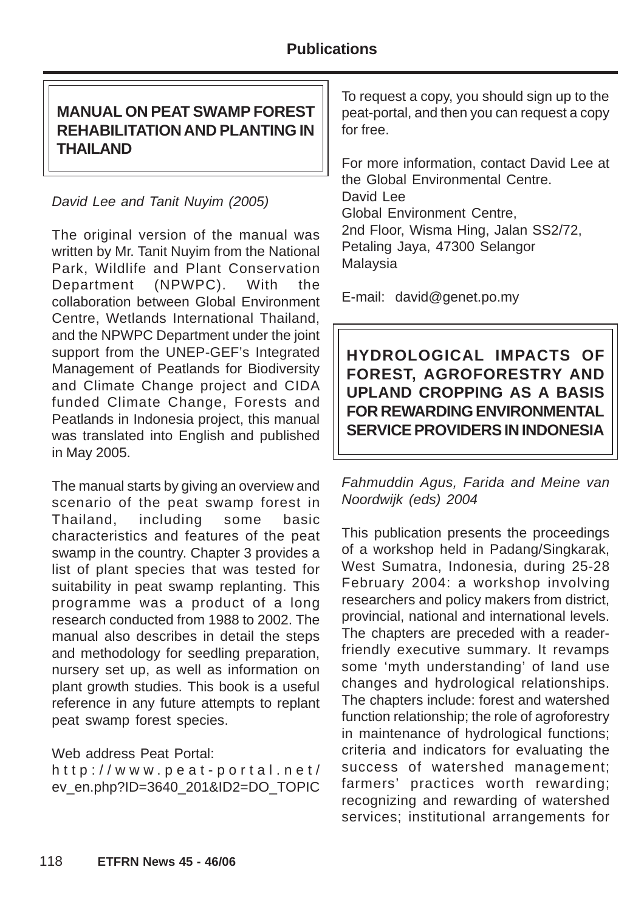## MANUAL ON PEAT SWAMP FOREST REHABILITATION AND PLANTING IN THAILAND

*David Lee and Tanit Nuyim (2005)*

The original version of the manual was written by Mr. Tanit Nuyim from the National Park, Wildlife and Plant Conservation Department (NPWPC). With the collaboration between Global Environment Centre, Wetlands International Thailand, and the NPWPC Department under the joint support from the UNEP-GEF's Integrated Management of Peatlands for Biodiversity and Climate Change project and CIDA funded Climate Change, Forests and Peatlands in Indonesia project, this manual was translated into English and published in May 2005.

The manual starts by giving an overview and scenario of the peat swamp forest in Thailand, including some basic characteristics and features of the peat swamp in the country. Chapter 3 provides a list of plant species that was tested for suitability in peat swamp replanting. This programme was a product of a long research conducted from 1988 to 2002. The manual also describes in detail the steps and methodology for seedling preparation, nursery set up, as well as information on plant growth studies. This book is a useful reference in any future attempts to replant peat swamp forest species.

Web address Peat Portal:
http://www.peat-portal.net/ev_en.php?ID=3640_201&ID2=DO_TOPIC

To request a copy, you should sign up to the peat-portal, and then you can request a copy for free.

For more information, contact David Lee at the Global Environmental Centre.
David Lee
Global Environment Centre,
2nd Floor, Wisma Hing, Jalan SS2/72,
Petaling Jaya, 47300 Selangor
Malaysia

E-mail: david@genet.po.my

## HYDROLOGICAL IMPACTS OF FOREST, AGROFORESTRY AND UPLAND CROPPING AS A BASIS FOR REWARDING ENVIRONMENTAL SERVICE PROVIDERS IN INDONESIA

*Fahmuddin Agus, Farida and Meine van Noordwijk (eds) 2004*

This publication presents the proceedings of a workshop held in Padang/Singkarak, West Sumatra, Indonesia, during 25-28 February 2004: a workshop involving researchers and policy makers from district, provincial, national and international levels. The chapters are preceded with a reader-friendly executive summary. It revamps some 'myth understanding' of land use changes and hydrological relationships. The chapters include: forest and watershed function relationship; the role of agroforestry in maintenance of hydrological functions; criteria and indicators for evaluating the success of watershed management; farmers' practices worth rewarding; recognizing and rewarding of watershed services; institutional arrangements for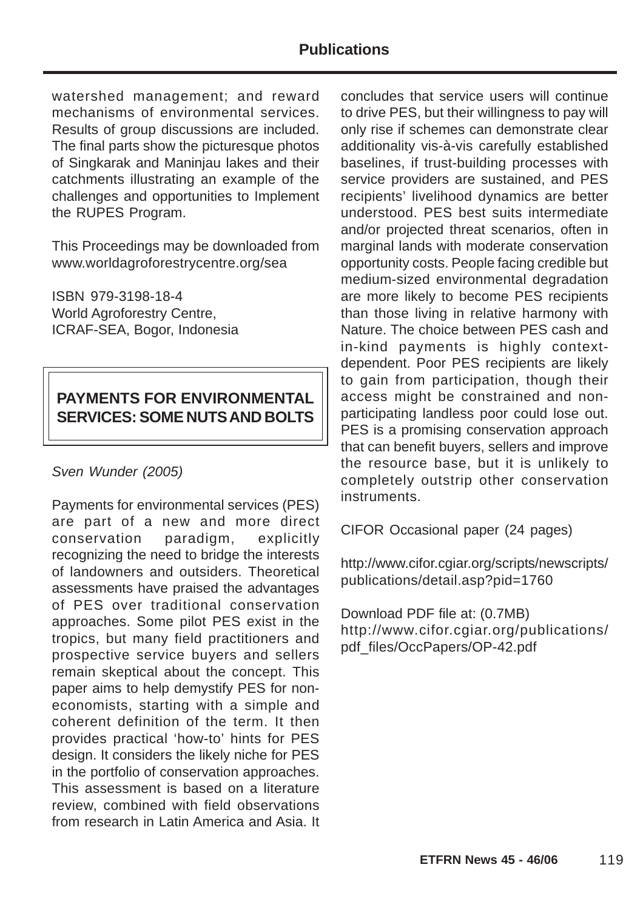watershed management; and reward mechanisms of environmental services. Results of group discussions are included. The final parts show the picturesque photos of Singkarak and Maninjau lakes and their catchments illustrating an example of the challenges and opportunities to Implement the RUPES Program.

This Proceedings may be downloaded from www.worldagroforestrycentre.org/sea

ISBN 979-3198-18-4
World Agroforestry Centre,
ICRAF-SEA, Bogor, Indonesia

## PAYMENTS FOR ENVIRONMENTAL SERVICES: SOME NUTS AND BOLTS

*Sven Wunder (2005)*

Payments for environmental services (PES) are part of a new and more direct conservation paradigm, explicitly recognizing the need to bridge the interests of landowners and outsiders. Theoretical assessments have praised the advantages of PES over traditional conservation approaches. Some pilot PES exist in the tropics, but many field practitioners and prospective service buyers and sellers remain skeptical about the concept. This paper aims to help demystify PES for non-economists, starting with a simple and coherent definition of the term. It then provides practical 'how-to' hints for PES design. It considers the likely niche for PES in the portfolio of conservation approaches. This assessment is based on a literature review, combined with field observations from research in Latin America and Asia. It concludes that service users will continue to drive PES, but their willingness to pay will only rise if schemes can demonstrate clear additionality vis-à-vis carefully established baselines, if trust-building processes with service providers are sustained, and PES recipients' livelihood dynamics are better understood. PES best suits intermediate and/or projected threat scenarios, often in marginal lands with moderate conservation opportunity costs. People facing credible but medium-sized environmental degradation are more likely to become PES recipients than those living in relative harmony with Nature. The choice between PES cash and in-kind payments is highly context-dependent. Poor PES recipients are likely to gain from participation, though their access might be constrained and non-participating landless poor could lose out. PES is a promising conservation approach that can benefit buyers, sellers and improve the resource base, but it is unlikely to completely outstrip other conservation instruments.

CIFOR Occasional paper (24 pages)

http://www.cifor.cgiar.org/scripts/newscripts/publications/detail.asp?pid=1760

Download PDF file at: (0.7MB)
http://www.cifor.cgiar.org/publications/pdf_files/OccPapers/OP-42.pdf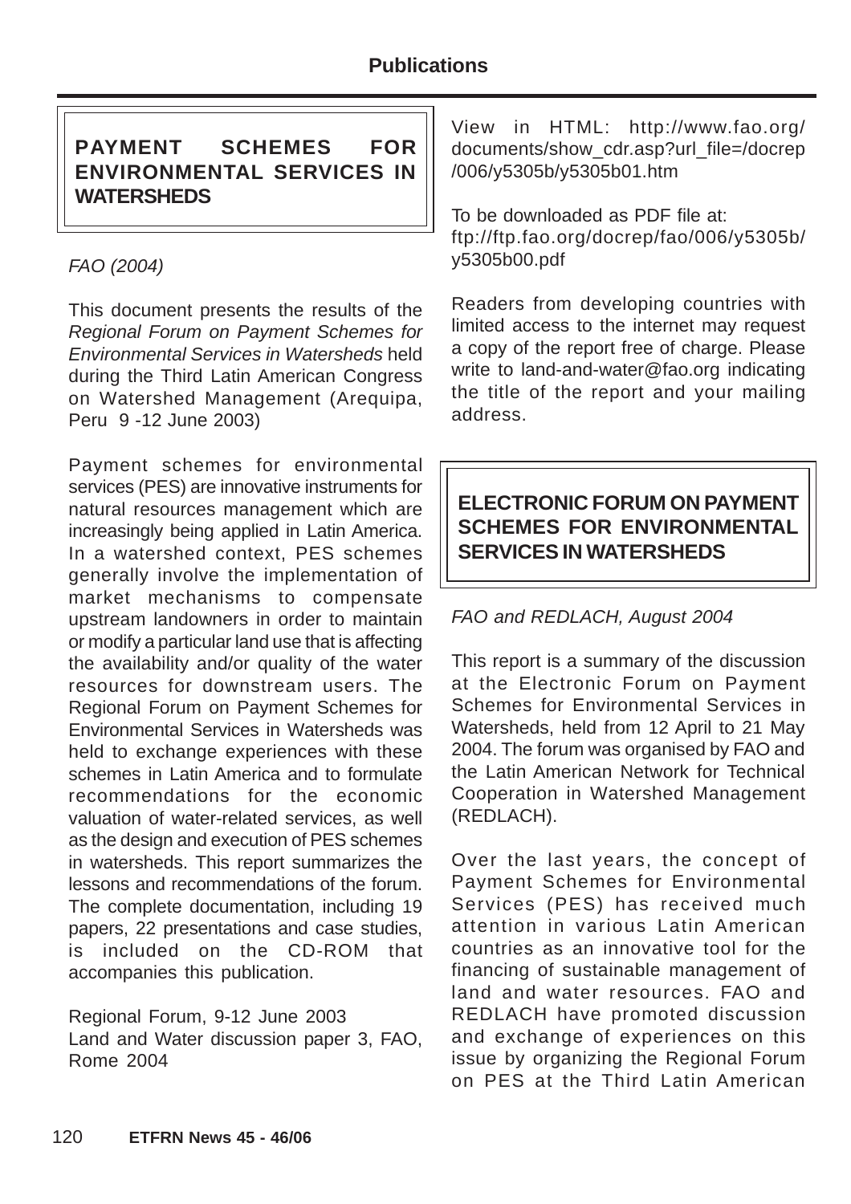## PAYMENT SCHEMES FOR ENVIRONMENTAL SERVICES IN WATERSHEDS

*FAO (2004)*

This document presents the results of the *Regional Forum on Payment Schemes for Environmental Services in Watersheds* held during the Third Latin American Congress on Watershed Management (Arequipa, Peru 9 -12 June 2003)

Payment schemes for environmental services (PES) are innovative instruments for natural resources management which are increasingly being applied in Latin America. In a watershed context, PES schemes generally involve the implementation of market mechanisms to compensate upstream landowners in order to maintain or modify a particular land use that is affecting the availability and/or quality of the water resources for downstream users. The Regional Forum on Payment Schemes for Environmental Services in Watersheds was held to exchange experiences with these schemes in Latin America and to formulate recommendations for the economic valuation of water-related services, as well as the design and execution of PES schemes in watersheds. This report summarizes the lessons and recommendations of the forum. The complete documentation, including 19 papers, 22 presentations and case studies, is included on the CD-ROM that accompanies this publication.

Regional Forum, 9-12 June 2003
Land and Water discussion paper 3, FAO, Rome 2004

View in HTML: http://www.fao.org/documents/show_cdr.asp?url_file=/docrep/006/y5305b/y5305b01.htm

To be downloaded as PDF file at:
ftp://ftp.fao.org/docrep/fao/006/y5305b/y5305b00.pdf

Readers from developing countries with limited access to the internet may request a copy of the report free of charge. Please write to land-and-water@fao.org indicating the title of the report and your mailing address.

## ELECTRONIC FORUM ON PAYMENT SCHEMES FOR ENVIRONMENTAL SERVICES IN WATERSHEDS

*FAO and REDLACH, August 2004*

This report is a summary of the discussion at the Electronic Forum on Payment Schemes for Environmental Services in Watersheds, held from 12 April to 21 May 2004. The forum was organised by FAO and the Latin American Network for Technical Cooperation in Watershed Management (REDLACH).

Over the last years, the concept of Payment Schemes for Environmental Services (PES) has received much attention in various Latin American countries as an innovative tool for the financing of sustainable management of land and water resources. FAO and REDLACH have promoted discussion and exchange of experiences on this issue by organizing the Regional Forum on PES at the Third Latin American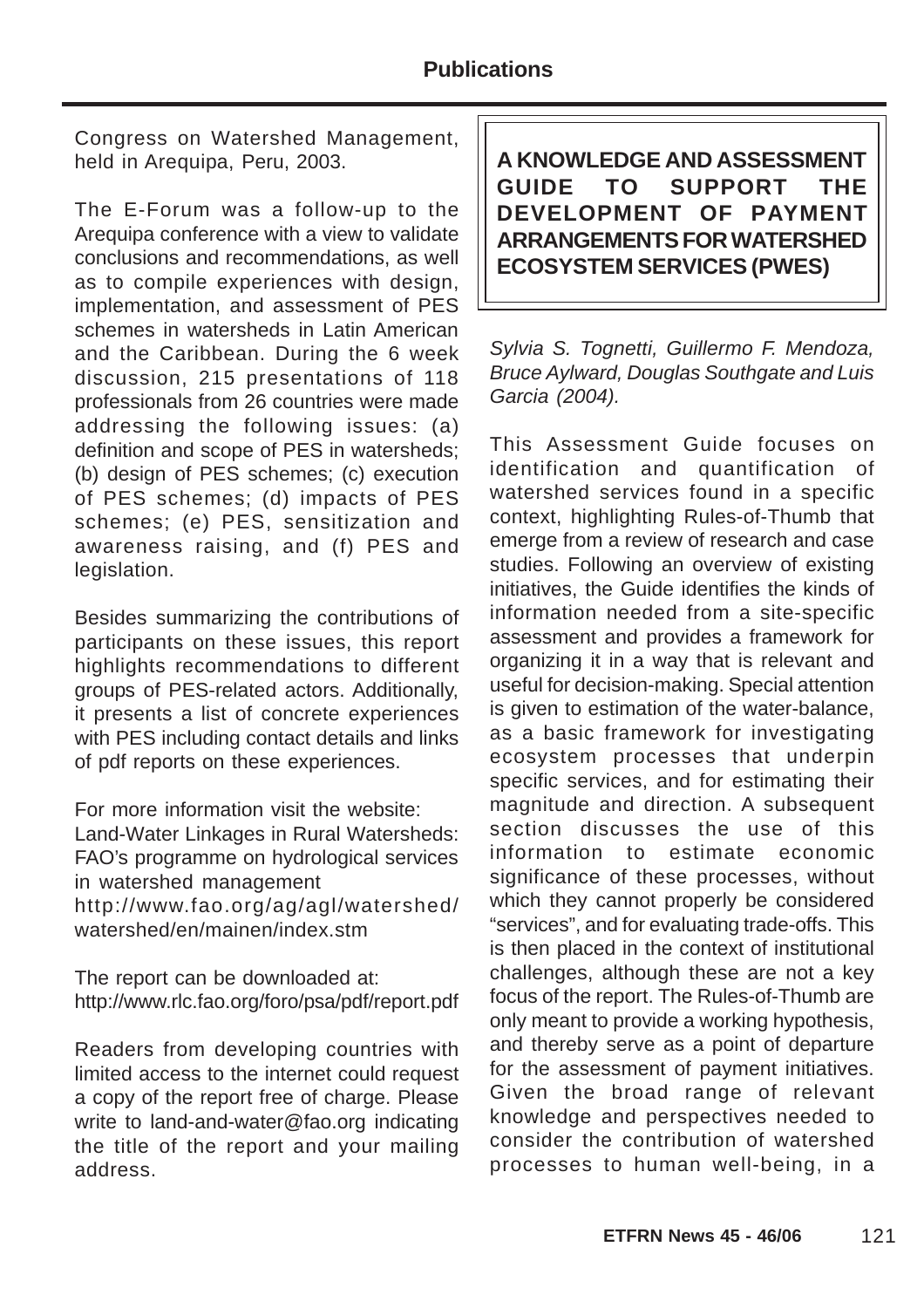Congress on Watershed Management, held in Arequipa, Peru, 2003.

The E-Forum was a follow-up to the Arequipa conference with a view to validate conclusions and recommendations, as well as to compile experiences with design, implementation, and assessment of PES schemes in watersheds in Latin American and the Caribbean. During the 6 week discussion, 215 presentations of 118 professionals from 26 countries were made addressing the following issues: (a) definition and scope of PES in watersheds; (b) design of PES schemes; (c) execution of PES schemes; (d) impacts of PES schemes; (e) PES, sensitization and awareness raising, and (f) PES and legislation.

Besides summarizing the contributions of participants on these issues, this report highlights recommendations to different groups of PES-related actors. Additionally, it presents a list of concrete experiences with PES including contact details and links of pdf reports on these experiences.

For more information visit the website:
Land-Water Linkages in Rural Watersheds: FAO's programme on hydrological services in watershed management
http://www.fao.org/ag/agl/watershed/watershed/en/mainen/index.stm

The report can be downloaded at:
http://www.rlc.fao.org/foro/psa/pdf/report.pdf

Readers from developing countries with limited access to the internet could request a copy of the report free of charge. Please write to land-and-water@fao.org indicating the title of the report and your mailing address.

## A KNOWLEDGE AND ASSESSMENT GUIDE TO SUPPORT THE DEVELOPMENT OF PAYMENT ARRANGEMENTS FOR WATERSHED ECOSYSTEM SERVICES (PWES)

*Sylvia S. Tognetti, Guillermo F. Mendoza, Bruce Aylward, Douglas Southgate and Luis Garcia (2004).*

This Assessment Guide focuses on identification and quantification of watershed services found in a specific context, highlighting Rules-of-Thumb that emerge from a review of research and case studies. Following an overview of existing initiatives, the Guide identifies the kinds of information needed from a site-specific assessment and provides a framework for organizing it in a way that is relevant and useful for decision-making. Special attention is given to estimation of the water-balance, as a basic framework for investigating ecosystem processes that underpin specific services, and for estimating their magnitude and direction. A subsequent section discusses the use of this information to estimate economic significance of these processes, without which they cannot properly be considered "services", and for evaluating trade-offs. This is then placed in the context of institutional challenges, although these are not a key focus of the report. The Rules-of-Thumb are only meant to provide a working hypothesis, and thereby serve as a point of departure for the assessment of payment initiatives. Given the broad range of relevant knowledge and perspectives needed to consider the contribution of watershed processes to human well-being, in a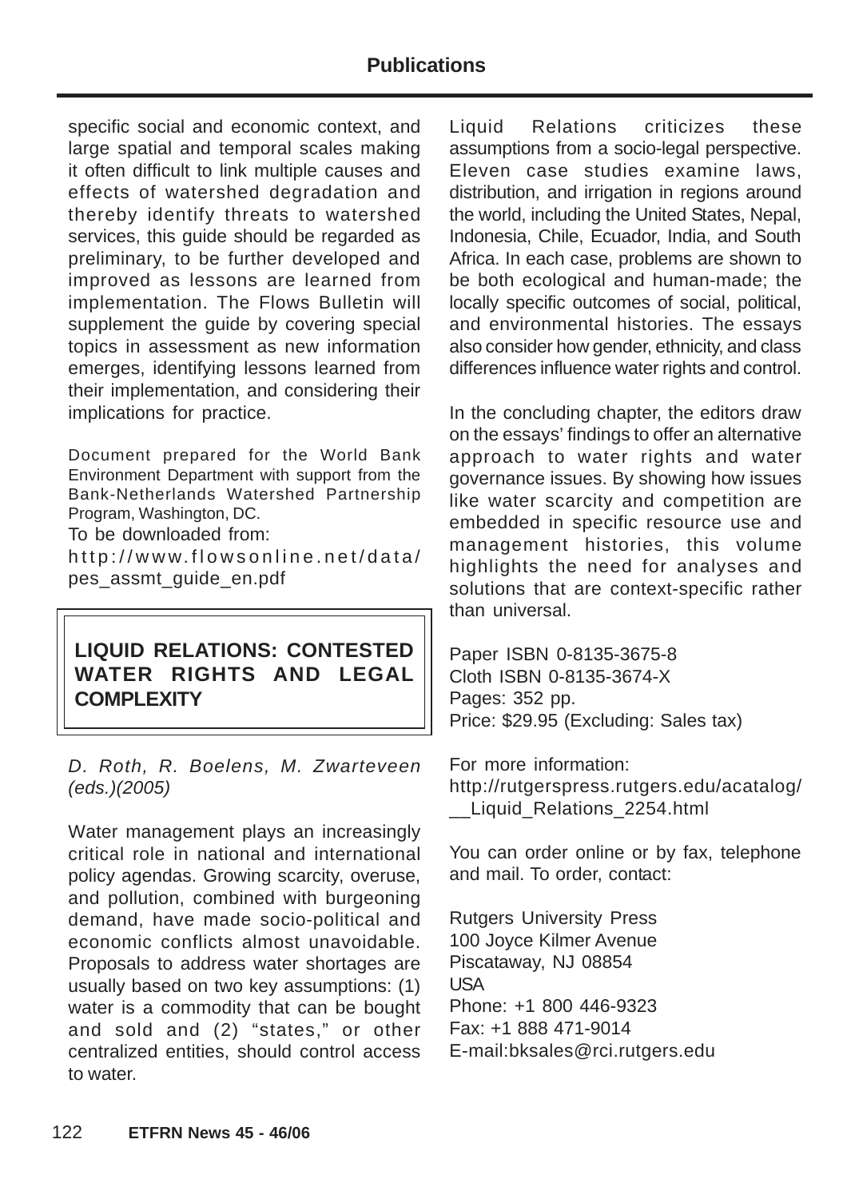specific social and economic context, and large spatial and temporal scales making it often difficult to link multiple causes and effects of watershed degradation and thereby identify threats to watershed services, this guide should be regarded as preliminary, to be further developed and improved as lessons are learned from implementation. The Flows Bulletin will supplement the guide by covering special topics in assessment as new information emerges, identifying lessons learned from their implementation, and considering their implications for practice.

Document prepared for the World Bank Environment Department with support from the Bank-Netherlands Watershed Partnership Program, Washington, DC.

To be downloaded from:
http://www.flowsonline.net/data/pes_assmt_guide_en.pdf

## LIQUID RELATIONS: CONTESTED WATER RIGHTS AND LEGAL COMPLEXITY

*D. Roth, R. Boelens, M. Zwarteveen (eds.)(2005)*

Water management plays an increasingly critical role in national and international policy agendas. Growing scarcity, overuse, and pollution, combined with burgeoning demand, have made socio-political and economic conflicts almost unavoidable. Proposals to address water shortages are usually based on two key assumptions: (1) water is a commodity that can be bought and sold and (2) "states," or other centralized entities, should control access to water.

Liquid Relations criticizes these assumptions from a socio-legal perspective. Eleven case studies examine laws, distribution, and irrigation in regions around the world, including the United States, Nepal, Indonesia, Chile, Ecuador, India, and South Africa. In each case, problems are shown to be both ecological and human-made; the locally specific outcomes of social, political, and environmental histories. The essays also consider how gender, ethnicity, and class differences influence water rights and control.

In the concluding chapter, the editors draw on the essays' findings to offer an alternative approach to water rights and water governance issues. By showing how issues like water scarcity and competition are embedded in specific resource use and management histories, this volume highlights the need for analyses and solutions that are context-specific rather than universal.

Paper ISBN 0-8135-3675-8
Cloth ISBN 0-8135-3674-X
Pages: 352 pp.
Price: $29.95 (Excluding: Sales tax)

For more information:
http://rutgerspress.rutgers.edu/acatalog/__Liquid_Relations_2254.html

You can order online or by fax, telephone and mail. To order, contact:

Rutgers University Press
100 Joyce Kilmer Avenue
Piscataway, NJ 08854
USA
Phone: +1 800 446-9323
Fax: +1 888 471-9014
E-mail:bksales@rci.rutgers.edu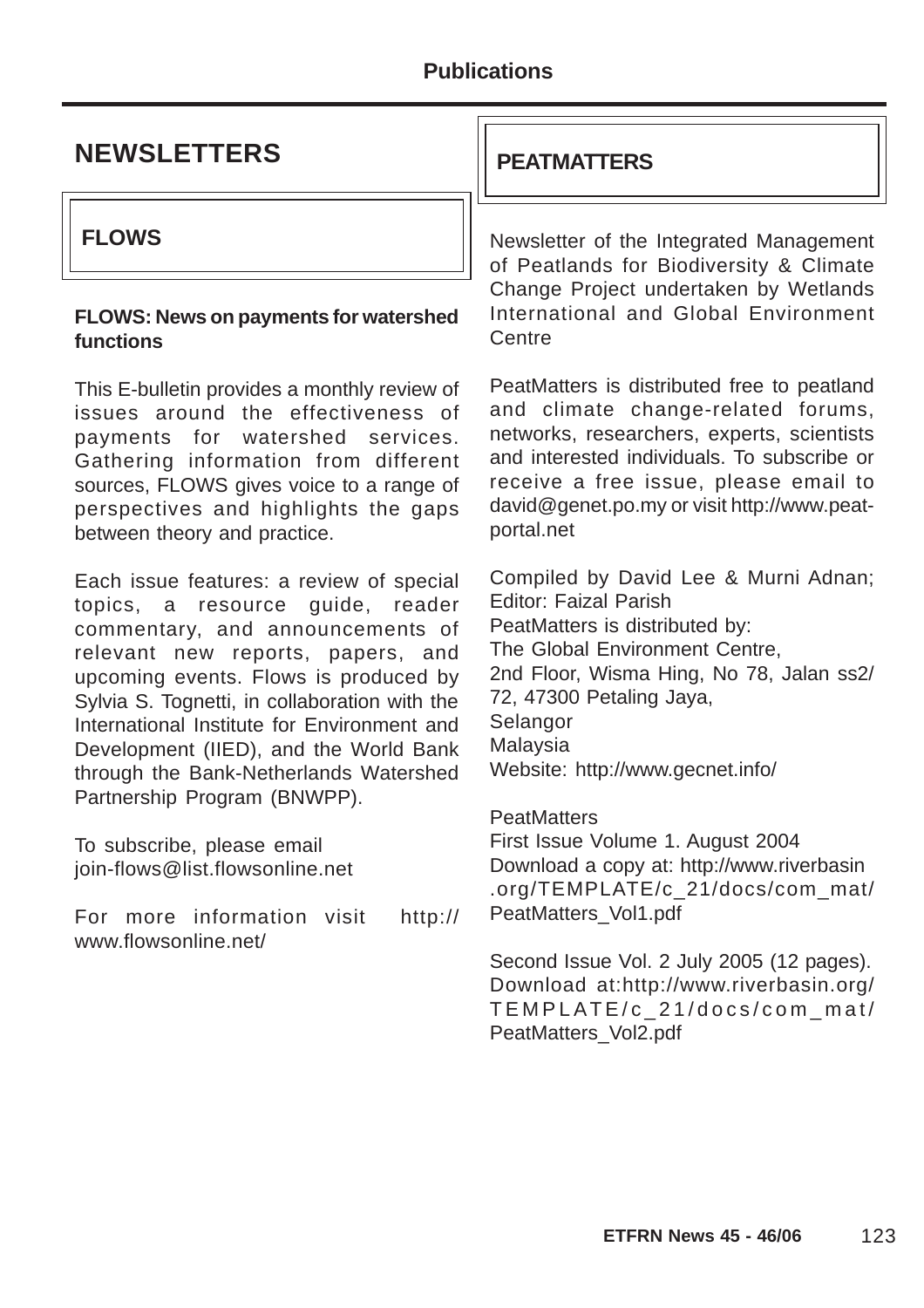## NEWSLETTERS

### FLOWS

**FLOWS: News on payments for watershed functions**

This E-bulletin provides a monthly review of issues around the effectiveness of payments for watershed services. Gathering information from different sources, FLOWS gives voice to a range of perspectives and highlights the gaps between theory and practice.

Each issue features: a review of special topics, a resource guide, reader commentary, and announcements of relevant new reports, papers, and upcoming events. Flows is produced by Sylvia S. Tognetti, in collaboration with the International Institute for Environment and Development (IIED), and the World Bank through the Bank-Netherlands Watershed Partnership Program (BNWPP).

To subscribe, please email
join-flows@list.flowsonline.net

For more information visit http://www.flowsonline.net/

### PEATMATTERS

Newsletter of the Integrated Management of Peatlands for Biodiversity & Climate Change Project undertaken by Wetlands International and Global Environment Centre

PeatMatters is distributed free to peatland and climate change-related forums, networks, researchers, experts, scientists and interested individuals. To subscribe or receive a free issue, please email to david@genet.po.my or visit http://www.peat-portal.net

Compiled by David Lee & Murni Adnan; Editor: Faizal Parish
PeatMatters is distributed by:
The Global Environment Centre,
2nd Floor, Wisma Hing, No 78, Jalan ss2/72, 47300 Petaling Jaya,
Selangor
Malaysia
Website: http://www.gecnet.info/

PeatMatters
First Issue Volume 1. August 2004
Download a copy at: http://www.riverbasin.org/TEMPLATE/c_21/docs/com_mat/PeatMatters_Vol1.pdf

Second Issue Vol. 2 July 2005 (12 pages). Download at:http://www.riverbasin.org/TEMPLATE/c_21/docs/com_mat/PeatMatters_Vol2.pdf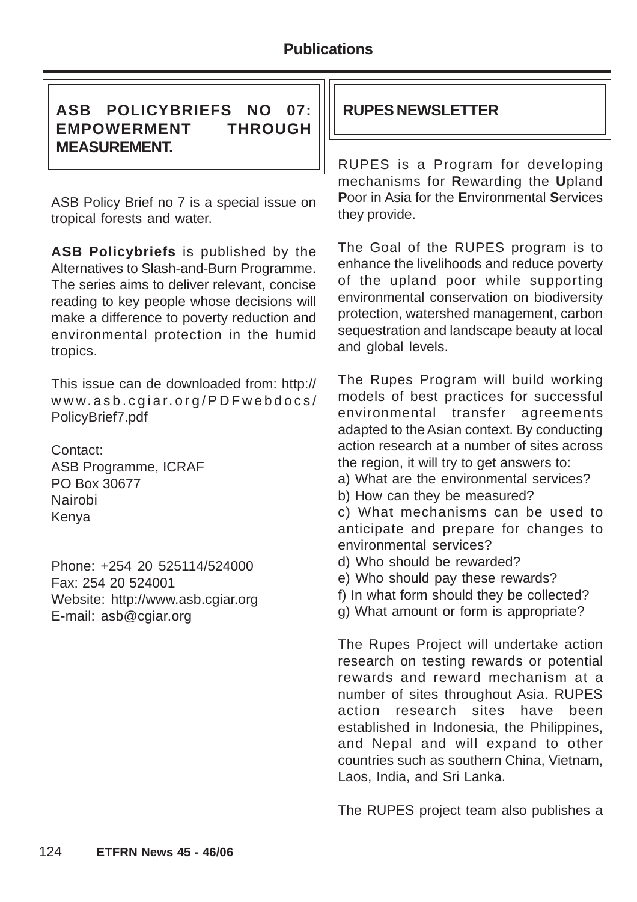# Publications

## ASB POLICYBRIEFS NO 07: EMPOWERMENT THROUGH MEASUREMENT.

ASB Policy Brief no 7 is a special issue on tropical forests and water.

**ASB Policybriefs** is published by the Alternatives to Slash-and-Burn Programme. The series aims to deliver relevant, concise reading to key people whose decisions will make a difference to poverty reduction and environmental protection in the humid tropics.

This issue can de downloaded from: http://www.asb.cgiar.org/PDFwebdocs/PolicyBrief7.pdf

Contact:
ASB Programme, ICRAF
PO Box 30677
Nairobi
Kenya

Phone: +254 20 525114/524000
Fax: 254 20 524001
Website: http://www.asb.cgiar.org
E-mail: asb@cgiar.org

## RUPES NEWSLETTER

RUPES is a Program for developing mechanisms for **R**ewarding the **U**pland **P**oor in Asia for the **E**nvironmental **S**ervices they provide.

The Goal of the RUPES program is to enhance the livelihoods and reduce poverty of the upland poor while supporting environmental conservation on biodiversity protection, watershed management, carbon sequestration and landscape beauty at local and global levels.

The Rupes Program will build working models of best practices for successful environmental transfer agreements adapted to the Asian context. By conducting action research at a number of sites across the region, it will try to get answers to:

a) What are the environmental services?
b) How can they be measured?
c) What mechanisms can be used to anticipate and prepare for changes to environmental services?
d) Who should be rewarded?
e) Who should pay these rewards?
f) In what form should they be collected?
g) What amount or form is appropriate?

The Rupes Project will undertake action research on testing rewards or potential rewards and reward mechanism at a number of sites throughout Asia. RUPES action research sites have been established in Indonesia, the Philippines, and Nepal and will expand to other countries such as southern China, Vietnam, Laos, India, and Sri Lanka.

The RUPES project team also publishes a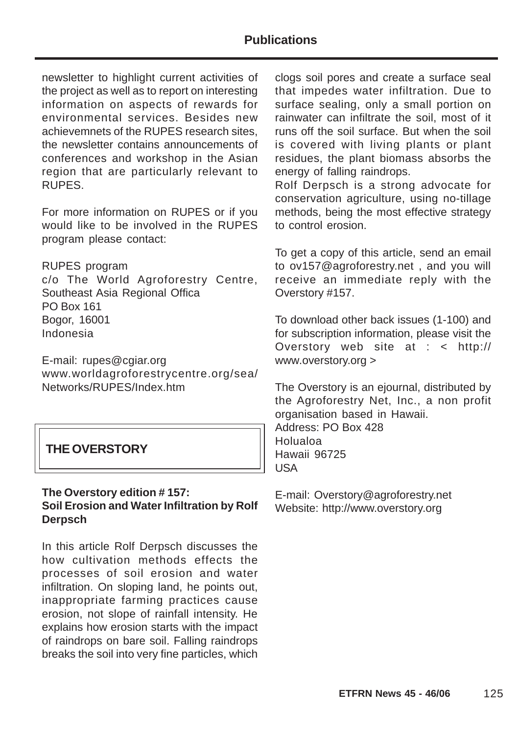newsletter to highlight current activities of the project as well as to report on interesting information on aspects of rewards for environmental services. Besides new achievemnets of the RUPES research sites, the newsletter contains announcements of conferences and workshop in the Asian region that are particularly relevant to RUPES.

For more information on RUPES or if you would like to be involved in the RUPES program please contact:

RUPES program
c/o The World Agroforestry Centre, Southeast Asia Regional Offica
PO Box 161
Bogor, 16001
Indonesia

E-mail: rupes@cgiar.org
www.worldagroforestrycentre.org/sea/Networks/RUPES/Index.htm

## THE OVERSTORY

**The Overstory edition # 157:**
**Soil Erosion and Water Infiltration by Rolf Derpsch**

In this article Rolf Derpsch discusses the how cultivation methods effects the processes of soil erosion and water infiltration. On sloping land, he points out, inappropriate farming practices cause erosion, not slope of rainfall intensity. He explains how erosion starts with the impact of raindrops on bare soil. Falling raindrops breaks the soil into very fine particles, which clogs soil pores and create a surface seal that impedes water infiltration. Due to surface sealing, only a small portion on rainwater can infiltrate the soil, most of it runs off the soil surface. But when the soil is covered with living plants or plant residues, the plant biomass absorbs the energy of falling raindrops.

Rolf Derpsch is a strong advocate for conservation agriculture, using no-tillage methods, being the most effective strategy to control erosion.

To get a copy of this article, send an email to ov157@agroforestry.net , and you will receive an immediate reply with the Overstory #157.

To download other back issues (1-100) and for subscription information, please visit the Overstory web site at : < http://www.overstory.org >

The Overstory is an ejournal, distributed by the Agroforestry Net, Inc., a non profit organisation based in Hawaii.
Address: PO Box 428
Holualoa
Hawaii 96725
USA

E-mail: Overstory@agroforestry.net
Website: http://www.overstory.org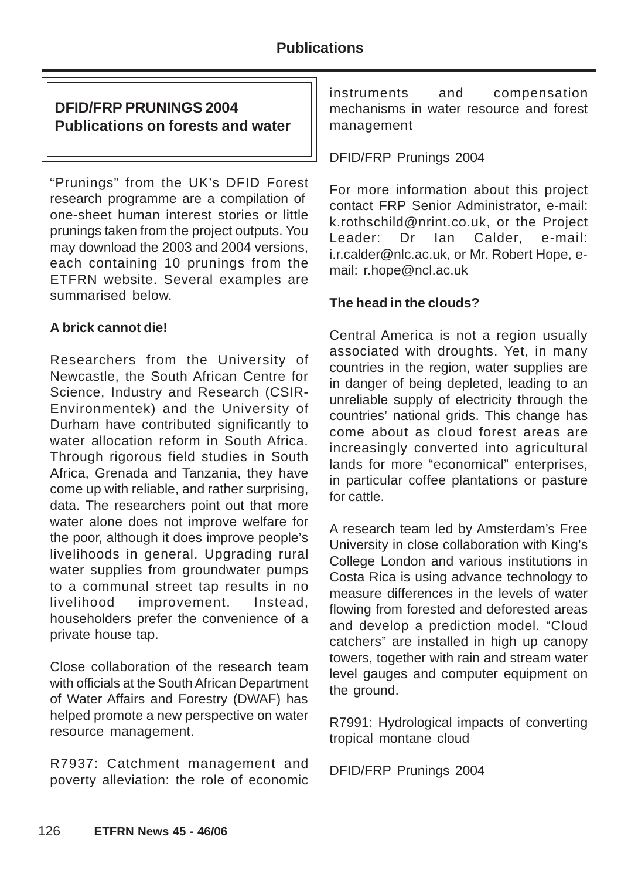## DFID/FRP PRUNINGS 2004
## Publications on forests and water

"Prunings" from the UK's DFID Forest research programme are a compilation of one-sheet human interest stories or little prunings taken from the project outputs. You may download the 2003 and 2004 versions, each containing 10 prunings from the ETFRN website. Several examples are summarised below.

**A brick cannot die!**

Researchers from the University of Newcastle, the South African Centre for Science, Industry and Research (CSIR-Environmentek) and the University of Durham have contributed significantly to water allocation reform in South Africa. Through rigorous field studies in South Africa, Grenada and Tanzania, they have come up with reliable, and rather surprising, data. The researchers point out that more water alone does not improve welfare for the poor, although it does improve people's livelihoods in general. Upgrading rural water supplies from groundwater pumps to a communal street tap results in no livelihood improvement. Instead, householders prefer the convenience of a private house tap.

Close collaboration of the research team with officials at the South African Department of Water Affairs and Forestry (DWAF) has helped promote a new perspective on water resource management.

R7937: Catchment management and poverty alleviation: the role of economic instruments and compensation mechanisms in water resource and forest management

DFID/FRP Prunings 2004

For more information about this project contact FRP Senior Administrator, e-mail: k.rothschild@nrint.co.uk, or the Project Leader: Dr Ian Calder, e-mail: i.r.calder@nlc.ac.uk, or Mr. Robert Hope, e-mail: r.hope@ncl.ac.uk

**The head in the clouds?**

Central America is not a region usually associated with droughts. Yet, in many countries in the region, water supplies are in danger of being depleted, leading to an unreliable supply of electricity through the countries' national grids. This change has come about as cloud forest areas are increasingly converted into agricultural lands for more "economical" enterprises, in particular coffee plantations or pasture for cattle.

A research team led by Amsterdam's Free University in close collaboration with King's College London and various institutions in Costa Rica is using advance technology to measure differences in the levels of water flowing from forested and deforested areas and develop a prediction model. "Cloud catchers" are installed in high up canopy towers, together with rain and stream water level gauges and computer equipment on the ground.

R7991: Hydrological impacts of converting tropical montane cloud

DFID/FRP Prunings 2004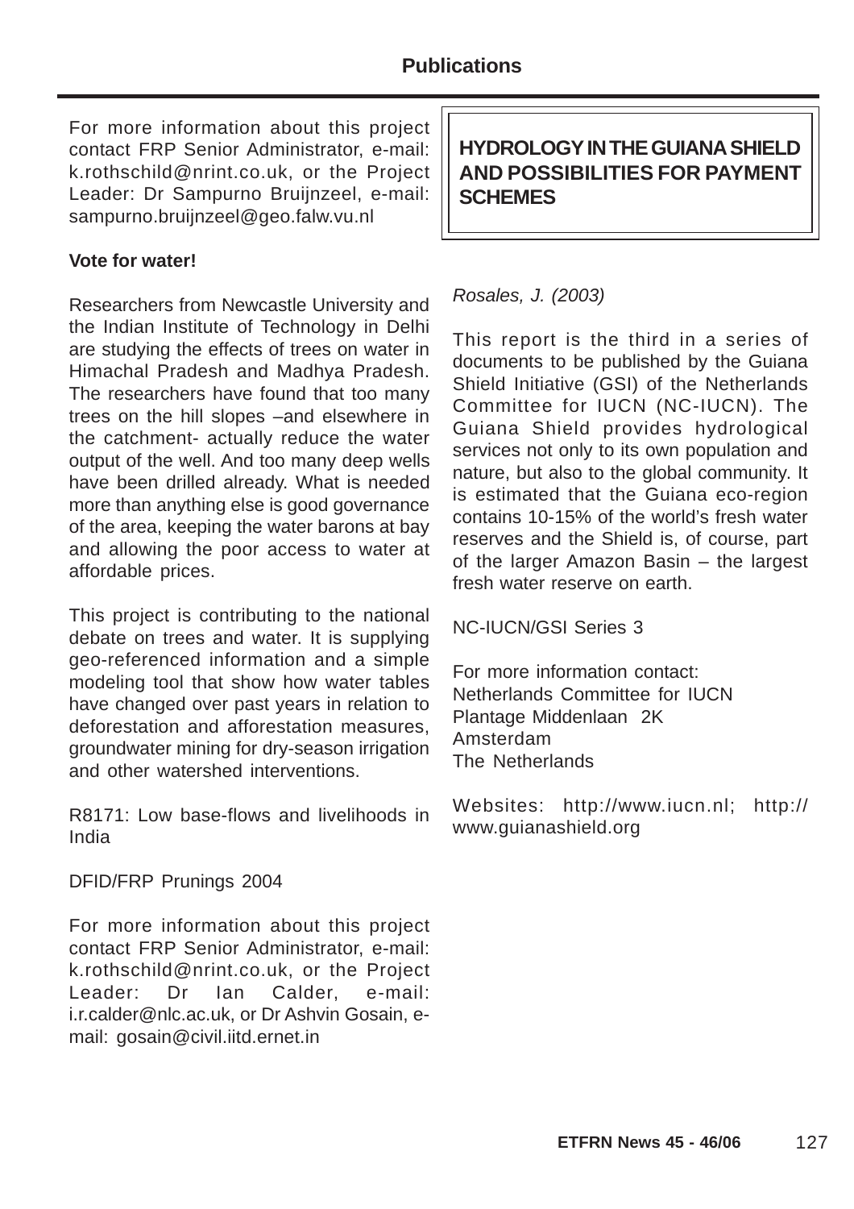For more information about this project contact FRP Senior Administrator, e-mail: k.rothschild@nrint.co.uk, or the Project Leader: Dr Sampurno Bruijnzeel, e-mail: sampurno.bruijnzeel@geo.falw.vu.nl

**Vote for water!**

Researchers from Newcastle University and the Indian Institute of Technology in Delhi are studying the effects of trees on water in Himachal Pradesh and Madhya Pradesh. The researchers have found that too many trees on the hill slopes –and elsewhere in the catchment- actually reduce the water output of the well. And too many deep wells have been drilled already. What is needed more than anything else is good governance of the area, keeping the water barons at bay and allowing the poor access to water at affordable prices.

This project is contributing to the national debate on trees and water. It is supplying geo-referenced information and a simple modeling tool that show how water tables have changed over past years in relation to deforestation and afforestation measures, groundwater mining for dry-season irrigation and other watershed interventions.

R8171: Low base-flows and livelihoods in India

DFID/FRP Prunings 2004

For more information about this project contact FRP Senior Administrator, e-mail: k.rothschild@nrint.co.uk, or the Project Leader: Dr Ian Calder, e-mail: i.r.calder@nlc.ac.uk, or Dr Ashvin Gosain, e-mail: gosain@civil.iitd.ernet.in

## HYDROLOGY IN THE GUIANA SHIELD AND POSSIBILITIES FOR PAYMENT SCHEMES

*Rosales, J. (2003)*

This report is the third in a series of documents to be published by the Guiana Shield Initiative (GSI) of the Netherlands Committee for IUCN (NC-IUCN). The Guiana Shield provides hydrological services not only to its own population and nature, but also to the global community. It is estimated that the Guiana eco-region contains 10-15% of the world's fresh water reserves and the Shield is, of course, part of the larger Amazon Basin – the largest fresh water reserve on earth.

NC-IUCN/GSI Series 3

For more information contact:
Netherlands Committee for IUCN
Plantage Middenlaan 2K
Amsterdam
The Netherlands

Websites: http://www.iucn.nl; http://www.guianashield.org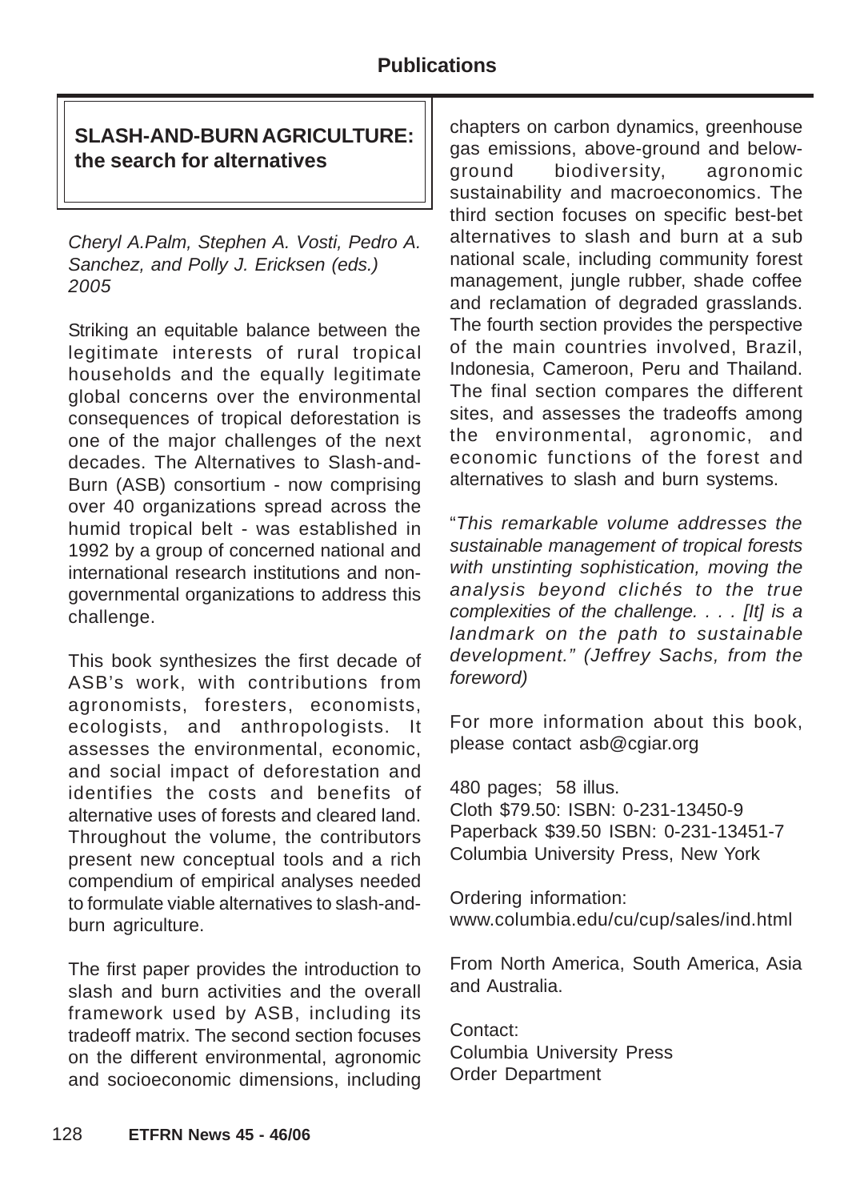## SLASH-AND-BURN AGRICULTURE: the search for alternatives

*Cheryl A.Palm, Stephen A. Vosti, Pedro A. Sanchez, and Polly J. Ericksen (eds.) 2005*

Striking an equitable balance between the legitimate interests of rural tropical households and the equally legitimate global concerns over the environmental consequences of tropical deforestation is one of the major challenges of the next decades. The Alternatives to Slash-and-Burn (ASB) consortium - now comprising over 40 organizations spread across the humid tropical belt - was established in 1992 by a group of concerned national and international research institutions and non-governmental organizations to address this challenge.

This book synthesizes the first decade of ASB's work, with contributions from agronomists, foresters, economists, ecologists, and anthropologists. It assesses the environmental, economic, and social impact of deforestation and identifies the costs and benefits of alternative uses of forests and cleared land. Throughout the volume, the contributors present new conceptual tools and a rich compendium of empirical analyses needed to formulate viable alternatives to slash-and-burn agriculture.

The first paper provides the introduction to slash and burn activities and the overall framework used by ASB, including its tradeoff matrix. The second section focuses on the different environmental, agronomic and socioeconomic dimensions, including chapters on carbon dynamics, greenhouse gas emissions, above-ground and below-ground biodiversity, agronomic sustainability and macroeconomics. The third section focuses on specific best-bet alternatives to slash and burn at a sub national scale, including community forest management, jungle rubber, shade coffee and reclamation of degraded grasslands. The fourth section provides the perspective of the main countries involved, Brazil, Indonesia, Cameroon, Peru and Thailand. The final section compares the different sites, and assesses the tradeoffs among the environmental, agronomic, and economic functions of the forest and alternatives to slash and burn systems.

"*This remarkable volume addresses the sustainable management of tropical forests with unstinting sophistication, moving the analysis beyond clichés to the true complexities of the challenge. . . . [It] is a landmark on the path to sustainable development." (Jeffrey Sachs, from the foreword)*

For more information about this book, please contact asb@cgiar.org

480 pages; 58 illus.
Cloth $79.50: ISBN: 0-231-13450-9
Paperback $39.50 ISBN: 0-231-13451-7
Columbia University Press, New York

Ordering information:
www.columbia.edu/cu/cup/sales/ind.html

From North America, South America, Asia and Australia.

Contact:
Columbia University Press
Order Department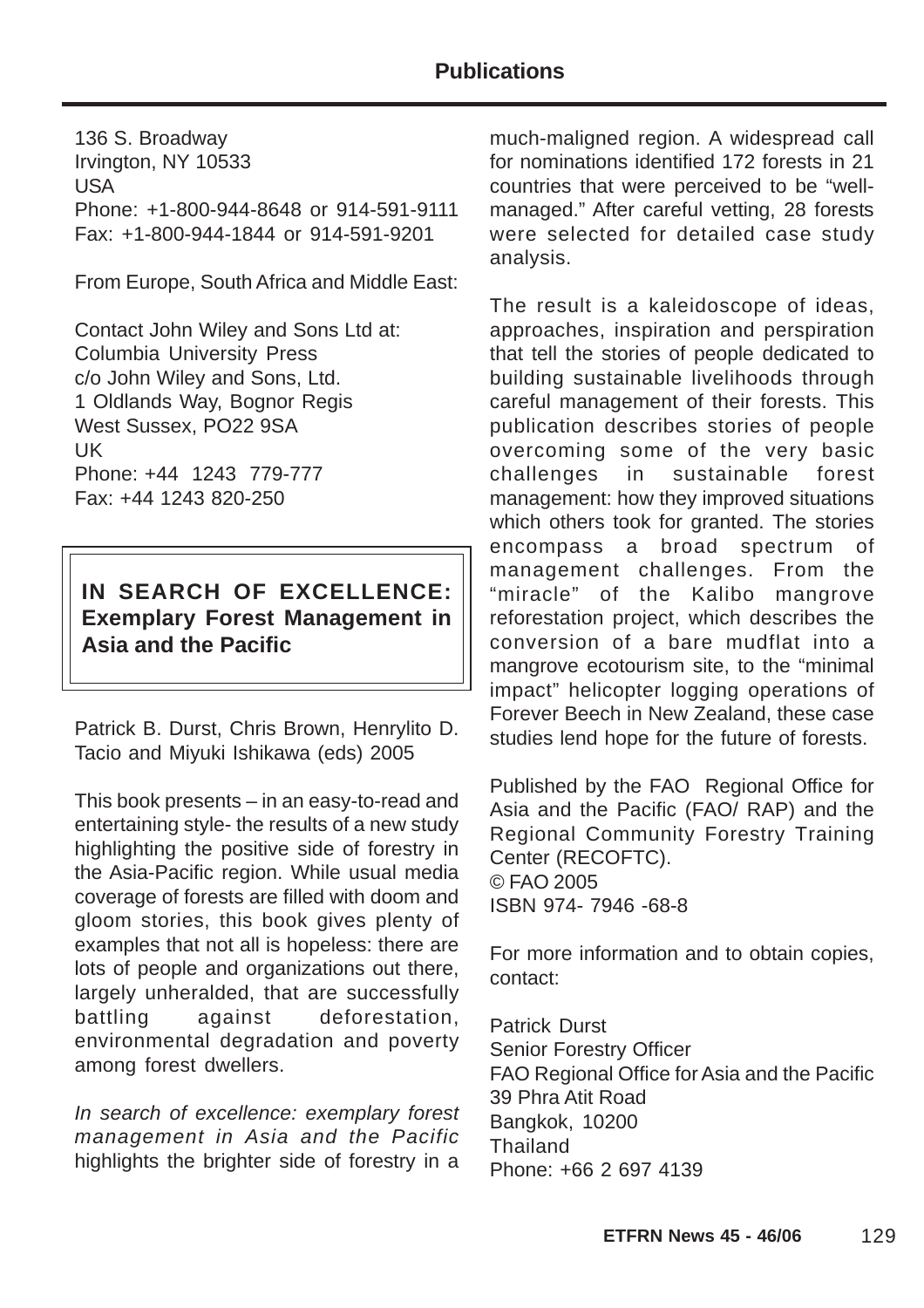136 S. Broadway
Irvington, NY 10533
USA
Phone: +1-800-944-8648 or 914-591-9111
Fax: +1-800-944-1844 or 914-591-9201

From Europe, South Africa and Middle East:

Contact John Wiley and Sons Ltd at:
Columbia University Press
c/o John Wiley and Sons, Ltd.
1 Oldlands Way, Bognor Regis
West Sussex, PO22 9SA
UK
Phone: +44 1243 779-777
Fax: +44 1243 820-250

## IN SEARCH OF EXCELLENCE: Exemplary Forest Management in Asia and the Pacific

Patrick B. Durst, Chris Brown, Henrylito D. Tacio and Miyuki Ishikawa (eds) 2005

This book presents – in an easy-to-read and entertaining style- the results of a new study highlighting the positive side of forestry in the Asia-Pacific region. While usual media coverage of forests are filled with doom and gloom stories, this book gives plenty of examples that not all is hopeless: there are lots of people and organizations out there, largely unheralded, that are successfully battling against deforestation, environmental degradation and poverty among forest dwellers.

*In search of excellence: exemplary forest management in Asia and the Pacific* highlights the brighter side of forestry in a much-maligned region. A widespread call for nominations identified 172 forests in 21 countries that were perceived to be "well-managed." After careful vetting, 28 forests were selected for detailed case study analysis.

The result is a kaleidoscope of ideas, approaches, inspiration and perspiration that tell the stories of people dedicated to building sustainable livelihoods through careful management of their forests. This publication describes stories of people overcoming some of the very basic challenges in sustainable forest management: how they improved situations which others took for granted. The stories encompass a broad spectrum of management challenges. From the "miracle" of the Kalibo mangrove reforestation project, which describes the conversion of a bare mudflat into a mangrove ecotourism site, to the "minimal impact" helicopter logging operations of Forever Beech in New Zealand, these case studies lend hope for the future of forests.

Published by the FAO Regional Office for Asia and the Pacific (FAO/ RAP) and the Regional Community Forestry Training Center (RECOFTC).
© FAO 2005
ISBN 974- 7946 -68-8

For more information and to obtain copies, contact:

Patrick Durst
Senior Forestry Officer
FAO Regional Office for Asia and the Pacific
39 Phra Atit Road
Bangkok, 10200
Thailand
Phone: +66 2 697 4139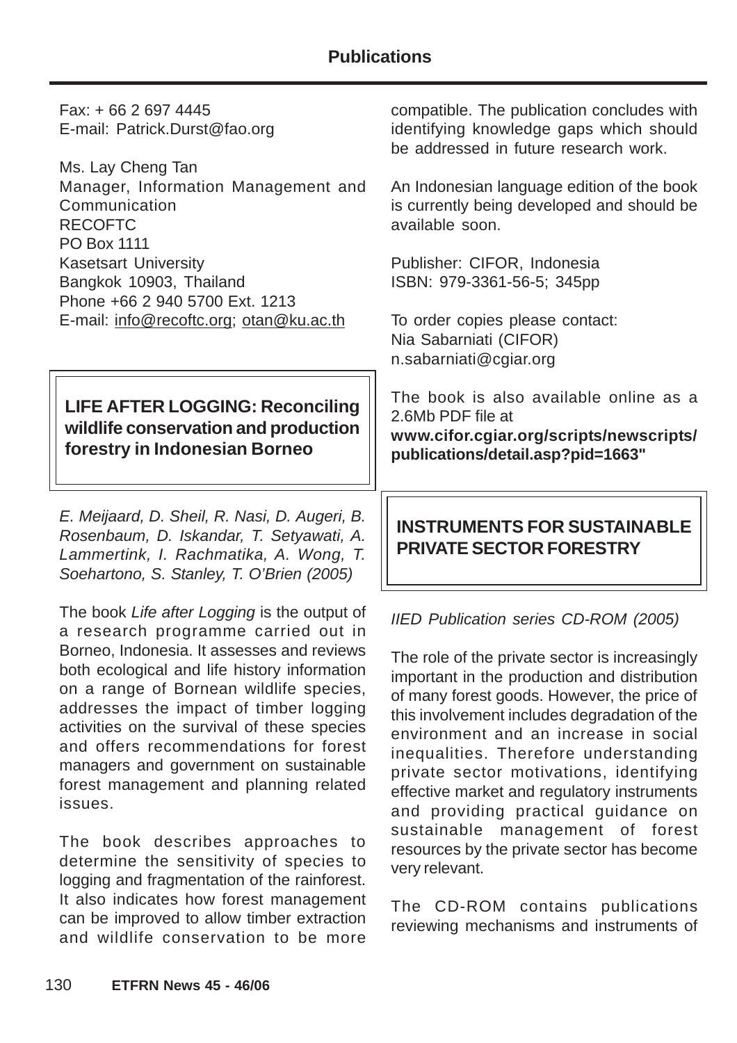Fax: + 66 2 697 4445
E-mail: Patrick.Durst@fao.org

Ms. Lay Cheng Tan
Manager, Information Management and Communication
RECOFTC
PO Box 1111
Kasetsart University
Bangkok 10903, Thailand
Phone +66 2 940 5700 Ext. 1213
E-mail: info@recoftc.org; otan@ku.ac.th

## LIFE AFTER LOGGING: Reconciling wildlife conservation and production forestry in Indonesian Borneo

*E. Meijaard, D. Sheil, R. Nasi, D. Augeri, B. Rosenbaum, D. Iskandar, T. Setyawati, A. Lammertink, I. Rachmatika, A. Wong, T. Soehartono, S. Stanley, T. O'Brien (2005)*

The book *Life after Logging* is the output of a research programme carried out in Borneo, Indonesia. It assesses and reviews both ecological and life history information on a range of Bornean wildlife species, addresses the impact of timber logging activities on the survival of these species and offers recommendations for forest managers and government on sustainable forest management and planning related issues.

The book describes approaches to determine the sensitivity of species to logging and fragmentation of the rainforest. It also indicates how forest management can be improved to allow timber extraction and wildlife conservation to be more compatible. The publication concludes with identifying knowledge gaps which should be addressed in future research work.

An Indonesian language edition of the book is currently being developed and should be available soon.

Publisher: CIFOR, Indonesia
ISBN: 979-3361-56-5; 345pp

To order copies please contact:
Nia Sabarniati (CIFOR)
n.sabarniati@cgiar.org

The book is also available online as a 2.6Mb PDF file at
**www.cifor.cgiar.org/scripts/newscripts/publications/detail.asp?pid=1663"**

## INSTRUMENTS FOR SUSTAINABLE PRIVATE SECTOR FORESTRY

*IIED Publication series CD-ROM (2005)*

The role of the private sector is increasingly important in the production and distribution of many forest goods. However, the price of this involvement includes degradation of the environment and an increase in social inequalities. Therefore understanding private sector motivations, identifying effective market and regulatory instruments and providing practical guidance on sustainable management of forest resources by the private sector has become very relevant.

The CD-ROM contains publications reviewing mechanisms and instruments of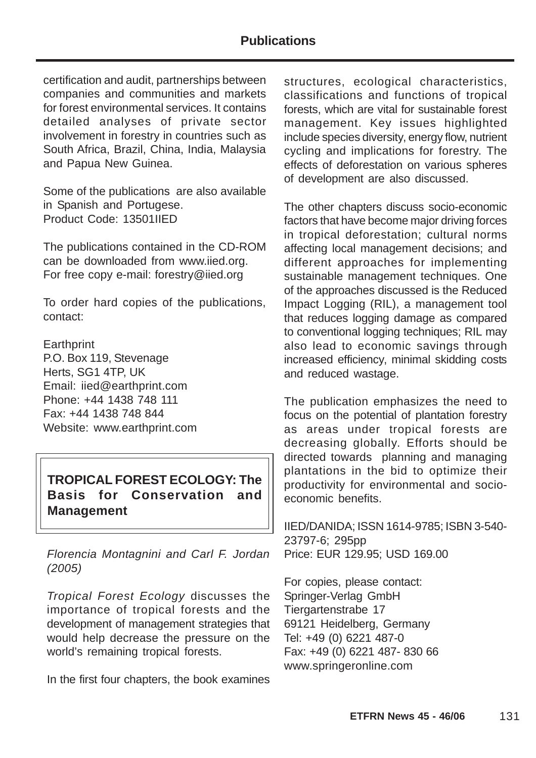certification and audit, partnerships between companies and communities and markets for forest environmental services. It contains detailed analyses of private sector involvement in forestry in countries such as South Africa, Brazil, China, India, Malaysia and Papua New Guinea.

Some of the publications are also available in Spanish and Portugese.
Product Code: 13501IIED

The publications contained in the CD-ROM can be downloaded from www.iied.org.
For free copy e-mail: forestry@iied.org

To order hard copies of the publications, contact:

Earthprint
P.O. Box 119, Stevenage
Herts, SG1 4TP, UK
Email: iied@earthprint.com
Phone: +44 1438 748 111
Fax: +44 1438 748 844
Website: www.earthprint.com

## TROPICAL FOREST ECOLOGY: The Basis for Conservation and Management

*Florencia Montagnini and Carl F. Jordan (2005)*

*Tropical Forest Ecology* discusses the importance of tropical forests and the development of management strategies that would help decrease the pressure on the world's remaining tropical forests.

In the first four chapters, the book examines structures, ecological characteristics, classifications and functions of tropical forests, which are vital for sustainable forest management. Key issues highlighted include species diversity, energy flow, nutrient cycling and implications for forestry. The effects of deforestation on various spheres of development are also discussed.

The other chapters discuss socio-economic factors that have become major driving forces in tropical deforestation; cultural norms affecting local management decisions; and different approaches for implementing sustainable management techniques. One of the approaches discussed is the Reduced Impact Logging (RIL), a management tool that reduces logging damage as compared to conventional logging techniques; RIL may also lead to economic savings through increased efficiency, minimal skidding costs and reduced wastage.

The publication emphasizes the need to focus on the potential of plantation forestry as areas under tropical forests are decreasing globally. Efforts should be directed towards planning and managing plantations in the bid to optimize their productivity for environmental and socio-economic benefits.

IIED/DANIDA; ISSN 1614-9785; ISBN 3-540-23797-6; 295pp
Price: EUR 129.95; USD 169.00

For copies, please contact:
Springer-Verlag GmbH
Tiergartenstrabe 17
69121 Heidelberg, Germany
Tel: +49 (0) 6221 487-0
Fax: +49 (0) 6221 487- 830 66
www.springeronline.com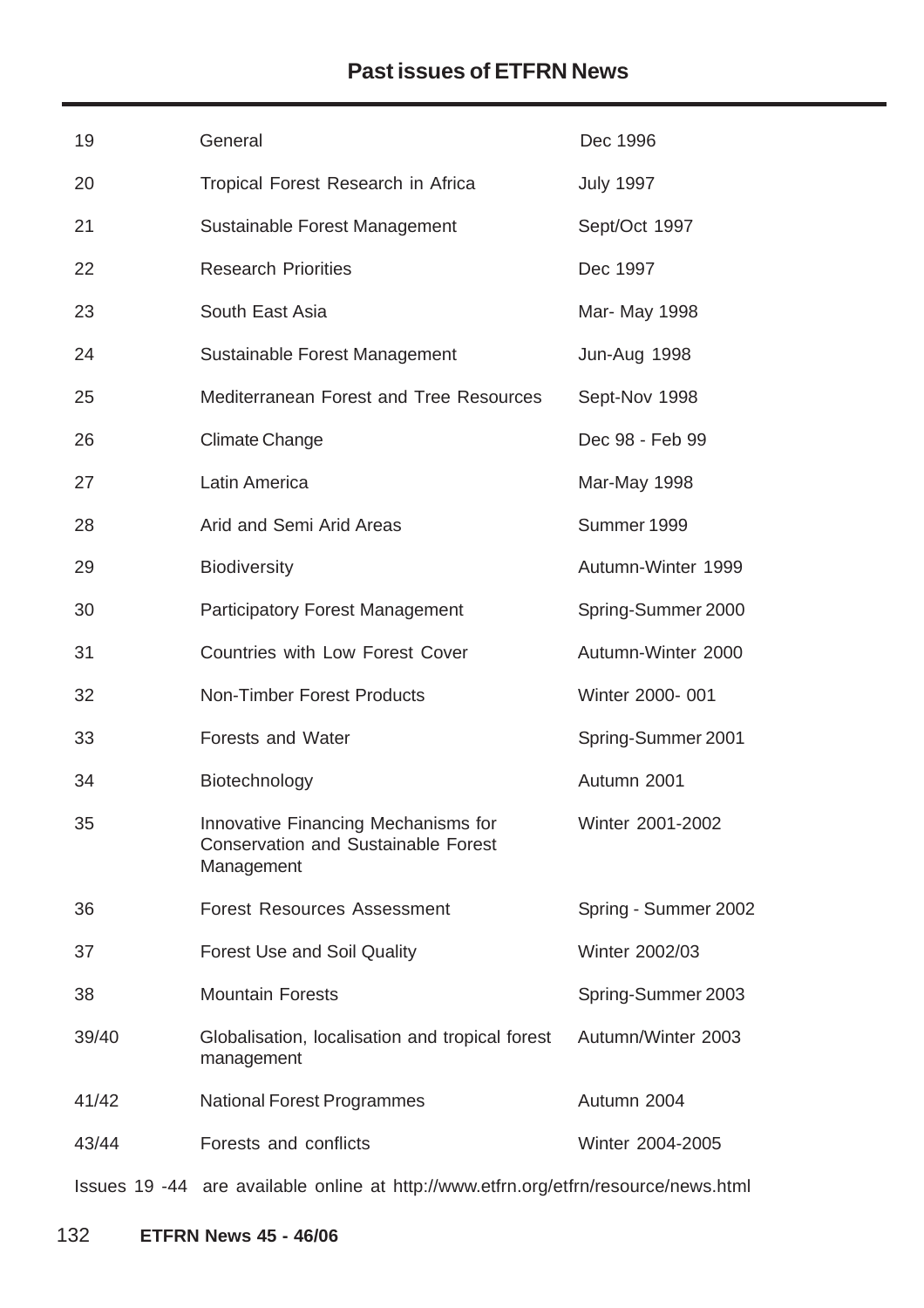## Past issues of ETFRN News

| | | |
|---|---|---|
| 19 | General | Dec 1996 |
| 20 | Tropical Forest Research in Africa | July 1997 |
| 21 | Sustainable Forest Management | Sept/Oct 1997 |
| 22 | Research Priorities | Dec 1997 |
| 23 | South East Asia | Mar- May 1998 |
| 24 | Sustainable Forest Management | Jun-Aug 1998 |
| 25 | Mediterranean Forest and Tree Resources | Sept-Nov 1998 |
| 26 | Climate Change | Dec 98 - Feb 99 |
| 27 | Latin America | Mar-May 1998 |
| 28 | Arid and Semi Arid Areas | Summer 1999 |
| 29 | Biodiversity | Autumn-Winter 1999 |
| 30 | Participatory Forest Management | Spring-Summer 2000 |
| 31 | Countries with Low Forest Cover | Autumn-Winter 2000 |
| 32 | Non-Timber Forest Products | Winter 2000- 001 |
| 33 | Forests and Water | Spring-Summer 2001 |
| 34 | Biotechnology | Autumn 2001 |
| 35 | Innovative Financing Mechanisms for Conservation and Sustainable Forest Management | Winter 2001-2002 |
| 36 | Forest Resources Assessment | Spring - Summer 2002 |
| 37 | Forest Use and Soil Quality | Winter 2002/03 |
| 38 | Mountain Forests | Spring-Summer 2003 |
| 39/40 | Globalisation, localisation and tropical forest management | Autumn/Winter 2003 |
| 41/42 | National Forest Programmes | Autumn 2004 |
| 43/44 | Forests and conflicts | Winter 2004-2005 |

Issues 19 -44 are available online at http://www.etfrn.org/etfrn/resource/news.html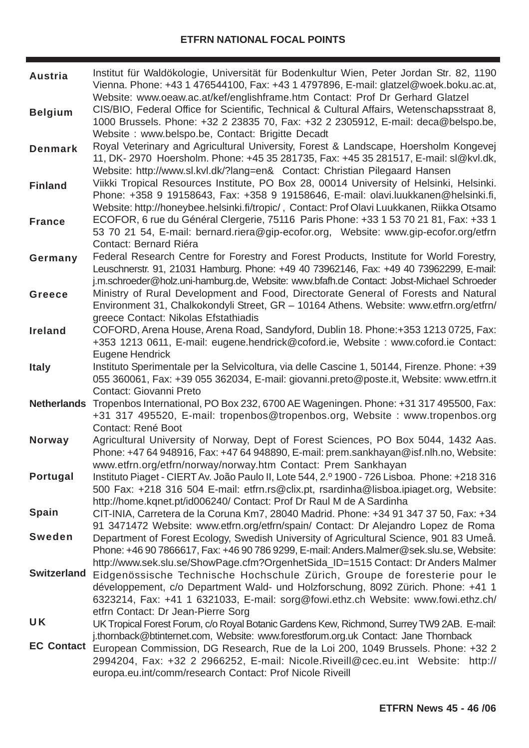# ETFRN NATIONAL FOCAL POINTS

| | |
|---|---|
| **Austria** | Institut für Waldökologie, Universität für Bodenkultur Wien, Peter Jordan Str. 82, 1190 Vienna. Phone: +43 1 476544100, Fax: +43 1 4797896, E-mail: glatzel@woek.boku.ac.at, Website: www.oeaw.ac.at/kef/englishframe.htm Contact: Prof Dr Gerhard Glatzel |
| **Belgium** | CIS/BIO, Federal Office for Scientific, Technical & Cultural Affairs, Wetenschapsstraat 8, 1000 Brussels. Phone: +32 2 23835 70, Fax: +32 2 2305912, E-mail: deca@belspo.be, Website : www.belspo.be, Contact: Brigitte Decadt |
| **Denmark** | Royal Veterinary and Agricultural University, Forest & Landscape, Hoersholm Kongevej 11, DK- 2970 Hoersholm. Phone: +45 35 281735, Fax: +45 35 281517, E-mail: sl@kvl.dk, Website: http://www.sl.kvl.dk/?lang=en& Contact: Christian Pilegaard Hansen |
| **Finland** | Viikki Tropical Resources Institute, PO Box 28, 00014 University of Helsinki, Helsinki. Phone: +358 9 19158643, Fax: +358 9 19158646, E-mail: olavi.luukkanen@helsinki.fi, Website: http://honeybee.helsinki.fi/tropic/ , Contact: Prof Olavi Luukkanen, Riikka Otsamo |
| **France** | ECOFOR, 6 rue du Général Clergerie, 75116 Paris Phone: +33 1 53 70 21 81, Fax: +33 1 53 70 21 54, E-mail: bernard.riera@gip-ecofor.org, Website: www.gip-ecofor.org/etfrn Contact: Bernard Riéra |
| **Germany** | Federal Research Centre for Forestry and Forest Products, Institute for World Forestry, Leuschnerstr. 91, 21031 Hamburg. Phone: +49 40 73962146, Fax: +49 40 73962299, E-mail: j.m.schroeder@holz.uni-hamburg.de, Website: www.bfafh.de Contact: Jobst-Michael Schroeder |
| **Greece** | Ministry of Rural Development and Food, Directorate General of Forests and Natural Environment 31, Chalkokondyli Street, GR – 10164 Athens. Website: www.etfrn.org/etfrn/greece Contact: Nikolas Efstathiadis |
| **Ireland** | COFORD, Arena House, Arena Road, Sandyford, Dublin 18. Phone:+353 1213 0725, Fax: +353 1213 0611, E-mail: eugene.hendrick@coford.ie, Website : www.coford.ie Contact: Eugene Hendrick |
| **Italy** | Instituto Sperimentale per la Selvicoltura, via delle Cascine 1, 50144, Firenze. Phone: +39 055 360061, Fax: +39 055 362034, E-mail: giovanni.preto@poste.it, Website: www.etfrn.it Contact: Giovanni Preto |
| **Netherlands** | Tropenbos International, PO Box 232, 6700 AE Wageningen. Phone: +31 317 495500, Fax: +31 317 495520, E-mail: tropenbos@tropenbos.org, Website : www.tropenbos.org Contact: René Boot |
| **Norway** | Agricultural University of Norway, Dept of Forest Sciences, PO Box 5044, 1432 Aas. Phone: +47 64 948916, Fax: +47 64 948890, E-mail: prem.sankhayan@isf.nlh.no, Website: www.etfrn.org/etfrn/norway/norway.htm Contact: Prem Sankhayan |
| **Portugal** | Instituto Piaget - CIERT Av. João Paulo II, Lote 544, 2.º 1900 - 726 Lisboa. Phone: +218 316 500 Fax: +218 316 504 E-mail: etfrn.rs@clix.pt, rsardinha@lisboa.ipiaget.org, Website: http://home.kqnet.pt/id006240/ Contact: Prof Dr Raul M de A Sardinha |
| **Spain** | CIT-INIA, Carretera de la Coruna Km7, 28040 Madrid. Phone: +34 91 347 37 50, Fax: +34 91 3471472 Website: www.etfrn.org/etfrn/spain/ Contact: Dr Alejandro Lopez de Roma |
| **Sweden** | Department of Forest Ecology, Swedish University of Agricultural Science, 901 83 Umeå. Phone: +46 90 7866617, Fax: +46 90 786 9299, E-mail: Anders.Malmer@sek.slu.se, Website: http://www.sek.slu.se/ShowPage.cfm?OrgenhetSida_ID=1515 Contact: Dr Anders Malmer |
| **Switzerland** | Eidgenössische Technische Hochschule Zürich, Groupe de foresterie pour le développement, c/o Department Wald- und Holzforschung, 8092 Zürich. Phone: +41 1 6323214, Fax: +41 1 6321033, E-mail: sorg@fowi.ethz.ch Website: www.fowi.ethz.ch/etfrn Contact: Dr Jean-Pierre Sorg |
| **UK** | UK Tropical Forest Forum, c/o Royal Botanic Gardens Kew, Richmond, Surrey TW9 2AB. E-mail: j.thornback@btinternet.com, Website: www.forestforum.org.uk Contact: Jane Thornback |
| **EC Contact** | European Commission, DG Research, Rue de la Loi 200, 1049 Brussels. Phone: +32 2 2994204, Fax: +32 2 2966252, E-mail: Nicole.Riveill@cec.eu.int Website: http://europa.eu.int/comm/research Contact: Prof Nicole Riveill |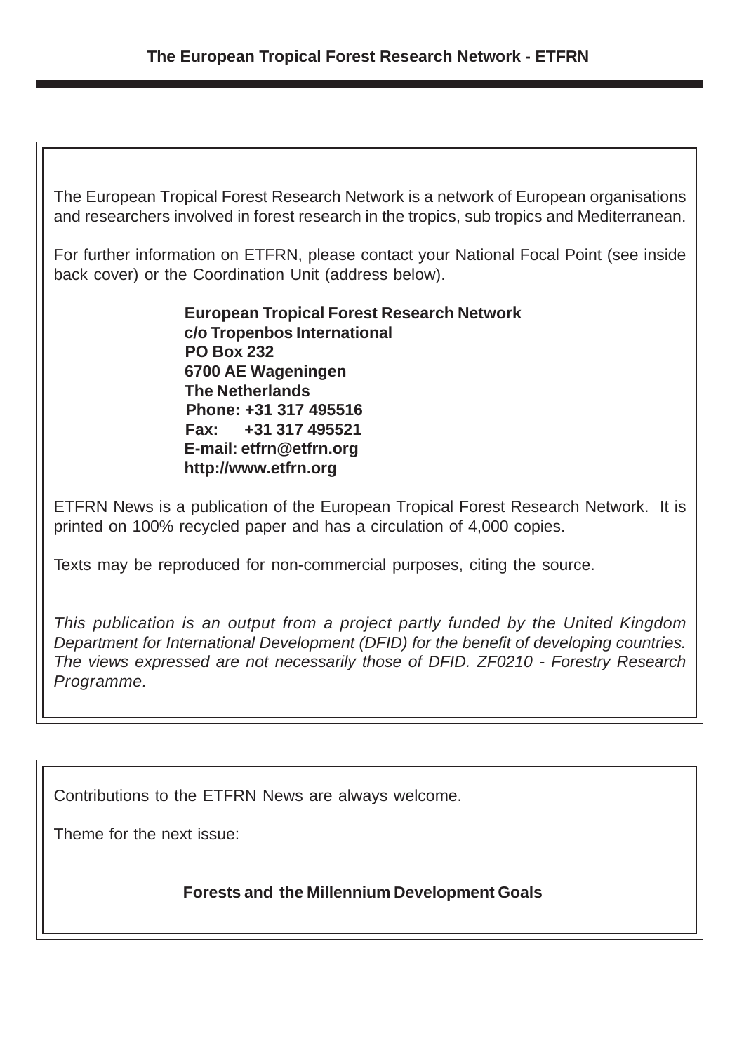## The European Tropical Forest Research Network - ETFRN

The European Tropical Forest Research Network is a network of European organisations and researchers involved in forest research in the tropics, sub tropics and Mediterranean.

For further information on ETFRN, please contact your National Focal Point (see inside back cover) or the Coordination Unit (address below).

**European Tropical Forest Research Network**
**c/o Tropenbos International**
**PO Box 232**
**6700 AE Wageningen**
**The Netherlands**
**Phone: +31 317 495516**
**Fax: +31 317 495521**
**E-mail: etfrn@etfrn.org**
**http://www.etfrn.org**

ETFRN News is a publication of the European Tropical Forest Research Network. It is printed on 100% recycled paper and has a circulation of 4,000 copies.

Texts may be reproduced for non-commercial purposes, citing the source.

*This publication is an output from a project partly funded by the United Kingdom Department for International Development (DFID) for the benefit of developing countries. The views expressed are not necessarily those of DFID. ZF0210 - Forestry Research Programme.*

Contributions to the ETFRN News are always welcome.

Theme for the next issue:

**Forests and the Millennium Development Goals**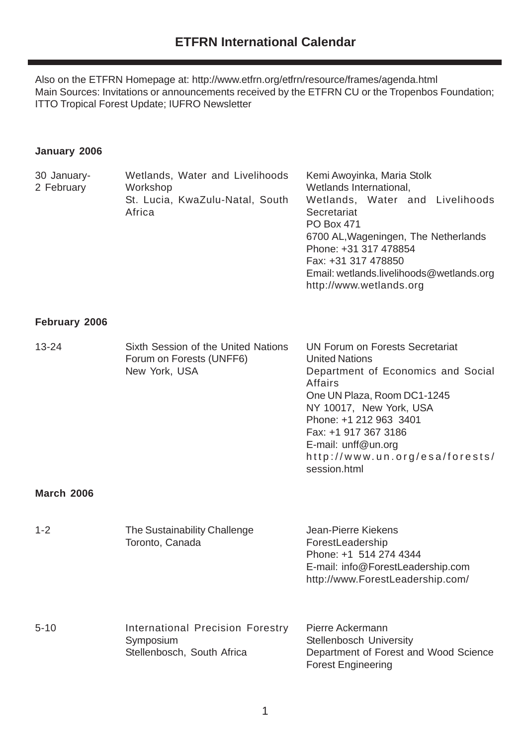# ETFRN International Calendar

Also on the ETFRN Homepage at: http://www.etfrn.org/etfrn/resource/frames/agenda.html
Main Sources: Invitations or announcements received by the ETFRN CU or the Tropenbos Foundation; ITTO Tropical Forest Update; IUFRO Newsletter

### January 2006

| | | |
|---|---|---|
| 30 January-<br>2 February | Wetlands, Water and Livelihoods Workshop<br>St. Lucia, KwaZulu-Natal, South Africa | Kemi Awoyinka, Maria Stolk<br>Wetlands International,<br>Wetlands, Water and Livelihoods Secretariat<br>PO Box 471<br>6700 AL,Wageningen, The Netherlands<br>Phone: +31 317 478854<br>Fax: +31 317 478850<br>Email: wetlands.livelihoods@wetlands.org<br>http://www.wetlands.org |

### February 2006

| | | |
|---|---|---|
| 13-24 | Sixth Session of the United Nations Forum on Forests (UNFF6)<br>New York, USA | UN Forum on Forests Secretariat<br>United Nations<br>Department of Economics and Social Affairs<br>One UN Plaza, Room DC1-1245<br>NY 10017, New York, USA<br>Phone: +1 212 963 3401<br>Fax: +1 917 367 3186<br>E-mail: unff@un.org<br>http://www.un.org/esa/forests/session.html |

### March 2006

| | | |
|---|---|---|
| 1-2 | The Sustainability Challenge<br>Toronto, Canada | Jean-Pierre Kiekens<br>ForestLeadership<br>Phone: +1 514 274 4344<br>E-mail: info@ForestLeadership.com<br>http://www.ForestLeadership.com/ |
| 5-10 | International Precision Forestry Symposium<br>Stellenbosch, South Africa | Pierre Ackermann<br>Stellenbosch University<br>Department of Forest and Wood Science<br>Forest Engineering |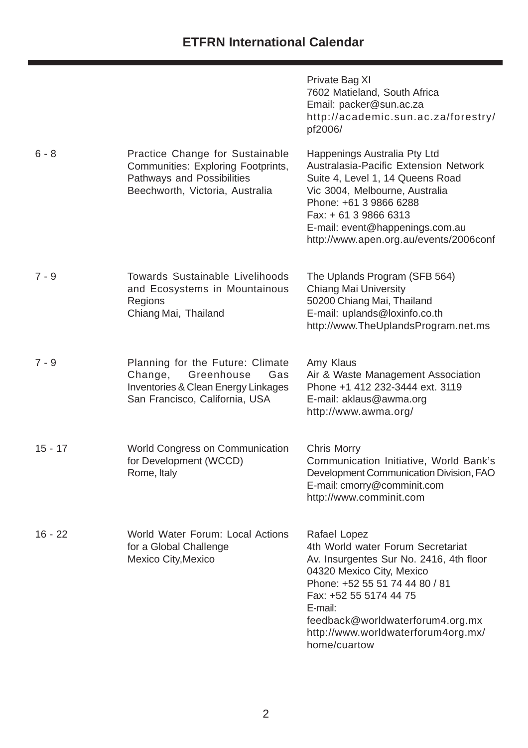## ETFRN International Calendar

| | | |
|---|---|---|
| | | Private Bag XI<br>7602 Matieland, South Africa<br>Email: packer@sun.ac.za<br>http://academic.sun.ac.za/forestry/pf2006/ |
| 6 - 8 | Practice Change for Sustainable Communities: Exploring Footprints, Pathways and Possibilities<br>Beechworth, Victoria, Australia | Happenings Australia Pty Ltd<br>Australasia-Pacific Extension Network<br>Suite 4, Level 1, 14 Queens Road<br>Vic 3004, Melbourne, Australia<br>Phone: +61 3 9866 6288<br>Fax: + 61 3 9866 6313<br>E-mail: event@happenings.com.au<br>http://www.apen.org.au/events/2006conf |
| 7 - 9 | Towards Sustainable Livelihoods and Ecosystems in Mountainous Regions<br>Chiang Mai, Thailand | The Uplands Program (SFB 564)<br>Chiang Mai University<br>50200 Chiang Mai, Thailand<br>E-mail: uplands@loxinfo.co.th<br>http://www.TheUplandsProgram.net.ms |
| 7 - 9 | Planning for the Future: Climate Change, Greenhouse Gas Inventories & Clean Energy Linkages<br>San Francisco, California, USA | Amy Klaus<br>Air & Waste Management Association<br>Phone +1 412 232-3444 ext. 3119<br>E-mail: aklaus@awma.org<br>http://www.awma.org/ |
| 15 - 17 | World Congress on Communication for Development (WCCD)<br>Rome, Italy | Chris Morry<br>Communication Initiative, World Bank's Development Communication Division, FAO<br>E-mail: cmorry@comminit.com<br>http://www.comminit.com |
| 16 - 22 | World Water Forum: Local Actions for a Global Challenge<br>Mexico City,Mexico | Rafael Lopez<br>4th World water Forum Secretariat<br>Av. Insurgentes Sur No. 2416, 4th floor<br>04320 Mexico City, Mexico<br>Phone: +52 55 51 74 44 80 / 81<br>Fax: +52 55 5174 44 75<br>E-mail:<br>feedback@worldwaterforum4.org.mx<br>http://www.worldwaterforum4org.mx/home/cuartow |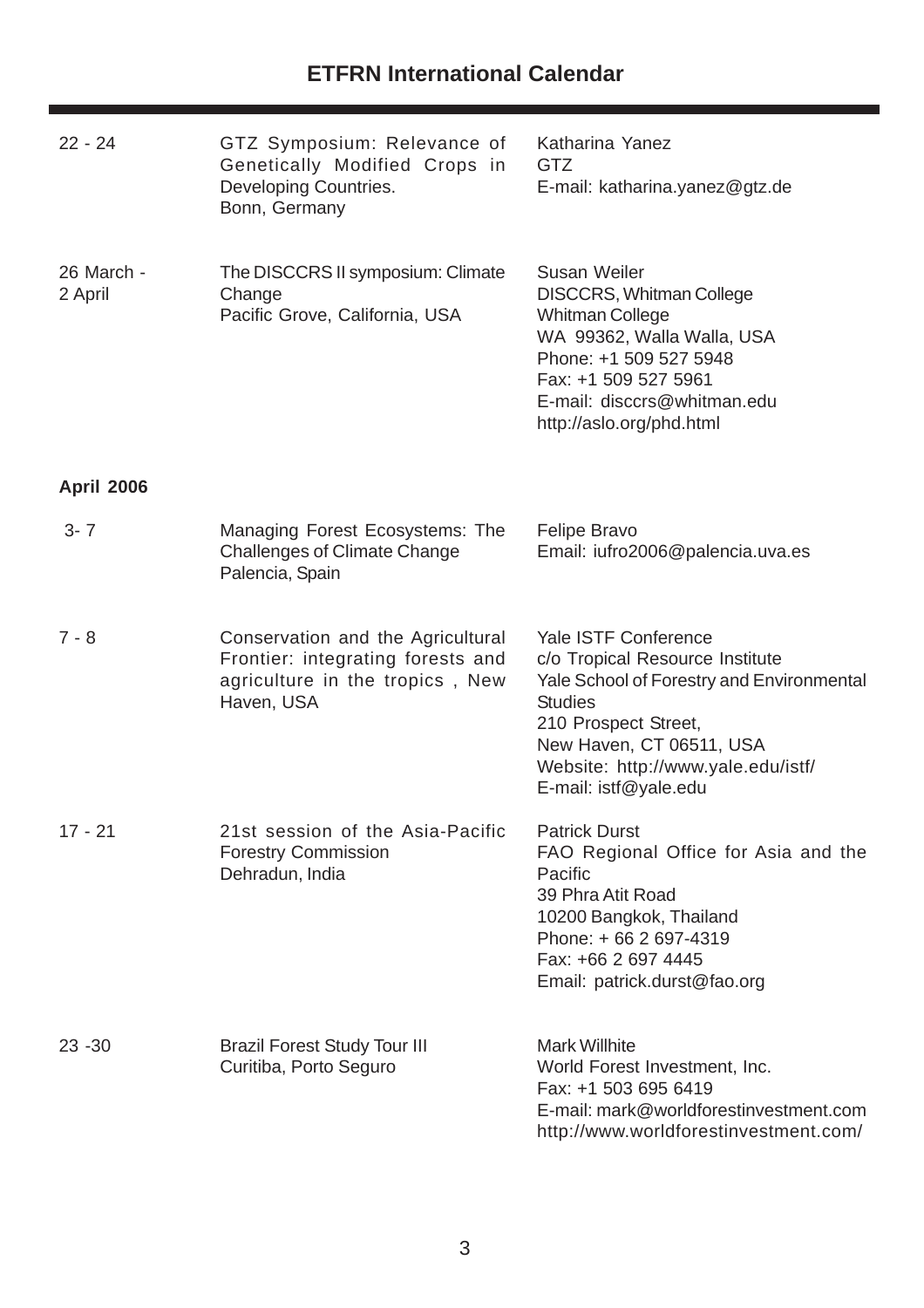## ETFRN International Calendar

| | | |
|---|---|---|
| 22 - 24 | GTZ Symposium: Relevance of Genetically Modified Crops in Developing Countries. Bonn, Germany | Katharina Yanez<br>GTZ<br>E-mail: katharina.yanez@gtz.de |
| 26 March - 2 April | The DISCCRS II symposium: Climate Change<br>Pacific Grove, California, USA | Susan Weiler<br>DISCCRS, Whitman College<br>Whitman College<br>WA 99362, Walla Walla, USA<br>Phone: +1 509 527 5948<br>Fax: +1 509 527 5961<br>E-mail: disccrs@whitman.edu<br>http://aslo.org/phd.html |

**April 2006**

| | | |
|---|---|---|
| 3- 7 | Managing Forest Ecosystems: The Challenges of Climate Change<br>Palencia, Spain | Felipe Bravo<br>Email: iufro2006@palencia.uva.es |
| 7 - 8 | Conservation and the Agricultural Frontier: integrating forests and agriculture in the tropics , New Haven, USA | Yale ISTF Conference<br>c/o Tropical Resource Institute<br>Yale School of Forestry and Environmental Studies<br>210 Prospect Street,<br>New Haven, CT 06511, USA<br>Website: http://www.yale.edu/istf/<br>E-mail: istf@yale.edu |
| 17 - 21 | 21st session of the Asia-Pacific Forestry Commission<br>Dehradun, India | Patrick Durst<br>FAO Regional Office for Asia and the Pacific<br>39 Phra Atit Road<br>10200 Bangkok, Thailand<br>Phone: + 66 2 697-4319<br>Fax: +66 2 697 4445<br>Email: patrick.durst@fao.org |
| 23 -30 | Brazil Forest Study Tour III<br>Curitiba, Porto Seguro | Mark Willhite<br>World Forest Investment, Inc.<br>Fax: +1 503 695 6419<br>E-mail: mark@worldforestinvestment.com<br>http://www.worldforestinvestment.com/ |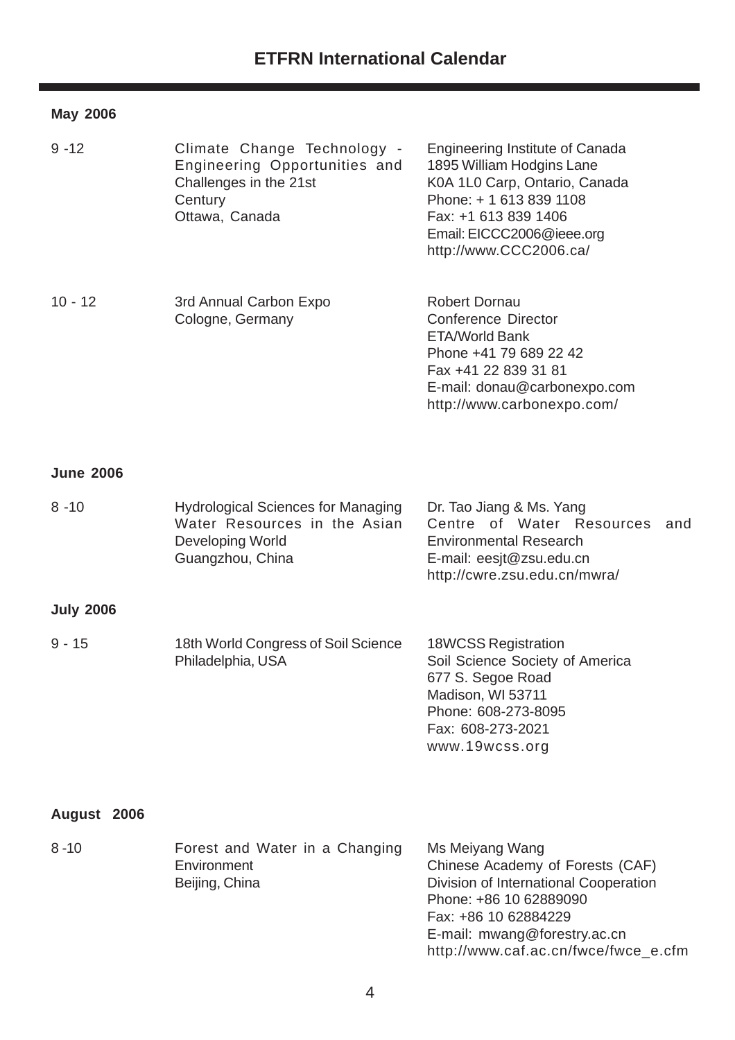## ETFRN International Calendar

### May 2006

| | | |
|---|---|---|
| 9 -12 | Climate Change Technology - Engineering Opportunities and Challenges in the 21st Century<br>Ottawa, Canada | Engineering Institute of Canada<br>1895 William Hodgins Lane<br>K0A 1L0 Carp, Ontario, Canada<br>Phone: + 1 613 839 1108<br>Fax: +1 613 839 1406<br>Email: EICCC2006@ieee.org<br>http://www.CCC2006.ca/ |
| 10 - 12 | 3rd Annual Carbon Expo<br>Cologne, Germany | Robert Dornau<br>Conference Director<br>ETA/World Bank<br>Phone +41 79 689 22 42<br>Fax +41 22 839 31 81<br>E-mail: donau@carbonexpo.com<br>http://www.carbonexpo.com/ |

### June 2006

| | | |
|---|---|---|
| 8 -10 | Hydrological Sciences for Managing Water Resources in the Asian Developing World<br>Guangzhou, China | Dr. Tao Jiang & Ms. Yang<br>Centre of Water Resources and Environmental Research<br>E-mail: eesjt@zsu.edu.cn<br>http://cwre.zsu.edu.cn/mwra/ |

### July 2006

| | | |
|---|---|---|
| 9 - 15 | 18th World Congress of Soil Science<br>Philadelphia, USA | 18WCSS Registration<br>Soil Science Society of America<br>677 S. Segoe Road<br>Madison, WI 53711<br>Phone: 608-273-8095<br>Fax: 608-273-2021<br>www.19wcss.org |

### August 2006

| | | |
|---|---|---|
| 8 -10 | Forest and Water in a Changing Environment<br>Beijing, China | Ms Meiyang Wang<br>Chinese Academy of Forests (CAF)<br>Division of International Cooperation<br>Phone: +86 10 62889090<br>Fax: +86 10 62884229<br>E-mail: mwang@forestry.ac.cn<br>http://www.caf.ac.cn/fwce/fwce_e.cfm |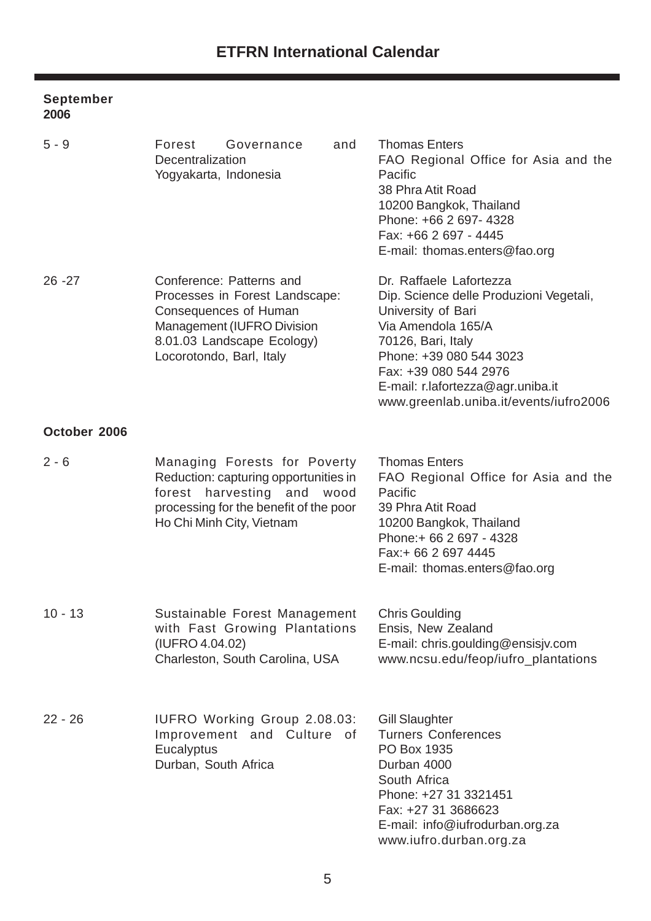## ETFRN International Calendar

**September 2006**

| | | |
|---|---|---|
| 5 - 9 | Forest Governance and Decentralization<br>Yogyakarta, Indonesia | Thomas Enters<br>FAO Regional Office for Asia and the Pacific<br>38 Phra Atit Road<br>10200 Bangkok, Thailand<br>Phone: +66 2 697- 4328<br>Fax: +66 2 697 - 4445<br>E-mail: thomas.enters@fao.org |
| 26 -27 | Conference: Patterns and Processes in Forest Landscape: Consequences of Human Management (IUFRO Division 8.01.03 Landscape Ecology)<br>Locorotondo, Barl, Italy | Dr. Raffaele Lafortezza<br>Dip. Science delle Produzioni Vegetali, University of Bari<br>Via Amendola 165/A<br>70126, Bari, Italy<br>Phone: +39 080 544 3023<br>Fax: +39 080 544 2976<br>E-mail: r.lafortezza@agr.uniba.it<br>www.greenlab.uniba.it/events/iufro2006 |

**October 2006**

| | | |
|---|---|---|
| 2 - 6 | Managing Forests for Poverty Reduction: capturing opportunities in forest harvesting and wood processing for the benefit of the poor<br>Ho Chi Minh City, Vietnam | Thomas Enters<br>FAO Regional Office for Asia and the Pacific<br>39 Phra Atit Road<br>10200 Bangkok, Thailand<br>Phone:+ 66 2 697 - 4328<br>Fax:+ 66 2 697 4445<br>E-mail: thomas.enters@fao.org |
| 10 - 13 | Sustainable Forest Management with Fast Growing Plantations (IUFRO 4.04.02)<br>Charleston, South Carolina, USA | Chris Goulding<br>Ensis, New Zealand<br>E-mail: chris.goulding@ensisjv.com<br>www.ncsu.edu/feop/iufro_plantations |
| 22 - 26 | IUFRO Working Group 2.08.03: Improvement and Culture of Eucalyptus<br>Durban, South Africa | Gill Slaughter<br>Turners Conferences<br>PO Box 1935<br>Durban 4000<br>South Africa<br>Phone: +27 31 3321451<br>Fax: +27 31 3686623<br>E-mail: info@iufrodurban.org.za<br>www.iufro.durban.org.za |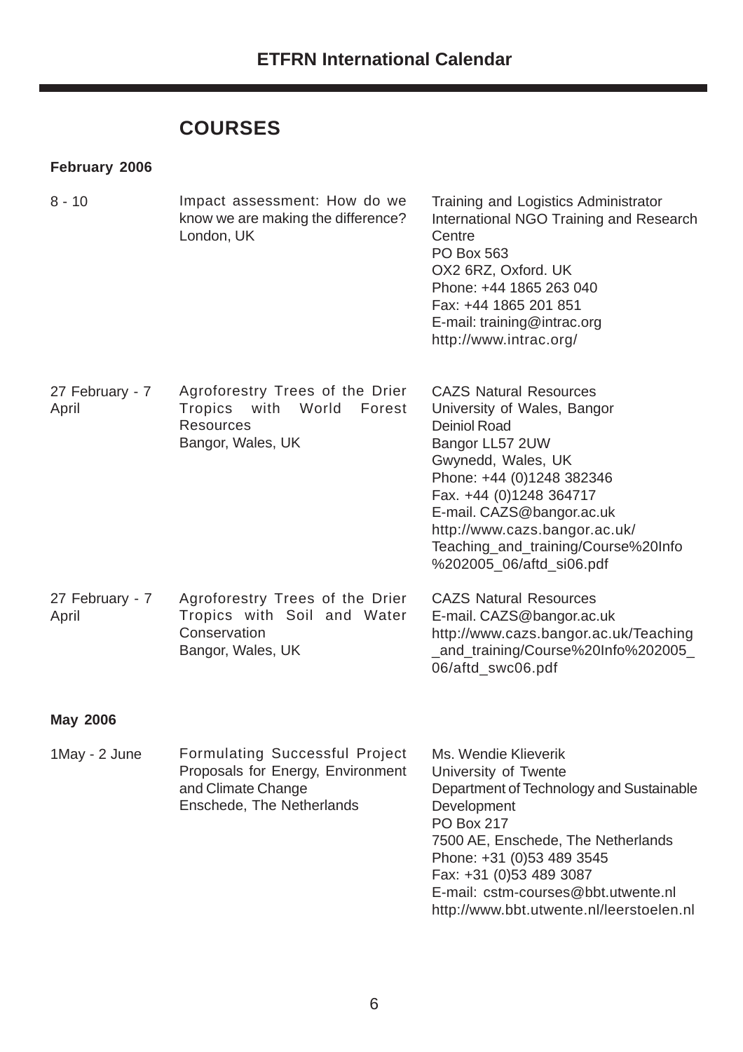## COURSES

**February 2006**

| | | |
|---|---|---|
| 8 - 10 | Impact assessment: How do we know we are making the difference?<br>London, UK | Training and Logistics Administrator<br>International NGO Training and Research Centre<br>PO Box 563<br>OX2 6RZ, Oxford. UK<br>Phone: +44 1865 263 040<br>Fax: +44 1865 201 851<br>E-mail: training@intrac.org<br>http://www.intrac.org/ |
| 27 February - 7 April | Agroforestry Trees of the Drier Tropics with World Forest Resources<br>Bangor, Wales, UK | CAZS Natural Resources<br>University of Wales, Bangor<br>Deiniol Road<br>Bangor LL57 2UW<br>Gwynedd, Wales, UK<br>Phone: +44 (0)1248 382346<br>Fax. +44 (0)1248 364717<br>E-mail. CAZS@bangor.ac.uk<br>http://www.cazs.bangor.ac.uk/Teaching_and_training/Course%20Info%202005_06/aftd_si06.pdf |
| 27 February - 7 April | Agroforestry Trees of the Drier Tropics with Soil and Water Conservation<br>Bangor, Wales, UK | CAZS Natural Resources<br>E-mail. CAZS@bangor.ac.uk<br>http://www.cazs.bangor.ac.uk/Teaching_and_training/Course%20Info%202005_06/aftd_swc06.pdf |

**May 2006**

| | | |
|---|---|---|
| 1May - 2 June | Formulating Successful Project Proposals for Energy, Environment and Climate Change<br>Enschede, The Netherlands | Ms. Wendie Klieverik<br>University of Twente<br>Department of Technology and Sustainable Development<br>PO Box 217<br>7500 AE, Enschede, The Netherlands<br>Phone: +31 (0)53 489 3545<br>Fax: +31 (0)53 489 3087<br>E-mail: cstm-courses@bbt.utwente.nl<br>http://www.bbt.utwente.nl/leerstoelen.nl |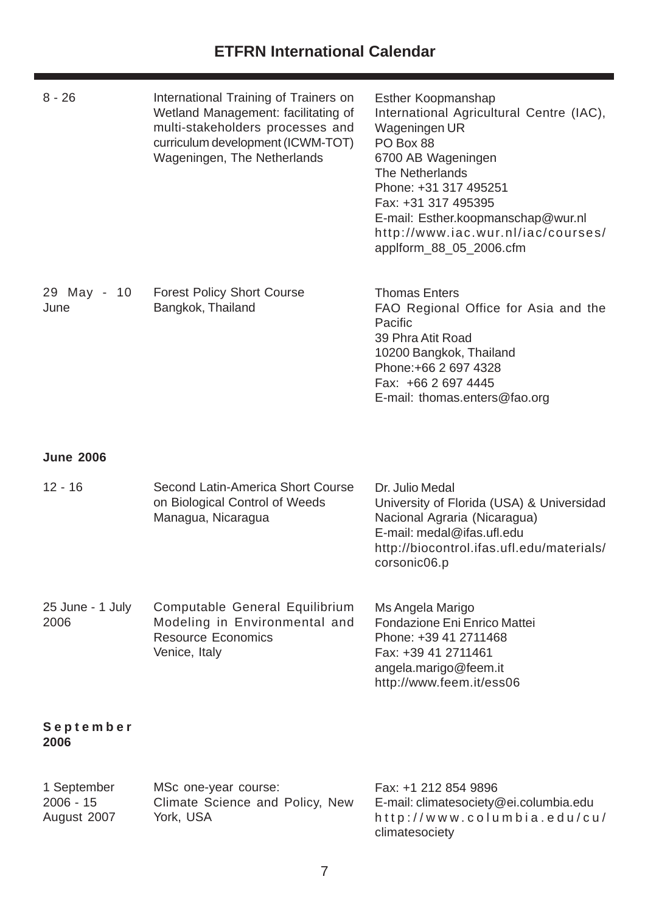## ETFRN International Calendar

| | | |
|---|---|---|
| 8 - 26 | International Training of Trainers on Wetland Management: facilitating of multi-stakeholders processes and curriculum development (ICWM-TOT)<br>Wageningen, The Netherlands | Esther Koopmanshap<br>International Agricultural Centre (IAC), Wageningen UR<br>PO Box 88<br>6700 AB Wageningen<br>The Netherlands<br>Phone: +31 317 495251<br>Fax: +31 317 495395<br>E-mail: Esther.koopmanschap@wur.nl<br>http://www.iac.wur.nl/iac/courses/applform_88_05_2006.cfm |
| 29 May - 10 June | Forest Policy Short Course<br>Bangkok, Thailand | Thomas Enters<br>FAO Regional Office for Asia and the Pacific<br>39 Phra Atit Road<br>10200 Bangkok, Thailand<br>Phone:+66 2 697 4328<br>Fax: +66 2 697 4445<br>E-mail: thomas.enters@fao.org |

**June 2006**

| | | |
|---|---|---|
| 12 - 16 | Second Latin-America Short Course on Biological Control of Weeds<br>Managua, Nicaragua | Dr. Julio Medal<br>University of Florida (USA) & Universidad Nacional Agraria (Nicaragua)<br>E-mail: medal@ifas.ufl.edu<br>http://biocontrol.ifas.ufl.edu/materials/corsonic06.p |
| 25 June - 1 July 2006 | Computable General Equilibrium Modeling in Environmental and Resource Economics<br>Venice, Italy | Ms Angela Marigo<br>Fondazione Eni Enrico Mattei<br>Phone: +39 41 2711468<br>Fax: +39 41 2711461<br>angela.marigo@feem.it<br>http://www.feem.it/ess06 |

**September 2006**

| | | |
|---|---|---|
| 1 September 2006 - 15 August 2007 | MSc one-year course:<br>Climate Science and Policy, New York, USA | Fax: +1 212 854 9896<br>E-mail: climatesociety@ei.columbia.edu<br>http://www.columbia.edu/cu/climatesociety |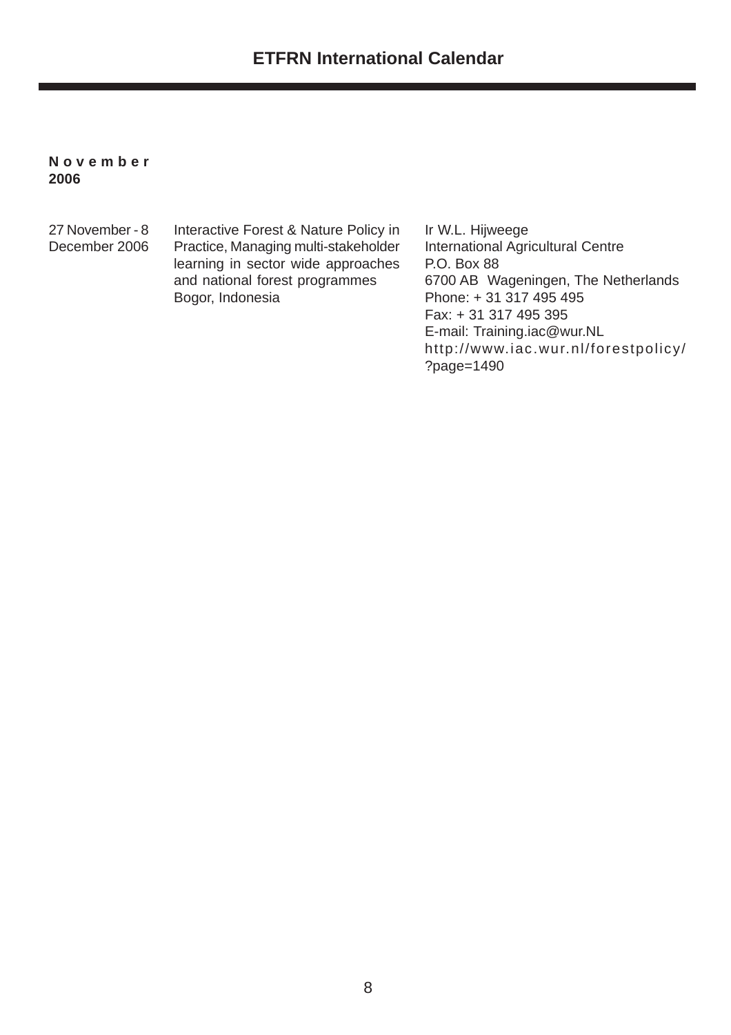# ETFRN International Calendar

**November 2006**

| | | |
|---|---|---|
| 27 November - 8 December 2006 | Interactive Forest & Nature Policy in Practice, Managing multi-stakeholder learning in sector wide approaches and national forest programmes<br>Bogor, Indonesia | Ir W.L. Hijweege<br>International Agricultural Centre<br>P.O. Box 88<br>6700 AB Wageningen, The Netherlands<br>Phone: + 31 317 495 495<br>Fax: + 31 317 495 395<br>E-mail: Training.iac@wur.NL<br>http://www.iac.wur.nl/forestpolicy/?page=1490 |